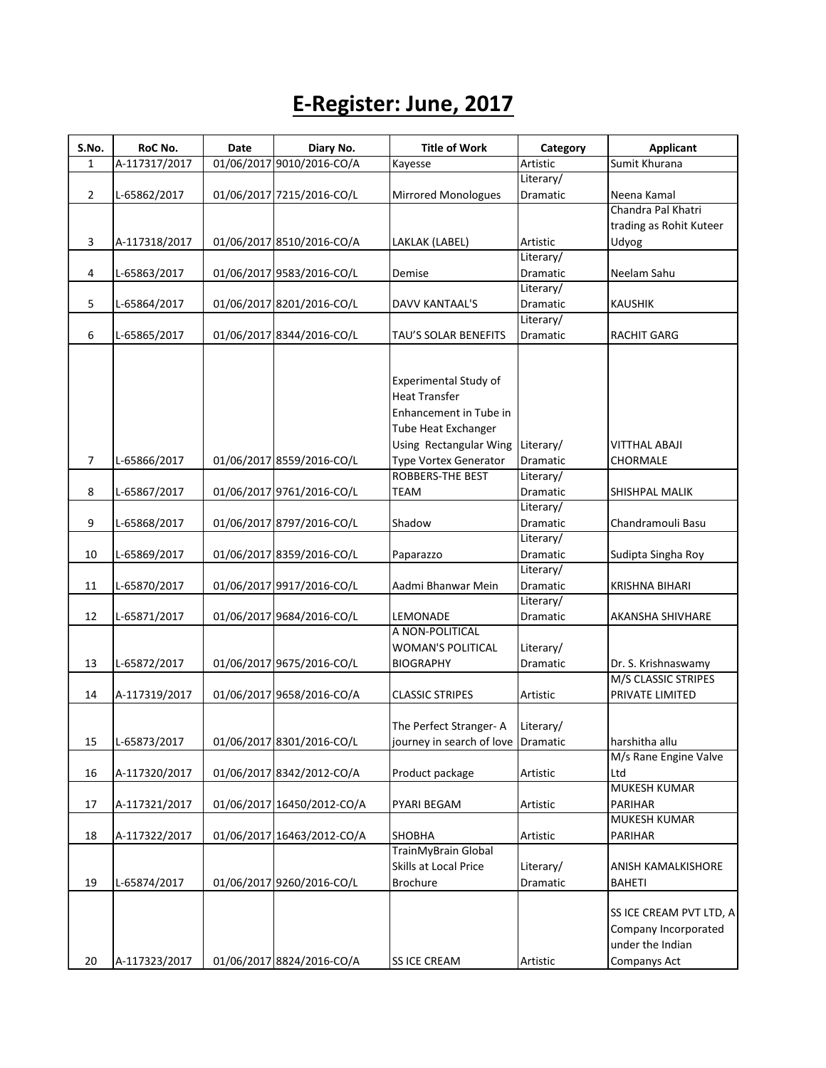# E-Register: June, 2017

| S.No. | RoC No. | Date | Diary No. | Title of Work | Category | Applicant |
|---|---|---|---|---|---|---|
| 1 | A-117317/2017 | 01/06/2017 | 9010/2016-CO/A | Kayesse | Artistic | Sumit Khurana |
| 2 | L-65862/2017 | 01/06/2017 | 7215/2016-CO/L | Mirrored Monologues | Literary/ Dramatic | Neena Kamal |
| 3 | A-117318/2017 | 01/06/2017 | 8510/2016-CO/A | LAKLAK (LABEL) | Artistic | Chandra Pal Khatri trading as Rohit Kuteer Udyog |
| 4 | L-65863/2017 | 01/06/2017 | 9583/2016-CO/L | Demise | Literary/ Dramatic | Neelam Sahu |
| 5 | L-65864/2017 | 01/06/2017 | 8201/2016-CO/L | DAVV KANTAAL'S | Literary/ Dramatic | KAUSHIK |
| 6 | L-65865/2017 | 01/06/2017 | 8344/2016-CO/L | TAU'S SOLAR BENEFITS | Literary/ Dramatic | RACHIT GARG |
| 7 | L-65866/2017 | 01/06/2017 | 8559/2016-CO/L | Experimental Study of Heat Transfer Enhancement in Tube in Tube Heat Exchanger Using Rectangular Wing Type Vortex Generator | Literary/ Dramatic | VITTHAL ABAJI CHORMALE |
| 8 | L-65867/2017 | 01/06/2017 | 9761/2016-CO/L | ROBBERS-THE BEST TEAM | Literary/ Dramatic | SHISHPAL MALIK |
| 9 | L-65868/2017 | 01/06/2017 | 8797/2016-CO/L | Shadow | Literary/ Dramatic | Chandramouli Basu |
| 10 | L-65869/2017 | 01/06/2017 | 8359/2016-CO/L | Paparazzo | Literary/ Dramatic | Sudipta Singha Roy |
| 11 | L-65870/2017 | 01/06/2017 | 9917/2016-CO/L | Aadmi Bhanwar Mein | Literary/ Dramatic | KRISHNA BIHARI |
| 12 | L-65871/2017 | 01/06/2017 | 9684/2016-CO/L | LEMONADE | Literary/ Dramatic | AKANSHA SHIVHARE |
| 13 | L-65872/2017 | 01/06/2017 | 9675/2016-CO/L | A NON-POLITICAL WOMAN'S POLITICAL BIOGRAPHY | Literary/ Dramatic | Dr. S. Krishnaswamy |
| 14 | A-117319/2017 | 01/06/2017 | 9658/2016-CO/A | CLASSIC STRIPES | Artistic | M/S CLASSIC STRIPES PRIVATE LIMITED |
| 15 | L-65873/2017 | 01/06/2017 | 8301/2016-CO/L | The Perfect Stranger- A journey in search of love | Literary/ Dramatic | harshitha allu |
| 16 | A-117320/2017 | 01/06/2017 | 8342/2012-CO/A | Product package | Artistic | M/s Rane Engine Valve Ltd |
| 17 | A-117321/2017 | 01/06/2017 | 16450/2012-CO/A | PYARI BEGAM | Artistic | MUKESH KUMAR PARIHAR |
| 18 | A-117322/2017 | 01/06/2017 | 16463/2012-CO/A | SHOBHA | Artistic | MUKESH KUMAR PARIHAR |
| 19 | L-65874/2017 | 01/06/2017 | 9260/2016-CO/L | TrainMyBrain Global Skills at Local Price Brochure | Literary/ Dramatic | ANISH KAMALKISHORE BAHETI |
| 20 | A-117323/2017 | 01/06/2017 | 8824/2016-CO/A | SS ICE CREAM | Artistic | SS ICE CREAM PVT LTD, A Company Incorporated under the Indian Companys Act |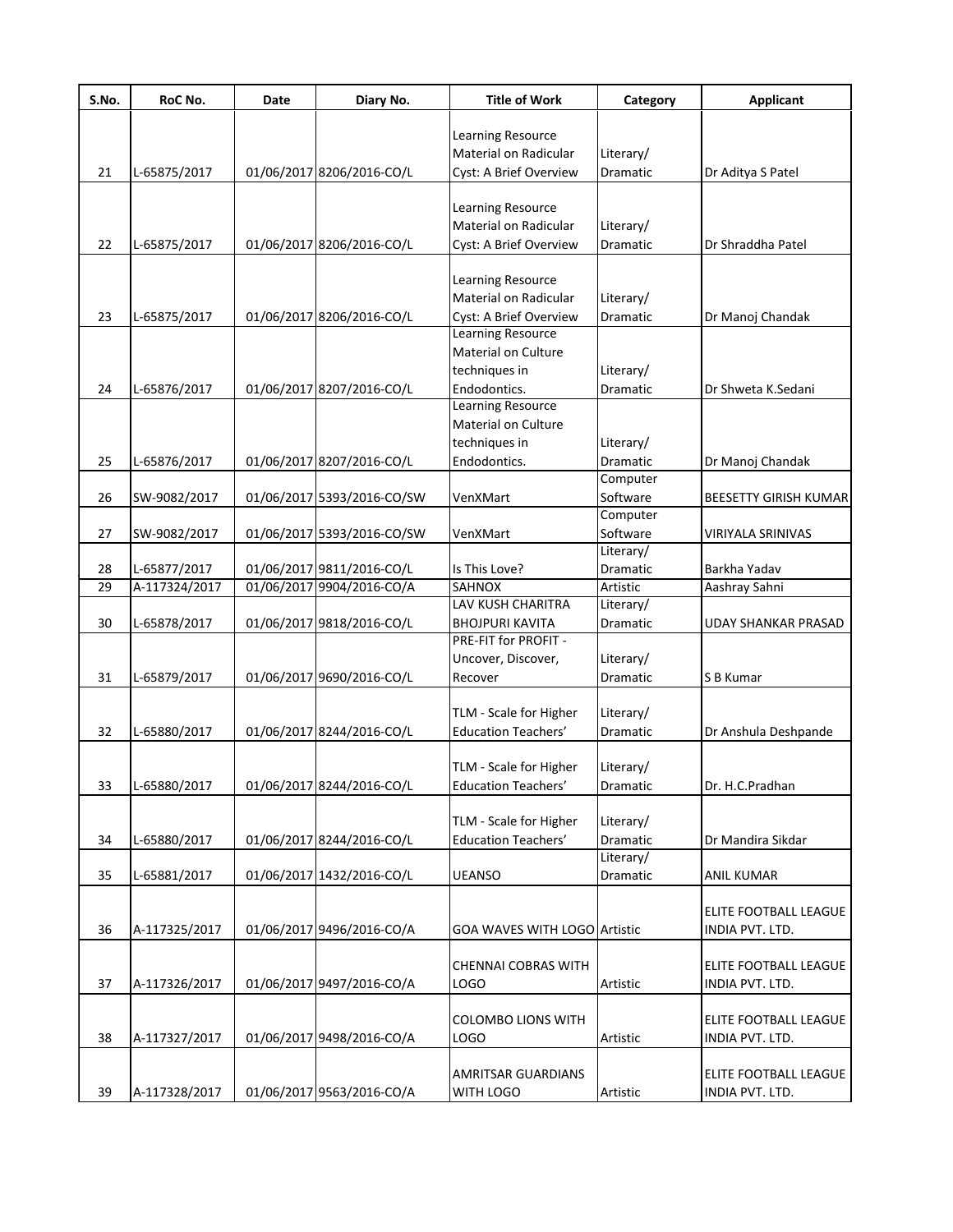| S.No. | RoC No. | Date | Diary No. | Title of Work | Category | Applicant |
|---|---|---|---|---|---|---|
| 21 | L-65875/2017 | 01/06/2017 | 8206/2016-CO/L | Learning Resource Material on Radicular Cyst: A Brief Overview | Literary/ Dramatic | Dr Aditya S Patel |
| 22 | L-65875/2017 | 01/06/2017 | 8206/2016-CO/L | Learning Resource Material on Radicular Cyst: A Brief Overview | Literary/ Dramatic | Dr Shraddha Patel |
| 23 | L-65875/2017 | 01/06/2017 | 8206/2016-CO/L | Learning Resource Material on Radicular Cyst: A Brief Overview | Literary/ Dramatic | Dr Manoj Chandak |
| 24 | L-65876/2017 | 01/06/2017 | 8207/2016-CO/L | Learning Resource Material on Culture techniques in Endodontics. | Literary/ Dramatic | Dr Shweta K.Sedani |
| 25 | L-65876/2017 | 01/06/2017 | 8207/2016-CO/L | Learning Resource Material on Culture techniques in Endodontics. | Literary/ Dramatic | Dr Manoj Chandak |
| 26 | SW-9082/2017 | 01/06/2017 | 5393/2016-CO/SW | VenXMart | Computer Software | BEESETTY GIRISH KUMAR |
| 27 | SW-9082/2017 | 01/06/2017 | 5393/2016-CO/SW | VenXMart | Computer Software | VIRIYALA SRINIVAS |
| 28 | L-65877/2017 | 01/06/2017 | 9811/2016-CO/L | Is This Love? | Literary/ Dramatic | Barkha Yadav |
| 29 | A-117324/2017 | 01/06/2017 | 9904/2016-CO/A | SAHNOX | Artistic | Aashray Sahni |
| 30 | L-65878/2017 | 01/06/2017 | 9818/2016-CO/L | LAV KUSH CHARITRA BHOJPURI KAVITA | Literary/ Dramatic | UDAY SHANKAR PRASAD |
| 31 | L-65879/2017 | 01/06/2017 | 9690/2016-CO/L | PRE-FIT for PROFIT - Uncover, Discover, Recover | Literary/ Dramatic | S B Kumar |
| 32 | L-65880/2017 | 01/06/2017 | 8244/2016-CO/L | TLM - Scale for Higher Education Teachers' | Literary/ Dramatic | Dr Anshula Deshpande |
| 33 | L-65880/2017 | 01/06/2017 | 8244/2016-CO/L | TLM - Scale for Higher Education Teachers' | Literary/ Dramatic | Dr. H.C.Pradhan |
| 34 | L-65880/2017 | 01/06/2017 | 8244/2016-CO/L | TLM - Scale for Higher Education Teachers' | Literary/ Dramatic | Dr Mandira Sikdar |
| 35 | L-65881/2017 | 01/06/2017 | 1432/2016-CO/L | UEANSO | Literary/ Dramatic | ANIL KUMAR |
| 36 | A-117325/2017 | 01/06/2017 | 9496/2016-CO/A | GOA WAVES WITH LOGO | Artistic | ELITE FOOTBALL LEAGUE INDIA PVT. LTD. |
| 37 | A-117326/2017 | 01/06/2017 | 9497/2016-CO/A | CHENNAI COBRAS WITH LOGO | Artistic | ELITE FOOTBALL LEAGUE INDIA PVT. LTD. |
| 38 | A-117327/2017 | 01/06/2017 | 9498/2016-CO/A | COLOMBO LIONS WITH LOGO | Artistic | ELITE FOOTBALL LEAGUE INDIA PVT. LTD. |
| 39 | A-117328/2017 | 01/06/2017 | 9563/2016-CO/A | AMRITSAR GUARDIANS WITH LOGO | Artistic | ELITE FOOTBALL LEAGUE INDIA PVT. LTD. |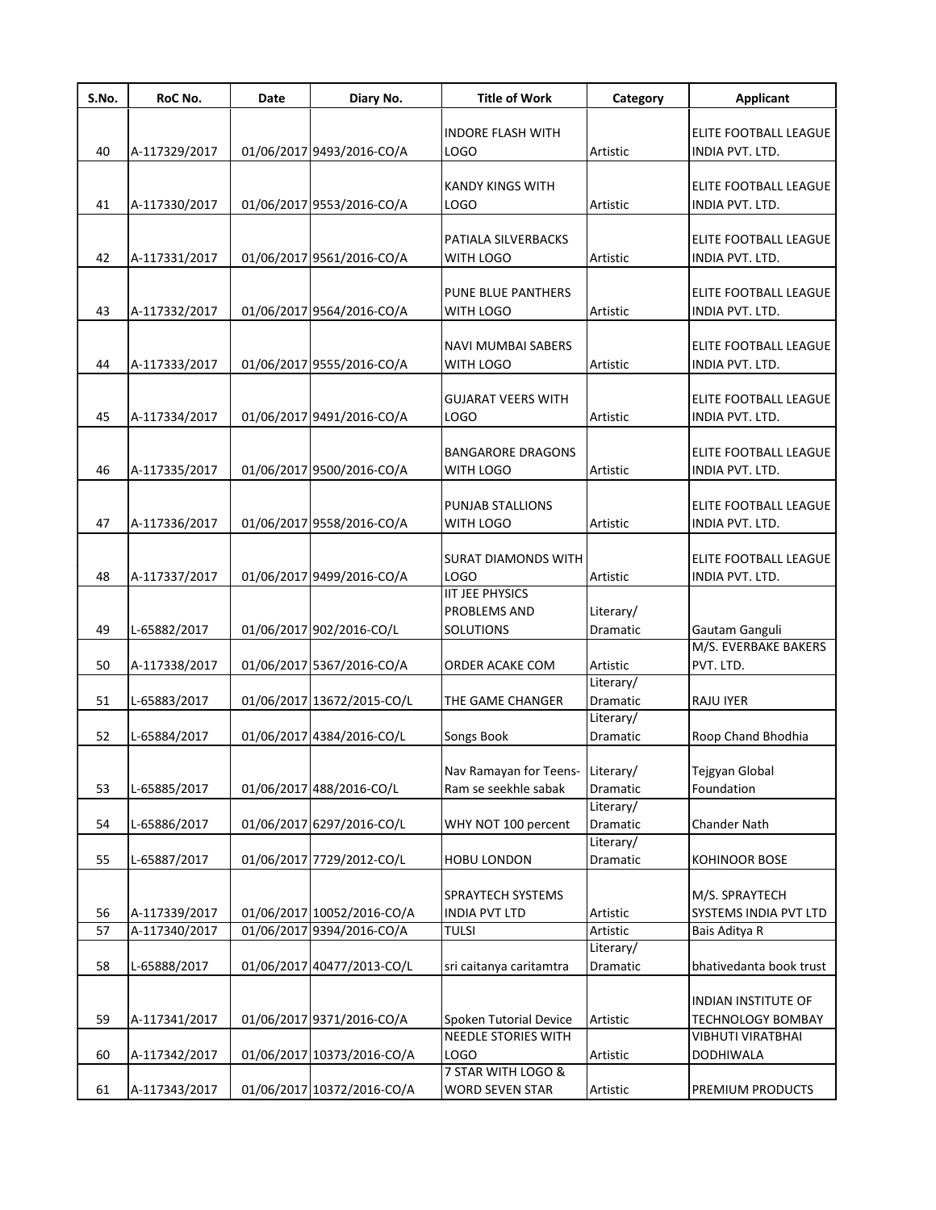| S.No. | RoC No. | Date | Diary No. | Title of Work | Category | Applicant |
|---|---|---|---|---|---|---|
| 40 | A-117329/2017 | 01/06/2017 | 9493/2016-CO/A | INDORE FLASH WITH LOGO | Artistic | ELITE FOOTBALL LEAGUE INDIA PVT. LTD. |
| 41 | A-117330/2017 | 01/06/2017 | 9553/2016-CO/A | KANDY KINGS WITH LOGO | Artistic | ELITE FOOTBALL LEAGUE INDIA PVT. LTD. |
| 42 | A-117331/2017 | 01/06/2017 | 9561/2016-CO/A | PATIALA SILVERBACKS WITH LOGO | Artistic | ELITE FOOTBALL LEAGUE INDIA PVT. LTD. |
| 43 | A-117332/2017 | 01/06/2017 | 9564/2016-CO/A | PUNE BLUE PANTHERS WITH LOGO | Artistic | ELITE FOOTBALL LEAGUE INDIA PVT. LTD. |
| 44 | A-117333/2017 | 01/06/2017 | 9555/2016-CO/A | NAVI MUMBAI SABERS WITH LOGO | Artistic | ELITE FOOTBALL LEAGUE INDIA PVT. LTD. |
| 45 | A-117334/2017 | 01/06/2017 | 9491/2016-CO/A | GUJARAT VEERS WITH LOGO | Artistic | ELITE FOOTBALL LEAGUE INDIA PVT. LTD. |
| 46 | A-117335/2017 | 01/06/2017 | 9500/2016-CO/A | BANGARORE DRAGONS WITH LOGO | Artistic | ELITE FOOTBALL LEAGUE INDIA PVT. LTD. |
| 47 | A-117336/2017 | 01/06/2017 | 9558/2016-CO/A | PUNJAB STALLIONS WITH LOGO | Artistic | ELITE FOOTBALL LEAGUE INDIA PVT. LTD. |
| 48 | A-117337/2017 | 01/06/2017 | 9499/2016-CO/A | SURAT DIAMONDS WITH LOGO | Artistic | ELITE FOOTBALL LEAGUE INDIA PVT. LTD. |
| 49 | L-65882/2017 | 01/06/2017 | 902/2016-CO/L | IIT JEE PHYSICS PROBLEMS AND SOLUTIONS | Literary/ Dramatic | Gautam Ganguli |
| 50 | A-117338/2017 | 01/06/2017 | 5367/2016-CO/A | ORDER ACAKE COM | Artistic | M/S. EVERBAKE BAKERS PVT. LTD. |
| 51 | L-65883/2017 | 01/06/2017 | 13672/2015-CO/L | THE GAME CHANGER | Literary/ Dramatic | RAJU IYER |
| 52 | L-65884/2017 | 01/06/2017 | 4384/2016-CO/L | Songs Book | Literary/ Dramatic | Roop Chand Bhodhia |
| 53 | L-65885/2017 | 01/06/2017 | 488/2016-CO/L | Nav Ramayan for Teens- Ram se seekhle sabak | Literary/ Dramatic | Tejgyan Global Foundation |
| 54 | L-65886/2017 | 01/06/2017 | 6297/2016-CO/L | WHY NOT 100 percent | Literary/ Dramatic | Chander Nath |
| 55 | L-65887/2017 | 01/06/2017 | 7729/2012-CO/L | HOBU LONDON | Literary/ Dramatic | KOHINOOR BOSE |
| 56 | A-117339/2017 | 01/06/2017 | 10052/2016-CO/A | SPRAYTECH SYSTEMS INDIA PVT LTD | Artistic | M/S. SPRAYTECH SYSTEMS INDIA PVT LTD |
| 57 | A-117340/2017 | 01/06/2017 | 9394/2016-CO/A | TULSI | Artistic | Bais Aditya R |
| 58 | L-65888/2017 | 01/06/2017 | 40477/2013-CO/L | sri caitanya caritamtra | Literary/ Dramatic | bhativedanta book trust |
| 59 | A-117341/2017 | 01/06/2017 | 9371/2016-CO/A | Spoken Tutorial Device | Artistic | INDIAN INSTITUTE OF TECHNOLOGY BOMBAY |
| 60 | A-117342/2017 | 01/06/2017 | 10373/2016-CO/A | NEEDLE STORIES WITH LOGO | Artistic | VIBHUTI VIRATBHAI DODHIWALA |
| 61 | A-117343/2017 | 01/06/2017 | 10372/2016-CO/A | 7 STAR WITH LOGO & WORD SEVEN STAR | Artistic | PREMIUM PRODUCTS |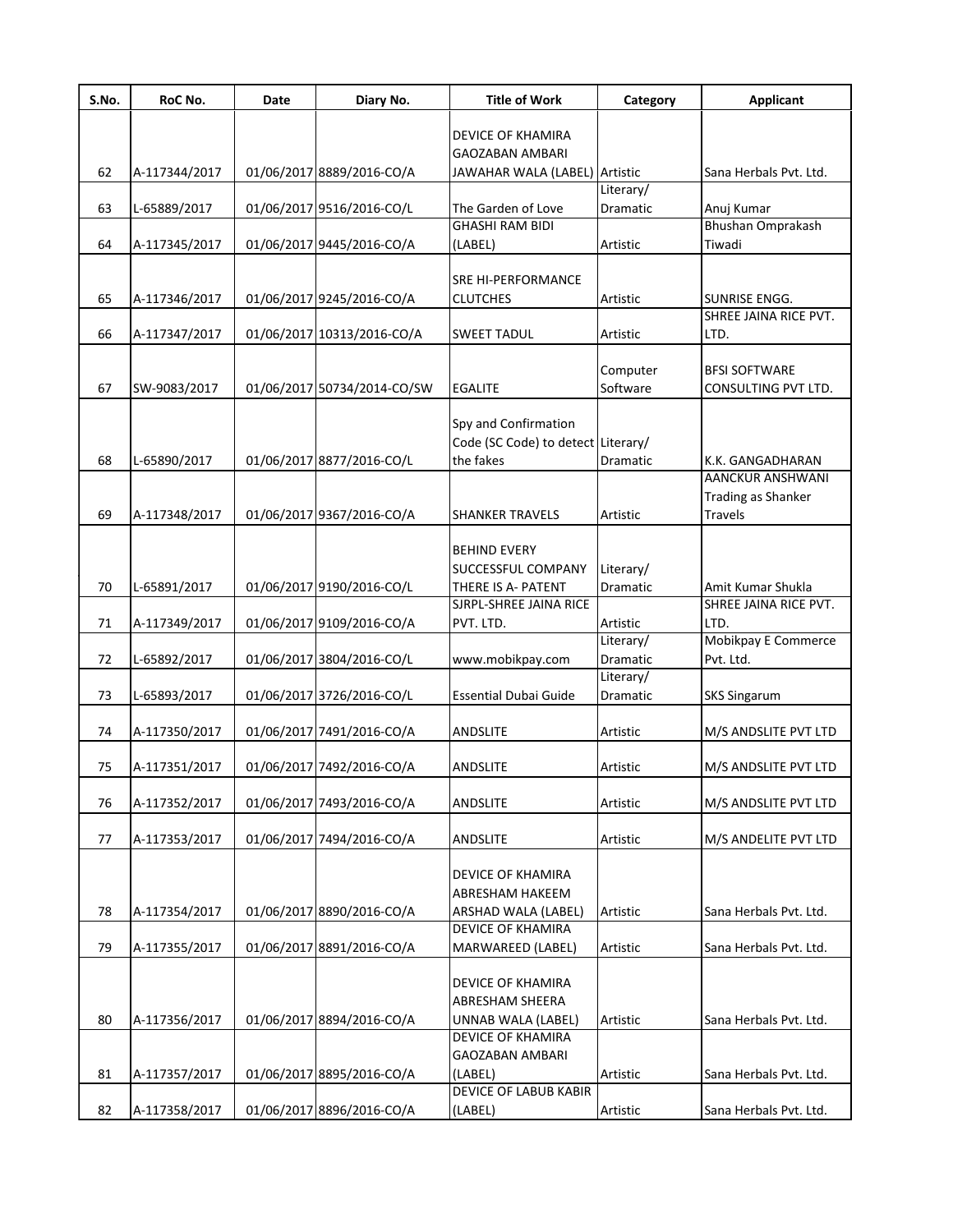| S.No. | RoC No. | Date | Diary No. | Title of Work | Category | Applicant |
|---|---|---|---|---|---|---|
| 62 | A-117344/2017 | 01/06/2017 | 8889/2016-CO/A | DEVICE OF KHAMIRA GAOZABAN AMBARI JAWAHAR WALA (LABEL) | Artistic | Sana Herbals Pvt. Ltd. |
| 63 | L-65889/2017 | 01/06/2017 | 9516/2016-CO/L | The Garden of Love | Literary/ Dramatic | Anuj Kumar |
| 64 | A-117345/2017 | 01/06/2017 | 9445/2016-CO/A | GHASHI RAM BIDI (LABEL) | Artistic | Bhushan Omprakash Tiwadi |
| 65 | A-117346/2017 | 01/06/2017 | 9245/2016-CO/A | SRE HI-PERFORMANCE CLUTCHES | Artistic | SUNRISE ENGG. |
| 66 | A-117347/2017 | 01/06/2017 | 10313/2016-CO/A | SWEET TADUL | Artistic | SHREE JAINA RICE PVT. LTD. |
| 67 | SW-9083/2017 | 01/06/2017 | 50734/2014-CO/SW | EGALITE | Computer Software | BFSI SOFTWARE CONSULTING PVT LTD. |
| 68 | L-65890/2017 | 01/06/2017 | 8877/2016-CO/L | Spy and Confirmation Code (SC Code) to detect the fakes | Literary/ Dramatic | K.K. GANGADHARAN |
| 69 | A-117348/2017 | 01/06/2017 | 9367/2016-CO/A | SHANKER TRAVELS | Artistic | AANCKUR ANSHWANI Trading as Shanker Travels |
| 70 | L-65891/2017 | 01/06/2017 | 9190/2016-CO/L | BEHIND EVERY SUCCESSFUL COMPANY THERE IS A- PATENT | Literary/ Dramatic | Amit Kumar Shukla |
| 71 | A-117349/2017 | 01/06/2017 | 9109/2016-CO/A | SJRPL-SHREE JAINA RICE PVT. LTD. | Artistic | SHREE JAINA RICE PVT. LTD. |
| 72 | L-65892/2017 | 01/06/2017 | 3804/2016-CO/L | www.mobikpay.com | Literary/ Dramatic | Mobikpay E Commerce Pvt. Ltd. |
| 73 | L-65893/2017 | 01/06/2017 | 3726/2016-CO/L | Essential Dubai Guide | Literary/ Dramatic | SKS Singarum |
| 74 | A-117350/2017 | 01/06/2017 | 7491/2016-CO/A | ANDSLITE | Artistic | M/S ANDSLITE PVT LTD |
| 75 | A-117351/2017 | 01/06/2017 | 7492/2016-CO/A | ANDSLITE | Artistic | M/S ANDSLITE PVT LTD |
| 76 | A-117352/2017 | 01/06/2017 | 7493/2016-CO/A | ANDSLITE | Artistic | M/S ANDSLITE PVT LTD |
| 77 | A-117353/2017 | 01/06/2017 | 7494/2016-CO/A | ANDSLITE | Artistic | M/S ANDELITE PVT LTD |
| 78 | A-117354/2017 | 01/06/2017 | 8890/2016-CO/A | DEVICE OF KHAMIRA ABRESHAM HAKEEM ARSHAD WALA (LABEL) | Artistic | Sana Herbals Pvt. Ltd. |
| 79 | A-117355/2017 | 01/06/2017 | 8891/2016-CO/A | DEVICE OF KHAMIRA MARWAREED (LABEL) | Artistic | Sana Herbals Pvt. Ltd. |
| 80 | A-117356/2017 | 01/06/2017 | 8894/2016-CO/A | DEVICE OF KHAMIRA ABRESHAM SHEERA UNNAB WALA (LABEL) | Artistic | Sana Herbals Pvt. Ltd. |
| 81 | A-117357/2017 | 01/06/2017 | 8895/2016-CO/A | DEVICE OF KHAMIRA GAOZABAN AMBARI (LABEL) | Artistic | Sana Herbals Pvt. Ltd. |
| 82 | A-117358/2017 | 01/06/2017 | 8896/2016-CO/A | DEVICE OF LABUB KABIR (LABEL) | Artistic | Sana Herbals Pvt. Ltd. |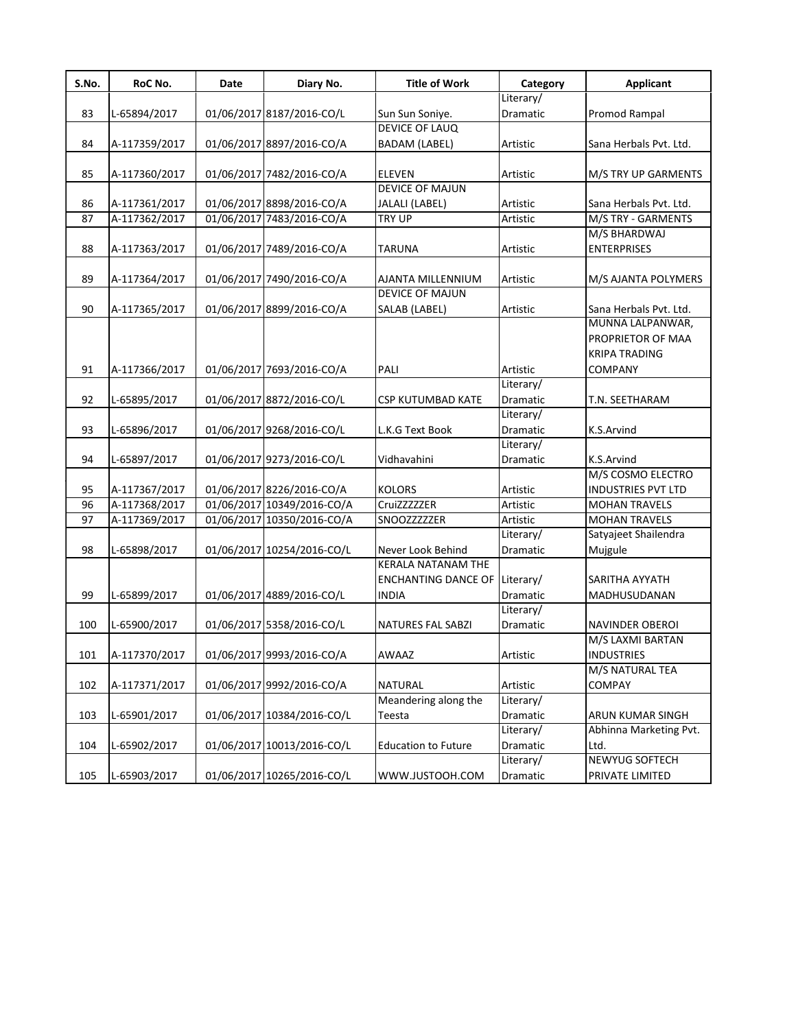| S.No. | RoC No. | Date | Diary No. | Title of Work | Category | Applicant |
|---|---|---|---|---|---|---|
| 83 | L-65894/2017 | 01/06/2017 | 8187/2016-CO/L | Sun Sun Soniye. | Literary/ Dramatic | Promod Rampal |
| 84 | A-117359/2017 | 01/06/2017 | 8897/2016-CO/A | DEVICE OF LAUQ BADAM (LABEL) | Artistic | Sana Herbals Pvt. Ltd. |
| 85 | A-117360/2017 | 01/06/2017 | 7482/2016-CO/A | ELEVEN | Artistic | M/S TRY UP GARMENTS |
| 86 | A-117361/2017 | 01/06/2017 | 8898/2016-CO/A | DEVICE OF MAJUN JALALI (LABEL) | Artistic | Sana Herbals Pvt. Ltd. |
| 87 | A-117362/2017 | 01/06/2017 | 7483/2016-CO/A | TRY UP | Artistic | M/S TRY - GARMENTS |
| 88 | A-117363/2017 | 01/06/2017 | 7489/2016-CO/A | TARUNA | Artistic | M/S BHARDWAJ ENTERPRISES |
| 89 | A-117364/2017 | 01/06/2017 | 7490/2016-CO/A | AJANTA MILLENNIUM | Artistic | M/S AJANTA POLYMERS |
| 90 | A-117365/2017 | 01/06/2017 | 8899/2016-CO/A | DEVICE OF MAJUN SALAB (LABEL) | Artistic | Sana Herbals Pvt. Ltd. |
| 91 | A-117366/2017 | 01/06/2017 | 7693/2016-CO/A | PALI | Artistic | MUNNA LALPANWAR, PROPRIETOR OF MAA KRIPA TRADING COMPANY |
| 92 | L-65895/2017 | 01/06/2017 | 8872/2016-CO/L | CSP KUTUMBAD KATE | Literary/ Dramatic | T.N. SEETHARAM |
| 93 | L-65896/2017 | 01/06/2017 | 9268/2016-CO/L | L.K.G Text Book | Literary/ Dramatic | K.S.Arvind |
| 94 | L-65897/2017 | 01/06/2017 | 9273/2016-CO/L | Vidhavahini | Literary/ Dramatic | K.S.Arvind |
| 95 | A-117367/2017 | 01/06/2017 | 8226/2016-CO/A | KOLORS | Artistic | M/S COSMO ELECTRO INDUSTRIES PVT LTD |
| 96 | A-117368/2017 | 01/06/2017 | 10349/2016-CO/A | CruiZZZZZER | Artistic | MOHAN TRAVELS |
| 97 | A-117369/2017 | 01/06/2017 | 10350/2016-CO/A | SNOOZZZZZER | Artistic | MOHAN TRAVELS |
| 98 | L-65898/2017 | 01/06/2017 | 10254/2016-CO/L | Never Look Behind | Literary/ Dramatic | Satyajeet Shailendra Mujgule |
| 99 | L-65899/2017 | 01/06/2017 | 4889/2016-CO/L | KERALA NATANAM THE ENCHANTING DANCE OF INDIA | Literary/ Dramatic | SARITHA AYYATH MADHUSUDANAN |
| 100 | L-65900/2017 | 01/06/2017 | 5358/2016-CO/L | NATURES FAL SABZI | Literary/ Dramatic | NAVINDER OBEROI |
| 101 | A-117370/2017 | 01/06/2017 | 9993/2016-CO/A | AWAAZ | Artistic | M/S LAXMI BARTAN INDUSTRIES |
| 102 | A-117371/2017 | 01/06/2017 | 9992/2016-CO/A | NATURAL | Artistic | M/S NATURAL TEA COMPAY |
| 103 | L-65901/2017 | 01/06/2017 | 10384/2016-CO/L | Meandering along the Teesta | Literary/ Dramatic | ARUN KUMAR SINGH |
| 104 | L-65902/2017 | 01/06/2017 | 10013/2016-CO/L | Education to Future | Literary/ Dramatic | Abhinna Marketing Pvt. Ltd. |
| 105 | L-65903/2017 | 01/06/2017 | 10265/2016-CO/L | WWW.JUSTOOH.COM | Literary/ Dramatic | NEWYUG SOFTECH PRIVATE LIMITED |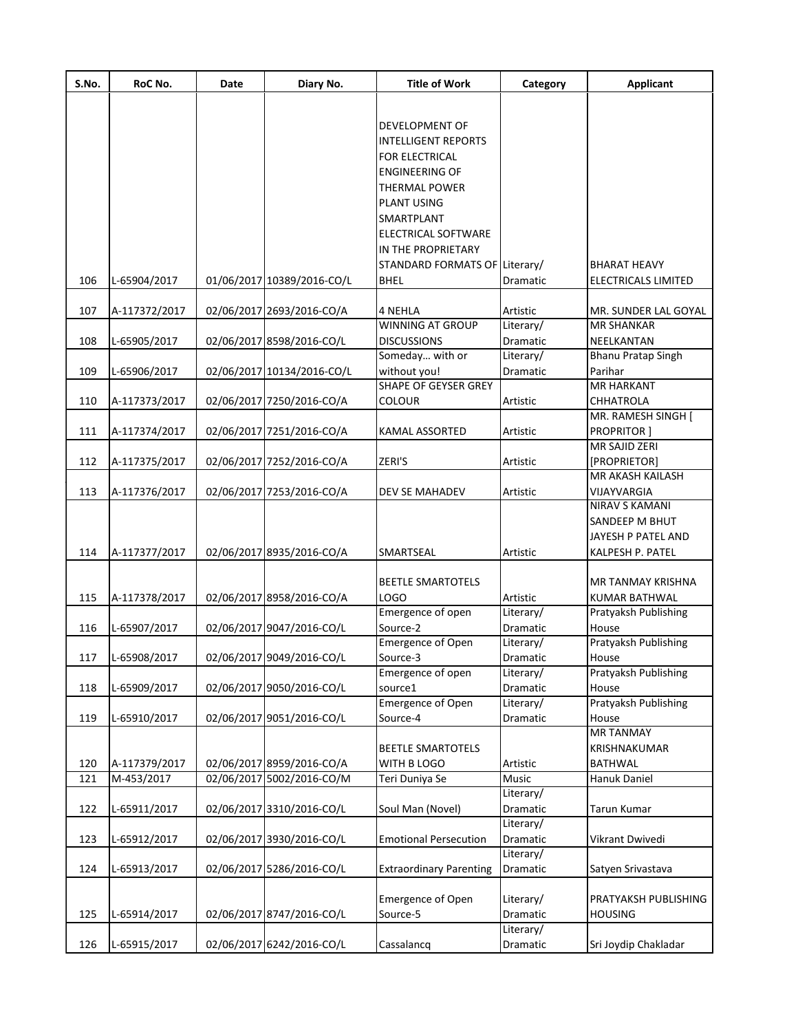| S.No. | RoC No. | Date | Diary No. | Title of Work | Category | Applicant |
|---|---|---|---|---|---|---|
| 106 | L-65904/2017 | 01/06/2017 | 10389/2016-CO/L | DEVELOPMENT OF INTELLIGENT REPORTS FOR ELECTRICAL ENGINEERING OF THERMAL POWER PLANT USING SMARTPLANT ELECTRICAL SOFTWARE IN THE PROPRIETARY STANDARD FORMATS OF BHEL | Literary/ Dramatic | BHARAT HEAVY ELECTRICALS LIMITED |
| 107 | A-117372/2017 | 02/06/2017 | 2693/2016-CO/A | 4 NEHLA | Artistic | MR. SUNDER LAL GOYAL |
| 108 | L-65905/2017 | 02/06/2017 | 8598/2016-CO/L | WINNING AT GROUP DISCUSSIONS | Literary/ Dramatic | MR SHANKAR NEELKANTAN |
| 109 | L-65906/2017 | 02/06/2017 | 10134/2016-CO/L | Someday... with or without you! | Literary/ Dramatic | Bhanu Pratap Singh Parihar |
| 110 | A-117373/2017 | 02/06/2017 | 7250/2016-CO/A | SHAPE OF GEYSER GREY COLOUR | Artistic | MR HARKANT CHHATROLA |
| 111 | A-117374/2017 | 02/06/2017 | 7251/2016-CO/A | KAMAL ASSORTED | Artistic | MR. RAMESH SINGH [ PROPRITOR ] |
| 112 | A-117375/2017 | 02/06/2017 | 7252/2016-CO/A | ZERI'S | Artistic | MR SAJID ZERI [PROPRIETOR] |
| 113 | A-117376/2017 | 02/06/2017 | 7253/2016-CO/A | DEV SE MAHADEV | Artistic | MR AKASH KAILASH VIJAYVARGIA |
| 114 | A-117377/2017 | 02/06/2017 | 8935/2016-CO/A | SMARTSEAL | Artistic | NIRAV S KAMANI SANDEEP M BHUT JAYESH P PATEL AND KALPESH P. PATEL |
| 115 | A-117378/2017 | 02/06/2017 | 8958/2016-CO/A | BEETLE SMARTOTELS LOGO | Artistic | MR TANMAY KRISHNA KUMAR BATHWAL |
| 116 | L-65907/2017 | 02/06/2017 | 9047/2016-CO/L | Emergence of open Source-2 | Literary/ Dramatic | Pratyaksh Publishing House |
| 117 | L-65908/2017 | 02/06/2017 | 9049/2016-CO/L | Emergence of Open Source-3 | Literary/ Dramatic | Pratyaksh Publishing House |
| 118 | L-65909/2017 | 02/06/2017 | 9050/2016-CO/L | Emergence of open source1 | Literary/ Dramatic | Pratyaksh Publishing House |
| 119 | L-65910/2017 | 02/06/2017 | 9051/2016-CO/L | Emergence of Open Source-4 | Literary/ Dramatic | Pratyaksh Publishing House |
| 120 | A-117379/2017 | 02/06/2017 | 8959/2016-CO/A | BEETLE SMARTOTELS WITH B LOGO | Artistic | MR TANMAY KRISHNAKUMAR BATHWAL |
| 121 | M-453/2017 | 02/06/2017 | 5002/2016-CO/M | Teri Duniya Se | Music | Hanuk Daniel |
| 122 | L-65911/2017 | 02/06/2017 | 3310/2016-CO/L | Soul Man (Novel) | Literary/ Dramatic | Tarun Kumar |
| 123 | L-65912/2017 | 02/06/2017 | 3930/2016-CO/L | Emotional Persecution | Literary/ Dramatic | Vikrant Dwivedi |
| 124 | L-65913/2017 | 02/06/2017 | 5286/2016-CO/L | Extraordinary Parenting | Literary/ Dramatic | Satyen Srivastava |
| 125 | L-65914/2017 | 02/06/2017 | 8747/2016-CO/L | Emergence of Open Source-5 | Literary/ Dramatic | PRATYAKSH PUBLISHING HOUSING |
| 126 | L-65915/2017 | 02/06/2017 | 6242/2016-CO/L | Cassalancq | Literary/ Dramatic | Sri Joydip Chakladar |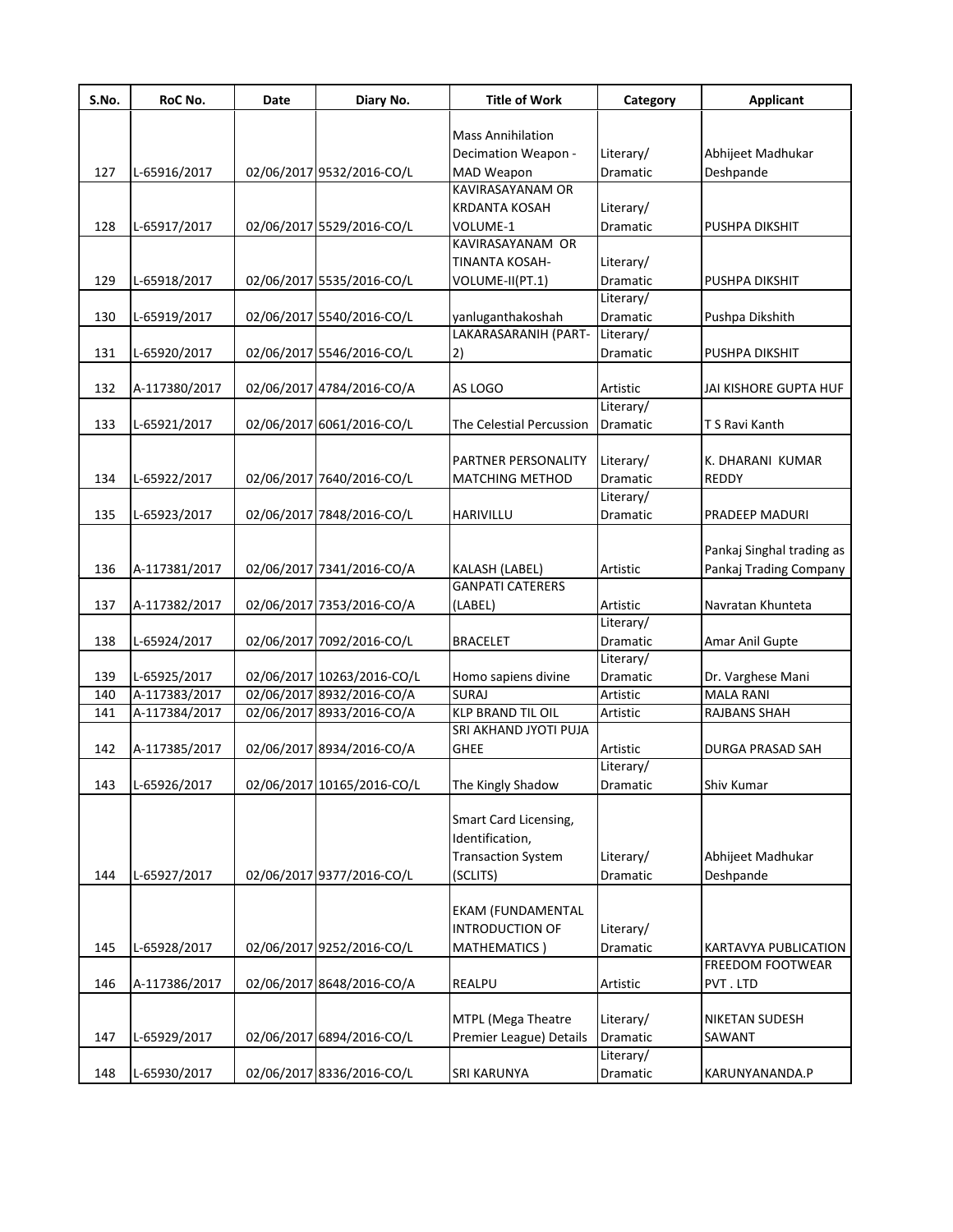| S.No. | RoC No. | Date | Diary No. | Title of Work | Category | Applicant |
|---|---|---|---|---|---|---|
| 127 | L-65916/2017 | 02/06/2017 | 9532/2016-CO/L | Mass Annihilation Decimation Weapon - MAD Weapon | Literary/ Dramatic | Abhijeet Madhukar Deshpande |
| 128 | L-65917/2017 | 02/06/2017 | 5529/2016-CO/L | KAVIRASAYANAM OR KRDANTA KOSAH VOLUME-1 | Literary/ Dramatic | PUSHPA DIKSHIT |
| 129 | L-65918/2017 | 02/06/2017 | 5535/2016-CO/L | KAVIRASAYANAM OR TINANTA KOSAH-VOLUME-II(PT.1) | Literary/ Dramatic | PUSHPA DIKSHIT |
| 130 | L-65919/2017 | 02/06/2017 | 5540/2016-CO/L | yanluganthakoshah | Literary/ Dramatic | Pushpa Dikshith |
| 131 | L-65920/2017 | 02/06/2017 | 5546/2016-CO/L | LAKARASARANIH (PART-2) | Literary/ Dramatic | PUSHPA DIKSHIT |
| 132 | A-117380/2017 | 02/06/2017 | 4784/2016-CO/A | AS LOGO | Artistic | JAI KISHORE GUPTA HUF |
| 133 | L-65921/2017 | 02/06/2017 | 6061/2016-CO/L | The Celestial Percussion | Literary/ Dramatic | T S Ravi Kanth |
| 134 | L-65922/2017 | 02/06/2017 | 7640/2016-CO/L | PARTNER PERSONALITY MATCHING METHOD | Literary/ Dramatic | K. DHARANI KUMAR REDDY |
| 135 | L-65923/2017 | 02/06/2017 | 7848/2016-CO/L | HARIVILLU | Literary/ Dramatic | PRADEEP MADURI |
| 136 | A-117381/2017 | 02/06/2017 | 7341/2016-CO/A | KALASH (LABEL) | Artistic | Pankaj Singhal trading as Pankaj Trading Company |
| 137 | A-117382/2017 | 02/06/2017 | 7353/2016-CO/A | GANPATI CATERERS (LABEL) | Artistic | Navratan Khunteta |
| 138 | L-65924/2017 | 02/06/2017 | 7092/2016-CO/L | BRACELET | Literary/ Dramatic | Amar Anil Gupte |
| 139 | L-65925/2017 | 02/06/2017 | 10263/2016-CO/L | Homo sapiens divine | Literary/ Dramatic | Dr. Varghese Mani |
| 140 | A-117383/2017 | 02/06/2017 | 8932/2016-CO/A | SURAJ | Artistic | MALA RANI |
| 141 | A-117384/2017 | 02/06/2017 | 8933/2016-CO/A | KLP BRAND TIL OIL | Artistic | RAJBANS SHAH |
| 142 | A-117385/2017 | 02/06/2017 | 8934/2016-CO/A | SRI AKHAND JYOTI PUJA GHEE | Artistic | DURGA PRASAD SAH |
| 143 | L-65926/2017 | 02/06/2017 | 10165/2016-CO/L | The Kingly Shadow | Literary/ Dramatic | Shiv Kumar |
| 144 | L-65927/2017 | 02/06/2017 | 9377/2016-CO/L | Smart Card Licensing, Identification, Transaction System (SCLITS) | Literary/ Dramatic | Abhijeet Madhukar Deshpande |
| 145 | L-65928/2017 | 02/06/2017 | 9252/2016-CO/L | EKAM (FUNDAMENTAL INTRODUCTION OF MATHEMATICS ) | Literary/ Dramatic | KARTAVYA PUBLICATION |
| 146 | A-117386/2017 | 02/06/2017 | 8648/2016-CO/A | REALPU | Artistic | FREEDOM FOOTWEAR PVT . LTD |
| 147 | L-65929/2017 | 02/06/2017 | 6894/2016-CO/L | MTPL (Mega Theatre Premier League) Details | Literary/ Dramatic | NIKETAN SUDESH SAWANT |
| 148 | L-65930/2017 | 02/06/2017 | 8336/2016-CO/L | SRI KARUNYA | Literary/ Dramatic | KARUNYANANDA.P |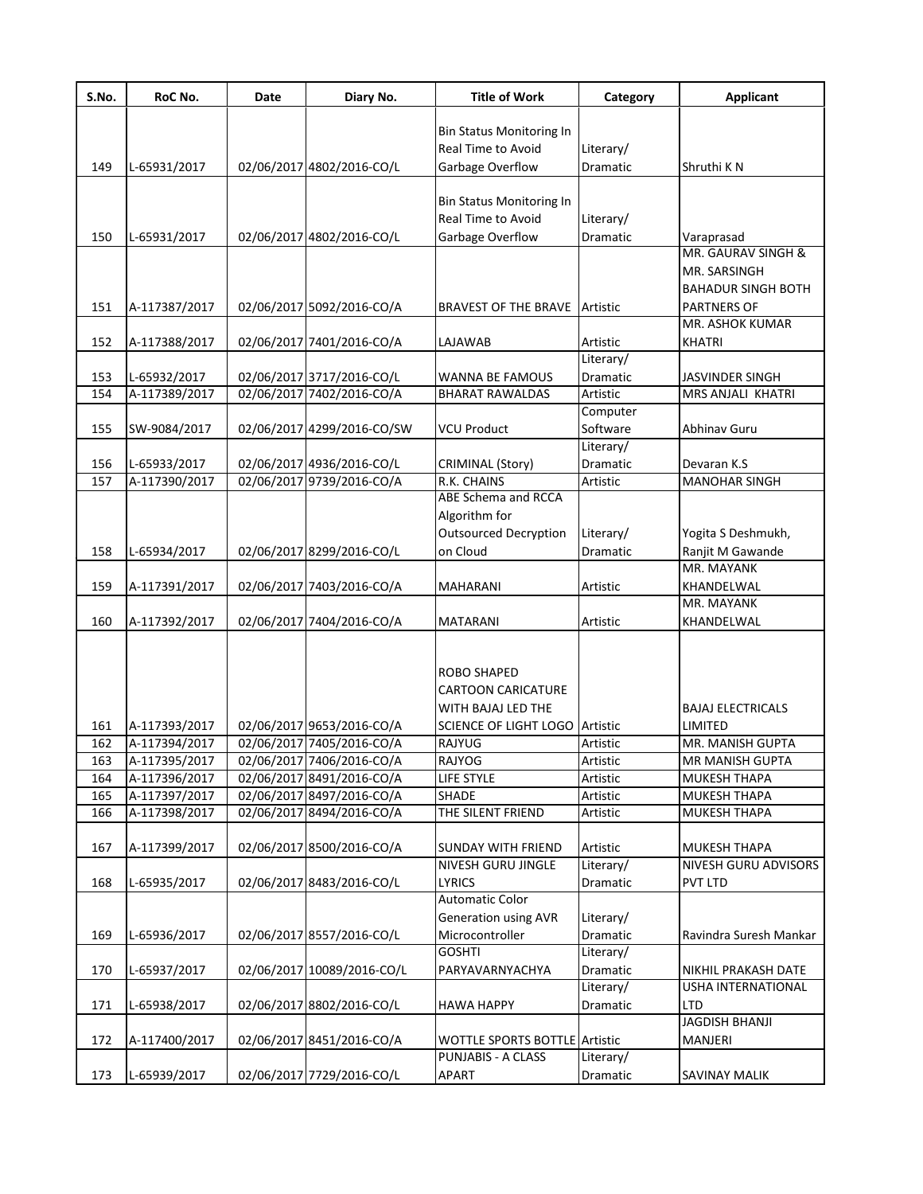| S.No. | RoC No. | Date | Diary No. | Title of Work | Category | Applicant |
|---|---|---|---|---|---|---|
| 149 | L-65931/2017 | 02/06/2017 | 4802/2016-CO/L | Bin Status Monitoring In Real Time to Avoid Garbage Overflow | Literary/ Dramatic | Shruthi K N |
| 150 | L-65931/2017 | 02/06/2017 | 4802/2016-CO/L | Bin Status Monitoring In Real Time to Avoid Garbage Overflow | Literary/ Dramatic | Varaprasad |
| 151 | A-117387/2017 | 02/06/2017 | 5092/2016-CO/A | BRAVEST OF THE BRAVE | Artistic | MR. GAURAV SINGH & MR. SARSINGH BAHADUR SINGH BOTH PARTNERS OF |
| 152 | A-117388/2017 | 02/06/2017 | 7401/2016-CO/A | LAJAWAB | Artistic | MR. ASHOK KUMAR KHATRI |
| 153 | L-65932/2017 | 02/06/2017 | 3717/2016-CO/L | WANNA BE FAMOUS | Literary/ Dramatic | JASVINDER SINGH |
| 154 | A-117389/2017 | 02/06/2017 | 7402/2016-CO/A | BHARAT RAWALDAS | Artistic | MRS ANJALI KHATRI |
| 155 | SW-9084/2017 | 02/06/2017 | 4299/2016-CO/SW | VCU Product | Computer Software | Abhinav Guru |
| 156 | L-65933/2017 | 02/06/2017 | 4936/2016-CO/L | CRIMINAL (Story) | Literary/ Dramatic | Devaran K.S |
| 157 | A-117390/2017 | 02/06/2017 | 9739/2016-CO/A | R.K. CHAINS | Artistic | MANOHAR SINGH |
| 158 | L-65934/2017 | 02/06/2017 | 8299/2016-CO/L | ABE Schema and RCCA Algorithm for Outsourced Decryption on Cloud | Literary/ Dramatic | Yogita S Deshmukh, Ranjit M Gawande |
| 159 | A-117391/2017 | 02/06/2017 | 7403/2016-CO/A | MAHARANI | Artistic | MR. MAYANK KHANDELWAL |
| 160 | A-117392/2017 | 02/06/2017 | 7404/2016-CO/A | MATARANI | Artistic | MR. MAYANK KHANDELWAL |
| 161 | A-117393/2017 | 02/06/2017 | 9653/2016-CO/A | ROBO SHAPED CARTOON CARICATURE WITH BAJAJ LED THE SCIENCE OF LIGHT LOGO | Artistic | BAJAJ ELECTRICALS LIMITED |
| 162 | A-117394/2017 | 02/06/2017 | 7405/2016-CO/A | RAJYUG | Artistic | MR. MANISH GUPTA |
| 163 | A-117395/2017 | 02/06/2017 | 7406/2016-CO/A | RAJYOG | Artistic | MR MANISH GUPTA |
| 164 | A-117396/2017 | 02/06/2017 | 8491/2016-CO/A | LIFE STYLE | Artistic | MUKESH THAPA |
| 165 | A-117397/2017 | 02/06/2017 | 8497/2016-CO/A | SHADE | Artistic | MUKESH THAPA |
| 166 | A-117398/2017 | 02/06/2017 | 8494/2016-CO/A | THE SILENT FRIEND | Artistic | MUKESH THAPA |
| 167 | A-117399/2017 | 02/06/2017 | 8500/2016-CO/A | SUNDAY WITH FRIEND | Artistic | MUKESH THAPA |
| 168 | L-65935/2017 | 02/06/2017 | 8483/2016-CO/L | NIVESH GURU JINGLE LYRICS | Literary/ Dramatic | NIVESH GURU ADVISORS PVT LTD |
| 169 | L-65936/2017 | 02/06/2017 | 8557/2016-CO/L | Automatic Color Generation using AVR Microcontroller | Literary/ Dramatic | Ravindra Suresh Mankar |
| 170 | L-65937/2017 | 02/06/2017 | 10089/2016-CO/L | GOSHTI PARYAVARNYACHYA | Literary/ Dramatic | NIKHIL PRAKASH DATE |
| 171 | L-65938/2017 | 02/06/2017 | 8802/2016-CO/L | HAWA HAPPY | Literary/ Dramatic | USHA INTERNATIONAL LTD |
| 172 | A-117400/2017 | 02/06/2017 | 8451/2016-CO/A | WOTTLE SPORTS BOTTLE | Artistic | JAGDISH BHANJI MANJERI |
| 173 | L-65939/2017 | 02/06/2017 | 7729/2016-CO/L | PUNJABIS - A CLASS APART | Literary/ Dramatic | SAVINAY MALIK |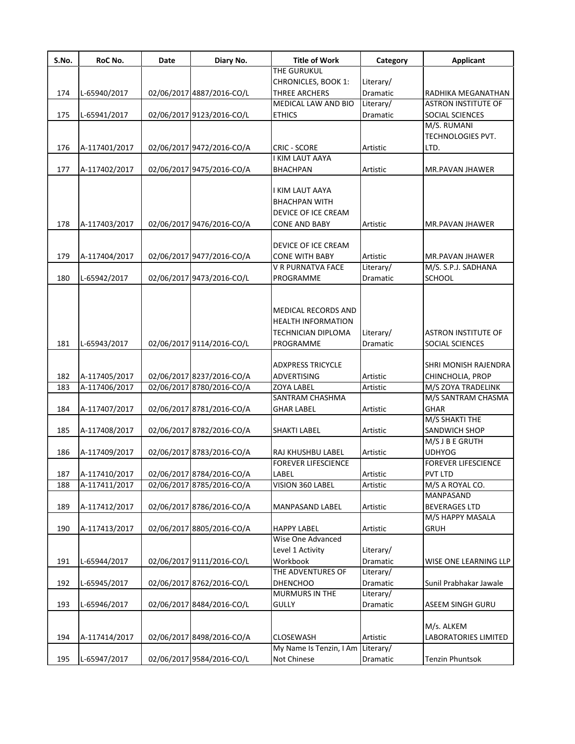| S.No. | RoC No. | Date | Diary No. | Title of Work | Category | Applicant |
|---|---|---|---|---|---|---|
| 174 | L-65940/2017 | 02/06/2017 | 4887/2016-CO/L | THE GURUKUL CHRONICLES, BOOK 1: THREE ARCHERS | Literary/ Dramatic | RADHIKA MEGANATHAN |
| 175 | L-65941/2017 | 02/06/2017 | 9123/2016-CO/L | MEDICAL LAW AND BIO ETHICS | Literary/ Dramatic | ASTRON INSTITUTE OF SOCIAL SCIENCES |
| 176 | A-117401/2017 | 02/06/2017 | 9472/2016-CO/A | CRIC - SCORE | Artistic | M/S. RUMANI TECHNOLOGIES PVT. LTD. |
| 177 | A-117402/2017 | 02/06/2017 | 9475/2016-CO/A | I KIM LAUT AAYA BHACHPAN | Artistic | MR.PAVAN JHAWER |
| 178 | A-117403/2017 | 02/06/2017 | 9476/2016-CO/A | I KIM LAUT AAYA BHACHPAN WITH DEVICE OF ICE CREAM CONE AND BABY | Artistic | MR.PAVAN JHAWER |
| 179 | A-117404/2017 | 02/06/2017 | 9477/2016-CO/A | DEVICE OF ICE CREAM CONE WITH BABY | Artistic | MR.PAVAN JHAWER |
| 180 | L-65942/2017 | 02/06/2017 | 9473/2016-CO/L | V R PURNATVA FACE PROGRAMME | Literary/ Dramatic | M/S. S.P.J. SADHANA SCHOOL |
| 181 | L-65943/2017 | 02/06/2017 | 9114/2016-CO/L | MEDICAL RECORDS AND HEALTH INFORMATION TECHNICIAN DIPLOMA PROGRAMME | Literary/ Dramatic | ASTRON INSTITUTE OF SOCIAL SCIENCES |
| 182 | A-117405/2017 | 02/06/2017 | 8237/2016-CO/A | ADXPRESS TRICYCLE ADVERTISING | Artistic | SHRI MONISH RAJENDRA CHINCHOLIA, PROP |
| 183 | A-117406/2017 | 02/06/2017 | 8780/2016-CO/A | ZOYA LABEL | Artistic | M/S ZOYA TRADELINK |
| 184 | A-117407/2017 | 02/06/2017 | 8781/2016-CO/A | SANTRAM CHASHMA GHAR LABEL | Artistic | M/S SANTRAM CHASMA GHAR |
| 185 | A-117408/2017 | 02/06/2017 | 8782/2016-CO/A | SHAKTI LABEL | Artistic | M/S SHAKTI THE SANDWICH SHOP |
| 186 | A-117409/2017 | 02/06/2017 | 8783/2016-CO/A | RAJ KHUSHBU LABEL | Artistic | M/S J B E GRUTH UDHYOG |
| 187 | A-117410/2017 | 02/06/2017 | 8784/2016-CO/A | FOREVER LIFESCIENCE LABEL | Artistic | FOREVER LIFESCIENCE PVT LTD |
| 188 | A-117411/2017 | 02/06/2017 | 8785/2016-CO/A | VISION 360 LABEL | Artistic | M/S A ROYAL CO. |
| 189 | A-117412/2017 | 02/06/2017 | 8786/2016-CO/A | MANPASAND LABEL | Artistic | MANPASAND BEVERAGES LTD |
| 190 | A-117413/2017 | 02/06/2017 | 8805/2016-CO/A | HAPPY LABEL | Artistic | M/S HAPPY MASALA GRUH |
| 191 | L-65944/2017 | 02/06/2017 | 9111/2016-CO/L | Wise One Advanced Level 1 Activity Workbook | Literary/ Dramatic | WISE ONE LEARNING LLP |
| 192 | L-65945/2017 | 02/06/2017 | 8762/2016-CO/L | THE ADVENTURES OF DHENCHOO | Literary/ Dramatic | Sunil Prabhakar Jawale |
| 193 | L-65946/2017 | 02/06/2017 | 8484/2016-CO/L | MURMURS IN THE GULLY | Literary/ Dramatic | ASEEM SINGH GURU |
| 194 | A-117414/2017 | 02/06/2017 | 8498/2016-CO/A | CLOSEWASH | Artistic | M/s. ALKEM LABORATORIES LIMITED |
| 195 | L-65947/2017 | 02/06/2017 | 9584/2016-CO/L | My Name Is Tenzin, I Am Not Chinese | Literary/ Dramatic | Tenzin Phuntsok |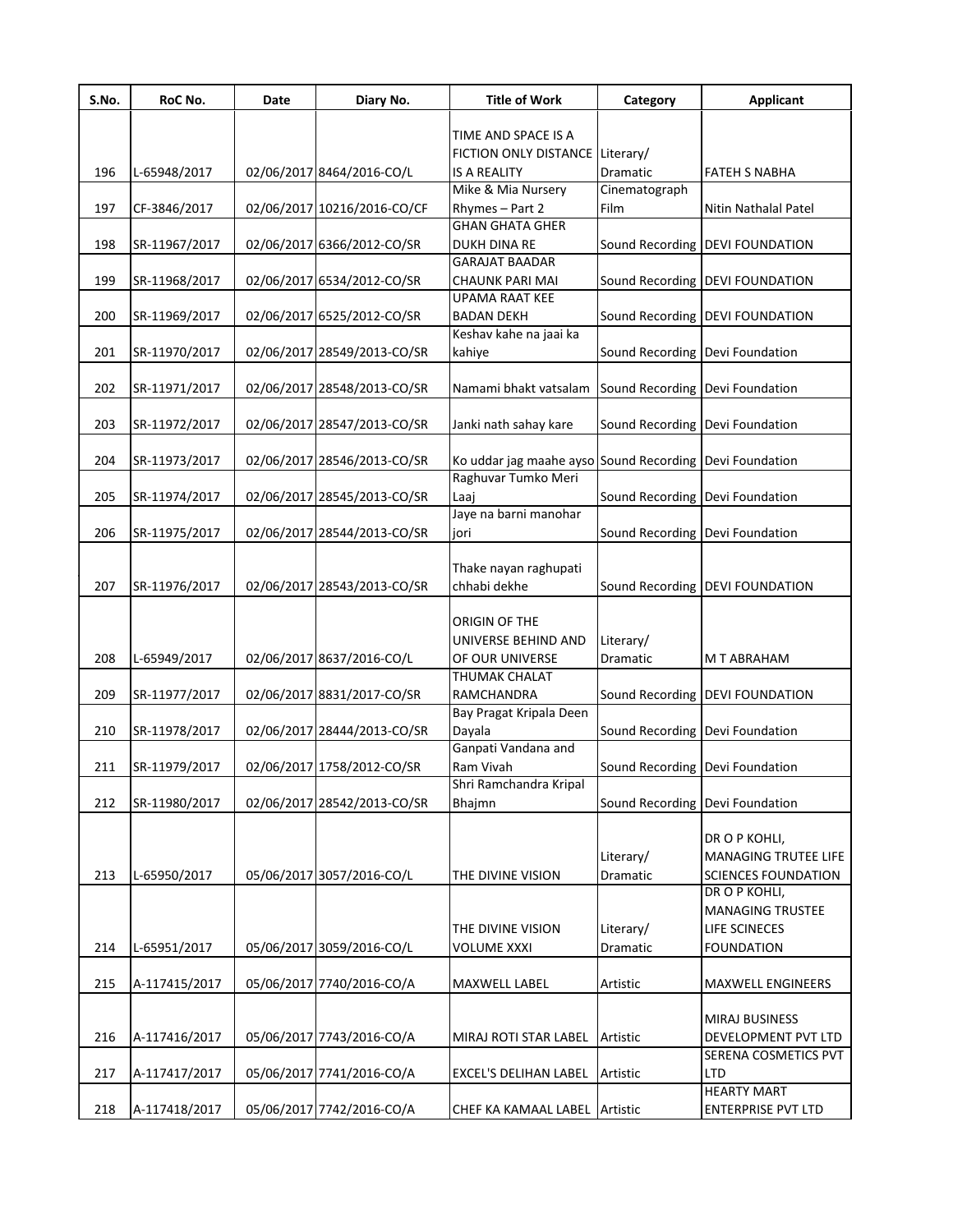| S.No. | RoC No. | Date | Diary No. | Title of Work | Category | Applicant |
|---|---|---|---|---|---|---|
| 196 | L-65948/2017 | 02/06/2017 | 8464/2016-CO/L | TIME AND SPACE IS A FICTION ONLY DISTANCE IS A REALITY | Literary/ Dramatic | FATEH S NABHA |
| 197 | CF-3846/2017 | 02/06/2017 | 10216/2016-CO/CF | Mike & Mia Nursery Rhymes – Part 2 | Cinematograph Film | Nitin Nathalal Patel |
| 198 | SR-11967/2017 | 02/06/2017 | 6366/2012-CO/SR | GHAN GHATA GHER DUKH DINA RE | Sound Recording | DEVI FOUNDATION |
| 199 | SR-11968/2017 | 02/06/2017 | 6534/2012-CO/SR | GARAJAT BAADAR CHAUNK PARI MAI | Sound Recording | DEVI FOUNDATION |
| 200 | SR-11969/2017 | 02/06/2017 | 6525/2012-CO/SR | UPAMA RAAT KEE BADAN DEKH | Sound Recording | DEVI FOUNDATION |
| 201 | SR-11970/2017 | 02/06/2017 | 28549/2013-CO/SR | Keshav kahe na jaai ka kahiye | Sound Recording | Devi Foundation |
| 202 | SR-11971/2017 | 02/06/2017 | 28548/2013-CO/SR | Namami bhakt vatsalam | Sound Recording | Devi Foundation |
| 203 | SR-11972/2017 | 02/06/2017 | 28547/2013-CO/SR | Janki nath sahay kare | Sound Recording | Devi Foundation |
| 204 | SR-11973/2017 | 02/06/2017 | 28546/2013-CO/SR | Ko uddar jag maahe ayso | Sound Recording | Devi Foundation |
| 205 | SR-11974/2017 | 02/06/2017 | 28545/2013-CO/SR | Raghuvar Tumko Meri Laaj | Sound Recording | Devi Foundation |
| 206 | SR-11975/2017 | 02/06/2017 | 28544/2013-CO/SR | Jaye na barni manohar jori | Sound Recording | Devi Foundation |
| 207 | SR-11976/2017 | 02/06/2017 | 28543/2013-CO/SR | Thake nayan raghupati chhabi dekhe | Sound Recording | DEVI FOUNDATION |
| 208 | L-65949/2017 | 02/06/2017 | 8637/2016-CO/L | ORIGIN OF THE UNIVERSE BEHIND AND OF OUR UNIVERSE | Literary/ Dramatic | M T ABRAHAM |
| 209 | SR-11977/2017 | 02/06/2017 | 8831/2017-CO/SR | THUMAK CHALAT RAMCHANDRA | Sound Recording | DEVI FOUNDATION |
| 210 | SR-11978/2017 | 02/06/2017 | 28444/2013-CO/SR | Bay Pragat Kripala Deen Dayala | Sound Recording | Devi Foundation |
| 211 | SR-11979/2017 | 02/06/2017 | 1758/2012-CO/SR | Ganpati Vandana and Ram Vivah | Sound Recording | Devi Foundation |
| 212 | SR-11980/2017 | 02/06/2017 | 28542/2013-CO/SR | Shri Ramchandra Kripal Bhajmn | Sound Recording | Devi Foundation |
| 213 | L-65950/2017 | 05/06/2017 | 3057/2016-CO/L | THE DIVINE VISION | Literary/ Dramatic | DR O P KOHLI, MANAGING TRUTEE LIFE SCIENCES FOUNDATION |
| 214 | L-65951/2017 | 05/06/2017 | 3059/2016-CO/L | THE DIVINE VISION VOLUME XXXI | Literary/ Dramatic | DR O P KOHLI, MANAGING TRUSTEE LIFE SCINECES FOUNDATION |
| 215 | A-117415/2017 | 05/06/2017 | 7740/2016-CO/A | MAXWELL LABEL | Artistic | MAXWELL ENGINEERS |
| 216 | A-117416/2017 | 05/06/2017 | 7743/2016-CO/A | MIRAJ ROTI STAR LABEL | Artistic | MIRAJ BUSINESS DEVELOPMENT PVT LTD |
| 217 | A-117417/2017 | 05/06/2017 | 7741/2016-CO/A | EXCEL'S DELIHAN LABEL | Artistic | SERENA COSMETICS PVT LTD |
| 218 | A-117418/2017 | 05/06/2017 | 7742/2016-CO/A | CHEF KA KAMAAL LABEL | Artistic | HEARTY MART ENTERPRISE PVT LTD |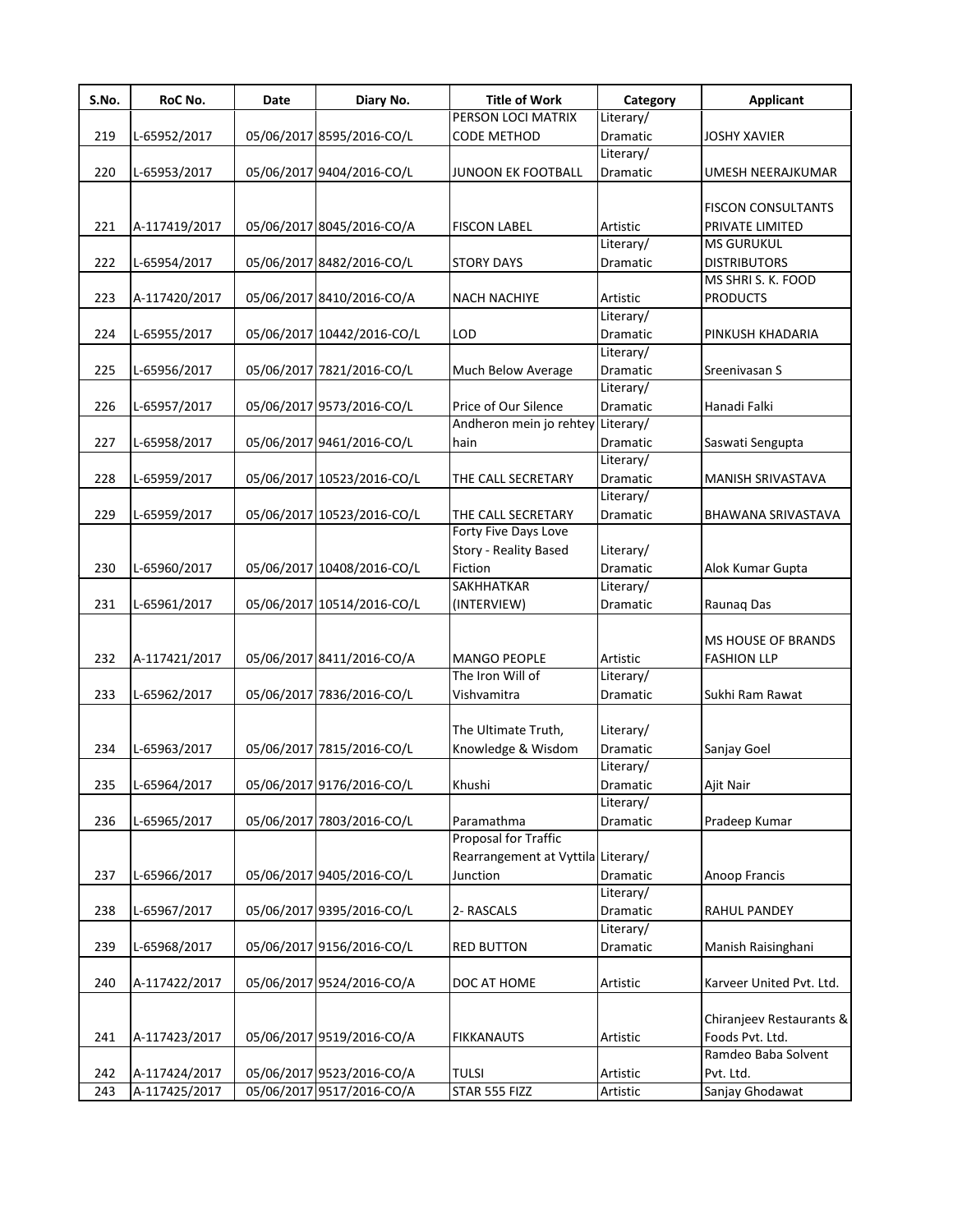| S.No. | RoC No. | Date | Diary No. | Title of Work | Category | Applicant |
|---|---|---|---|---|---|---|
| 219 | L-65952/2017 | 05/06/2017 | 8595/2016-CO/L | PERSON LOCI MATRIX CODE METHOD | Literary/ Dramatic | JOSHY XAVIER |
| 220 | L-65953/2017 | 05/06/2017 | 9404/2016-CO/L | JUNOON EK FOOTBALL | Literary/ Dramatic | UMESH NEERAJKUMAR |
| 221 | A-117419/2017 | 05/06/2017 | 8045/2016-CO/A | FISCON LABEL | Artistic | FISCON CONSULTANTS PRIVATE LIMITED |
| 222 | L-65954/2017 | 05/06/2017 | 8482/2016-CO/L | STORY DAYS | Literary/ Dramatic | MS GURUKUL DISTRIBUTORS |
| 223 | A-117420/2017 | 05/06/2017 | 8410/2016-CO/A | NACH NACHIYE | Artistic | MS SHRI S. K. FOOD PRODUCTS |
| 224 | L-65955/2017 | 05/06/2017 | 10442/2016-CO/L | LOD | Literary/ Dramatic | PINKUSH KHADARIA |
| 225 | L-65956/2017 | 05/06/2017 | 7821/2016-CO/L | Much Below Average | Literary/ Dramatic | Sreenivasan S |
| 226 | L-65957/2017 | 05/06/2017 | 9573/2016-CO/L | Price of Our Silence | Literary/ Dramatic | Hanadi Falki |
| 227 | L-65958/2017 | 05/06/2017 | 9461/2016-CO/L | Andheron mein jo rehtey hain | Literary/ Dramatic | Saswati Sengupta |
| 228 | L-65959/2017 | 05/06/2017 | 10523/2016-CO/L | THE CALL SECRETARY | Literary/ Dramatic | MANISH SRIVASTAVA |
| 229 | L-65959/2017 | 05/06/2017 | 10523/2016-CO/L | THE CALL SECRETARY | Literary/ Dramatic | BHAWANA SRIVASTAVA |
| 230 | L-65960/2017 | 05/06/2017 | 10408/2016-CO/L | Forty Five Days Love Story - Reality Based Fiction | Literary/ Dramatic | Alok Kumar Gupta |
| 231 | L-65961/2017 | 05/06/2017 | 10514/2016-CO/L | SAKHHATKAR (INTERVIEW) | Literary/ Dramatic | Raunaq Das |
| 232 | A-117421/2017 | 05/06/2017 | 8411/2016-CO/A | MANGO PEOPLE | Artistic | MS HOUSE OF BRANDS FASHION LLP |
| 233 | L-65962/2017 | 05/06/2017 | 7836/2016-CO/L | The Iron Will of Vishvamitra | Literary/ Dramatic | Sukhi Ram Rawat |
| 234 | L-65963/2017 | 05/06/2017 | 7815/2016-CO/L | The Ultimate Truth, Knowledge & Wisdom | Literary/ Dramatic | Sanjay Goel |
| 235 | L-65964/2017 | 05/06/2017 | 9176/2016-CO/L | Khushi | Literary/ Dramatic | Ajit Nair |
| 236 | L-65965/2017 | 05/06/2017 | 7803/2016-CO/L | Paramathma | Literary/ Dramatic | Pradeep Kumar |
| 237 | L-65966/2017 | 05/06/2017 | 9405/2016-CO/L | Proposal for Traffic Rearrangement at Vyttila Junction | Literary/ Dramatic | Anoop Francis |
| 238 | L-65967/2017 | 05/06/2017 | 9395/2016-CO/L | 2- RASCALS | Literary/ Dramatic | RAHUL PANDEY |
| 239 | L-65968/2017 | 05/06/2017 | 9156/2016-CO/L | RED BUTTON | Literary/ Dramatic | Manish Raisinghani |
| 240 | A-117422/2017 | 05/06/2017 | 9524/2016-CO/A | DOC AT HOME | Artistic | Karveer United Pvt. Ltd. |
| 241 | A-117423/2017 | 05/06/2017 | 9519/2016-CO/A | FIKKANAUTS | Artistic | Chiranjeev Restaurants & Foods Pvt. Ltd. |
| 242 | A-117424/2017 | 05/06/2017 | 9523/2016-CO/A | TULSI | Artistic | Ramdeo Baba Solvent Pvt. Ltd. |
| 243 | A-117425/2017 | 05/06/2017 | 9517/2016-CO/A | STAR 555 FIZZ | Artistic | Sanjay Ghodawat |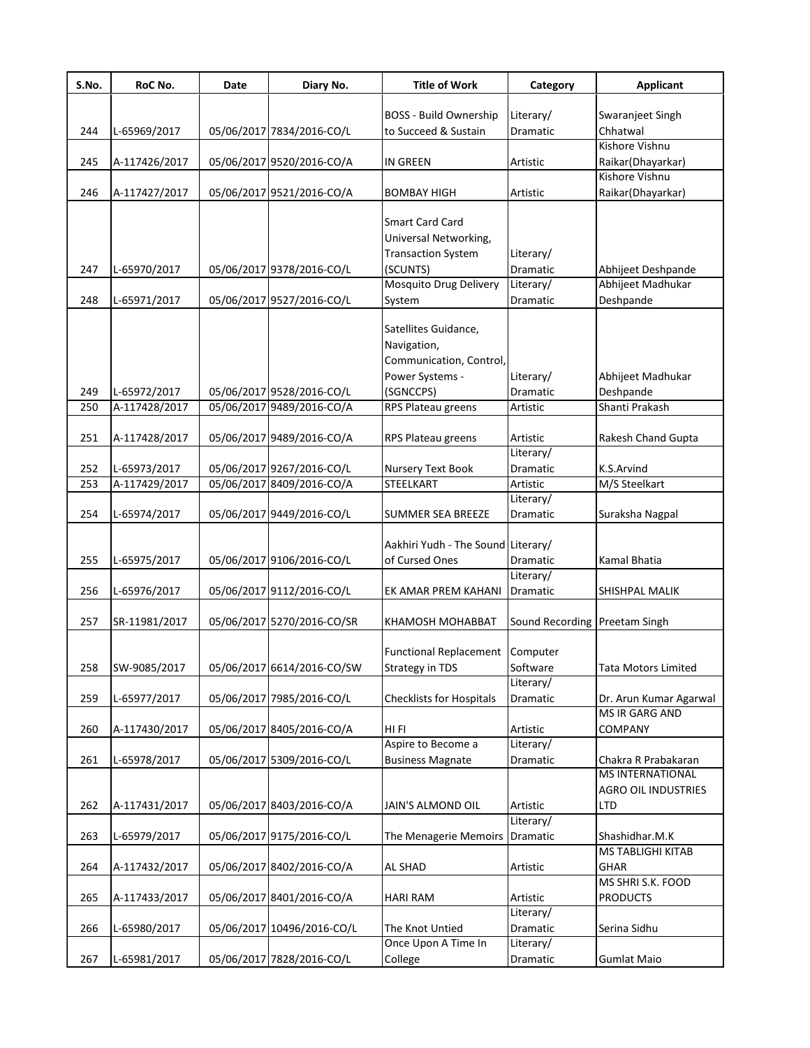| S.No. | RoC No. | Date | Diary No. | Title of Work | Category | Applicant |
|---|---|---|---|---|---|---|
| 244 | L-65969/2017 | 05/06/2017 | 7834/2016-CO/L | BOSS - Build Ownership to Succeed & Sustain | Literary/ Dramatic | Swaranjeet Singh Chhatwal |
| 245 | A-117426/2017 | 05/06/2017 | 9520/2016-CO/A | IN GREEN | Artistic | Kishore Vishnu Raikar(Dhayarkar) |
| 246 | A-117427/2017 | 05/06/2017 | 9521/2016-CO/A | BOMBAY HIGH | Artistic | Kishore Vishnu Raikar(Dhayarkar) |
| 247 | L-65970/2017 | 05/06/2017 | 9378/2016-CO/L | Smart Card Card Universal Networking, Transaction System (SCUNTS) | Literary/ Dramatic | Abhijeet Deshpande |
| 248 | L-65971/2017 | 05/06/2017 | 9527/2016-CO/L | Mosquito Drug Delivery System | Literary/ Dramatic | Abhijeet Madhukar Deshpande |
| 249 | L-65972/2017 | 05/06/2017 | 9528/2016-CO/L | Satellites Guidance, Navigation, Communication, Control, Power Systems - (SGNCCPS) | Literary/ Dramatic | Abhijeet Madhukar Deshpande |
| 250 | A-117428/2017 | 05/06/2017 | 9489/2016-CO/A | RPS Plateau greens | Artistic | Shanti Prakash |
| 251 | A-117428/2017 | 05/06/2017 | 9489/2016-CO/A | RPS Plateau greens | Artistic | Rakesh Chand Gupta |
| 252 | L-65973/2017 | 05/06/2017 | 9267/2016-CO/L | Nursery Text Book | Literary/ Dramatic | K.S.Arvind |
| 253 | A-117429/2017 | 05/06/2017 | 8409/2016-CO/A | STEELKART | Artistic | M/S Steelkart |
| 254 | L-65974/2017 | 05/06/2017 | 9449/2016-CO/L | SUMMER SEA BREEZE | Literary/ Dramatic | Suraksha Nagpal |
| 255 | L-65975/2017 | 05/06/2017 | 9106/2016-CO/L | Aakhiri Yudh - The Sound of Cursed Ones | Literary/ Dramatic | Kamal Bhatia |
| 256 | L-65976/2017 | 05/06/2017 | 9112/2016-CO/L | EK AMAR PREM KAHANI | Literary/ Dramatic | SHISHPAL MALIK |
| 257 | SR-11981/2017 | 05/06/2017 | 5270/2016-CO/SR | KHAMOSH MOHABBAT | Sound Recording | Preetam Singh |
| 258 | SW-9085/2017 | 05/06/2017 | 6614/2016-CO/SW | Functional Replacement Strategy in TDS | Computer Software | Tata Motors Limited |
| 259 | L-65977/2017 | 05/06/2017 | 7985/2016-CO/L | Checklists for Hospitals | Literary/ Dramatic | Dr. Arun Kumar Agarwal |
| 260 | A-117430/2017 | 05/06/2017 | 8405/2016-CO/A | HI FI | Artistic | MS IR GARG AND COMPANY |
| 261 | L-65978/2017 | 05/06/2017 | 5309/2016-CO/L | Aspire to Become a Business Magnate | Literary/ Dramatic | Chakra R Prabakaran |
| 262 | A-117431/2017 | 05/06/2017 | 8403/2016-CO/A | JAIN'S ALMOND OIL | Artistic | MS INTERNATIONAL AGRO OIL INDUSTRIES LTD |
| 263 | L-65979/2017 | 05/06/2017 | 9175/2016-CO/L | The Menagerie Memoirs | Literary/ Dramatic | Shashidhar.M.K |
| 264 | A-117432/2017 | 05/06/2017 | 8402/2016-CO/A | AL SHAD | Artistic | MS TABLIGHI KITAB GHAR |
| 265 | A-117433/2017 | 05/06/2017 | 8401/2016-CO/A | HARI RAM | Artistic | MS SHRI S.K. FOOD PRODUCTS |
| 266 | L-65980/2017 | 05/06/2017 | 10496/2016-CO/L | The Knot Untied | Literary/ Dramatic | Serina Sidhu |
| 267 | L-65981/2017 | 05/06/2017 | 7828/2016-CO/L | Once Upon A Time In College | Literary/ Dramatic | Gumlat Maio |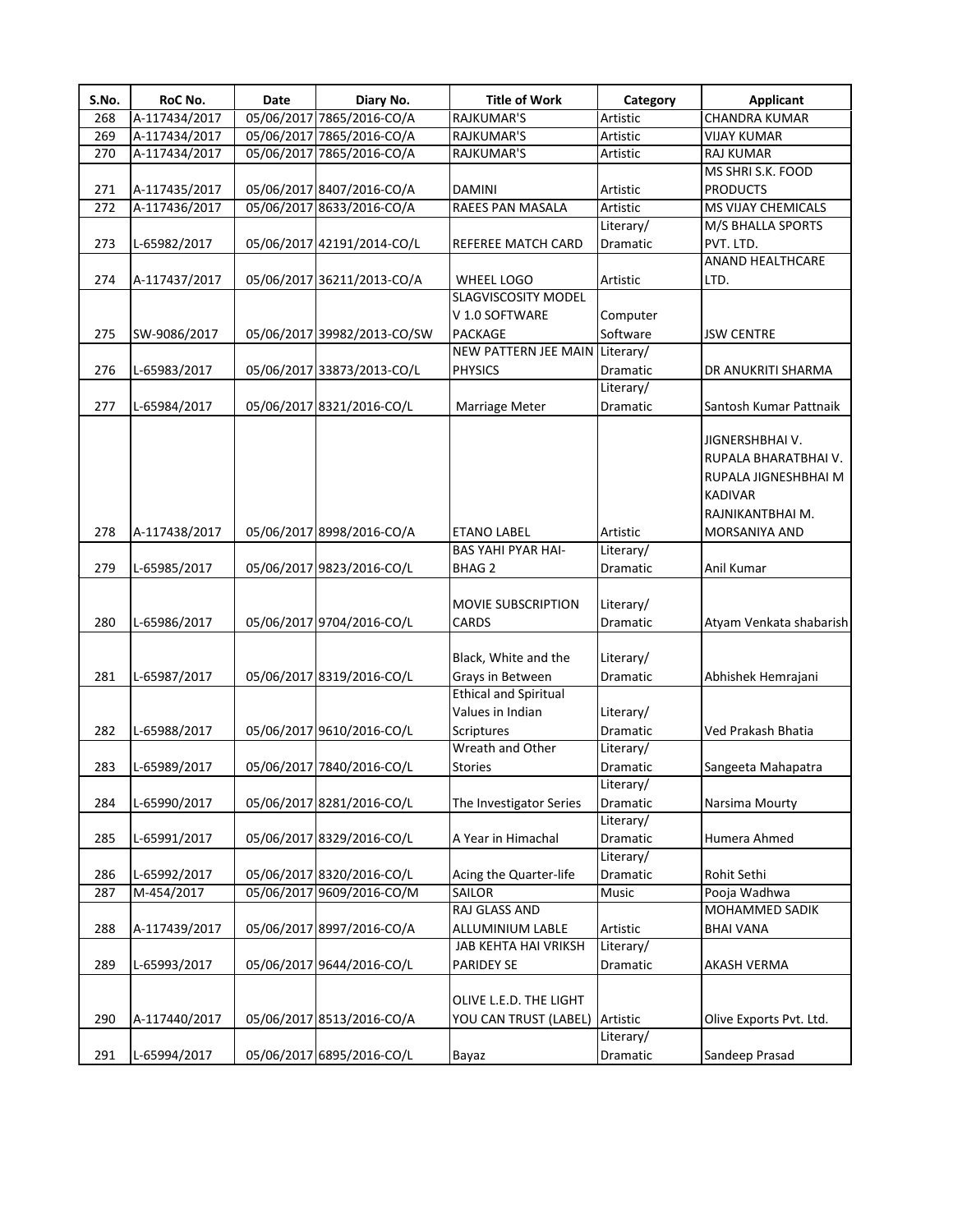| S.No. | RoC No. | Date | Diary No. | Title of Work | Category | Applicant |
|---|---|---|---|---|---|---|
| 268 | A-117434/2017 | 05/06/2017 | 7865/2016-CO/A | RAJKUMAR'S | Artistic | CHANDRA KUMAR |
| 269 | A-117434/2017 | 05/06/2017 | 7865/2016-CO/A | RAJKUMAR'S | Artistic | VIJAY KUMAR |
| 270 | A-117434/2017 | 05/06/2017 | 7865/2016-CO/A | RAJKUMAR'S | Artistic | RAJ KUMAR |
| 271 | A-117435/2017 | 05/06/2017 | 8407/2016-CO/A | DAMINI | Artistic | MS SHRI S.K. FOOD PRODUCTS |
| 272 | A-117436/2017 | 05/06/2017 | 8633/2016-CO/A | RAEES PAN MASALA | Artistic | MS VIJAY CHEMICALS |
| 273 | L-65982/2017 | 05/06/2017 | 42191/2014-CO/L | REFEREE MATCH CARD | Literary/ Dramatic | M/S BHALLA SPORTS PVT. LTD. |
| 274 | A-117437/2017 | 05/06/2017 | 36211/2013-CO/A | WHEEL LOGO | Artistic | ANAND HEALTHCARE LTD. |
| 275 | SW-9086/2017 | 05/06/2017 | 39982/2013-CO/SW | SLAGVISCOSITY MODEL V 1.0 SOFTWARE PACKAGE | Computer Software | JSW CENTRE |
| 276 | L-65983/2017 | 05/06/2017 | 33873/2013-CO/L | NEW PATTERN JEE MAIN PHYSICS | Literary/ Dramatic | DR ANUKRITI SHARMA |
| 277 | L-65984/2017 | 05/06/2017 | 8321/2016-CO/L | Marriage Meter | Literary/ Dramatic | Santosh Kumar Pattnaik |
| 278 | A-117438/2017 | 05/06/2017 | 8998/2016-CO/A | ETANO LABEL | Artistic | JIGNERSHBHAI V. RUPALA BHARATBHAI V. RUPALA JIGNESHBHAI M KADIVAR RAJNIKANTBHAI M. MORSANIYA AND |
| 279 | L-65985/2017 | 05/06/2017 | 9823/2016-CO/L | BAS YAHI PYAR HAI- BHAG 2 | Literary/ Dramatic | Anil Kumar |
| 280 | L-65986/2017 | 05/06/2017 | 9704/2016-CO/L | MOVIE SUBSCRIPTION CARDS | Literary/ Dramatic | Atyam Venkata shabarish |
| 281 | L-65987/2017 | 05/06/2017 | 8319/2016-CO/L | Black, White and the Grays in Between | Literary/ Dramatic | Abhishek Hemrajani |
| 282 | L-65988/2017 | 05/06/2017 | 9610/2016-CO/L | Ethical and Spiritual Values in Indian Scriptures | Literary/ Dramatic | Ved Prakash Bhatia |
| 283 | L-65989/2017 | 05/06/2017 | 7840/2016-CO/L | Wreath and Other Stories | Literary/ Dramatic | Sangeeta Mahapatra |
| 284 | L-65990/2017 | 05/06/2017 | 8281/2016-CO/L | The Investigator Series | Literary/ Dramatic | Narsima Mourty |
| 285 | L-65991/2017 | 05/06/2017 | 8329/2016-CO/L | A Year in Himachal | Literary/ Dramatic | Humera Ahmed |
| 286 | L-65992/2017 | 05/06/2017 | 8320/2016-CO/L | Acing the Quarter-life | Literary/ Dramatic | Rohit Sethi |
| 287 | M-454/2017 | 05/06/2017 | 9609/2016-CO/M | SAILOR | Music | Pooja Wadhwa |
| 288 | A-117439/2017 | 05/06/2017 | 8997/2016-CO/A | RAJ GLASS AND ALLUMINIUM LABLE | Artistic | MOHAMMED SADIK BHAI VANA |
| 289 | L-65993/2017 | 05/06/2017 | 9644/2016-CO/L | JAB KEHTA HAI VRIKSH PARIDEY SE | Literary/ Dramatic | AKASH VERMA |
| 290 | A-117440/2017 | 05/06/2017 | 8513/2016-CO/A | OLIVE L.E.D. THE LIGHT YOU CAN TRUST (LABEL) | Artistic | Olive Exports Pvt. Ltd. |
| 291 | L-65994/2017 | 05/06/2017 | 6895/2016-CO/L | Bayaz | Literary/ Dramatic | Sandeep Prasad |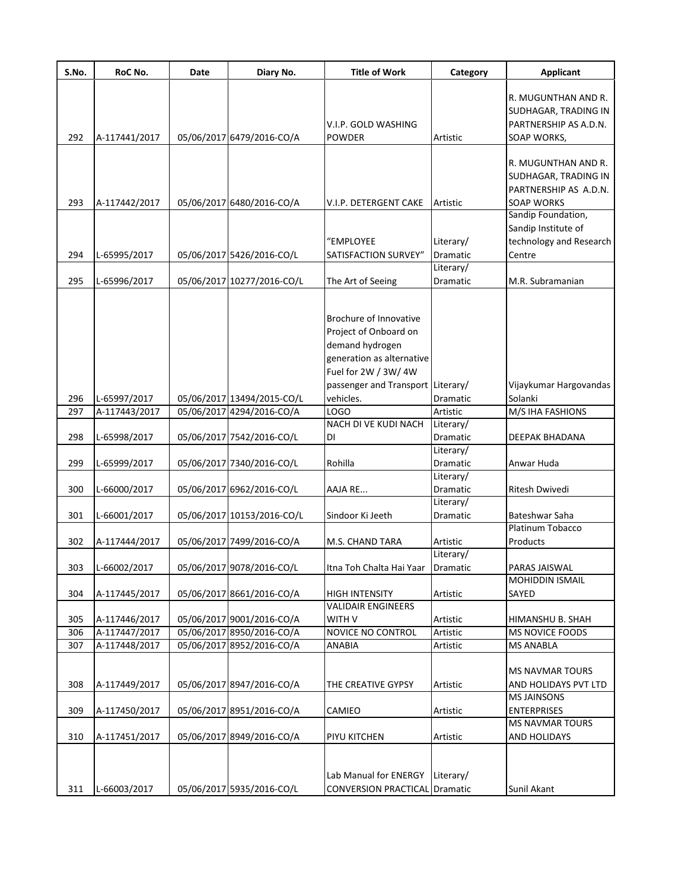| S.No. | RoC No. | Date | Diary No. | Title of Work | Category | Applicant |
|---|---|---|---|---|---|---|
| 292 | A-117441/2017 | 05/06/2017 | 6479/2016-CO/A | V.I.P. GOLD WASHING POWDER | Artistic | R. MUGUNTHAN AND R. SUDHAGAR, TRADING IN PARTNERSHIP AS A.D.N. SOAP WORKS, |
| 293 | A-117442/2017 | 05/06/2017 | 6480/2016-CO/A | V.I.P. DETERGENT CAKE | Artistic | R. MUGUNTHAN AND R. SUDHAGAR, TRADING IN PARTNERSHIP AS A.D.N. SOAP WORKS |
| 294 | L-65995/2017 | 05/06/2017 | 5426/2016-CO/L | "EMPLOYEE SATISFACTION SURVEY" | Literary/ Dramatic | Sandip Foundation, Sandip Institute of technology and Research Centre |
| 295 | L-65996/2017 | 05/06/2017 | 10277/2016-CO/L | The Art of Seeing | Literary/ Dramatic | M.R. Subramanian |
| 296 | L-65997/2017 | 05/06/2017 | 13494/2015-CO/L | Brochure of Innovative Project of Onboard on demand hydrogen generation as alternative Fuel for 2W / 3W/ 4W passenger and Transport vehicles. | Literary/ Dramatic | Vijaykumar Hargovandas Solanki |
| 297 | A-117443/2017 | 05/06/2017 | 4294/2016-CO/A | LOGO | Artistic | M/S IHA FASHIONS |
| 298 | L-65998/2017 | 05/06/2017 | 7542/2016-CO/L | NACH DI VE KUDI NACH DI | Literary/ Dramatic | DEEPAK BHADANA |
| 299 | L-65999/2017 | 05/06/2017 | 7340/2016-CO/L | Rohilla | Literary/ Dramatic | Anwar Huda |
| 300 | L-66000/2017 | 05/06/2017 | 6962/2016-CO/L | AAJA RE... | Literary/ Dramatic | Ritesh Dwivedi |
| 301 | L-66001/2017 | 05/06/2017 | 10153/2016-CO/L | Sindoor Ki Jeeth | Literary/ Dramatic | Bateshwar Saha |
| 302 | A-117444/2017 | 05/06/2017 | 7499/2016-CO/A | M.S. CHAND TARA | Artistic | Platinum Tobacco Products |
| 303 | L-66002/2017 | 05/06/2017 | 9078/2016-CO/L | Itna Toh Chalta Hai Yaar | Literary/ Dramatic | PARAS JAISWAL |
| 304 | A-117445/2017 | 05/06/2017 | 8661/2016-CO/A | HIGH INTENSITY | Artistic | MOHIDDIN ISMAIL SAYED |
| 305 | A-117446/2017 | 05/06/2017 | 9001/2016-CO/A | VALIDAIR ENGINEERS WITH V | Artistic | HIMANSHU B. SHAH |
| 306 | A-117447/2017 | 05/06/2017 | 8950/2016-CO/A | NOVICE NO CONTROL | Artistic | MS NOVICE FOODS |
| 307 | A-117448/2017 | 05/06/2017 | 8952/2016-CO/A | ANABIA | Artistic | MS ANABLA |
| 308 | A-117449/2017 | 05/06/2017 | 8947/2016-CO/A | THE CREATIVE GYPSY | Artistic | MS NAVMAR TOURS AND HOLIDAYS PVT LTD |
| 309 | A-117450/2017 | 05/06/2017 | 8951/2016-CO/A | CAMIEO | Artistic | MS JAINSONS ENTERPRISES |
| 310 | A-117451/2017 | 05/06/2017 | 8949/2016-CO/A | PIYU KITCHEN | Artistic | MS NAVMAR TOURS AND HOLIDAYS |
| 311 | L-66003/2017 | 05/06/2017 | 5935/2016-CO/L | Lab Manual for ENERGY CONVERSION PRACTICAL | Literary/ Dramatic | Sunil Akant |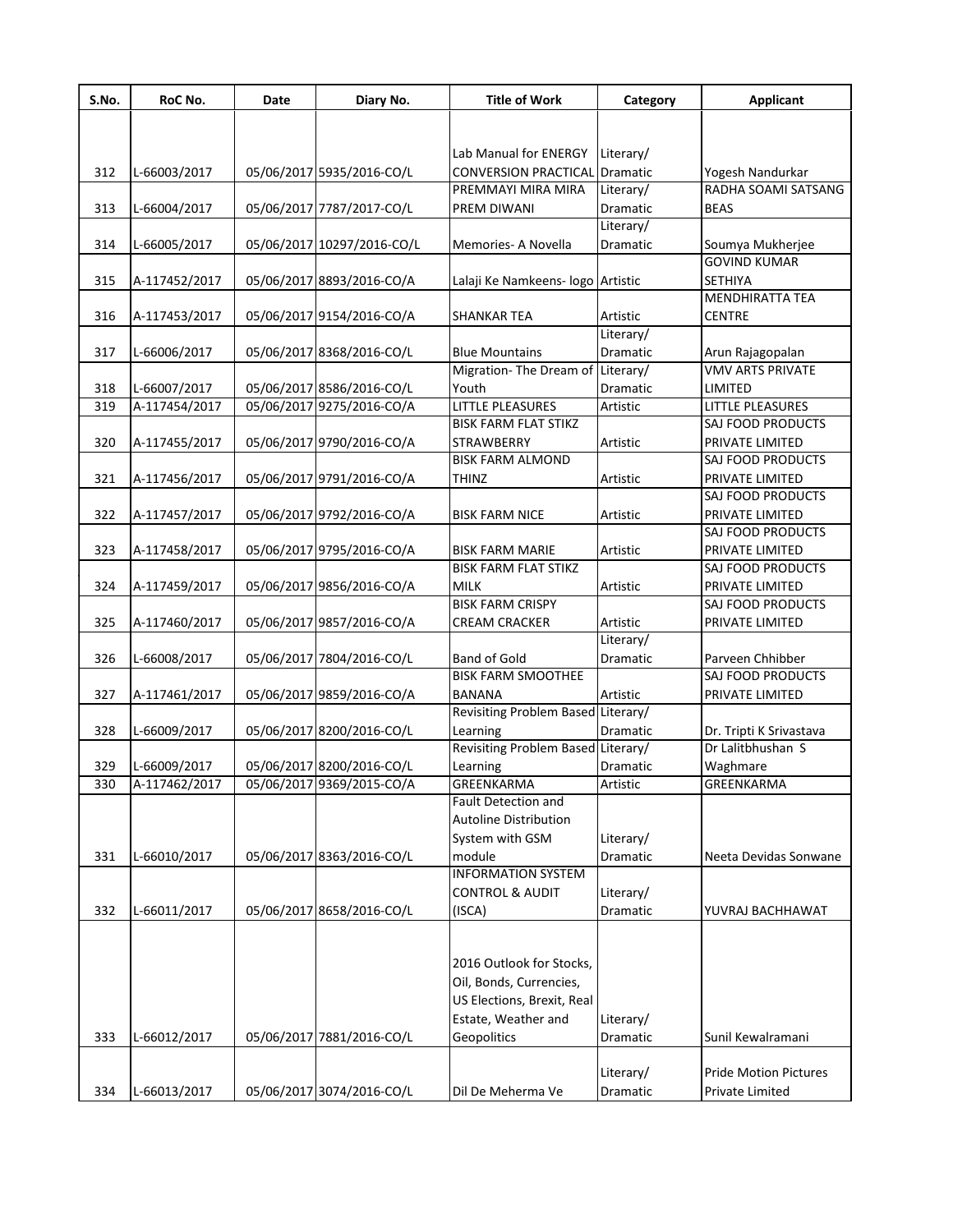| S.No. | RoC No. | Date | Diary No. | Title of Work | Category | Applicant |
| --- | --- | --- | --- | --- | --- | --- |
| 312 | L-66003/2017 | 05/06/2017 | 5935/2016-CO/L | Lab Manual for ENERGY CONVERSION PRACTICAL | Literary/ Dramatic | Yogesh Nandurkar |
| 313 | L-66004/2017 | 05/06/2017 | 7787/2017-CO/L | PREMMAYI MIRA MIRA PREM DIWANI | Literary/ Dramatic | RADHA SOAMI SATSANG BEAS |
| 314 | L-66005/2017 | 05/06/2017 | 10297/2016-CO/L | Memories- A Novella | Literary/ Dramatic | Soumya Mukherjee |
| 315 | A-117452/2017 | 05/06/2017 | 8893/2016-CO/A | Lalaji Ke Namkeens- logo | Artistic | GOVIND KUMAR SETHIYA |
| 316 | A-117453/2017 | 05/06/2017 | 9154/2016-CO/A | SHANKAR TEA | Artistic | MENDHIRATTA TEA CENTRE |
| 317 | L-66006/2017 | 05/06/2017 | 8368/2016-CO/L | Blue Mountains | Literary/ Dramatic | Arun Rajagopalan |
| 318 | L-66007/2017 | 05/06/2017 | 8586/2016-CO/L | Migration- The Dream of Youth | Literary/ Dramatic | VMV ARTS PRIVATE LIMITED |
| 319 | A-117454/2017 | 05/06/2017 | 9275/2016-CO/A | LITTLE PLEASURES | Artistic | LITTLE PLEASURES |
| 320 | A-117455/2017 | 05/06/2017 | 9790/2016-CO/A | BISK FARM FLAT STIKZ STRAWBERRY | Artistic | SAJ FOOD PRODUCTS PRIVATE LIMITED |
| 321 | A-117456/2017 | 05/06/2017 | 9791/2016-CO/A | BISK FARM ALMOND THINZ | Artistic | SAJ FOOD PRODUCTS PRIVATE LIMITED |
| 322 | A-117457/2017 | 05/06/2017 | 9792/2016-CO/A | BISK FARM NICE | Artistic | SAJ FOOD PRODUCTS PRIVATE LIMITED |
| 323 | A-117458/2017 | 05/06/2017 | 9795/2016-CO/A | BISK FARM MARIE | Artistic | SAJ FOOD PRODUCTS PRIVATE LIMITED |
| 324 | A-117459/2017 | 05/06/2017 | 9856/2016-CO/A | BISK FARM FLAT STIKZ MILK | Artistic | SAJ FOOD PRODUCTS PRIVATE LIMITED |
| 325 | A-117460/2017 | 05/06/2017 | 9857/2016-CO/A | BISK FARM CRISPY CREAM CRACKER | Artistic | SAJ FOOD PRODUCTS PRIVATE LIMITED |
| 326 | L-66008/2017 | 05/06/2017 | 7804/2016-CO/L | Band of Gold | Literary/ Dramatic | Parveen Chhibber |
| 327 | A-117461/2017 | 05/06/2017 | 9859/2016-CO/A | BISK FARM SMOOTHEE BANANA | Artistic | SAJ FOOD PRODUCTS PRIVATE LIMITED |
| 328 | L-66009/2017 | 05/06/2017 | 8200/2016-CO/L | Revisiting Problem Based Learning | Literary/ Dramatic | Dr. Tripti K Srivastava |
| 329 | L-66009/2017 | 05/06/2017 | 8200/2016-CO/L | Revisiting Problem Based Learning | Literary/ Dramatic | Dr Lalitbhushan S Waghmare |
| 330 | A-117462/2017 | 05/06/2017 | 9369/2015-CO/A | GREENKARMA | Artistic | GREENKARMA |
| 331 | L-66010/2017 | 05/06/2017 | 8363/2016-CO/L | Fault Detection and Autoline Distribution System with GSM module | Literary/ Dramatic | Neeta Devidas Sonwane |
| 332 | L-66011/2017 | 05/06/2017 | 8658/2016-CO/L | INFORMATION SYSTEM CONTROL & AUDIT (ISCA) | Literary/ Dramatic | YUVRAJ BACHHAWAT |
| 333 | L-66012/2017 | 05/06/2017 | 7881/2016-CO/L | 2016 Outlook for Stocks, Oil, Bonds, Currencies, US Elections, Brexit, Real Estate, Weather and Geopolitics | Literary/ Dramatic | Sunil Kewalramani |
| 334 | L-66013/2017 | 05/06/2017 | 3074/2016-CO/L | Dil De Meherma Ve | Literary/ Dramatic | Pride Motion Pictures Private Limited |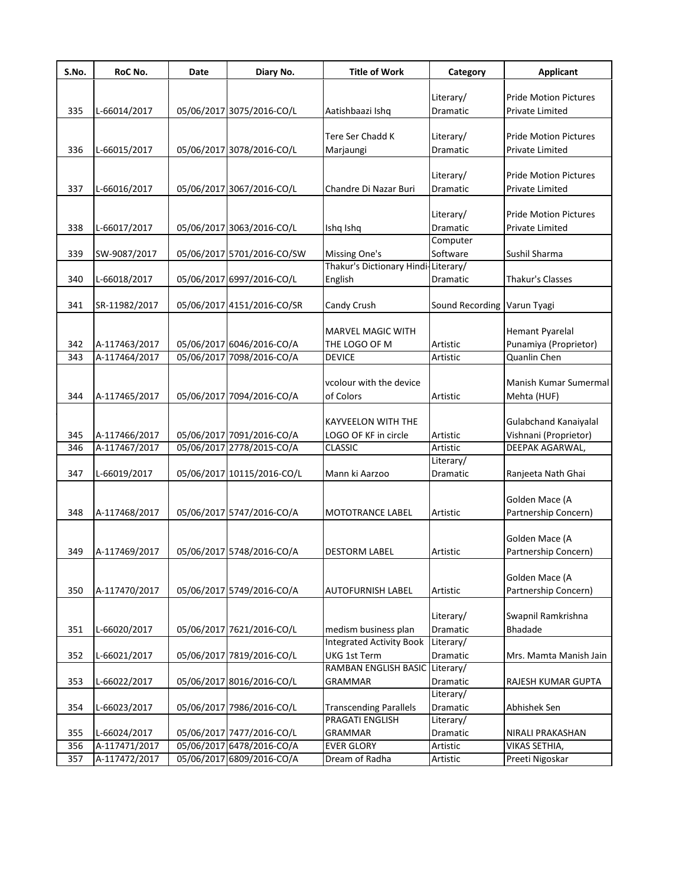| S.No. | RoC No. | Date | Diary No. | Title of Work | Category | Applicant |
|---|---|---|---|---|---|---|
| 335 | L-66014/2017 | 05/06/2017 | 3075/2016-CO/L | Aatishbaazi Ishq | Literary/ Dramatic | Pride Motion Pictures Private Limited |
| 336 | L-66015/2017 | 05/06/2017 | 3078/2016-CO/L | Tere Ser Chadd K Marjaungi | Literary/ Dramatic | Pride Motion Pictures Private Limited |
| 337 | L-66016/2017 | 05/06/2017 | 3067/2016-CO/L | Chandre Di Nazar Buri | Literary/ Dramatic | Pride Motion Pictures Private Limited |
| 338 | L-66017/2017 | 05/06/2017 | 3063/2016-CO/L | Ishq Ishq | Literary/ Dramatic | Pride Motion Pictures Private Limited |
| 339 | SW-9087/2017 | 05/06/2017 | 5701/2016-CO/SW | Missing One's | Computer Software | Sushil Sharma |
| 340 | L-66018/2017 | 05/06/2017 | 6997/2016-CO/L | Thakur's Dictionary Hindi-English | Literary/ Dramatic | Thakur's Classes |
| 341 | SR-11982/2017 | 05/06/2017 | 4151/2016-CO/SR | Candy Crush | Sound Recording | Varun Tyagi |
| 342 | A-117463/2017 | 05/06/2017 | 6046/2016-CO/A | MARVEL MAGIC WITH THE LOGO OF M | Artistic | Hemant Pyarelal Punamiya (Proprietor) |
| 343 | A-117464/2017 | 05/06/2017 | 7098/2016-CO/A | DEVICE | Artistic | Quanlin Chen |
| 344 | A-117465/2017 | 05/06/2017 | 7094/2016-CO/A | vcolour with the device of Colors | Artistic | Manish Kumar Sumermal Mehta (HUF) |
| 345 | A-117466/2017 | 05/06/2017 | 7091/2016-CO/A | KAYVEELON WITH THE LOGO OF KF in circle | Artistic | Gulabchand Kanaiyalal Vishnani (Proprietor) |
| 346 | A-117467/2017 | 05/06/2017 | 2778/2015-CO/A | CLASSIC | Artistic | DEEPAK AGARWAL, |
| 347 | L-66019/2017 | 05/06/2017 | 10115/2016-CO/L | Mann ki Aarzoo | Literary/ Dramatic | Ranjeeta Nath Ghai |
| 348 | A-117468/2017 | 05/06/2017 | 5747/2016-CO/A | MOTOTRANCE LABEL | Artistic | Golden Mace (A Partnership Concern) |
| 349 | A-117469/2017 | 05/06/2017 | 5748/2016-CO/A | DESTORM LABEL | Artistic | Golden Mace (A Partnership Concern) |
| 350 | A-117470/2017 | 05/06/2017 | 5749/2016-CO/A | AUTOFURNISH LABEL | Artistic | Golden Mace (A Partnership Concern) |
| 351 | L-66020/2017 | 05/06/2017 | 7621/2016-CO/L | medism business plan | Literary/ Dramatic | Swapnil Ramkrishna Bhadade |
| 352 | L-66021/2017 | 05/06/2017 | 7819/2016-CO/L | Integrated Activity Book UKG 1st Term | Literary/ Dramatic | Mrs. Mamta Manish Jain |
| 353 | L-66022/2017 | 05/06/2017 | 8016/2016-CO/L | RAMBAN ENGLISH BASIC GRAMMAR | Literary/ Dramatic | RAJESH KUMAR GUPTA |
| 354 | L-66023/2017 | 05/06/2017 | 7986/2016-CO/L | Transcending Parallels | Literary/ Dramatic | Abhishek Sen |
| 355 | L-66024/2017 | 05/06/2017 | 7477/2016-CO/L | PRAGATI ENGLISH GRAMMAR | Literary/ Dramatic | NIRALI PRAKASHAN |
| 356 | A-117471/2017 | 05/06/2017 | 6478/2016-CO/A | EVER GLORY | Artistic | VIKAS SETHIA, |
| 357 | A-117472/2017 | 05/06/2017 | 6809/2016-CO/A | Dream of Radha | Artistic | Preeti Nigoskar |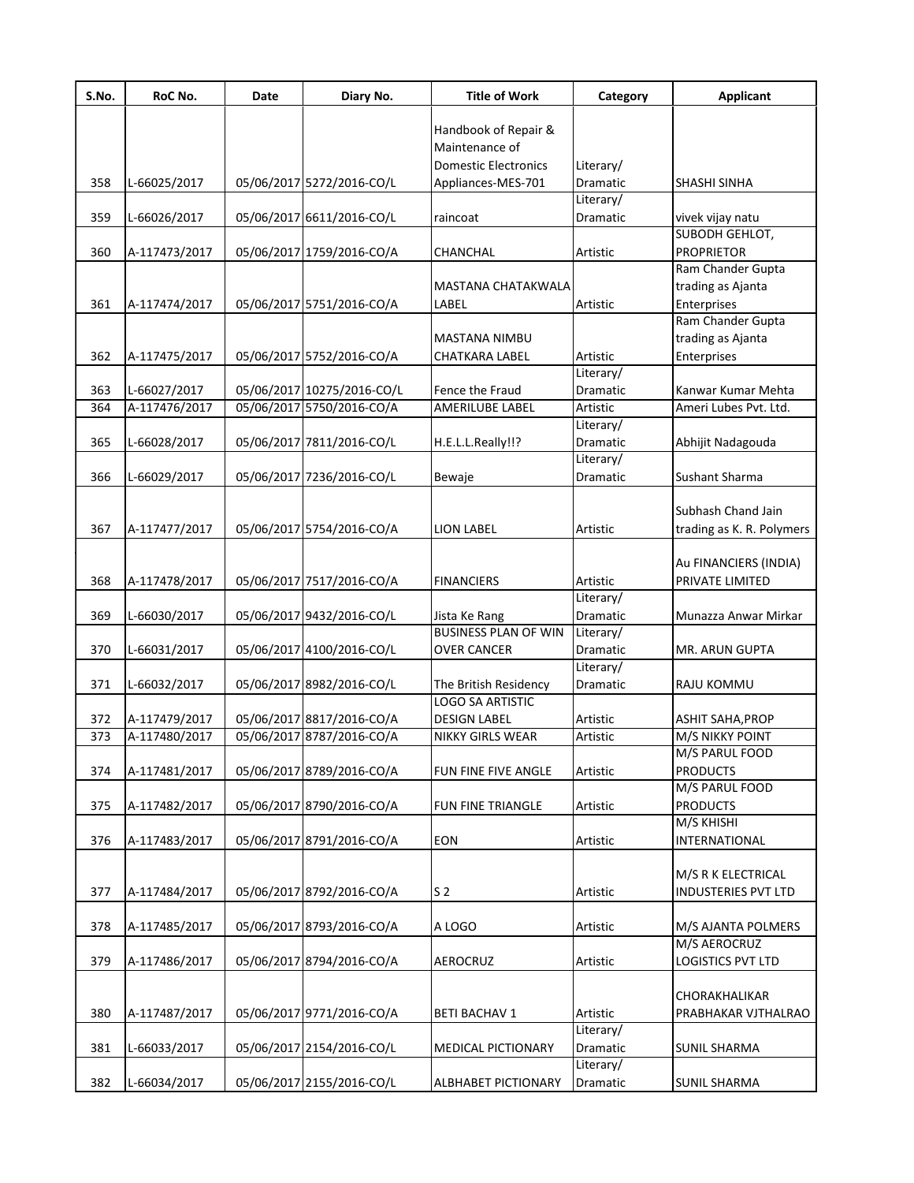| S.No. | RoC No. | Date | Diary No. | Title of Work | Category | Applicant |
|---|---|---|---|---|---|---|
| 358 | L-66025/2017 | 05/06/2017 | 5272/2016-CO/L | Handbook of Repair & Maintenance of Domestic Electronics Appliances-MES-701 | Literary/ Dramatic | SHASHI SINHA |
| 359 | L-66026/2017 | 05/06/2017 | 6611/2016-CO/L | raincoat | Literary/ Dramatic | vivek vijay natu |
| 360 | A-117473/2017 | 05/06/2017 | 1759/2016-CO/A | CHANCHAL | Artistic | SUBODH GEHLOT, PROPRIETOR |
| 361 | A-117474/2017 | 05/06/2017 | 5751/2016-CO/A | MASTANA CHATAKWALA LABEL | Artistic | Ram Chander Gupta trading as Ajanta Enterprises |
| 362 | A-117475/2017 | 05/06/2017 | 5752/2016-CO/A | MASTANA NIMBU CHATKARA LABEL | Artistic | Ram Chander Gupta trading as Ajanta Enterprises |
| 363 | L-66027/2017 | 05/06/2017 | 10275/2016-CO/L | Fence the Fraud | Literary/ Dramatic | Kanwar Kumar Mehta |
| 364 | A-117476/2017 | 05/06/2017 | 5750/2016-CO/A | AMERILUBE LABEL | Artistic | Ameri Lubes Pvt. Ltd. |
| 365 | L-66028/2017 | 05/06/2017 | 7811/2016-CO/L | H.E.L.L.Really!!? | Literary/ Dramatic | Abhijit Nadagouda |
| 366 | L-66029/2017 | 05/06/2017 | 7236/2016-CO/L | Bewaje | Literary/ Dramatic | Sushant Sharma |
| 367 | A-117477/2017 | 05/06/2017 | 5754/2016-CO/A | LION LABEL | Artistic | Subhash Chand Jain trading as K. R. Polymers |
| 368 | A-117478/2017 | 05/06/2017 | 7517/2016-CO/A | FINANCIERS | Artistic | Au FINANCIERS (INDIA) PRIVATE LIMITED |
| 369 | L-66030/2017 | 05/06/2017 | 9432/2016-CO/L | Jista Ke Rang | Literary/ Dramatic | Munazza Anwar Mirkar |
| 370 | L-66031/2017 | 05/06/2017 | 4100/2016-CO/L | BUSINESS PLAN OF WIN OVER CANCER | Literary/ Dramatic | MR. ARUN GUPTA |
| 371 | L-66032/2017 | 05/06/2017 | 8982/2016-CO/L | The British Residency | Literary/ Dramatic | RAJU KOMMU |
| 372 | A-117479/2017 | 05/06/2017 | 8817/2016-CO/A | LOGO SA ARTISTIC DESIGN LABEL | Artistic | ASHIT SAHA,PROP |
| 373 | A-117480/2017 | 05/06/2017 | 8787/2016-CO/A | NIKKY GIRLS WEAR | Artistic | M/S NIKKY POINT |
| 374 | A-117481/2017 | 05/06/2017 | 8789/2016-CO/A | FUN FINE FIVE ANGLE | Artistic | M/S PARUL FOOD PRODUCTS |
| 375 | A-117482/2017 | 05/06/2017 | 8790/2016-CO/A | FUN FINE TRIANGLE | Artistic | M/S PARUL FOOD PRODUCTS |
| 376 | A-117483/2017 | 05/06/2017 | 8791/2016-CO/A | EON | Artistic | M/S KHISHI INTERNATIONAL |
| 377 | A-117484/2017 | 05/06/2017 | 8792/2016-CO/A | S 2 | Artistic | M/S R K ELECTRICAL INDUSTERIES PVT LTD |
| 378 | A-117485/2017 | 05/06/2017 | 8793/2016-CO/A | A LOGO | Artistic | M/S AJANTA POLMERS |
| 379 | A-117486/2017 | 05/06/2017 | 8794/2016-CO/A | AEROCRUZ | Artistic | M/S AEROCRUZ LOGISTICS PVT LTD |
| 380 | A-117487/2017 | 05/06/2017 | 9771/2016-CO/A | BETI BACHAV 1 | Artistic | CHORAKHALIKAR PRABHAKAR VJTHALRAO |
| 381 | L-66033/2017 | 05/06/2017 | 2154/2016-CO/L | MEDICAL PICTIONARY | Literary/ Dramatic | SUNIL SHARMA |
| 382 | L-66034/2017 | 05/06/2017 | 2155/2016-CO/L | ALBHABET PICTIONARY | Literary/ Dramatic | SUNIL SHARMA |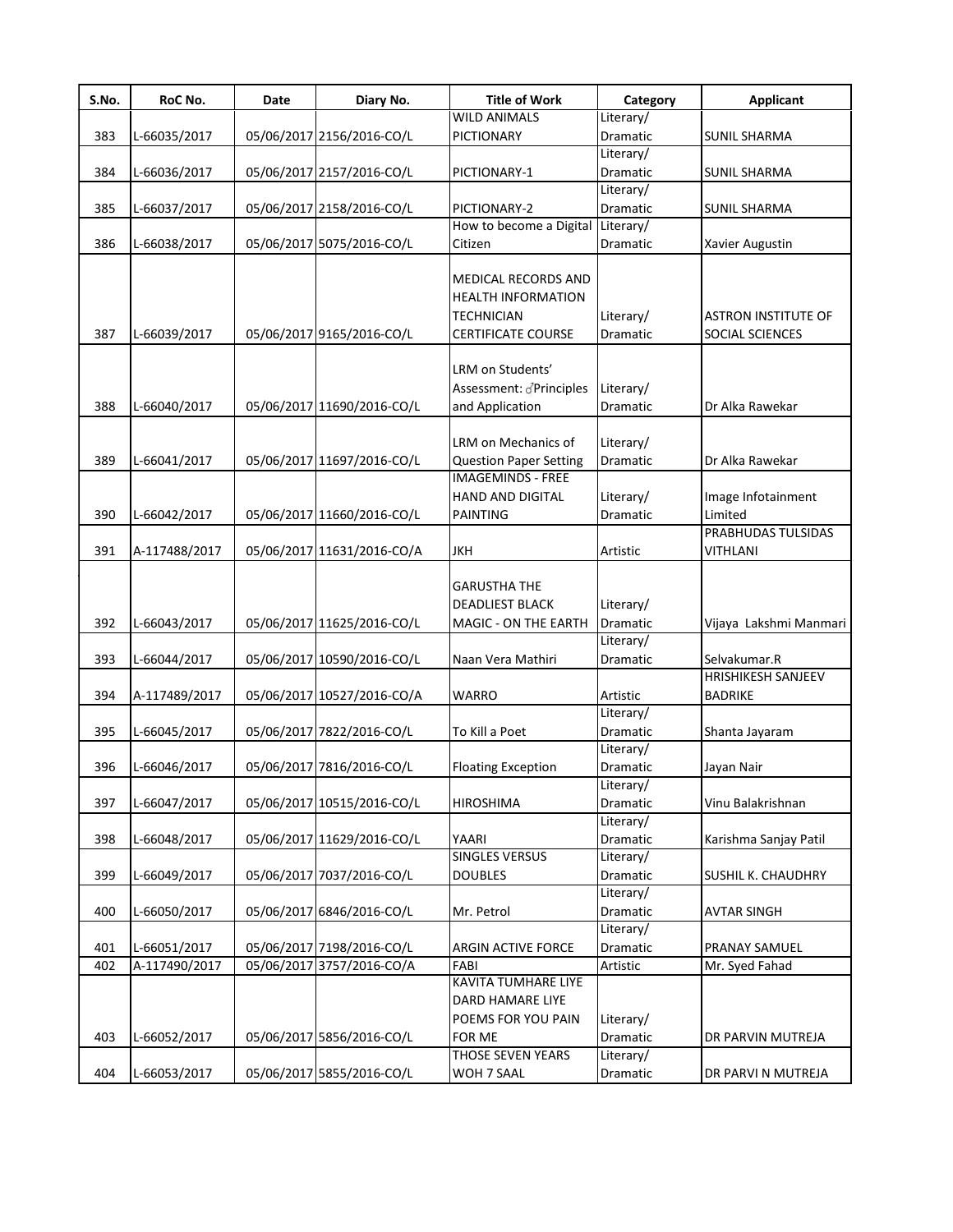| S.No. | RoC No. | Date | Diary No. | Title of Work | Category | Applicant |
|---|---|---|---|---|---|---|
| 383 | L-66035/2017 | 05/06/2017 | 2156/2016-CO/L | WILD ANIMALS PICTIONARY | Literary/ Dramatic | SUNIL SHARMA |
| 384 | L-66036/2017 | 05/06/2017 | 2157/2016-CO/L | PICTIONARY-1 | Literary/ Dramatic | SUNIL SHARMA |
| 385 | L-66037/2017 | 05/06/2017 | 2158/2016-CO/L | PICTIONARY-2 | Literary/ Dramatic | SUNIL SHARMA |
| 386 | L-66038/2017 | 05/06/2017 | 5075/2016-CO/L | How to become a Digital Citizen | Literary/ Dramatic | Xavier Augustin |
| 387 | L-66039/2017 | 05/06/2017 | 9165/2016-CO/L | MEDICAL RECORDS AND HEALTH INFORMATION TECHNICIAN CERTIFICATE COURSE | Literary/ Dramatic | ASTRON INSTITUTE OF SOCIAL SCIENCES |
| 388 | L-66040/2017 | 05/06/2017 | 11690/2016-CO/L | LRM on Students' Assessment: ♂Principles and Application | Literary/ Dramatic | Dr Alka Rawekar |
| 389 | L-66041/2017 | 05/06/2017 | 11697/2016-CO/L | LRM on Mechanics of Question Paper Setting | Literary/ Dramatic | Dr Alka Rawekar |
| 390 | L-66042/2017 | 05/06/2017 | 11660/2016-CO/L | IMAGEMINDS - FREE HAND AND DIGITAL PAINTING | Literary/ Dramatic | Image Infotainment Limited |
| 391 | A-117488/2017 | 05/06/2017 | 11631/2016-CO/A | JKH | Artistic | PRABHUDAS TULSIDAS VITHLANI |
| 392 | L-66043/2017 | 05/06/2017 | 11625/2016-CO/L | GARUSTHA THE DEADLIEST BLACK MAGIC - ON THE EARTH | Literary/ Dramatic | Vijaya Lakshmi Manmari |
| 393 | L-66044/2017 | 05/06/2017 | 10590/2016-CO/L | Naan Vera Mathiri | Literary/ Dramatic | Selvakumar.R |
| 394 | A-117489/2017 | 05/06/2017 | 10527/2016-CO/A | WARRO | Artistic | HRISHIKESH SANJEEV BADRIKE |
| 395 | L-66045/2017 | 05/06/2017 | 7822/2016-CO/L | To Kill a Poet | Literary/ Dramatic | Shanta Jayaram |
| 396 | L-66046/2017 | 05/06/2017 | 7816/2016-CO/L | Floating Exception | Literary/ Dramatic | Jayan Nair |
| 397 | L-66047/2017 | 05/06/2017 | 10515/2016-CO/L | HIROSHIMA | Literary/ Dramatic | Vinu Balakrishnan |
| 398 | L-66048/2017 | 05/06/2017 | 11629/2016-CO/L | YAARI | Literary/ Dramatic | Karishma Sanjay Patil |
| 399 | L-66049/2017 | 05/06/2017 | 7037/2016-CO/L | SINGLES VERSUS DOUBLES | Literary/ Dramatic | SUSHIL K. CHAUDHRY |
| 400 | L-66050/2017 | 05/06/2017 | 6846/2016-CO/L | Mr. Petrol | Literary/ Dramatic | AVTAR SINGH |
| 401 | L-66051/2017 | 05/06/2017 | 7198/2016-CO/L | ARGIN ACTIVE FORCE | Literary/ Dramatic | PRANAY SAMUEL |
| 402 | A-117490/2017 | 05/06/2017 | 3757/2016-CO/A | FABI | Artistic | Mr. Syed Fahad |
| 403 | L-66052/2017 | 05/06/2017 | 5856/2016-CO/L | KAVITA TUMHARE LIYE DARD HAMARE LIYE POEMS FOR YOU PAIN FOR ME | Literary/ Dramatic | DR PARVIN MUTREJA |
| 404 | L-66053/2017 | 05/06/2017 | 5855/2016-CO/L | THOSE SEVEN YEARS WOH 7 SAAL | Literary/ Dramatic | DR PARVI N MUTREJA |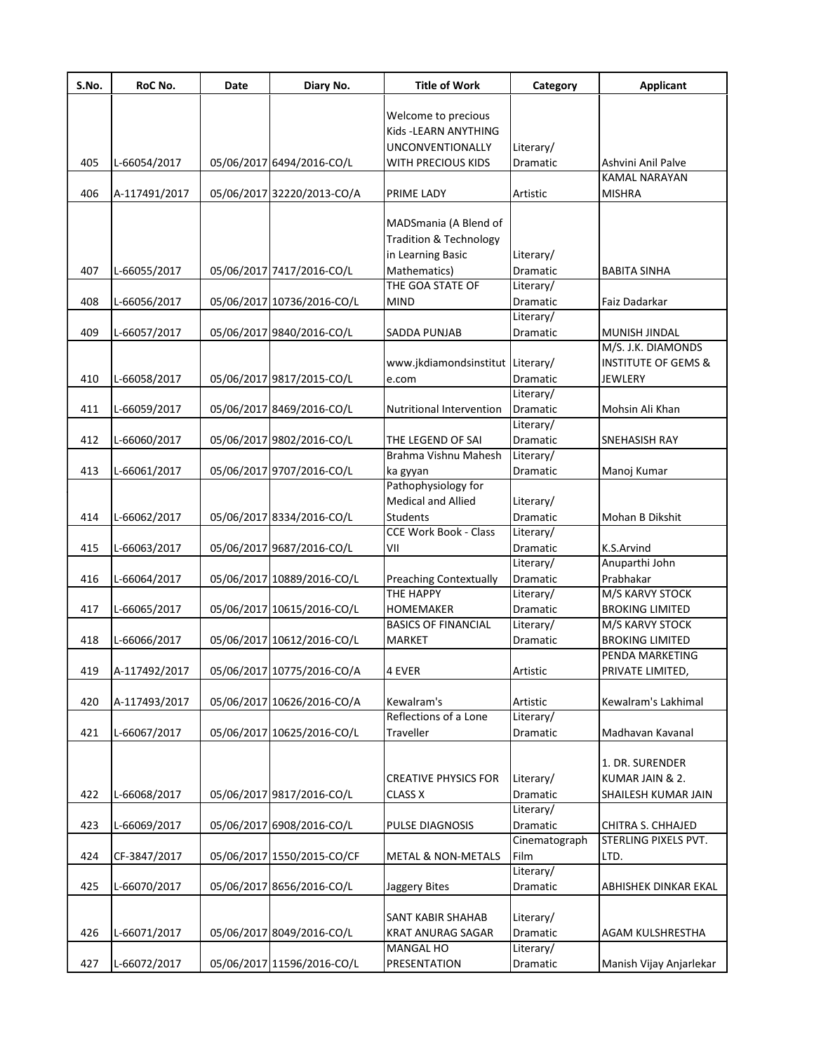| S.No. | RoC No. | Date | Diary No. | Title of Work | Category | Applicant |
|---|---|---|---|---|---|---|
| 405 | L-66054/2017 | 05/06/2017 | 6494/2016-CO/L | Welcome to precious Kids -LEARN ANYTHING UNCONVENTIONALLY WITH PRECIOUS KIDS | Literary/ Dramatic | Ashvini Anil Palve |
| 406 | A-117491/2017 | 05/06/2017 | 32220/2013-CO/A | PRIME LADY | Artistic | KAMAL NARAYAN MISHRA |
| 407 | L-66055/2017 | 05/06/2017 | 7417/2016-CO/L | MADSmania (A Blend of Tradition & Technology in Learning Basic Mathematics) | Literary/ Dramatic | BABITA SINHA |
| 408 | L-66056/2017 | 05/06/2017 | 10736/2016-CO/L | THE GOA STATE OF MIND | Literary/ Dramatic | Faiz Dadarkar |
| 409 | L-66057/2017 | 05/06/2017 | 9840/2016-CO/L | SADDA PUNJAB | Literary/ Dramatic | MUNISH JINDAL |
| 410 | L-66058/2017 | 05/06/2017 | 9817/2015-CO/L | www.jkdiamondsinstitute.com | Literary/ Dramatic | M/S. J.K. DIAMONDS INSTITUTE OF GEMS & JEWLERY |
| 411 | L-66059/2017 | 05/06/2017 | 8469/2016-CO/L | Nutritional Intervention | Literary/ Dramatic | Mohsin Ali Khan |
| 412 | L-66060/2017 | 05/06/2017 | 9802/2016-CO/L | THE LEGEND OF SAI | Literary/ Dramatic | SNEHASISH RAY |
| 413 | L-66061/2017 | 05/06/2017 | 9707/2016-CO/L | Brahma Vishnu Mahesh ka gyyan | Literary/ Dramatic | Manoj Kumar |
| 414 | L-66062/2017 | 05/06/2017 | 8334/2016-CO/L | Pathophysiology for Medical and Allied Students | Literary/ Dramatic | Mohan B Dikshit |
| 415 | L-66063/2017 | 05/06/2017 | 9687/2016-CO/L | CCE Work Book - Class VII | Literary/ Dramatic | K.S.Arvind |
| 416 | L-66064/2017 | 05/06/2017 | 10889/2016-CO/L | Preaching Contextually | Literary/ Dramatic | Anuparthi John Prabhakar |
| 417 | L-66065/2017 | 05/06/2017 | 10615/2016-CO/L | THE HAPPY HOMEMAKER | Literary/ Dramatic | M/S KARVY STOCK BROKING LIMITED |
| 418 | L-66066/2017 | 05/06/2017 | 10612/2016-CO/L | BASICS OF FINANCIAL MARKET | Literary/ Dramatic | M/S KARVY STOCK BROKING LIMITED |
| 419 | A-117492/2017 | 05/06/2017 | 10775/2016-CO/A | 4 EVER | Artistic | PENDA MARKETING PRIVATE LIMITED, |
| 420 | A-117493/2017 | 05/06/2017 | 10626/2016-CO/A | Kewalram's | Artistic | Kewalram's Lakhimal |
| 421 | L-66067/2017 | 05/06/2017 | 10625/2016-CO/L | Reflections of a Lone Traveller | Literary/ Dramatic | Madhavan Kavanal |
| 422 | L-66068/2017 | 05/06/2017 | 9817/2016-CO/L | CREATIVE PHYSICS FOR CLASS X | Literary/ Dramatic | 1. DR. SURENDER KUMAR JAIN & 2. SHAILESH KUMAR JAIN |
| 423 | L-66069/2017 | 05/06/2017 | 6908/2016-CO/L | PULSE DIAGNOSIS | Literary/ Dramatic | CHITRA S. CHHAJED |
| 424 | CF-3847/2017 | 05/06/2017 | 1550/2015-CO/CF | METAL & NON-METALS | Cinematograph Film | STERLING PIXELS PVT. LTD. |
| 425 | L-66070/2017 | 05/06/2017 | 8656/2016-CO/L | Jaggery Bites | Literary/ Dramatic | ABHISHEK DINKAR EKAL |
| 426 | L-66071/2017 | 05/06/2017 | 8049/2016-CO/L | SANT KABIR SHAHAB KRAT ANURAG SAGAR | Literary/ Dramatic | AGAM KULSHRESTHA |
| 427 | L-66072/2017 | 05/06/2017 | 11596/2016-CO/L | MANGAL HO PRESENTATION | Literary/ Dramatic | Manish Vijay Anjarlekar |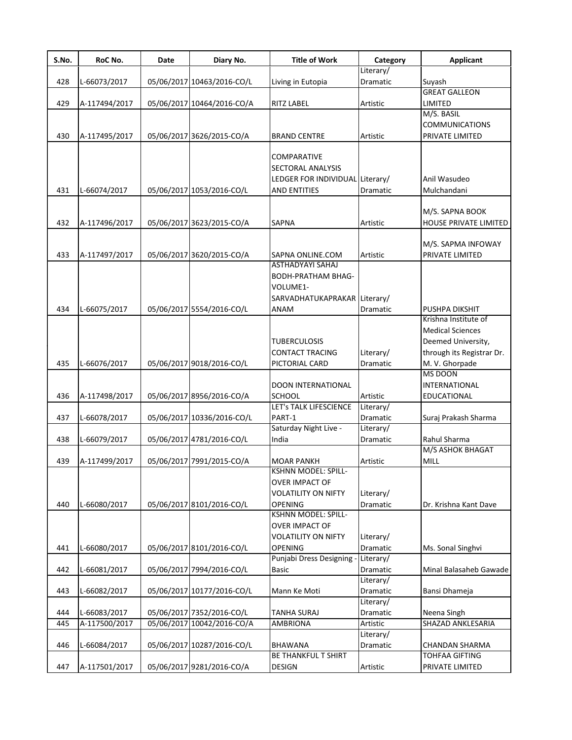| S.No. | RoC No. | Date | Diary No. | Title of Work | Category | Applicant |
|---|---|---|---|---|---|---|
| 428 | L-66073/2017 | 05/06/2017 | 10463/2016-CO/L | Living in Eutopia | Literary/ Dramatic | Suyash |
| 429 | A-117494/2017 | 05/06/2017 | 10464/2016-CO/A | RITZ LABEL | Artistic | GREAT GALLEON LIMITED |
| 430 | A-117495/2017 | 05/06/2017 | 3626/2015-CO/A | BRAND CENTRE | Artistic | M/S. BASIL COMMUNICATIONS PRIVATE LIMITED |
| 431 | L-66074/2017 | 05/06/2017 | 1053/2016-CO/L | COMPARATIVE SECTORAL ANALYSIS LEDGER FOR INDIVIDUAL AND ENTITIES | Literary/ Dramatic | Anil Wasudeo Mulchandani |
| 432 | A-117496/2017 | 05/06/2017 | 3623/2015-CO/A | SAPNA | Artistic | M/S. SAPNA BOOK HOUSE PRIVATE LIMITED |
| 433 | A-117497/2017 | 05/06/2017 | 3620/2015-CO/A | SAPNA ONLINE.COM | Artistic | M/S. SAPMA INFOWAY PRIVATE LIMITED |
| 434 | L-66075/2017 | 05/06/2017 | 5554/2016-CO/L | ASTHADYAYI SAHAJ BODH-PRATHAM BHAG-VOLUME1-SARVADHATUKAPRAKARANAM | Literary/ Dramatic | PUSHPA DIKSHIT |
| 435 | L-66076/2017 | 05/06/2017 | 9018/2016-CO/L | TUBERCULOSIS CONTACT TRACING PICTORIAL CARD | Literary/ Dramatic | Krishna Institute of Medical Sciences Deemed University, through its Registrar Dr. M. V. Ghorpade |
| 436 | A-117498/2017 | 05/06/2017 | 8956/2016-CO/A | DOON INTERNATIONAL SCHOOL | Artistic | MS DOON INTERNATIONAL EDUCATIONAL |
| 437 | L-66078/2017 | 05/06/2017 | 10336/2016-CO/L | LET's TALK LIFESCIENCE PART-1 | Literary/ Dramatic | Suraj Prakash Sharma |
| 438 | L-66079/2017 | 05/06/2017 | 4781/2016-CO/L | Saturday Night Live - India | Literary/ Dramatic | Rahul Sharma |
| 439 | A-117499/2017 | 05/06/2017 | 7991/2015-CO/A | MOAR PANKH | Artistic | M/S ASHOK BHAGAT MILL |
| 440 | L-66080/2017 | 05/06/2017 | 8101/2016-CO/L | KSHNN MODEL: SPILL-OVER IMPACT OF VOLATILITY ON NIFTY OPENING | Literary/ Dramatic | Dr. Krishna Kant Dave |
| 441 | L-66080/2017 | 05/06/2017 | 8101/2016-CO/L | KSHNN MODEL: SPILL-OVER IMPACT OF VOLATILITY ON NIFTY OPENING | Literary/ Dramatic | Ms. Sonal Singhvi |
| 442 | L-66081/2017 | 05/06/2017 | 7994/2016-CO/L | Punjabi Dress Designing - Basic | Literary/ Dramatic | Minal Balasaheb Gawade |
| 443 | L-66082/2017 | 05/06/2017 | 10177/2016-CO/L | Mann Ke Moti | Literary/ Dramatic | Bansi Dhameja |
| 444 | L-66083/2017 | 05/06/2017 | 7352/2016-CO/L | TANHA SURAJ | Literary/ Dramatic | Neena Singh |
| 445 | A-117500/2017 | 05/06/2017 | 10042/2016-CO/A | AMBRIONA | Artistic | SHAZAD ANKLESARIA |
| 446 | L-66084/2017 | 05/06/2017 | 10287/2016-CO/L | BHAWANA | Literary/ Dramatic | CHANDAN SHARMA |
| 447 | A-117501/2017 | 05/06/2017 | 9281/2016-CO/A | BE THANKFUL T SHIRT DESIGN | Artistic | TOHFAA GIFTING PRIVATE LIMITED |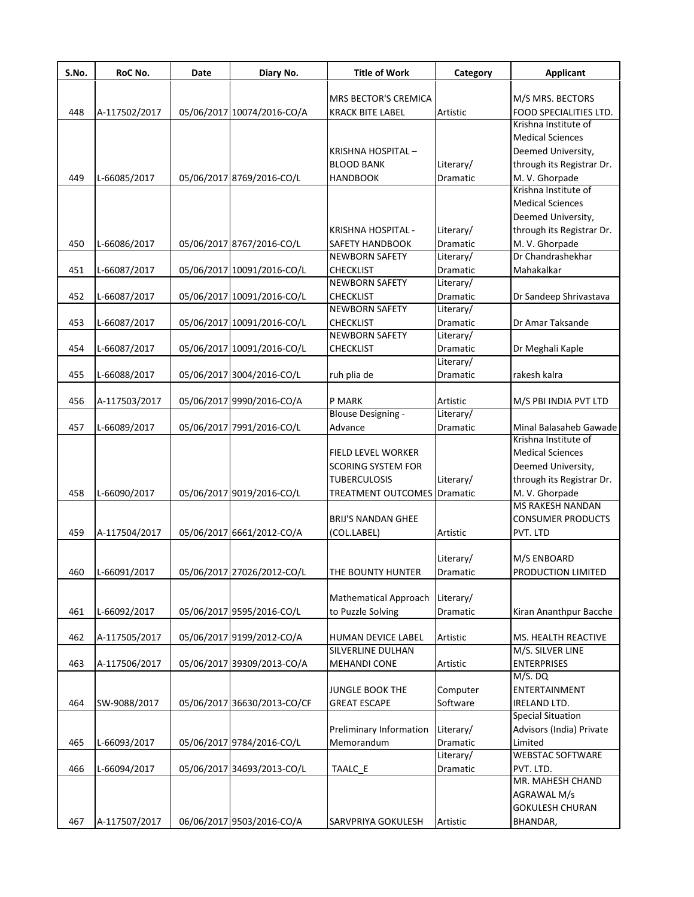| S.No. | RoC No. | Date | Diary No. | Title of Work | Category | Applicant |
|---|---|---|---|---|---|---|
| 448 | A-117502/2017 | 05/06/2017 | 10074/2016-CO/A | MRS BECTOR'S CREMICA KRACK BITE LABEL | Artistic | M/S MRS. BECTORS FOOD SPECIALITIES LTD. |
| 449 | L-66085/2017 | 05/06/2017 | 8769/2016-CO/L | KRISHNA HOSPITAL – BLOOD BANK HANDBOOK | Literary/ Dramatic | Krishna Institute of Medical Sciences Deemed University, through its Registrar Dr. M. V. Ghorpade |
| 450 | L-66086/2017 | 05/06/2017 | 8767/2016-CO/L | KRISHNA HOSPITAL - SAFETY HANDBOOK | Literary/ Dramatic | Krishna Institute of Medical Sciences Deemed University, through its Registrar Dr. M. V. Ghorpade |
| 451 | L-66087/2017 | 05/06/2017 | 10091/2016-CO/L | NEWBORN SAFETY CHECKLIST | Literary/ Dramatic | Dr Chandrashekhar Mahakalkar |
| 452 | L-66087/2017 | 05/06/2017 | 10091/2016-CO/L | NEWBORN SAFETY CHECKLIST | Literary/ Dramatic | Dr Sandeep Shrivastava |
| 453 | L-66087/2017 | 05/06/2017 | 10091/2016-CO/L | NEWBORN SAFETY CHECKLIST | Literary/ Dramatic | Dr Amar Taksande |
| 454 | L-66087/2017 | 05/06/2017 | 10091/2016-CO/L | NEWBORN SAFETY CHECKLIST | Literary/ Dramatic | Dr Meghali Kaple |
| 455 | L-66088/2017 | 05/06/2017 | 3004/2016-CO/L | ruh plia de | Literary/ Dramatic | rakesh kalra |
| 456 | A-117503/2017 | 05/06/2017 | 9990/2016-CO/A | P MARK | Artistic | M/S PBI INDIA PVT LTD |
| 457 | L-66089/2017 | 05/06/2017 | 7991/2016-CO/L | Blouse Designing - Advance | Literary/ Dramatic | Minal Balasaheb Gawade |
| 458 | L-66090/2017 | 05/06/2017 | 9019/2016-CO/L | FIELD LEVEL WORKER SCORING SYSTEM FOR TUBERCULOSIS TREATMENT OUTCOMES | Literary/ Dramatic | Krishna Institute of Medical Sciences Deemed University, through its Registrar Dr. M. V. Ghorpade |
| 459 | A-117504/2017 | 05/06/2017 | 6661/2012-CO/A | BRIJ'S NANDAN GHEE (COL.LABEL) | Artistic | MS RAKESH NANDAN CONSUMER PRODUCTS PVT. LTD |
| 460 | L-66091/2017 | 05/06/2017 | 27026/2012-CO/L | THE BOUNTY HUNTER | Literary/ Dramatic | M/S ENBOARD PRODUCTION LIMITED |
| 461 | L-66092/2017 | 05/06/2017 | 9595/2016-CO/L | Mathematical Approach to Puzzle Solving | Literary/ Dramatic | Kiran Ananthpur Bacche |
| 462 | A-117505/2017 | 05/06/2017 | 9199/2012-CO/A | HUMAN DEVICE LABEL | Artistic | MS. HEALTH REACTIVE |
| 463 | A-117506/2017 | 05/06/2017 | 39309/2013-CO/A | SILVERLINE DULHAN MEHANDI CONE | Artistic | M/S. SILVER LINE ENTERPRISES |
| 464 | SW-9088/2017 | 05/06/2017 | 36630/2013-CO/CF | JUNGLE BOOK THE GREAT ESCAPE | Computer Software | M/S. DQ ENTERTAINMENT IRELAND LTD. |
| 465 | L-66093/2017 | 05/06/2017 | 9784/2016-CO/L | Preliminary Information Memorandum | Literary/ Dramatic | Special Situation Advisors (India) Private Limited |
| 466 | L-66094/2017 | 05/06/2017 | 34693/2013-CO/L | TAALC_E | Literary/ Dramatic | WEBSTAC SOFTWARE PVT. LTD. |
| 467 | A-117507/2017 | 06/06/2017 | 9503/2016-CO/A | SARVPRIYA GOKULESH | Artistic | MR. MAHESH CHAND AGRAWAL M/s GOKULESH CHURAN BHANDAR, |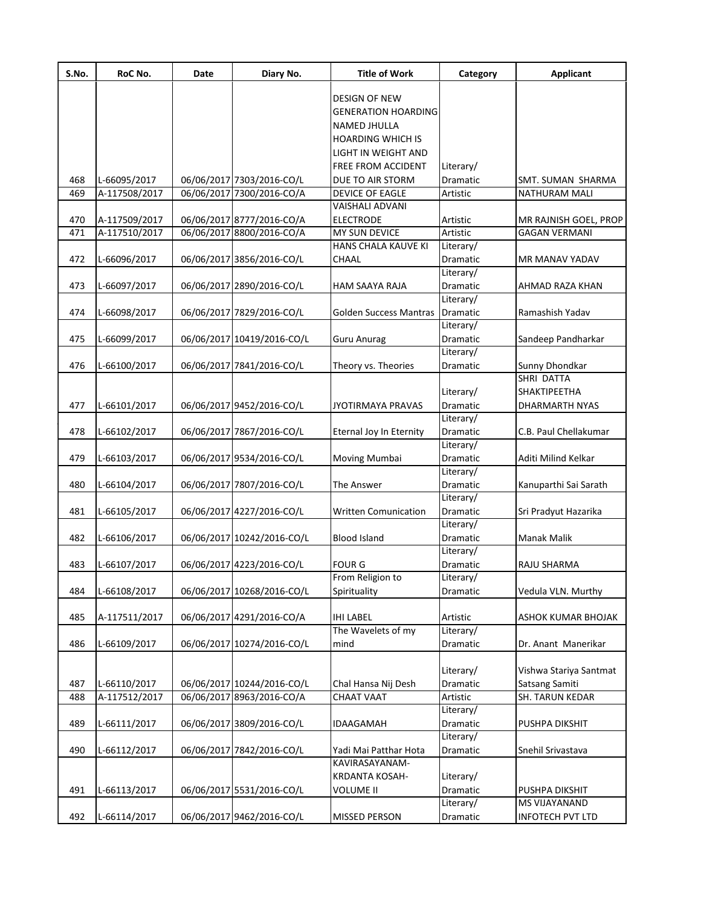| S.No. | RoC No. | Date | Diary No. | Title of Work | Category | Applicant |
|---|---|---|---|---|---|---|
| 468 | L-66095/2017 | 06/06/2017 | 7303/2016-CO/L | DESIGN OF NEW GENERATION HOARDING NAMED JHULLA HOARDING WHICH IS LIGHT IN WEIGHT AND FREE FROM ACCIDENT DUE TO AIR STORM | Literary/ Dramatic | SMT. SUMAN SHARMA |
| 469 | A-117508/2017 | 06/06/2017 | 7300/2016-CO/A | DEVICE OF EAGLE | Artistic | NATHURAM MALI |
| 470 | A-117509/2017 | 06/06/2017 | 8777/2016-CO/A | VAISHALI ADVANI ELECTRODE | Artistic | MR RAJNISH GOEL, PROP |
| 471 | A-117510/2017 | 06/06/2017 | 8800/2016-CO/A | MY SUN DEVICE | Artistic | GAGAN VERMANI |
| 472 | L-66096/2017 | 06/06/2017 | 3856/2016-CO/L | HANS CHALA KAUVE KI CHAAL | Literary/ Dramatic | MR MANAV YADAV |
| 473 | L-66097/2017 | 06/06/2017 | 2890/2016-CO/L | HAM SAAYA RAJA | Literary/ Dramatic | AHMAD RAZA KHAN |
| 474 | L-66098/2017 | 06/06/2017 | 7829/2016-CO/L | Golden Success Mantras | Literary/ Dramatic | Ramashish Yadav |
| 475 | L-66099/2017 | 06/06/2017 | 10419/2016-CO/L | Guru Anurag | Literary/ Dramatic | Sandeep Pandharkar |
| 476 | L-66100/2017 | 06/06/2017 | 7841/2016-CO/L | Theory vs. Theories | Literary/ Dramatic | Sunny Dhondkar |
| 477 | L-66101/2017 | 06/06/2017 | 9452/2016-CO/L | JYOTIRMAYA PRAVAS | Literary/ Dramatic | SHRI DATTA SHAKTIPEETHA DHARMARTH NYAS |
| 478 | L-66102/2017 | 06/06/2017 | 7867/2016-CO/L | Eternal Joy In Eternity | Literary/ Dramatic | C.B. Paul Chellakumar |
| 479 | L-66103/2017 | 06/06/2017 | 9534/2016-CO/L | Moving Mumbai | Literary/ Dramatic | Aditi Milind Kelkar |
| 480 | L-66104/2017 | 06/06/2017 | 7807/2016-CO/L | The Answer | Literary/ Dramatic | Kanuparthi Sai Sarath |
| 481 | L-66105/2017 | 06/06/2017 | 4227/2016-CO/L | Written Comunication | Literary/ Dramatic | Sri Pradyut Hazarika |
| 482 | L-66106/2017 | 06/06/2017 | 10242/2016-CO/L | Blood Island | Literary/ Dramatic | Manak Malik |
| 483 | L-66107/2017 | 06/06/2017 | 4223/2016-CO/L | FOUR G | Literary/ Dramatic | RAJU SHARMA |
| 484 | L-66108/2017 | 06/06/2017 | 10268/2016-CO/L | From Religion to Spirituality | Literary/ Dramatic | Vedula VLN. Murthy |
| 485 | A-117511/2017 | 06/06/2017 | 4291/2016-CO/A | IHI LABEL | Artistic | ASHOK KUMAR BHOJAK |
| 486 | L-66109/2017 | 06/06/2017 | 10274/2016-CO/L | The Wavelets of my mind | Literary/ Dramatic | Dr. Anant Manerikar |
| 487 | L-66110/2017 | 06/06/2017 | 10244/2016-CO/L | Chal Hansa Nij Desh | Literary/ Dramatic | Vishwa Stariya Santmat Satsang Samiti |
| 488 | A-117512/2017 | 06/06/2017 | 8963/2016-CO/A | CHAAT VAAT | Artistic | SH. TARUN KEDAR |
| 489 | L-66111/2017 | 06/06/2017 | 3809/2016-CO/L | IDAAGAMAH | Literary/ Dramatic | PUSHPA DIKSHIT |
| 490 | L-66112/2017 | 06/06/2017 | 7842/2016-CO/L | Yadi Mai Patthar Hota | Literary/ Dramatic | Snehil Srivastava |
| 491 | L-66113/2017 | 06/06/2017 | 5531/2016-CO/L | KAVIRASAYANAM-KRDANTA KOSAH-VOLUME II | Literary/ Dramatic | PUSHPA DIKSHIT |
| 492 | L-66114/2017 | 06/06/2017 | 9462/2016-CO/L | MISSED PERSON | Literary/ Dramatic | MS VIJAYANAND INFOTECH PVT LTD |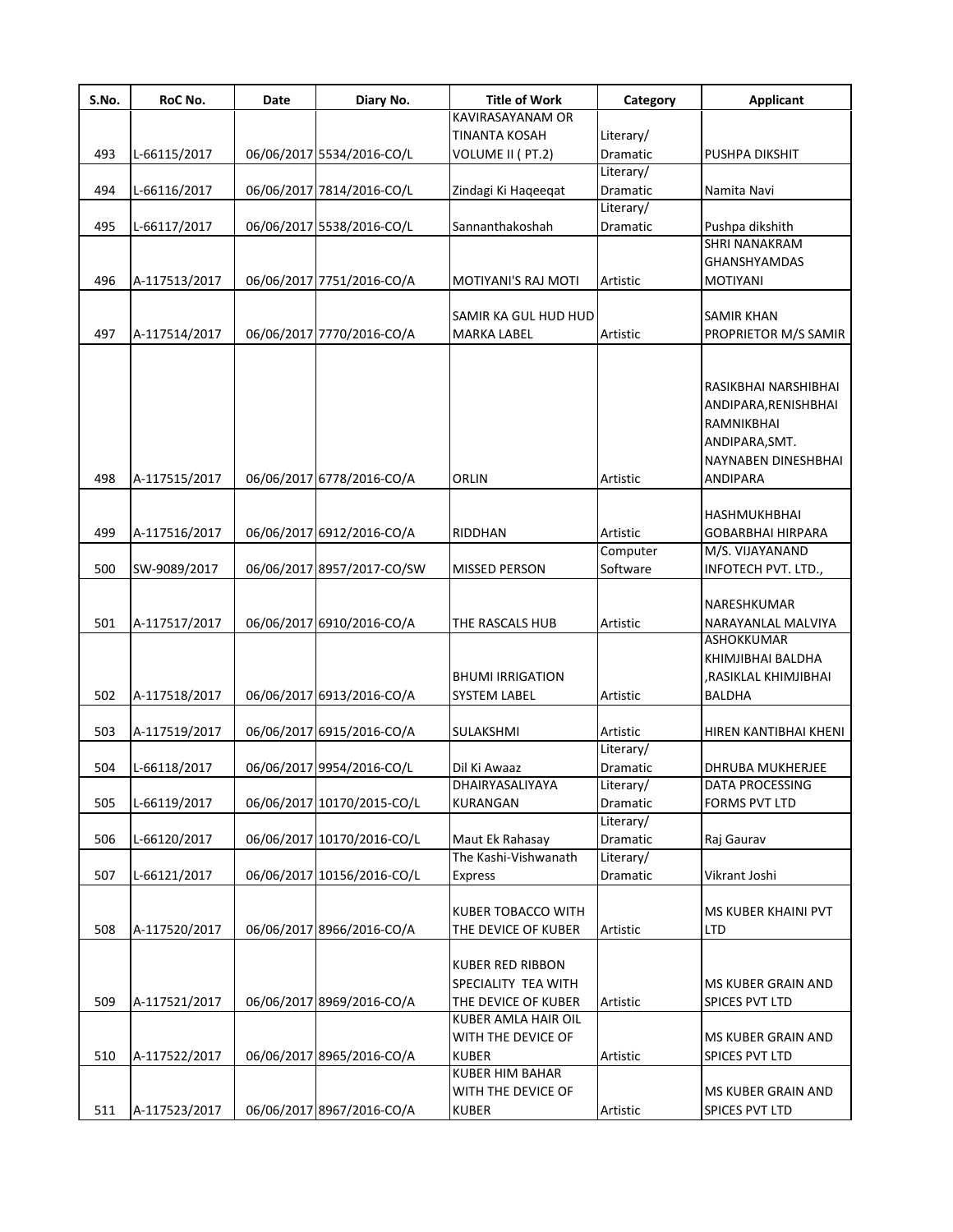| S.No. | RoC No. | Date | Diary No. | Title of Work | Category | Applicant |
|---|---|---|---|---|---|---|
| 493 | L-66115/2017 | 06/06/2017 | 5534/2016-CO/L | KAVIRASAYANAM OR TINANTA KOSAH VOLUME II ( PT.2) | Literary/ Dramatic | PUSHPA DIKSHIT |
| 494 | L-66116/2017 | 06/06/2017 | 7814/2016-CO/L | Zindagi Ki Haqeeqat | Literary/ Dramatic | Namita Navi |
| 495 | L-66117/2017 | 06/06/2017 | 5538/2016-CO/L | Sannanthakoshah | Literary/ Dramatic | Pushpa dikshith |
| 496 | A-117513/2017 | 06/06/2017 | 7751/2016-CO/A | MOTIYANI'S RAJ MOTI | Artistic | SHRI NANAKRAM GHANSHYAMDAS MOTIYANI |
| 497 | A-117514/2017 | 06/06/2017 | 7770/2016-CO/A | SAMIR KA GUL HUD HUD MARKA LABEL | Artistic | SAMIR KHAN PROPRIETOR M/S SAMIR |
| 498 | A-117515/2017 | 06/06/2017 | 6778/2016-CO/A | ORLIN | Artistic | RASIKBHAI NARSHIBHAI ANDIPARA,RENISHBHAI RAMNIKBHAI ANDIPARA,SMT. NAYNABEN DINESHBHAI ANDIPARA |
| 499 | A-117516/2017 | 06/06/2017 | 6912/2016-CO/A | RIDDHAN | Artistic | HASHMUKHBHAI GOBARBHAI HIRPARA |
| 500 | SW-9089/2017 | 06/06/2017 | 8957/2017-CO/SW | MISSED PERSON | Computer Software | M/S. VIJAYANAND INFOTECH PVT. LTD., |
| 501 | A-117517/2017 | 06/06/2017 | 6910/2016-CO/A | THE RASCALS HUB | Artistic | NARESHKUMAR NARAYANLAL MALVIYA |
| 502 | A-117518/2017 | 06/06/2017 | 6913/2016-CO/A | BHUMI IRRIGATION SYSTEM LABEL | Artistic | ASHOKKUMAR KHIMJIBHAI BALDHA ,RASIKLAL KHIMJIBHAI BALDHA |
| 503 | A-117519/2017 | 06/06/2017 | 6915/2016-CO/A | SULAKSHMI | Artistic | HIREN KANTIBHAI KHENI |
| 504 | L-66118/2017 | 06/06/2017 | 9954/2016-CO/L | Dil Ki Awaaz | Literary/ Dramatic | DHRUBA MUKHERJEE |
| 505 | L-66119/2017 | 06/06/2017 | 10170/2015-CO/L | DHAIRYASALIYAYA KURANGAN | Literary/ Dramatic | DATA PROCESSING FORMS PVT LTD |
| 506 | L-66120/2017 | 06/06/2017 | 10170/2016-CO/L | Maut Ek Rahasay | Literary/ Dramatic | Raj Gaurav |
| 507 | L-66121/2017 | 06/06/2017 | 10156/2016-CO/L | The Kashi-Vishwanath Express | Literary/ Dramatic | Vikrant Joshi |
| 508 | A-117520/2017 | 06/06/2017 | 8966/2016-CO/A | KUBER TOBACCO WITH THE DEVICE OF KUBER | Artistic | MS KUBER KHAINI PVT LTD |
| 509 | A-117521/2017 | 06/06/2017 | 8969/2016-CO/A | KUBER RED RIBBON SPECIALITY TEA WITH THE DEVICE OF KUBER | Artistic | MS KUBER GRAIN AND SPICES PVT LTD |
| 510 | A-117522/2017 | 06/06/2017 | 8965/2016-CO/A | KUBER AMLA HAIR OIL WITH THE DEVICE OF KUBER | Artistic | MS KUBER GRAIN AND SPICES PVT LTD |
| 511 | A-117523/2017 | 06/06/2017 | 8967/2016-CO/A | KUBER HIM BAHAR WITH THE DEVICE OF KUBER | Artistic | MS KUBER GRAIN AND SPICES PVT LTD |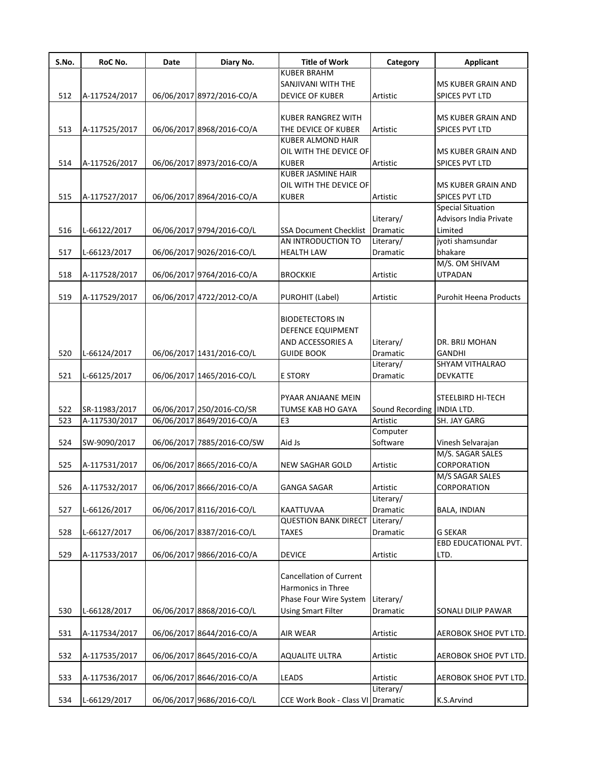| S.No. | RoC No. | Date | Diary No. | Title of Work | Category | Applicant |
|---|---|---|---|---|---|---|
| 512 | A-117524/2017 | 06/06/2017 | 8972/2016-CO/A | KUBER BRAHM SANJIVANI WITH THE DEVICE OF KUBER | Artistic | MS KUBER GRAIN AND SPICES PVT LTD |
| 513 | A-117525/2017 | 06/06/2017 | 8968/2016-CO/A | KUBER RANGREZ WITH THE DEVICE OF KUBER | Artistic | MS KUBER GRAIN AND SPICES PVT LTD |
| 514 | A-117526/2017 | 06/06/2017 | 8973/2016-CO/A | KUBER ALMOND HAIR OIL WITH THE DEVICE OF KUBER | Artistic | MS KUBER GRAIN AND SPICES PVT LTD |
| 515 | A-117527/2017 | 06/06/2017 | 8964/2016-CO/A | KUBER JASMINE HAIR OIL WITH THE DEVICE OF KUBER | Artistic | MS KUBER GRAIN AND SPICES PVT LTD |
| 516 | L-66122/2017 | 06/06/2017 | 9794/2016-CO/L | SSA Document Checklist | Literary/ Dramatic | Special Situation Advisors India Private Limited |
| 517 | L-66123/2017 | 06/06/2017 | 9026/2016-CO/L | AN INTRODUCTION TO HEALTH LAW | Literary/ Dramatic | jyoti shamsundar bhakare |
| 518 | A-117528/2017 | 06/06/2017 | 9764/2016-CO/A | BROCKKIE | Artistic | M/S. OM SHIVAM UTPADAN |
| 519 | A-117529/2017 | 06/06/2017 | 4722/2012-CO/A | PUROHIT (Label) | Artistic | Purohit Heena Products |
| 520 | L-66124/2017 | 06/06/2017 | 1431/2016-CO/L | BIODETECTORS IN DEFENCE EQUIPMENT AND ACCESSORIES A GUIDE BOOK | Literary/ Dramatic | DR. BRIJ MOHAN GANDHI |
| 521 | L-66125/2017 | 06/06/2017 | 1465/2016-CO/L | E STORY | Literary/ Dramatic | SHYAM VITHALRAO DEVKATTE |
| 522 | SR-11983/2017 | 06/06/2017 | 250/2016-CO/SR | PYAAR ANJAANE MEIN TUMSE KAB HO GAYA | Sound Recording | STEELBIRD HI-TECH INDIA LTD. |
| 523 | A-117530/2017 | 06/06/2017 | 8649/2016-CO/A | E3 | Artistic | SH. JAY GARG |
| 524 | SW-9090/2017 | 06/06/2017 | 7885/2016-CO/SW | Aid Js | Computer Software | Vinesh Selvarajan |
| 525 | A-117531/2017 | 06/06/2017 | 8665/2016-CO/A | NEW SAGHAR GOLD | Artistic | M/S. SAGAR SALES CORPORATION |
| 526 | A-117532/2017 | 06/06/2017 | 8666/2016-CO/A | GANGA SAGAR | Artistic | M/S SAGAR SALES CORPORATION |
| 527 | L-66126/2017 | 06/06/2017 | 8116/2016-CO/L | KAATTUVAA | Literary/ Dramatic | BALA, INDIAN |
| 528 | L-66127/2017 | 06/06/2017 | 8387/2016-CO/L | QUESTION BANK DIRECT TAXES | Literary/ Dramatic | G SEKAR |
| 529 | A-117533/2017 | 06/06/2017 | 9866/2016-CO/A | DEVICE | Artistic | EBD EDUCATIONAL PVT. LTD. |
| 530 | L-66128/2017 | 06/06/2017 | 8868/2016-CO/L | Cancellation of Current Harmonics in Three Phase Four Wire System Using Smart Filter | Literary/ Dramatic | SONALI DILIP PAWAR |
| 531 | A-117534/2017 | 06/06/2017 | 8644/2016-CO/A | AIR WEAR | Artistic | AEROBOK SHOE PVT LTD. |
| 532 | A-117535/2017 | 06/06/2017 | 8645/2016-CO/A | AQUALITE ULTRA | Artistic | AEROBOK SHOE PVT LTD. |
| 533 | A-117536/2017 | 06/06/2017 | 8646/2016-CO/A | LEADS | Artistic | AEROBOK SHOE PVT LTD. |
| 534 | L-66129/2017 | 06/06/2017 | 9686/2016-CO/L | CCE Work Book - Class VI | Literary/ Dramatic | K.S.Arvind |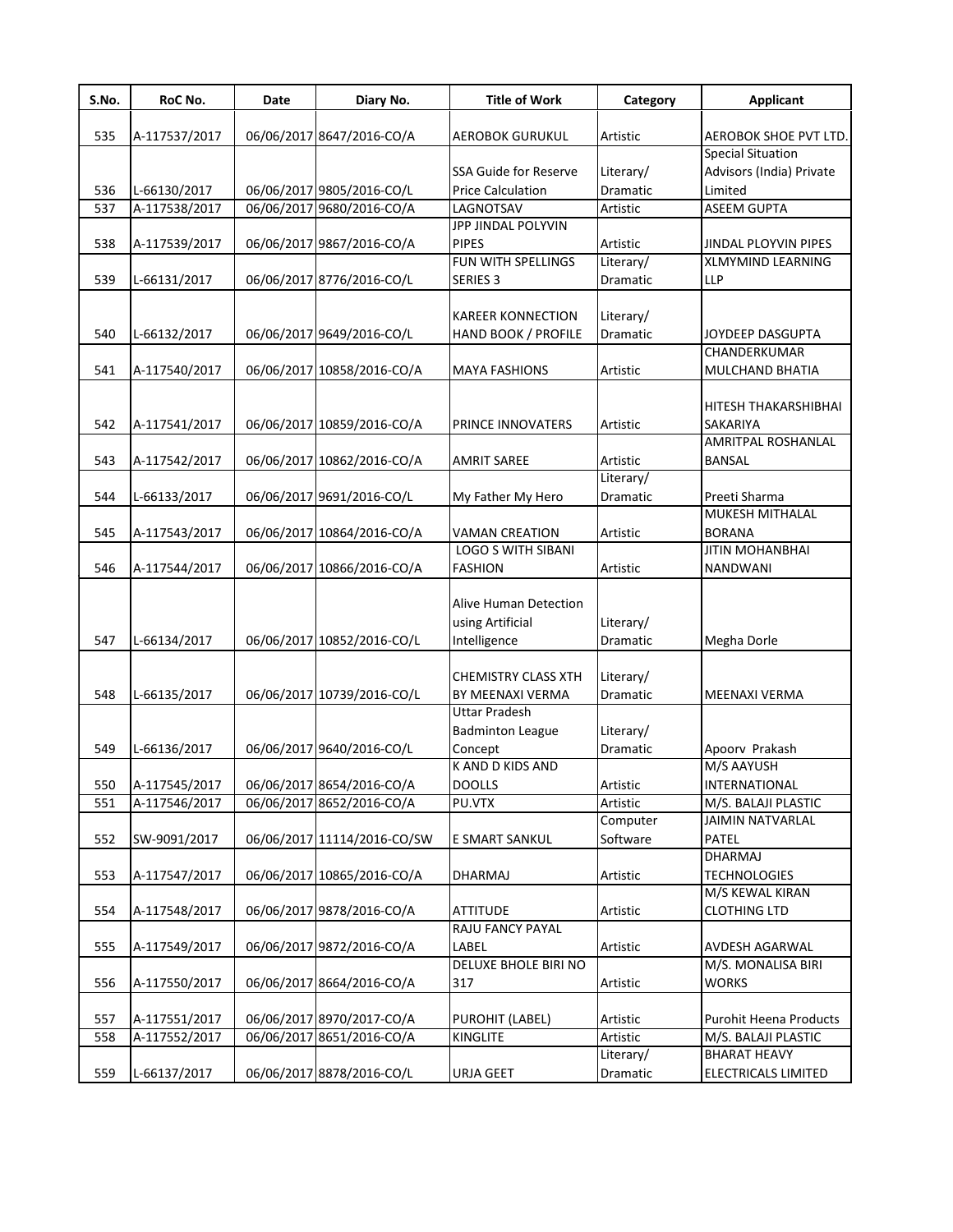| S.No. | RoC No. | Date | Diary No. | Title of Work | Category | Applicant |
|---|---|---|---|---|---|---|
| 535 | A-117537/2017 | 06/06/2017 | 8647/2016-CO/A | AEROBOK GURUKUL | Artistic | AEROBOK SHOE PVT LTD. |
| 536 | L-66130/2017 | 06/06/2017 | 9805/2016-CO/L | SSA Guide for Reserve Price Calculation | Literary/ Dramatic | Special Situation Advisors (India) Private Limited |
| 537 | A-117538/2017 | 06/06/2017 | 9680/2016-CO/A | LAGNOTSAV | Artistic | ASEEM GUPTA |
| 538 | A-117539/2017 | 06/06/2017 | 9867/2016-CO/A | JPP JINDAL POLYVIN PIPES | Artistic | JINDAL PLOYVIN PIPES |
| 539 | L-66131/2017 | 06/06/2017 | 8776/2016-CO/L | FUN WITH SPELLINGS SERIES 3 | Literary/ Dramatic | XLMYMIND LEARNING LLP |
| 540 | L-66132/2017 | 06/06/2017 | 9649/2016-CO/L | KAREER KONNECTION HAND BOOK / PROFILE | Literary/ Dramatic | JOYDEEP DASGUPTA |
| 541 | A-117540/2017 | 06/06/2017 | 10858/2016-CO/A | MAYA FASHIONS | Artistic | CHANDERKUMAR MULCHAND BHATIA |
| 542 | A-117541/2017 | 06/06/2017 | 10859/2016-CO/A | PRINCE INNOVATERS | Artistic | HITESH THAKARSHIBHAI SAKARIYA |
| 543 | A-117542/2017 | 06/06/2017 | 10862/2016-CO/A | AMRIT SAREE | Artistic | AMRITPAL ROSHANLAL BANSAL |
| 544 | L-66133/2017 | 06/06/2017 | 9691/2016-CO/L | My Father My Hero | Literary/ Dramatic | Preeti Sharma |
| 545 | A-117543/2017 | 06/06/2017 | 10864/2016-CO/A | VAMAN CREATION | Artistic | MUKESH MITHALAL BORANA |
| 546 | A-117544/2017 | 06/06/2017 | 10866/2016-CO/A | LOGO S WITH SIBANI FASHION | Artistic | JITIN MOHANBHAI NANDWANI |
| 547 | L-66134/2017 | 06/06/2017 | 10852/2016-CO/L | Alive Human Detection using Artificial Intelligence | Literary/ Dramatic | Megha Dorle |
| 548 | L-66135/2017 | 06/06/2017 | 10739/2016-CO/L | CHEMISTRY CLASS XTH BY MEENAXI VERMA | Literary/ Dramatic | MEENAXI VERMA |
| 549 | L-66136/2017 | 06/06/2017 | 9640/2016-CO/L | Uttar Pradesh Badminton League Concept | Literary/ Dramatic | Apoorv Prakash |
| 550 | A-117545/2017 | 06/06/2017 | 8654/2016-CO/A | K AND D KIDS AND DOOLLS | Artistic | M/S AAYUSH INTERNATIONAL |
| 551 | A-117546/2017 | 06/06/2017 | 8652/2016-CO/A | PU.VTX | Artistic | M/S. BALAJI PLASTIC |
| 552 | SW-9091/2017 | 06/06/2017 | 11114/2016-CO/SW | E SMART SANKUL | Computer Software | JAIMIN NATVARLAL PATEL |
| 553 | A-117547/2017 | 06/06/2017 | 10865/2016-CO/A | DHARMAJ | Artistic | DHARMAJ TECHNOLOGIES |
| 554 | A-117548/2017 | 06/06/2017 | 9878/2016-CO/A | ATTITUDE | Artistic | M/S KEWAL KIRAN CLOTHING LTD |
| 555 | A-117549/2017 | 06/06/2017 | 9872/2016-CO/A | RAJU FANCY PAYAL LABEL | Artistic | AVDESH AGARWAL |
| 556 | A-117550/2017 | 06/06/2017 | 8664/2016-CO/A | DELUXE BHOLE BIRI NO 317 | Artistic | M/S. MONALISA BIRI WORKS |
| 557 | A-117551/2017 | 06/06/2017 | 8970/2017-CO/A | PUROHIT (LABEL) | Artistic | Purohit Heena Products |
| 558 | A-117552/2017 | 06/06/2017 | 8651/2016-CO/A | KINGLITE | Artistic | M/S. BALAJI PLASTIC |
| 559 | L-66137/2017 | 06/06/2017 | 8878/2016-CO/L | URJA GEET | Literary/ Dramatic | BHARAT HEAVY ELECTRICALS LIMITED |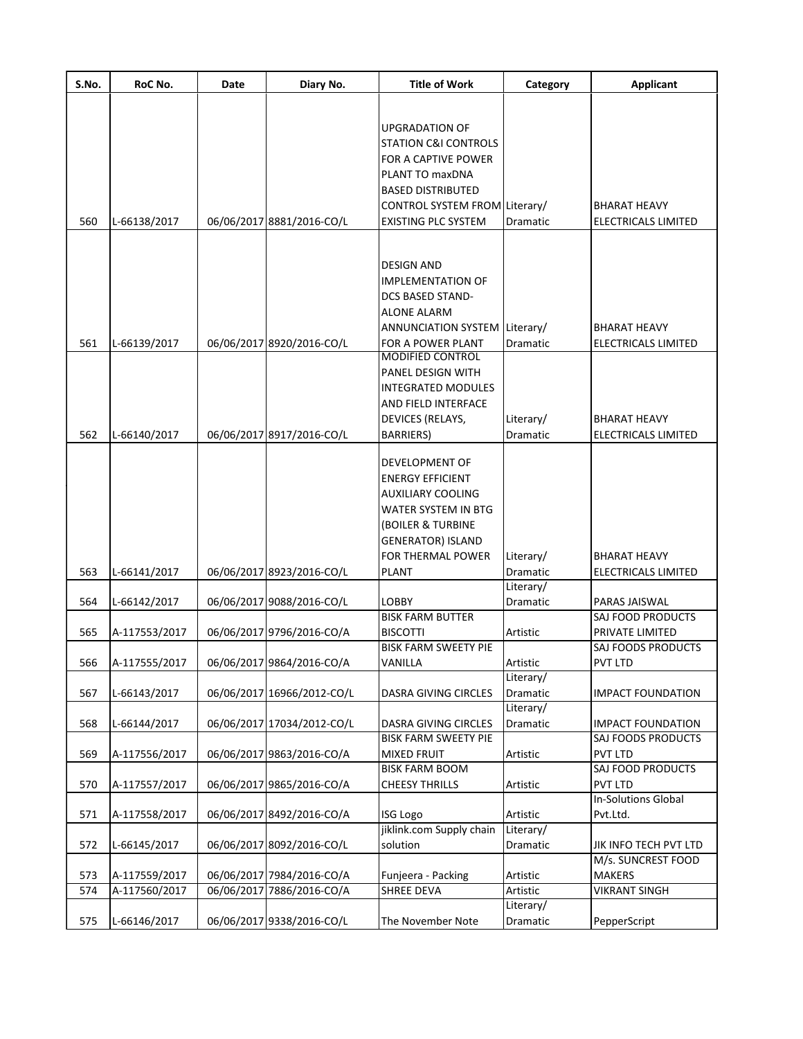| S.No. | RoC No. | Date | Diary No. | Title of Work | Category | Applicant |
|---|---|---|---|---|---|---|
| 560 | L-66138/2017 | 06/06/2017 | 8881/2016-CO/L | UPGRADATION OF STATION C&I CONTROLS FOR A CAPTIVE POWER PLANT TO maxDNA BASED DISTRIBUTED CONTROL SYSTEM FROM EXISTING PLC SYSTEM | Literary/ Dramatic | BHARAT HEAVY ELECTRICALS LIMITED |
| 561 | L-66139/2017 | 06/06/2017 | 8920/2016-CO/L | DESIGN AND IMPLEMENTATION OF DCS BASED STAND-ALONE ALARM ANNUNCIATION SYSTEM FOR A POWER PLANT | Literary/ Dramatic | BHARAT HEAVY ELECTRICALS LIMITED |
| 562 | L-66140/2017 | 06/06/2017 | 8917/2016-CO/L | MODIFIED CONTROL PANEL DESIGN WITH INTEGRATED MODULES AND FIELD INTERFACE DEVICES (RELAYS, BARRIERS) | Literary/ Dramatic | BHARAT HEAVY ELECTRICALS LIMITED |
| 563 | L-66141/2017 | 06/06/2017 | 8923/2016-CO/L | DEVELOPMENT OF ENERGY EFFICIENT AUXILIARY COOLING WATER SYSTEM IN BTG (BOILER & TURBINE GENERATOR) ISLAND FOR THERMAL POWER PLANT | Literary/ Dramatic | BHARAT HEAVY ELECTRICALS LIMITED |
| 564 | L-66142/2017 | 06/06/2017 | 9088/2016-CO/L | LOBBY | Literary/ Dramatic | PARAS JAISWAL |
| 565 | A-117553/2017 | 06/06/2017 | 9796/2016-CO/A | BISK FARM BUTTER BISCOTTI | Artistic | SAJ FOOD PRODUCTS PRIVATE LIMITED |
| 566 | A-117555/2017 | 06/06/2017 | 9864/2016-CO/A | BISK FARM SWEETY PIE VANILLA | Artistic | SAJ FOODS PRODUCTS PVT LTD |
| 567 | L-66143/2017 | 06/06/2017 | 16966/2012-CO/L | DASRA GIVING CIRCLES | Literary/ Dramatic | IMPACT FOUNDATION |
| 568 | L-66144/2017 | 06/06/2017 | 17034/2012-CO/L | DASRA GIVING CIRCLES | Literary/ Dramatic | IMPACT FOUNDATION |
| 569 | A-117556/2017 | 06/06/2017 | 9863/2016-CO/A | BISK FARM SWEETY PIE MIXED FRUIT | Artistic | SAJ FOODS PRODUCTS PVT LTD |
| 570 | A-117557/2017 | 06/06/2017 | 9865/2016-CO/A | BISK FARM BOOM CHEESY THRILLS | Artistic | SAJ FOOD PRODUCTS PVT LTD |
| 571 | A-117558/2017 | 06/06/2017 | 8492/2016-CO/A | ISG Logo | Artistic | In-Solutions Global Pvt.Ltd. |
| 572 | L-66145/2017 | 06/06/2017 | 8092/2016-CO/L | jiklink.com Supply chain solution | Literary/ Dramatic | JIK INFO TECH PVT LTD |
| 573 | A-117559/2017 | 06/06/2017 | 7984/2016-CO/A | Funjeera - Packing | Artistic | M/s. SUNCREST FOOD MAKERS |
| 574 | A-117560/2017 | 06/06/2017 | 7886/2016-CO/A | SHREE DEVA | Artistic | VIKRANT SINGH |
| 575 | L-66146/2017 | 06/06/2017 | 9338/2016-CO/L | The November Note | Literary/ Dramatic | PepperScript |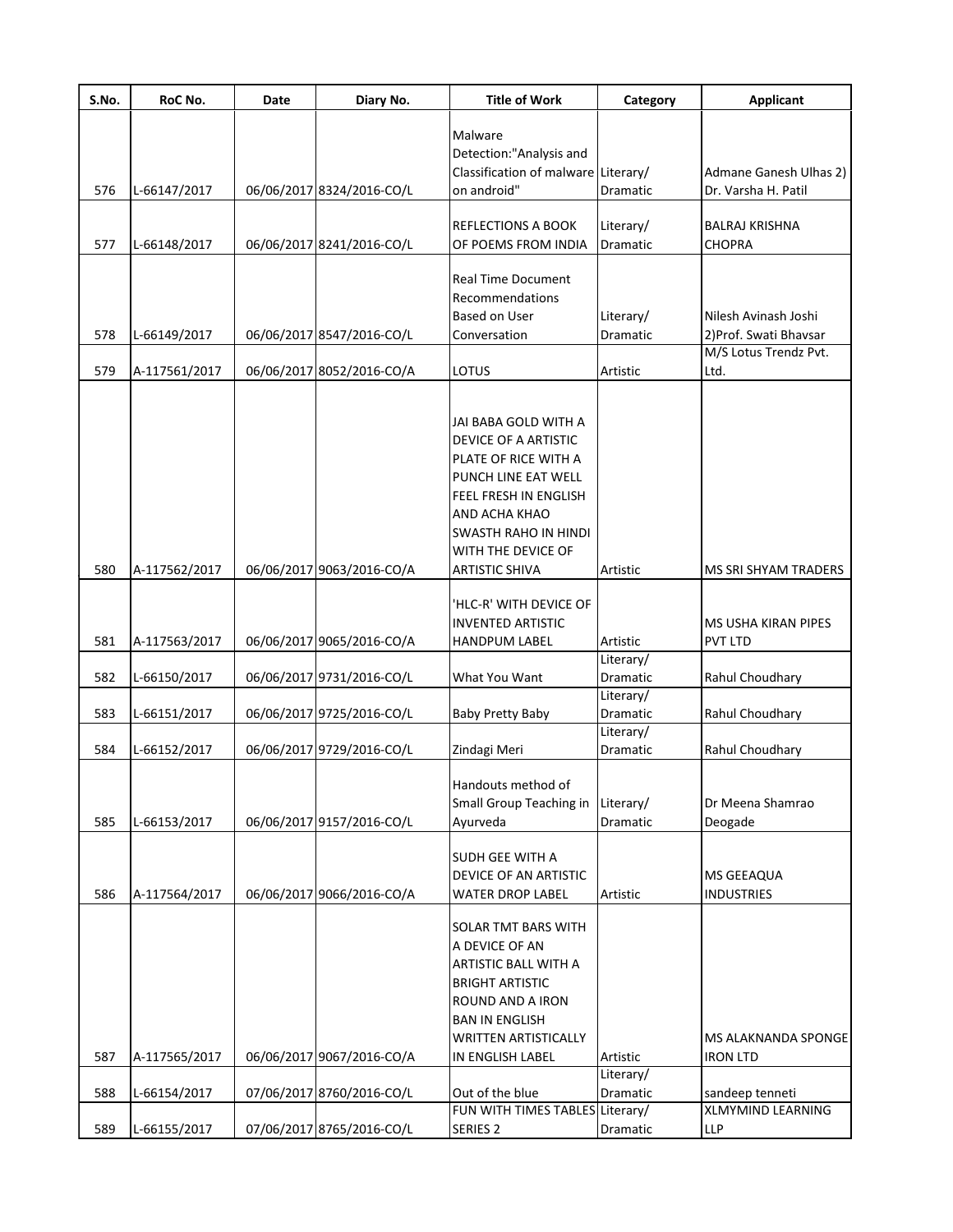| S.No. | RoC No. | Date | Diary No. | Title of Work | Category | Applicant |
|---|---|---|---|---|---|---|
| 576 | L-66147/2017 | 06/06/2017 | 8324/2016-CO/L | Malware Detection:"Analysis and Classification of malware on android" | Literary/ Dramatic | Admane Ganesh Ulhas 2) Dr. Varsha H. Patil |
| 577 | L-66148/2017 | 06/06/2017 | 8241/2016-CO/L | REFLECTIONS A BOOK OF POEMS FROM INDIA | Literary/ Dramatic | BALRAJ KRISHNA CHOPRA |
| 578 | L-66149/2017 | 06/06/2017 | 8547/2016-CO/L | Real Time Document Recommendations Based on User Conversation | Literary/ Dramatic | Nilesh Avinash Joshi 2)Prof. Swati Bhavsar |
| 579 | A-117561/2017 | 06/06/2017 | 8052/2016-CO/A | LOTUS | Artistic | M/S Lotus Trendz Pvt. Ltd. |
| 580 | A-117562/2017 | 06/06/2017 | 9063/2016-CO/A | JAI BABA GOLD WITH A DEVICE OF A ARTISTIC PLATE OF RICE WITH A PUNCH LINE EAT WELL FEEL FRESH IN ENGLISH AND ACHA KHAO SWASTH RAHO IN HINDI WITH THE DEVICE OF ARTISTIC SHIVA | Artistic | MS SRI SHYAM TRADERS |
| 581 | A-117563/2017 | 06/06/2017 | 9065/2016-CO/A | 'HLC-R' WITH DEVICE OF INVENTED ARTISTIC HANDPUM LABEL | Artistic | MS USHA KIRAN PIPES PVT LTD |
| 582 | L-66150/2017 | 06/06/2017 | 9731/2016-CO/L | What You Want | Literary/ Dramatic | Rahul Choudhary |
| 583 | L-66151/2017 | 06/06/2017 | 9725/2016-CO/L | Baby Pretty Baby | Literary/ Dramatic | Rahul Choudhary |
| 584 | L-66152/2017 | 06/06/2017 | 9729/2016-CO/L | Zindagi Meri | Literary/ Dramatic | Rahul Choudhary |
| 585 | L-66153/2017 | 06/06/2017 | 9157/2016-CO/L | Handouts method of Small Group Teaching in Ayurveda | Literary/ Dramatic | Dr Meena Shamrao Deogade |
| 586 | A-117564/2017 | 06/06/2017 | 9066/2016-CO/A | SUDH GEE WITH A DEVICE OF AN ARTISTIC WATER DROP LABEL | Artistic | MS GEEAQUA INDUSTRIES |
| 587 | A-117565/2017 | 06/06/2017 | 9067/2016-CO/A | SOLAR TMT BARS WITH A DEVICE OF AN ARTISTIC BALL WITH A BRIGHT ARTISTIC ROUND AND A IRON BAN IN ENGLISH WRITTEN ARTISTICALLY IN ENGLISH LABEL | Artistic | MS ALAKNANDA SPONGE IRON LTD |
| 588 | L-66154/2017 | 07/06/2017 | 8760/2016-CO/L | Out of the blue | Literary/ Dramatic | sandeep tenneti |
| 589 | L-66155/2017 | 07/06/2017 | 8765/2016-CO/L | FUN WITH TIMES TABLES SERIES 2 | Literary/ Dramatic | XLMYMIND LEARNING LLP |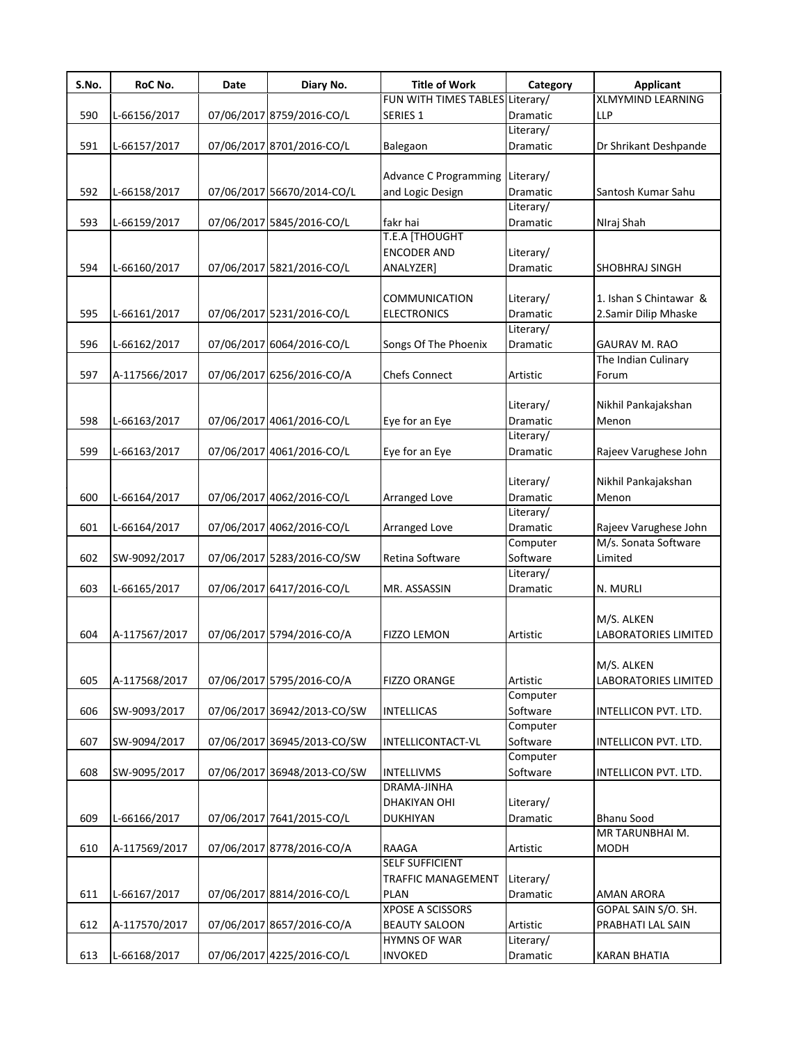| S.No. | RoC No. | Date | Diary No. | Title of Work | Category | Applicant |
|---|---|---|---|---|---|---|
| 590 | L-66156/2017 | 07/06/2017 | 8759/2016-CO/L | FUN WITH TIMES TABLES SERIES 1 | Literary/ Dramatic | XLMYMIND LEARNING LLP |
| 591 | L-66157/2017 | 07/06/2017 | 8701/2016-CO/L | Balegaon | Literary/ Dramatic | Dr Shrikant Deshpande |
| 592 | L-66158/2017 | 07/06/2017 | 56670/2014-CO/L | Advance C Programming and Logic Design | Literary/ Dramatic | Santosh Kumar Sahu |
| 593 | L-66159/2017 | 07/06/2017 | 5845/2016-CO/L | fakr hai | Literary/ Dramatic | NIraj Shah |
| 594 | L-66160/2017 | 07/06/2017 | 5821/2016-CO/L | T.E.A [THOUGHT ENCODER AND ANALYZER] | Literary/ Dramatic | SHOBHRAJ SINGH |
| 595 | L-66161/2017 | 07/06/2017 | 5231/2016-CO/L | COMMUNICATION ELECTRONICS | Literary/ Dramatic | 1. Ishan S Chintawar & 2.Samir Dilip Mhaske |
| 596 | L-66162/2017 | 07/06/2017 | 6064/2016-CO/L | Songs Of The Phoenix | Literary/ Dramatic | GAURAV M. RAO |
| 597 | A-117566/2017 | 07/06/2017 | 6256/2016-CO/A | Chefs Connect | Artistic | The Indian Culinary Forum |
| 598 | L-66163/2017 | 07/06/2017 | 4061/2016-CO/L | Eye for an Eye | Literary/ Dramatic | Nikhil Pankajakshan Menon |
| 599 | L-66163/2017 | 07/06/2017 | 4061/2016-CO/L | Eye for an Eye | Literary/ Dramatic | Rajeev Varughese John |
| 600 | L-66164/2017 | 07/06/2017 | 4062/2016-CO/L | Arranged Love | Literary/ Dramatic | Nikhil Pankajakshan Menon |
| 601 | L-66164/2017 | 07/06/2017 | 4062/2016-CO/L | Arranged Love | Literary/ Dramatic | Rajeev Varughese John |
| 602 | SW-9092/2017 | 07/06/2017 | 5283/2016-CO/SW | Retina Software | Computer Software | M/s. Sonata Software Limited |
| 603 | L-66165/2017 | 07/06/2017 | 6417/2016-CO/L | MR. ASSASSIN | Literary/ Dramatic | N. MURLI |
| 604 | A-117567/2017 | 07/06/2017 | 5794/2016-CO/A | FIZZO LEMON | Artistic | M/S. ALKEN LABORATORIES LIMITED |
| 605 | A-117568/2017 | 07/06/2017 | 5795/2016-CO/A | FIZZO ORANGE | Artistic | M/S. ALKEN LABORATORIES LIMITED |
| 606 | SW-9093/2017 | 07/06/2017 | 36942/2013-CO/SW | INTELLICAS | Computer Software | INTELLICON PVT. LTD. |
| 607 | SW-9094/2017 | 07/06/2017 | 36945/2013-CO/SW | INTELLICONTACT-VL | Computer Software | INTELLICON PVT. LTD. |
| 608 | SW-9095/2017 | 07/06/2017 | 36948/2013-CO/SW | INTELLIVMS | Computer Software | INTELLICON PVT. LTD. |
| 609 | L-66166/2017 | 07/06/2017 | 7641/2015-CO/L | DRAMA-JINHA DHAKIYAN OHI DUKHIYAN | Literary/ Dramatic | Bhanu Sood |
| 610 | A-117569/2017 | 07/06/2017 | 8778/2016-CO/A | RAAGA | Artistic | MR TARUNBHAI M. MODH |
| 611 | L-66167/2017 | 07/06/2017 | 8814/2016-CO/L | SELF SUFFICIENT TRAFFIC MANAGEMENT PLAN | Literary/ Dramatic | AMAN ARORA |
| 612 | A-117570/2017 | 07/06/2017 | 8657/2016-CO/A | XPOSE A SCISSORS BEAUTY SALOON | Artistic | GOPAL SAIN S/O. SH. PRABHATI LAL SAIN |
| 613 | L-66168/2017 | 07/06/2017 | 4225/2016-CO/L | HYMNS OF WAR INVOKED | Literary/ Dramatic | KARAN BHATIA |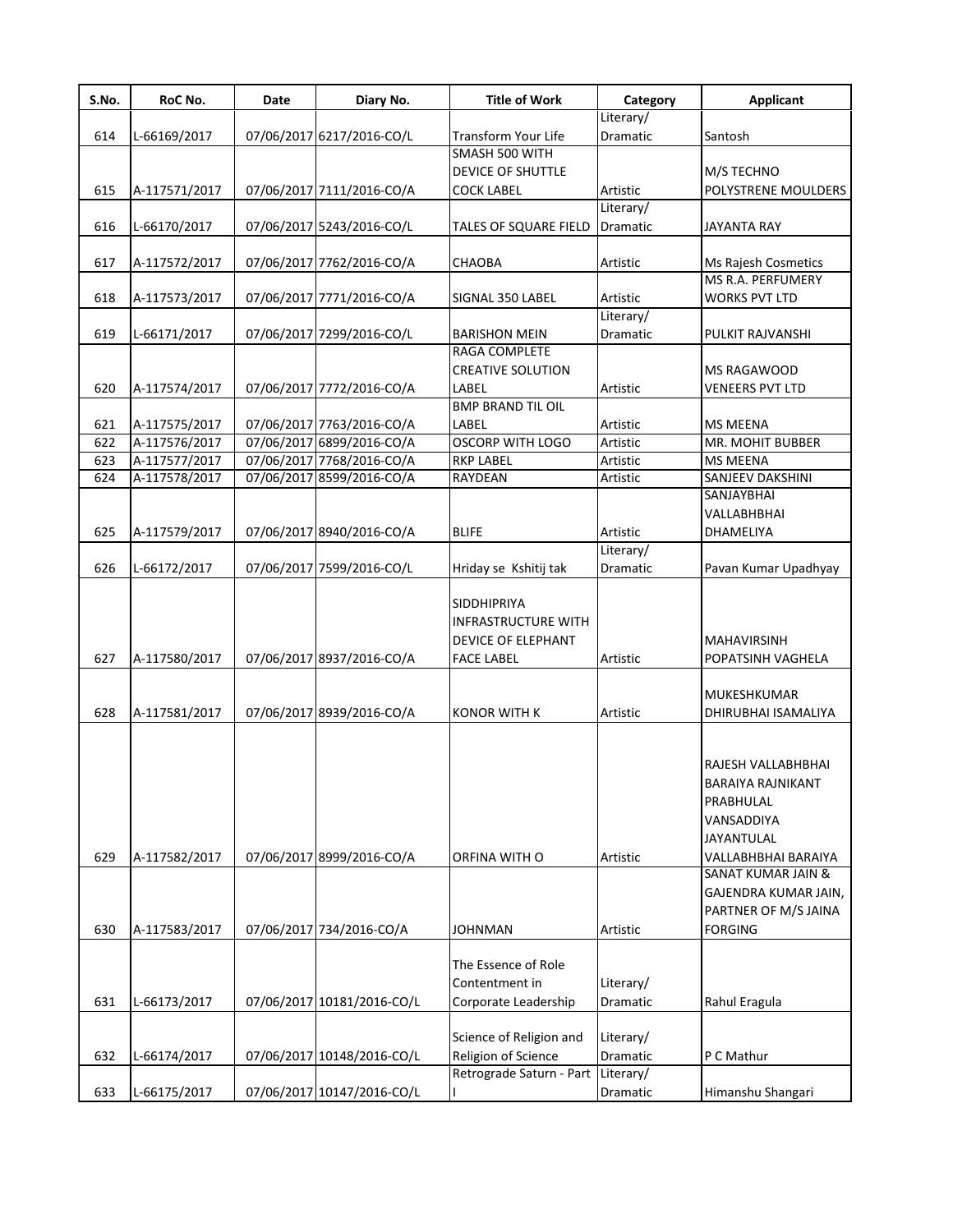| S.No. | RoC No. | Date | Diary No. | Title of Work | Category | Applicant |
|---|---|---|---|---|---|---|
| 614 | L-66169/2017 | 07/06/2017 | 6217/2016-CO/L | Transform Your Life | Literary/ Dramatic | Santosh |
| 615 | A-117571/2017 | 07/06/2017 | 7111/2016-CO/A | SMASH 500 WITH DEVICE OF SHUTTLE COCK LABEL | Artistic | M/S TECHNO POLYSTRENE MOULDERS |
| 616 | L-66170/2017 | 07/06/2017 | 5243/2016-CO/L | TALES OF SQUARE FIELD | Literary/ Dramatic | JAYANTA RAY |
| 617 | A-117572/2017 | 07/06/2017 | 7762/2016-CO/A | CHAOBA | Artistic | Ms Rajesh Cosmetics |
| 618 | A-117573/2017 | 07/06/2017 | 7771/2016-CO/A | SIGNAL 350 LABEL | Artistic | MS R.A. PERFUMERY WORKS PVT LTD |
| 619 | L-66171/2017 | 07/06/2017 | 7299/2016-CO/L | BARISHON MEIN | Literary/ Dramatic | PULKIT RAJVANSHI |
| 620 | A-117574/2017 | 07/06/2017 | 7772/2016-CO/A | RAGA COMPLETE CREATIVE SOLUTION LABEL | Artistic | MS RAGAWOOD VENEERS PVT LTD |
| 621 | A-117575/2017 | 07/06/2017 | 7763/2016-CO/A | BMP BRAND TIL OIL LABEL | Artistic | MS MEENA |
| 622 | A-117576/2017 | 07/06/2017 | 6899/2016-CO/A | OSCORP WITH LOGO | Artistic | MR. MOHIT BUBBER |
| 623 | A-117577/2017 | 07/06/2017 | 7768/2016-CO/A | RKP LABEL | Artistic | MS MEENA |
| 624 | A-117578/2017 | 07/06/2017 | 8599/2016-CO/A | RAYDEAN | Artistic | SANJEEV DAKSHINI |
| 625 | A-117579/2017 | 07/06/2017 | 8940/2016-CO/A | BLIFE | Artistic | SANJAYBHAI VALLABHBHAI DHAMELIYA |
| 626 | L-66172/2017 | 07/06/2017 | 7599/2016-CO/L | Hriday se Kshitij tak | Literary/ Dramatic | Pavan Kumar Upadhyay |
| 627 | A-117580/2017 | 07/06/2017 | 8937/2016-CO/A | SIDDHIPRIYA INFRASTRUCTURE WITH DEVICE OF ELEPHANT FACE LABEL | Artistic | MAHAVIRSINH POPATSINH VAGHELA |
| 628 | A-117581/2017 | 07/06/2017 | 8939/2016-CO/A | KONOR WITH K | Artistic | MUKESHKUMAR DHIRUBHAI ISAMALIYA |
| 629 | A-117582/2017 | 07/06/2017 | 8999/2016-CO/A | ORFINA WITH O | Artistic | RAJESH VALLABHBHAI BARAIYA RAJNIKANT PRABHULAL VANSADDIYA JAYANTULAL VALLABHBHAI BARAIYA |
| 630 | A-117583/2017 | 07/06/2017 | 734/2016-CO/A | JOHNMAN | Artistic | SANAT KUMAR JAIN & GAJENDRA KUMAR JAIN, PARTNER OF M/S JAINA FORGING |
| 631 | L-66173/2017 | 07/06/2017 | 10181/2016-CO/L | The Essence of Role Contentment in Corporate Leadership | Literary/ Dramatic | Rahul Eragula |
| 632 | L-66174/2017 | 07/06/2017 | 10148/2016-CO/L | Science of Religion and Religion of Science | Literary/ Dramatic | P C Mathur |
| 633 | L-66175/2017 | 07/06/2017 | 10147/2016-CO/L | Retrograde Saturn - Part I | Literary/ Dramatic | Himanshu Shangari |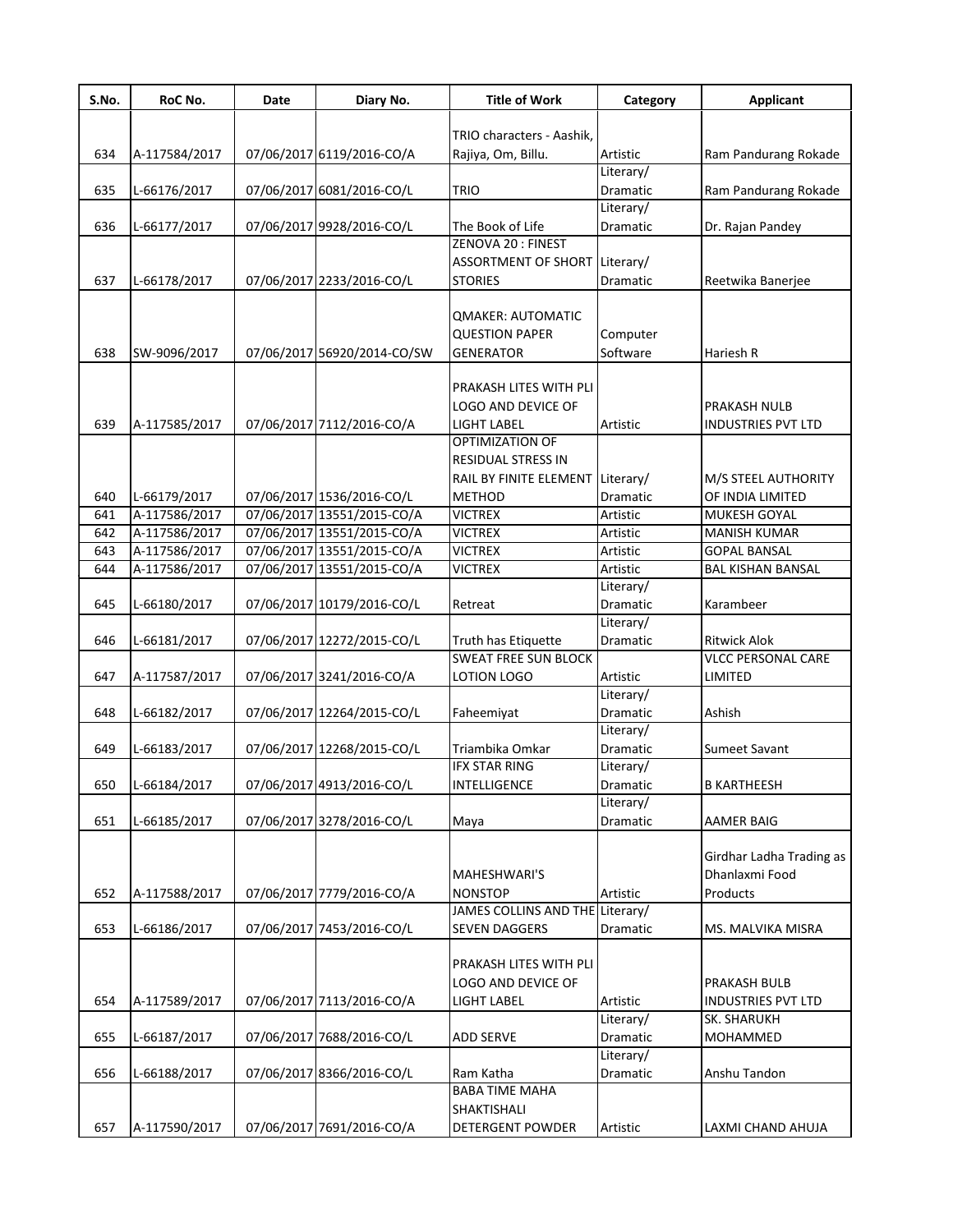| S.No. | RoC No. | Date | Diary No. | Title of Work | Category | Applicant |
|---|---|---|---|---|---|---|
| 634 | A-117584/2017 | 07/06/2017 | 6119/2016-CO/A | TRIO characters - Aashik, Rajiya, Om, Billu. | Artistic | Ram Pandurang Rokade |
| 635 | L-66176/2017 | 07/06/2017 | 6081/2016-CO/L | TRIO | Literary/ Dramatic | Ram Pandurang Rokade |
| 636 | L-66177/2017 | 07/06/2017 | 9928/2016-CO/L | The Book of Life | Literary/ Dramatic | Dr. Rajan Pandey |
| 637 | L-66178/2017 | 07/06/2017 | 2233/2016-CO/L | ZENOVA 20 : FINEST ASSORTMENT OF SHORT STORIES | Literary/ Dramatic | Reetwika Banerjee |
| 638 | SW-9096/2017 | 07/06/2017 | 56920/2014-CO/SW | QMAKER: AUTOMATIC QUESTION PAPER GENERATOR | Computer Software | Hariesh R |
| 639 | A-117585/2017 | 07/06/2017 | 7112/2016-CO/A | PRAKASH LITES WITH PLI LOGO AND DEVICE OF LIGHT LABEL | Artistic | PRAKASH NULB INDUSTRIES PVT LTD |
| 640 | L-66179/2017 | 07/06/2017 | 1536/2016-CO/L | OPTIMIZATION OF RESIDUAL STRESS IN RAIL BY FINITE ELEMENT METHOD | Literary/ Dramatic | M/S STEEL AUTHORITY OF INDIA LIMITED |
| 641 | A-117586/2017 | 07/06/2017 | 13551/2015-CO/A | VICTREX | Artistic | MUKESH GOYAL |
| 642 | A-117586/2017 | 07/06/2017 | 13551/2015-CO/A | VICTREX | Artistic | MANISH KUMAR |
| 643 | A-117586/2017 | 07/06/2017 | 13551/2015-CO/A | VICTREX | Artistic | GOPAL BANSAL |
| 644 | A-117586/2017 | 07/06/2017 | 13551/2015-CO/A | VICTREX | Artistic | BAL KISHAN BANSAL |
| 645 | L-66180/2017 | 07/06/2017 | 10179/2016-CO/L | Retreat | Literary/ Dramatic | Karambeer |
| 646 | L-66181/2017 | 07/06/2017 | 12272/2015-CO/L | Truth has Etiquette | Literary/ Dramatic | Ritwick Alok |
| 647 | A-117587/2017 | 07/06/2017 | 3241/2016-CO/A | SWEAT FREE SUN BLOCK LOTION LOGO | Artistic | VLCC PERSONAL CARE LIMITED |
| 648 | L-66182/2017 | 07/06/2017 | 12264/2015-CO/L | Faheemiyat | Literary/ Dramatic | Ashish |
| 649 | L-66183/2017 | 07/06/2017 | 12268/2015-CO/L | Triambika Omkar | Literary/ Dramatic | Sumeet Savant |
| 650 | L-66184/2017 | 07/06/2017 | 4913/2016-CO/L | IFX STAR RING INTELLIGENCE | Literary/ Dramatic | B KARTHEESH |
| 651 | L-66185/2017 | 07/06/2017 | 3278/2016-CO/L | Maya | Literary/ Dramatic | AAMER BAIG |
| 652 | A-117588/2017 | 07/06/2017 | 7779/2016-CO/A | MAHESHWARI'S NONSTOP | Artistic | Girdhar Ladha Trading as Dhanlaxmi Food Products |
| 653 | L-66186/2017 | 07/06/2017 | 7453/2016-CO/L | JAMES COLLINS AND THE SEVEN DAGGERS | Literary/ Dramatic | MS. MALVIKA MISRA |
| 654 | A-117589/2017 | 07/06/2017 | 7113/2016-CO/A | PRAKASH LITES WITH PLI LOGO AND DEVICE OF LIGHT LABEL | Artistic | PRAKASH BULB INDUSTRIES PVT LTD |
| 655 | L-66187/2017 | 07/06/2017 | 7688/2016-CO/L | ADD SERVE | Literary/ Dramatic | SK. SHARUKH MOHAMMED |
| 656 | L-66188/2017 | 07/06/2017 | 8366/2016-CO/L | Ram Katha | Literary/ Dramatic | Anshu Tandon |
| 657 | A-117590/2017 | 07/06/2017 | 7691/2016-CO/A | BABA TIME MAHA SHAKTISHALI DETERGENT POWDER | Artistic | LAXMI CHAND AHUJA |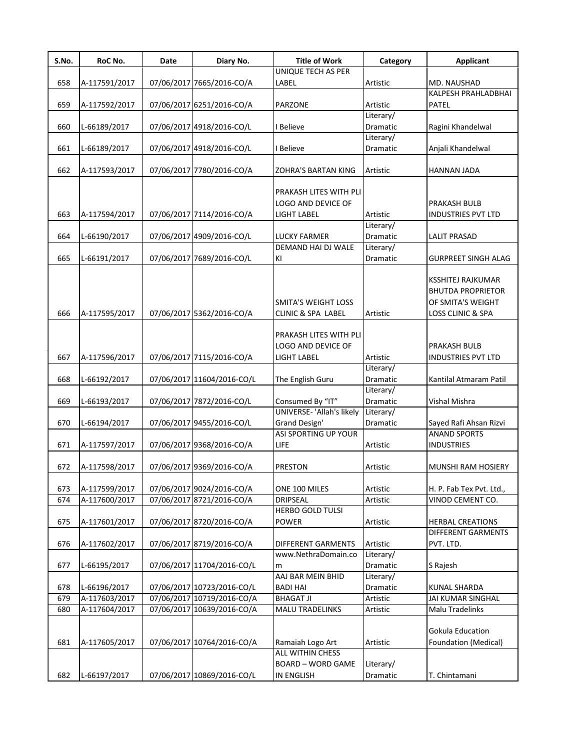| S.No. | RoC No. | Date | Diary No. | Title of Work | Category | Applicant |
|---|---|---|---|---|---|---|
| 658 | A-117591/2017 | 07/06/2017 | 7665/2016-CO/A | UNIQUE TECH AS PER LABEL | Artistic | MD. NAUSHAD |
| 659 | A-117592/2017 | 07/06/2017 | 6251/2016-CO/A | PARZONE | Artistic | KALPESH PRAHLADBHAI PATEL |
| 660 | L-66189/2017 | 07/06/2017 | 4918/2016-CO/L | I Believe | Literary/ Dramatic | Ragini Khandelwal |
| 661 | L-66189/2017 | 07/06/2017 | 4918/2016-CO/L | I Believe | Literary/ Dramatic | Anjali Khandelwal |
| 662 | A-117593/2017 | 07/06/2017 | 7780/2016-CO/A | ZOHRA'S BARTAN KING | Artistic | HANNAN JADA |
| 663 | A-117594/2017 | 07/06/2017 | 7114/2016-CO/A | PRAKASH LITES WITH PLI LOGO AND DEVICE OF LIGHT LABEL | Artistic | PRAKASH BULB INDUSTRIES PVT LTD |
| 664 | L-66190/2017 | 07/06/2017 | 4909/2016-CO/L | LUCKY FARMER | Literary/ Dramatic | LALIT PRASAD |
| 665 | L-66191/2017 | 07/06/2017 | 7689/2016-CO/L | DEMAND HAI DJ WALE KI | Literary/ Dramatic | GURPREET SINGH ALAG |
| 666 | A-117595/2017 | 07/06/2017 | 5362/2016-CO/A | SMITA'S WEIGHT LOSS CLINIC & SPA LABEL | Artistic | KSSHITEJ RAJKUMAR BHUTDA PROPRIETOR OF SMITA'S WEIGHT LOSS CLINIC & SPA |
| 667 | A-117596/2017 | 07/06/2017 | 7115/2016-CO/A | PRAKASH LITES WITH PLI LOGO AND DEVICE OF LIGHT LABEL | Artistic | PRAKASH BULB INDUSTRIES PVT LTD |
| 668 | L-66192/2017 | 07/06/2017 | 11604/2016-CO/L | The English Guru | Literary/ Dramatic | Kantilal Atmaram Patil |
| 669 | L-66193/2017 | 07/06/2017 | 7872/2016-CO/L | Consumed By "IT" | Literary/ Dramatic | Vishal Mishra |
| 670 | L-66194/2017 | 07/06/2017 | 9455/2016-CO/L | UNIVERSE- 'Allah's likely Grand Design' | Literary/ Dramatic | Sayed Rafi Ahsan Rizvi |
| 671 | A-117597/2017 | 07/06/2017 | 9368/2016-CO/A | ASI SPORTING UP YOUR LIFE | Artistic | ANAND SPORTS INDUSTRIES |
| 672 | A-117598/2017 | 07/06/2017 | 9369/2016-CO/A | PRESTON | Artistic | MUNSHI RAM HOSIERY |
| 673 | A-117599/2017 | 07/06/2017 | 9024/2016-CO/A | ONE 100 MILES | Artistic | H. P. Fab Tex Pvt. Ltd., |
| 674 | A-117600/2017 | 07/06/2017 | 8721/2016-CO/A | DRIPSEAL | Artistic | VINOD CEMENT CO. |
| 675 | A-117601/2017 | 07/06/2017 | 8720/2016-CO/A | HERBO GOLD TULSI POWER | Artistic | HERBAL CREATIONS |
| 676 | A-117602/2017 | 07/06/2017 | 8719/2016-CO/A | DIFFERENT GARMENTS | Artistic | DIFFERENT GARMENTS PVT. LTD. |
| 677 | L-66195/2017 | 07/06/2017 | 11704/2016-CO/L | www.NethraDomain.com | Literary/ Dramatic | S Rajesh |
| 678 | L-66196/2017 | 07/06/2017 | 10723/2016-CO/L | AAJ BAR MEIN BHID BADI HAI | Literary/ Dramatic | KUNAL SHARDA |
| 679 | A-117603/2017 | 07/06/2017 | 10719/2016-CO/A | BHAGAT JI | Artistic | JAI KUMAR SINGHAL |
| 680 | A-117604/2017 | 07/06/2017 | 10639/2016-CO/A | MALU TRADELINKS | Artistic | Malu Tradelinks |
| 681 | A-117605/2017 | 07/06/2017 | 10764/2016-CO/A | Ramaiah Logo Art | Artistic | Gokula Education Foundation (Medical) |
| 682 | L-66197/2017 | 07/06/2017 | 10869/2016-CO/L | ALL WITHIN CHESS BOARD – WORD GAME IN ENGLISH | Literary/ Dramatic | T. Chintamani |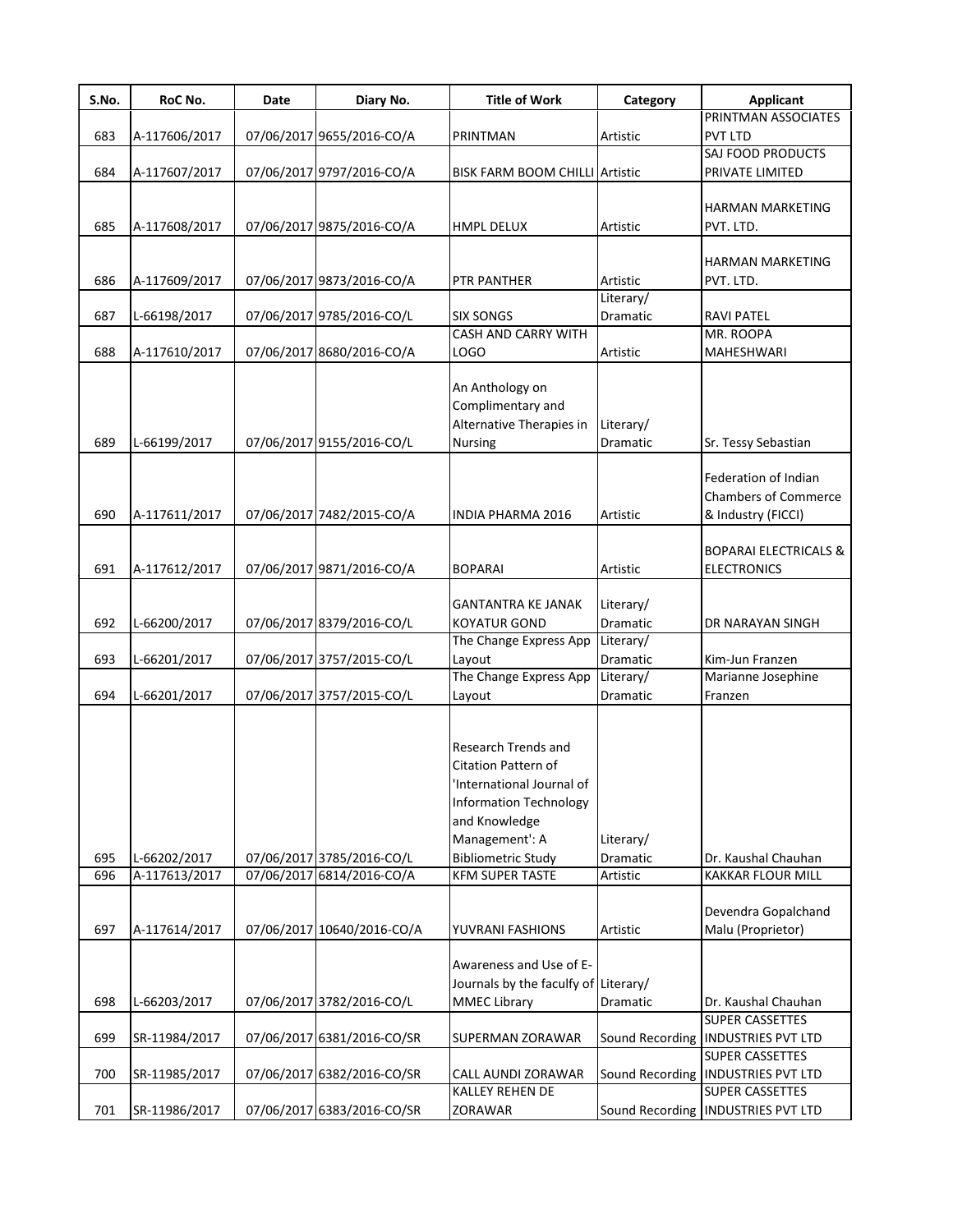| S.No. | RoC No. | Date | Diary No. | Title of Work | Category | Applicant |
|---|---|---|---|---|---|---|
| 683 | A-117606/2017 | 07/06/2017 | 9655/2016-CO/A | PRINTMAN | Artistic | PRINTMAN ASSOCIATES PVT LTD |
| 684 | A-117607/2017 | 07/06/2017 | 9797/2016-CO/A | BISK FARM BOOM CHILLI | Artistic | SAJ FOOD PRODUCTS PRIVATE LIMITED |
| 685 | A-117608/2017 | 07/06/2017 | 9875/2016-CO/A | HMPL DELUX | Artistic | HARMAN MARKETING PVT. LTD. |
| 686 | A-117609/2017 | 07/06/2017 | 9873/2016-CO/A | PTR PANTHER | Artistic | HARMAN MARKETING PVT. LTD. |
| 687 | L-66198/2017 | 07/06/2017 | 9785/2016-CO/L | SIX SONGS | Literary/ Dramatic | RAVI PATEL |
| 688 | A-117610/2017 | 07/06/2017 | 8680/2016-CO/A | CASH AND CARRY WITH LOGO | Artistic | MR. ROOPA MAHESHWARI |
| 689 | L-66199/2017 | 07/06/2017 | 9155/2016-CO/L | An Anthology on Complimentary and Alternative Therapies in Nursing | Literary/ Dramatic | Sr. Tessy Sebastian |
| 690 | A-117611/2017 | 07/06/2017 | 7482/2015-CO/A | INDIA PHARMA 2016 | Artistic | Federation of Indian Chambers of Commerce & Industry (FICCI) |
| 691 | A-117612/2017 | 07/06/2017 | 9871/2016-CO/A | BOPARAI | Artistic | BOPARAI ELECTRICALS & ELECTRONICS |
| 692 | L-66200/2017 | 07/06/2017 | 8379/2016-CO/L | GANTANTRA KE JANAK KOYATUR GOND | Literary/ Dramatic | DR NARAYAN SINGH |
| 693 | L-66201/2017 | 07/06/2017 | 3757/2015-CO/L | The Change Express App Layout | Literary/ Dramatic | Kim-Jun Franzen |
| 694 | L-66201/2017 | 07/06/2017 | 3757/2015-CO/L | The Change Express App Layout | Literary/ Dramatic | Marianne Josephine Franzen |
| 695 | L-66202/2017 | 07/06/2017 | 3785/2016-CO/L | Research Trends and Citation Pattern of 'International Journal of Information Technology and Knowledge Management': A Bibliometric Study | Literary/ Dramatic | Dr. Kaushal Chauhan |
| 696 | A-117613/2017 | 07/06/2017 | 6814/2016-CO/A | KFM SUPER TASTE | Artistic | KAKKAR FLOUR MILL |
| 697 | A-117614/2017 | 07/06/2017 | 10640/2016-CO/A | YUVRANI FASHIONS | Artistic | Devendra Gopalchand Malu (Proprietor) |
| 698 | L-66203/2017 | 07/06/2017 | 3782/2016-CO/L | Awareness and Use of E-Journals by the faculfy of MMEC Library | Literary/ Dramatic | Dr. Kaushal Chauhan |
| 699 | SR-11984/2017 | 07/06/2017 | 6381/2016-CO/SR | SUPERMAN ZORAWAR | Sound Recording | SUPER CASSETTES INDUSTRIES PVT LTD |
| 700 | SR-11985/2017 | 07/06/2017 | 6382/2016-CO/SR | CALL AUNDI ZORAWAR | Sound Recording | SUPER CASSETTES INDUSTRIES PVT LTD |
| 701 | SR-11986/2017 | 07/06/2017 | 6383/2016-CO/SR | KALLEY REHEN DE ZORAWAR | Sound Recording | SUPER CASSETTES INDUSTRIES PVT LTD |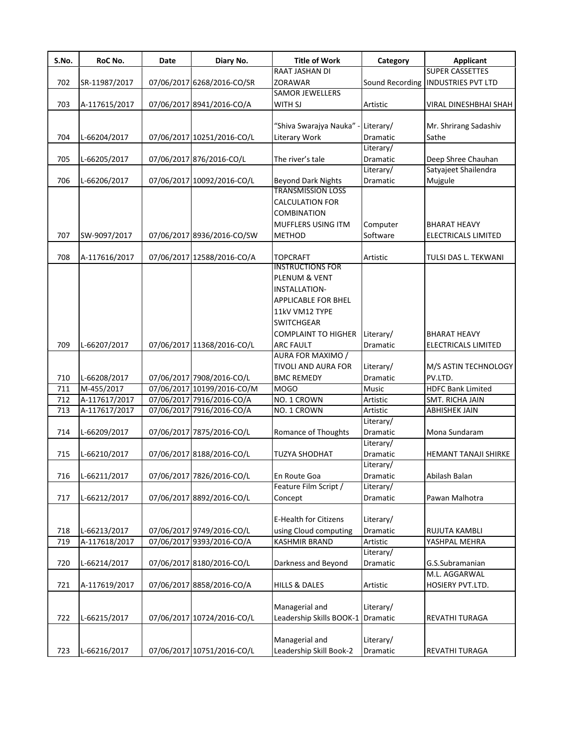| S.No. | RoC No. | Date | Diary No. | Title of Work | Category | Applicant |
|---|---|---|---|---|---|---|
| 702 | SR-11987/2017 | 07/06/2017 | 6268/2016-CO/SR | RAAT JASHAN DI ZORAWAR | Sound Recording | SUPER CASSETTES INDUSTRIES PVT LTD |
| 703 | A-117615/2017 | 07/06/2017 | 8941/2016-CO/A | SAMOR JEWELLERS WITH SJ | Artistic | VIRAL DINESHBHAI SHAH |
| 704 | L-66204/2017 | 07/06/2017 | 10251/2016-CO/L | "Shiva Swarajya Nauka" - Literary Work | Literary/ Dramatic | Mr. Shrirang Sadashiv Sathe |
| 705 | L-66205/2017 | 07/06/2017 | 876/2016-CO/L | The river's tale | Literary/ Dramatic | Deep Shree Chauhan |
| 706 | L-66206/2017 | 07/06/2017 | 10092/2016-CO/L | Beyond Dark Nights | Literary/ Dramatic | Satyajeet Shailendra Mujgule |
| 707 | SW-9097/2017 | 07/06/2017 | 8936/2016-CO/SW | TRANSMISSION LOSS CALCULATION FOR COMBINATION MUFFLERS USING ITM METHOD | Computer Software | BHARAT HEAVY ELECTRICALS LIMITED |
| 708 | A-117616/2017 | 07/06/2017 | 12588/2016-CO/A | TOPCRAFT | Artistic | TULSI DAS L. TEKWANI |
| 709 | L-66207/2017 | 07/06/2017 | 11368/2016-CO/L | INSTRUCTIONS FOR PLENUM & VENT INSTALLATION-APPLICABLE FOR BHEL 11kV VM12 TYPE SWITCHGEAR COMPLAINT TO HIGHER ARC FAULT | Literary/ Dramatic | BHARAT HEAVY ELECTRICALS LIMITED |
| 710 | L-66208/2017 | 07/06/2017 | 7908/2016-CO/L | AURA FOR MAXIMO / TIVOLI AND AURA FOR BMC REMEDY | Literary/ Dramatic | M/S ASTIN TECHNOLOGY PV.LTD. |
| 711 | M-455/2017 | 07/06/2017 | 10199/2016-CO/M | MOGO | Music | HDFC Bank Limited |
| 712 | A-117617/2017 | 07/06/2017 | 7916/2016-CO/A | NO. 1 CROWN | Artistic | SMT. RICHA JAIN |
| 713 | A-117617/2017 | 07/06/2017 | 7916/2016-CO/A | NO. 1 CROWN | Artistic | ABHISHEK JAIN |
| 714 | L-66209/2017 | 07/06/2017 | 7875/2016-CO/L | Romance of Thoughts | Literary/ Dramatic | Mona Sundaram |
| 715 | L-66210/2017 | 07/06/2017 | 8188/2016-CO/L | TUZYA SHODHAT | Literary/ Dramatic | HEMANT TANAJI SHIRKE |
| 716 | L-66211/2017 | 07/06/2017 | 7826/2016-CO/L | En Route Goa | Literary/ Dramatic | Abilash Balan |
| 717 | L-66212/2017 | 07/06/2017 | 8892/2016-CO/L | Feature Film Script / Concept | Literary/ Dramatic | Pawan Malhotra |
| 718 | L-66213/2017 | 07/06/2017 | 9749/2016-CO/L | E-Health for Citizens using Cloud computing | Literary/ Dramatic | RUJUTA KAMBLI |
| 719 | A-117618/2017 | 07/06/2017 | 9393/2016-CO/A | KASHMIR BRAND | Artistic | YASHPAL MEHRA |
| 720 | L-66214/2017 | 07/06/2017 | 8180/2016-CO/L | Darkness and Beyond | Literary/ Dramatic | G.S.Subramanian |
| 721 | A-117619/2017 | 07/06/2017 | 8858/2016-CO/A | HILLS & DALES | Artistic | M.L. AGGARWAL HOSIERY PVT.LTD. |
| 722 | L-66215/2017 | 07/06/2017 | 10724/2016-CO/L | Managerial and Leadership Skills BOOK-1 | Literary/ Dramatic | REVATHI TURAGA |
| 723 | L-66216/2017 | 07/06/2017 | 10751/2016-CO/L | Managerial and Leadership Skill Book-2 | Literary/ Dramatic | REVATHI TURAGA |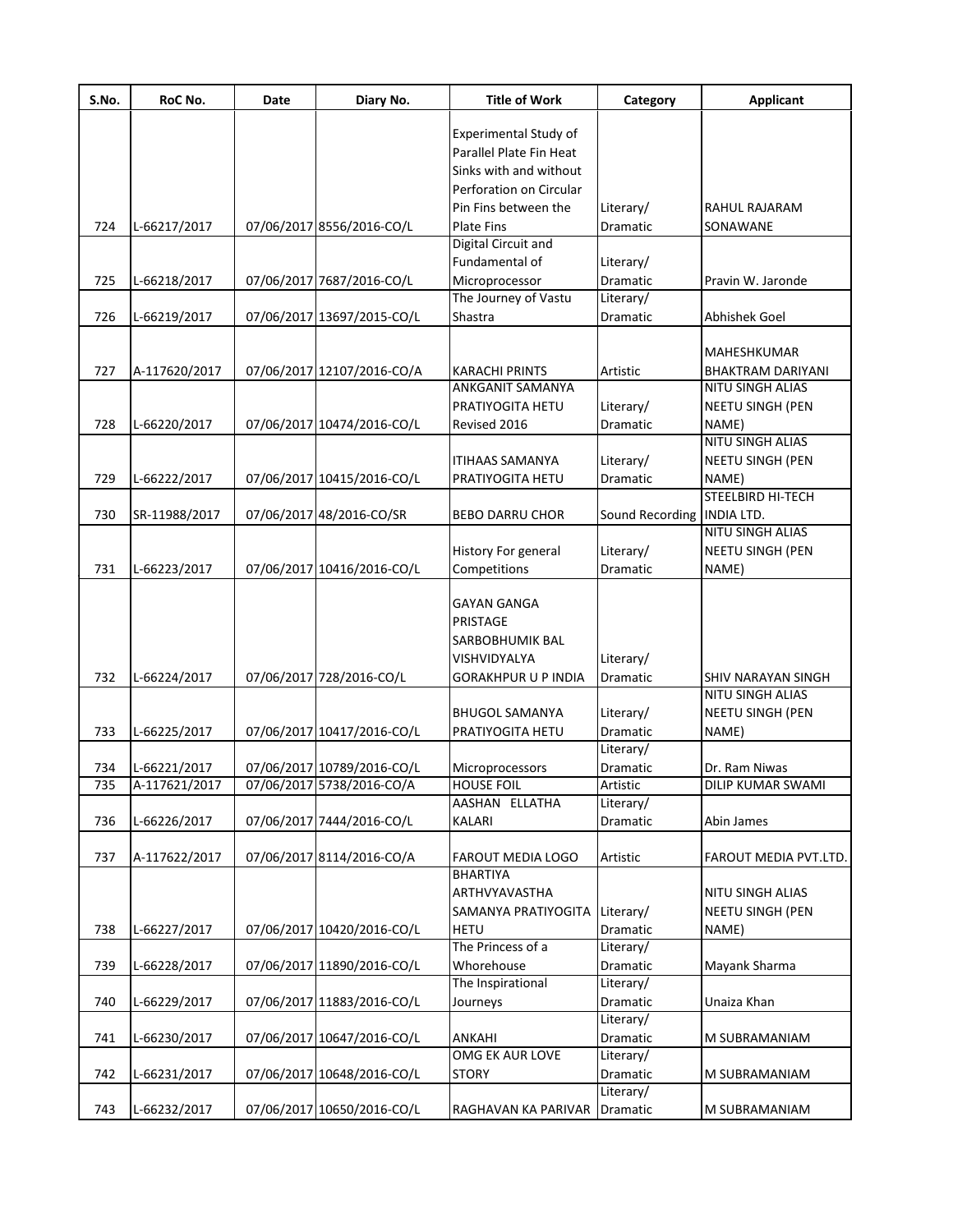| S.No. | RoC No. | Date | Diary No. | Title of Work | Category | Applicant |
|---|---|---|---|---|---|---|
| 724 | L-66217/2017 | 07/06/2017 | 8556/2016-CO/L | Experimental Study of Parallel Plate Fin Heat Sinks with and without Perforation on Circular Pin Fins between the Plate Fins | Literary/ Dramatic | RAHUL RAJARAM SONAWANE |
| 725 | L-66218/2017 | 07/06/2017 | 7687/2016-CO/L | Digital Circuit and Fundamental of Microprocessor | Literary/ Dramatic | Pravin W. Jaronde |
| 726 | L-66219/2017 | 07/06/2017 | 13697/2015-CO/L | The Journey of Vastu Shastra | Literary/ Dramatic | Abhishek Goel |
| 727 | A-117620/2017 | 07/06/2017 | 12107/2016-CO/A | KARACHI PRINTS | Artistic | MAHESHKUMAR BHAKTRAM DARIYANI |
| 728 | L-66220/2017 | 07/06/2017 | 10474/2016-CO/L | ANKGANIT SAMANYA PRATIYOGITA HETU Revised 2016 | Literary/ Dramatic | NITU SINGH ALIAS NEETU SINGH (PEN NAME) |
| 729 | L-66222/2017 | 07/06/2017 | 10415/2016-CO/L | ITIHAAS SAMANYA PRATIYOGITA HETU | Literary/ Dramatic | NITU SINGH ALIAS NEETU SINGH (PEN NAME) |
| 730 | SR-11988/2017 | 07/06/2017 | 48/2016-CO/SR | BEBO DARRU CHOR | Sound Recording | STEELBIRD HI-TECH INDIA LTD. |
| 731 | L-66223/2017 | 07/06/2017 | 10416/2016-CO/L | History For general Competitions | Literary/ Dramatic | NITU SINGH ALIAS NEETU SINGH (PEN NAME) |
| 732 | L-66224/2017 | 07/06/2017 | 728/2016-CO/L | GAYAN GANGA PRISTAGE SARBOBHUMIK BAL VISHVIDYALYA GORAKHPUR U P INDIA | Literary/ Dramatic | SHIV NARAYAN SINGH |
| 733 | L-66225/2017 | 07/06/2017 | 10417/2016-CO/L | BHUGOL SAMANYA PRATIYOGITA HETU | Literary/ Dramatic | NITU SINGH ALIAS NEETU SINGH (PEN NAME) |
| 734 | L-66221/2017 | 07/06/2017 | 10789/2016-CO/L | Microprocessors | Literary/ Dramatic | Dr. Ram Niwas |
| 735 | A-117621/2017 | 07/06/2017 | 5738/2016-CO/A | HOUSE FOIL | Artistic | DILIP KUMAR SWAMI |
| 736 | L-66226/2017 | 07/06/2017 | 7444/2016-CO/L | AASHAN ELLATHA KALARI | Literary/ Dramatic | Abin James |
| 737 | A-117622/2017 | 07/06/2017 | 8114/2016-CO/A | FAROUT MEDIA LOGO | Artistic | FAROUT MEDIA PVT.LTD. |
| 738 | L-66227/2017 | 07/06/2017 | 10420/2016-CO/L | BHARTIYA ARTHVYAVASTHA SAMANYA PRATIYOGITA HETU | Literary/ Dramatic | NITU SINGH ALIAS NEETU SINGH (PEN NAME) |
| 739 | L-66228/2017 | 07/06/2017 | 11890/2016-CO/L | The Princess of a Whorehouse | Literary/ Dramatic | Mayank Sharma |
| 740 | L-66229/2017 | 07/06/2017 | 11883/2016-CO/L | The Inspirational Journeys | Literary/ Dramatic | Unaiza Khan |
| 741 | L-66230/2017 | 07/06/2017 | 10647/2016-CO/L | ANKAHI | Literary/ Dramatic | M SUBRAMANIAM |
| 742 | L-66231/2017 | 07/06/2017 | 10648/2016-CO/L | OMG EK AUR LOVE STORY | Literary/ Dramatic | M SUBRAMANIAM |
| 743 | L-66232/2017 | 07/06/2017 | 10650/2016-CO/L | RAGHAVAN KA PARIVAR | Literary/ Dramatic | M SUBRAMANIAM |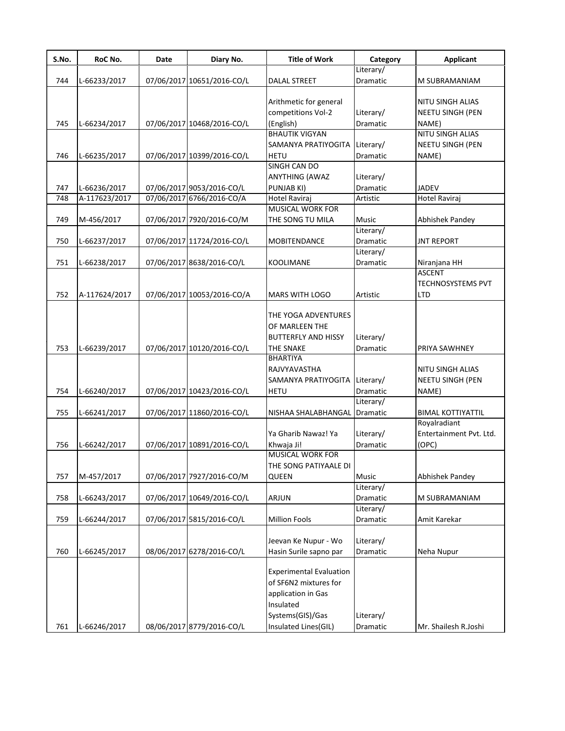| S.No. | RoC No. | Date | Diary No. | Title of Work | Category | Applicant |
|---|---|---|---|---|---|---|
| 744 | L-66233/2017 | 07/06/2017 | 10651/2016-CO/L | DALAL STREET | Literary/ Dramatic | M SUBRAMANIAM |
| 745 | L-66234/2017 | 07/06/2017 | 10468/2016-CO/L | Arithmetic for general competitions Vol-2 (English) | Literary/ Dramatic | NITU SINGH ALIAS NEETU SINGH (PEN NAME) |
| 746 | L-66235/2017 | 07/06/2017 | 10399/2016-CO/L | BHAUTIK VIGYAN SAMANYA PRATIYOGITA HETU | Literary/ Dramatic | NITU SINGH ALIAS NEETU SINGH (PEN NAME) |
| 747 | L-66236/2017 | 07/06/2017 | 9053/2016-CO/L | SINGH CAN DO ANYTHING (AWAZ PUNJAB KI) | Literary/ Dramatic | JADEV |
| 748 | A-117623/2017 | 07/06/2017 | 6766/2016-CO/A | Hotel Raviraj | Artistic | Hotel Raviraj |
| 749 | M-456/2017 | 07/06/2017 | 7920/2016-CO/M | MUSICAL WORK FOR THE SONG TU MILA | Music | Abhishek Pandey |
| 750 | L-66237/2017 | 07/06/2017 | 11724/2016-CO/L | MOBITENDANCE | Literary/ Dramatic | JNT REPORT |
| 751 | L-66238/2017 | 07/06/2017 | 8638/2016-CO/L | KOOLIMANE | Literary/ Dramatic | Niranjana HH |
| 752 | A-117624/2017 | 07/06/2017 | 10053/2016-CO/A | MARS WITH LOGO | Artistic | ASCENT TECHNOSYSTEMS PVT LTD |
| 753 | L-66239/2017 | 07/06/2017 | 10120/2016-CO/L | THE YOGA ADVENTURES OF MARLEEN THE BUTTERFLY AND HISSY THE SNAKE | Literary/ Dramatic | PRIYA SAWHNEY |
| 754 | L-66240/2017 | 07/06/2017 | 10423/2016-CO/L | BHARTIYA RAJVYAVASTHA SAMANYA PRATIYOGITA HETU | Literary/ Dramatic | NITU SINGH ALIAS NEETU SINGH (PEN NAME) |
| 755 | L-66241/2017 | 07/06/2017 | 11860/2016-CO/L | NISHAA SHALABHANGAL | Literary/ Dramatic | BIMAL KOTTIYATTIL |
| 756 | L-66242/2017 | 07/06/2017 | 10891/2016-CO/L | Ya Gharib Nawaz! Ya Khwaja Ji! | Literary/ Dramatic | Royalradiant Entertainment Pvt. Ltd. (OPC) |
| 757 | M-457/2017 | 07/06/2017 | 7927/2016-CO/M | MUSICAL WORK FOR THE SONG PATIYAALE DI QUEEN | Music | Abhishek Pandey |
| 758 | L-66243/2017 | 07/06/2017 | 10649/2016-CO/L | ARJUN | Literary/ Dramatic | M SUBRAMANIAM |
| 759 | L-66244/2017 | 07/06/2017 | 5815/2016-CO/L | Million Fools | Literary/ Dramatic | Amit Karekar |
| 760 | L-66245/2017 | 08/06/2017 | 6278/2016-CO/L | Jeevan Ke Nupur - Wo Hasin Surile sapno par | Literary/ Dramatic | Neha Nupur |
| 761 | L-66246/2017 | 08/06/2017 | 8779/2016-CO/L | Experimental Evaluation of SF6N2 mixtures for application in Gas Insulated Systems(GIS)/Gas Insulated Lines(GIL) | Literary/ Dramatic | Mr. Shailesh R.Joshi |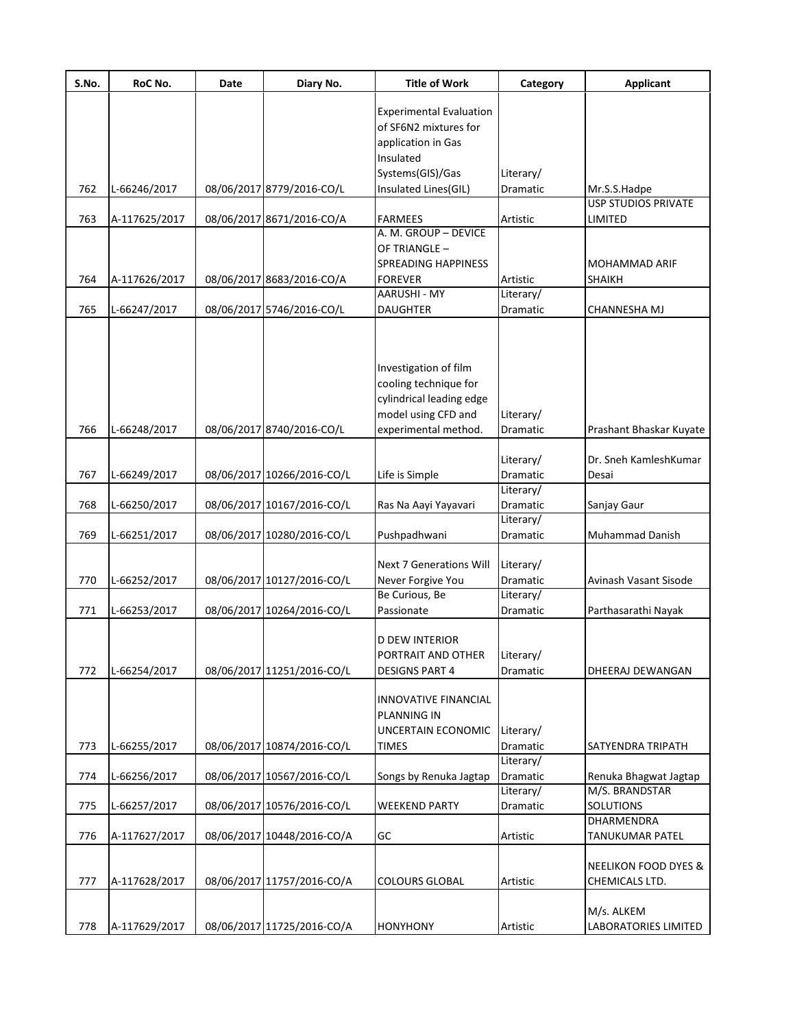| S.No. | RoC No. | Date | Diary No. | Title of Work | Category | Applicant |
|---|---|---|---|---|---|---|
| 762 | L-66246/2017 | 08/06/2017 | 8779/2016-CO/L | Experimental Evaluation of SF6N2 mixtures for application in Gas Insulated Systems(GIS)/Gas Insulated Lines(GIL) | Literary/ Dramatic | Mr.S.S.Hadpe |
| 763 | A-117625/2017 | 08/06/2017 | 8671/2016-CO/A | FARMEES | Artistic | USP STUDIOS PRIVATE LIMITED |
| 764 | A-117626/2017 | 08/06/2017 | 8683/2016-CO/A | A. M. GROUP – DEVICE OF TRIANGLE – SPREADING HAPPINESS FOREVER | Artistic | MOHAMMAD ARIF SHAIKH |
| 765 | L-66247/2017 | 08/06/2017 | 5746/2016-CO/L | AARUSHI - MY DAUGHTER | Literary/ Dramatic | CHANNESHA MJ |
| 766 | L-66248/2017 | 08/06/2017 | 8740/2016-CO/L | Investigation of film cooling technique for cylindrical leading edge model using CFD and experimental method. | Literary/ Dramatic | Prashant Bhaskar Kuyate |
| 767 | L-66249/2017 | 08/06/2017 | 10266/2016-CO/L | Life is Simple | Literary/ Dramatic | Dr. Sneh KamleshKumar Desai |
| 768 | L-66250/2017 | 08/06/2017 | 10167/2016-CO/L | Ras Na Aayi Yayavari | Literary/ Dramatic | Sanjay Gaur |
| 769 | L-66251/2017 | 08/06/2017 | 10280/2016-CO/L | Pushpadhwani | Literary/ Dramatic | Muhammad Danish |
| 770 | L-66252/2017 | 08/06/2017 | 10127/2016-CO/L | Next 7 Generations Will Never Forgive You | Literary/ Dramatic | Avinash Vasant Sisode |
| 771 | L-66253/2017 | 08/06/2017 | 10264/2016-CO/L | Be Curious, Be Passionate | Literary/ Dramatic | Parthasarathi Nayak |
| 772 | L-66254/2017 | 08/06/2017 | 11251/2016-CO/L | D DEW INTERIOR PORTRAIT AND OTHER DESIGNS PART 4 | Literary/ Dramatic | DHEERAJ DEWANGAN |
| 773 | L-66255/2017 | 08/06/2017 | 10874/2016-CO/L | INNOVATIVE FINANCIAL PLANNING IN UNCERTAIN ECONOMIC TIMES | Literary/ Dramatic | SATYENDRA TRIPATH |
| 774 | L-66256/2017 | 08/06/2017 | 10567/2016-CO/L | Songs by Renuka Jagtap | Literary/ Dramatic | Renuka Bhagwat Jagtap |
| 775 | L-66257/2017 | 08/06/2017 | 10576/2016-CO/L | WEEKEND PARTY | Literary/ Dramatic | M/S. BRANDSTAR SOLUTIONS |
| 776 | A-117627/2017 | 08/06/2017 | 10448/2016-CO/A | GC | Artistic | DHARMENDRA TANUKUMAR PATEL |
| 777 | A-117628/2017 | 08/06/2017 | 11757/2016-CO/A | COLOURS GLOBAL | Artistic | NEELIKON FOOD DYES & CHEMICALS LTD. |
| 778 | A-117629/2017 | 08/06/2017 | 11725/2016-CO/A | HONYHONY | Artistic | M/s. ALKEM LABORATORIES LIMITED |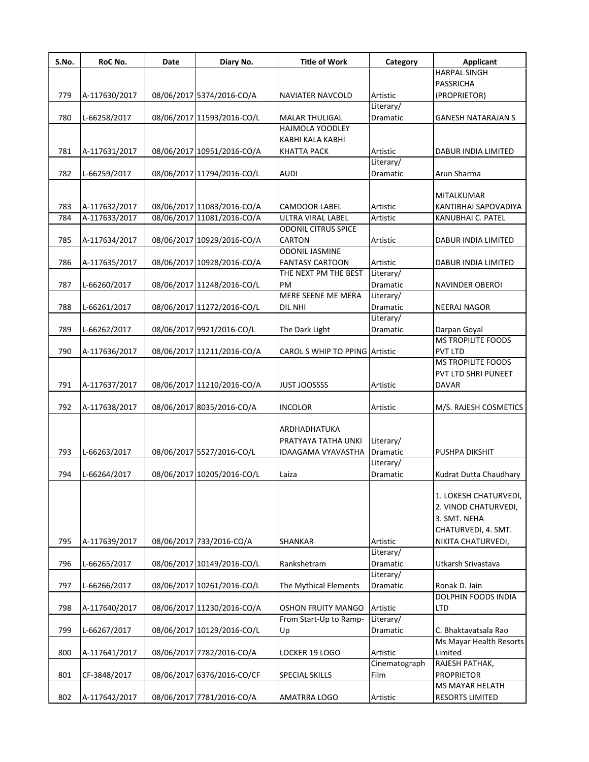| S.No. | RoC No. | Date | Diary No. | Title of Work | Category | Applicant |
|---|---|---|---|---|---|---|
| 779 | A-117630/2017 | 08/06/2017 | 5374/2016-CO/A | NAVIATER NAVCOLD | Artistic | HARPAL SINGH PASSRICHA (PROPRIETOR) |
| 780 | L-66258/2017 | 08/06/2017 | 11593/2016-CO/L | MALAR THULIGAL | Literary/ Dramatic | GANESH NATARAJAN S |
| 781 | A-117631/2017 | 08/06/2017 | 10951/2016-CO/A | HAJMOLA YOODLEY KABHI KALA KABHI KHATTA PACK | Artistic | DABUR INDIA LIMITED |
| 782 | L-66259/2017 | 08/06/2017 | 11794/2016-CO/L | AUDI | Literary/ Dramatic | Arun Sharma |
| 783 | A-117632/2017 | 08/06/2017 | 11083/2016-CO/A | CAMDOOR LABEL | Artistic | MITALKUMAR KANTIBHAI SAPOVADIYA |
| 784 | A-117633/2017 | 08/06/2017 | 11081/2016-CO/A | ULTRA VIRAL LABEL | Artistic | KANUBHAI C. PATEL |
| 785 | A-117634/2017 | 08/06/2017 | 10929/2016-CO/A | ODONIL CITRUS SPICE CARTON | Artistic | DABUR INDIA LIMITED |
| 786 | A-117635/2017 | 08/06/2017 | 10928/2016-CO/A | ODONIL JASMINE FANTASY CARTOON | Artistic | DABUR INDIA LIMITED |
| 787 | L-66260/2017 | 08/06/2017 | 11248/2016-CO/L | THE NEXT PM THE BEST PM | Literary/ Dramatic | NAVINDER OBEROI |
| 788 | L-66261/2017 | 08/06/2017 | 11272/2016-CO/L | MERE SEENE ME MERA DIL NHI | Literary/ Dramatic | NEERAJ NAGOR |
| 789 | L-66262/2017 | 08/06/2017 | 9921/2016-CO/L | The Dark Light | Literary/ Dramatic | Darpan Goyal |
| 790 | A-117636/2017 | 08/06/2017 | 11211/2016-CO/A | CAROL S WHIP TO PPING | Artistic | MS TROPILITE FOODS PVT LTD |
| 791 | A-117637/2017 | 08/06/2017 | 11210/2016-CO/A | JUST JOOSSSS | Artistic | MS TROPILITE FOODS PVT LTD SHRI PUNEET DAVAR |
| 792 | A-117638/2017 | 08/06/2017 | 8035/2016-CO/A | INCOLOR | Artistic | M/S. RAJESH COSMETICS |
| 793 | L-66263/2017 | 08/06/2017 | 5527/2016-CO/L | ARDHADHATUKA PRATYAYA TATHA UNKI IDAAGAMA VYAVASTHA | Literary/ Dramatic | PUSHPA DIKSHIT |
| 794 | L-66264/2017 | 08/06/2017 | 10205/2016-CO/L | Laiza | Literary/ Dramatic | Kudrat Dutta Chaudhary |
| 795 | A-117639/2017 | 08/06/2017 | 733/2016-CO/A | SHANKAR | Artistic | 1. LOKESH CHATURVEDI, 2. VINOD CHATURVEDI, 3. SMT. NEHA CHATURVEDI, 4. SMT. NIKITA CHATURVEDI, |
| 796 | L-66265/2017 | 08/06/2017 | 10149/2016-CO/L | Rankshetram | Literary/ Dramatic | Utkarsh Srivastava |
| 797 | L-66266/2017 | 08/06/2017 | 10261/2016-CO/L | The Mythical Elements | Literary/ Dramatic | Ronak D. Jain |
| 798 | A-117640/2017 | 08/06/2017 | 11230/2016-CO/A | OSHON FRUITY MANGO | Artistic | DOLPHIN FOODS INDIA LTD |
| 799 | L-66267/2017 | 08/06/2017 | 10129/2016-CO/L | From Start-Up to Ramp-Up | Literary/ Dramatic | C. Bhaktavatsala Rao |
| 800 | A-117641/2017 | 08/06/2017 | 7782/2016-CO/A | LOCKER 19 LOGO | Artistic | Ms Mayar Health Resorts Limited |
| 801 | CF-3848/2017 | 08/06/2017 | 6376/2016-CO/CF | SPECIAL SKILLS | Cinematograph Film | RAJESH PATHAK, PROPRIETOR |
| 802 | A-117642/2017 | 08/06/2017 | 7781/2016-CO/A | AMATRRA LOGO | Artistic | MS MAYAR HELATH RESORTS LIMITED |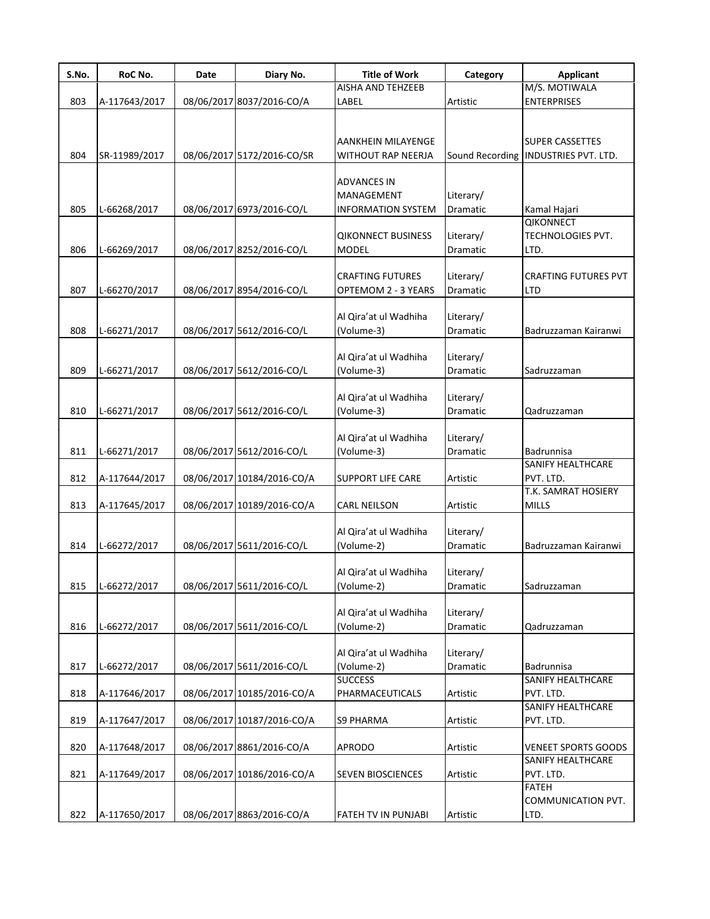| S.No. | RoC No. | Date | Diary No. | Title of Work | Category | Applicant |
|---|---|---|---|---|---|---|
| 803 | A-117643/2017 | 08/06/2017 | 8037/2016-CO/A | AISHA AND TEHZEEB LABEL | Artistic | M/S. MOTIWALA ENTERPRISES |
| 804 | SR-11989/2017 | 08/06/2017 | 5172/2016-CO/SR | AANKHEIN MILAYENGE WITHOUT RAP NEERJA | Sound Recording | SUPER CASSETTES INDUSTRIES PVT. LTD. |
| 805 | L-66268/2017 | 08/06/2017 | 6973/2016-CO/L | ADVANCES IN MANAGEMENT INFORMATION SYSTEM | Literary/ Dramatic | Kamal Hajari |
| 806 | L-66269/2017 | 08/06/2017 | 8252/2016-CO/L | QIKONNECT BUSINESS MODEL | Literary/ Dramatic | QIKONNECT TECHNOLOGIES PVT. LTD. |
| 807 | L-66270/2017 | 08/06/2017 | 8954/2016-CO/L | CRAFTING FUTURES OPTEMOM 2 - 3 YEARS | Literary/ Dramatic | CRAFTING FUTURES PVT LTD |
| 808 | L-66271/2017 | 08/06/2017 | 5612/2016-CO/L | Al Qira'at ul Wadhiha (Volume-3) | Literary/ Dramatic | Badruzzaman Kairanwi |
| 809 | L-66271/2017 | 08/06/2017 | 5612/2016-CO/L | Al Qira'at ul Wadhiha (Volume-3) | Literary/ Dramatic | Sadruzzaman |
| 810 | L-66271/2017 | 08/06/2017 | 5612/2016-CO/L | Al Qira'at ul Wadhiha (Volume-3) | Literary/ Dramatic | Qadruzzaman |
| 811 | L-66271/2017 | 08/06/2017 | 5612/2016-CO/L | Al Qira'at ul Wadhiha (Volume-3) | Literary/ Dramatic | Badrunnisa |
| 812 | A-117644/2017 | 08/06/2017 | 10184/2016-CO/A | SUPPORT LIFE CARE | Artistic | SANIFY HEALTHCARE PVT. LTD. |
| 813 | A-117645/2017 | 08/06/2017 | 10189/2016-CO/A | CARL NEILSON | Artistic | T.K. SAMRAT HOSIERY MILLS |
| 814 | L-66272/2017 | 08/06/2017 | 5611/2016-CO/L | Al Qira'at ul Wadhiha (Volume-2) | Literary/ Dramatic | Badruzzaman Kairanwi |
| 815 | L-66272/2017 | 08/06/2017 | 5611/2016-CO/L | Al Qira'at ul Wadhiha (Volume-2) | Literary/ Dramatic | Sadruzzaman |
| 816 | L-66272/2017 | 08/06/2017 | 5611/2016-CO/L | Al Qira'at ul Wadhiha (Volume-2) | Literary/ Dramatic | Qadruzzaman |
| 817 | L-66272/2017 | 08/06/2017 | 5611/2016-CO/L | Al Qira'at ul Wadhiha (Volume-2) | Literary/ Dramatic | Badrunnisa |
| 818 | A-117646/2017 | 08/06/2017 | 10185/2016-CO/A | SUCCESS PHARMACEUTICALS | Artistic | SANIFY HEALTHCARE PVT. LTD. |
| 819 | A-117647/2017 | 08/06/2017 | 10187/2016-CO/A | S9 PHARMA | Artistic | SANIFY HEALTHCARE PVT. LTD. |
| 820 | A-117648/2017 | 08/06/2017 | 8861/2016-CO/A | APRODO | Artistic | VENEET SPORTS GOODS |
| 821 | A-117649/2017 | 08/06/2017 | 10186/2016-CO/A | SEVEN BIOSCIENCES | Artistic | SANIFY HEALTHCARE PVT. LTD. |
| 822 | A-117650/2017 | 08/06/2017 | 8863/2016-CO/A | FATEH TV IN PUNJABI | Artistic | FATEH COMMUNICATION PVT. LTD. |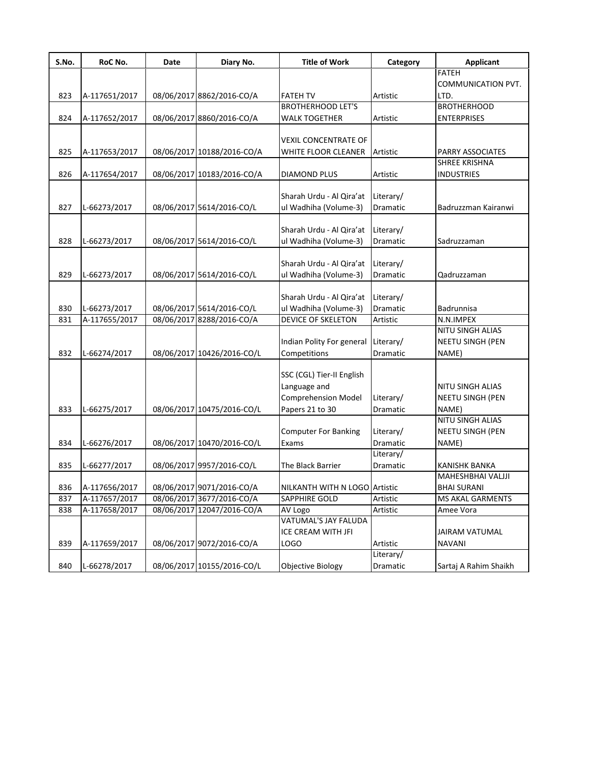| S.No. | RoC No. | Date | Diary No. | Title of Work | Category | Applicant |
|---|---|---|---|---|---|---|
| 823 | A-117651/2017 | 08/06/2017 | 8862/2016-CO/A | FATEH TV | Artistic | FATEH COMMUNICATION PVT. LTD. |
| 824 | A-117652/2017 | 08/06/2017 | 8860/2016-CO/A | BROTHERHOOD LET'S WALK TOGETHER | Artistic | BROTHERHOOD ENTERPRISES |
| 825 | A-117653/2017 | 08/06/2017 | 10188/2016-CO/A | VEXIL CONCENTRATE OF WHITE FLOOR CLEANER | Artistic | PARRY ASSOCIATES |
| 826 | A-117654/2017 | 08/06/2017 | 10183/2016-CO/A | DIAMOND PLUS | Artistic | SHREE KRISHNA INDUSTRIES |
| 827 | L-66273/2017 | 08/06/2017 | 5614/2016-CO/L | Sharah Urdu - Al Qira'at ul Wadhiha (Volume-3) | Literary/ Dramatic | Badruzzman Kairanwi |
| 828 | L-66273/2017 | 08/06/2017 | 5614/2016-CO/L | Sharah Urdu - Al Qira'at ul Wadhiha (Volume-3) | Literary/ Dramatic | Sadruzzaman |
| 829 | L-66273/2017 | 08/06/2017 | 5614/2016-CO/L | Sharah Urdu - Al Qira'at ul Wadhiha (Volume-3) | Literary/ Dramatic | Qadruzzaman |
| 830 | L-66273/2017 | 08/06/2017 | 5614/2016-CO/L | Sharah Urdu - Al Qira'at ul Wadhiha (Volume-3) | Literary/ Dramatic | Badrunnisa |
| 831 | A-117655/2017 | 08/06/2017 | 8288/2016-CO/A | DEVICE OF SKELETON | Artistic | N.N.IMPEX |
| 832 | L-66274/2017 | 08/06/2017 | 10426/2016-CO/L | Indian Polity For general Competitions | Literary/ Dramatic | NITU SINGH ALIAS NEETU SINGH (PEN NAME) |
| 833 | L-66275/2017 | 08/06/2017 | 10475/2016-CO/L | SSC (CGL) Tier-II English Language and Comprehension Model Papers 21 to 30 | Literary/ Dramatic | NITU SINGH ALIAS NEETU SINGH (PEN NAME) |
| 834 | L-66276/2017 | 08/06/2017 | 10470/2016-CO/L | Computer For Banking Exams | Literary/ Dramatic | NITU SINGH ALIAS NEETU SINGH (PEN NAME) |
| 835 | L-66277/2017 | 08/06/2017 | 9957/2016-CO/L | The Black Barrier | Literary/ Dramatic | KANISHK BANKA |
| 836 | A-117656/2017 | 08/06/2017 | 9071/2016-CO/A | NILKANTH WITH N LOGO | Artistic | MAHESHBHAI VALJJI BHAI SURANI |
| 837 | A-117657/2017 | 08/06/2017 | 3677/2016-CO/A | SAPPHIRE GOLD | Artistic | MS AKAL GARMENTS |
| 838 | A-117658/2017 | 08/06/2017 | 12047/2016-CO/A | AV Logo | Artistic | Amee Vora |
| 839 | A-117659/2017 | 08/06/2017 | 9072/2016-CO/A | VATUMAL'S JAY FALUDA ICE CREAM WITH JFI LOGO | Artistic | JAIRAM VATUMAL NAVANI |
| 840 | L-66278/2017 | 08/06/2017 | 10155/2016-CO/L | Objective Biology | Literary/ Dramatic | Sartaj A Rahim Shaikh |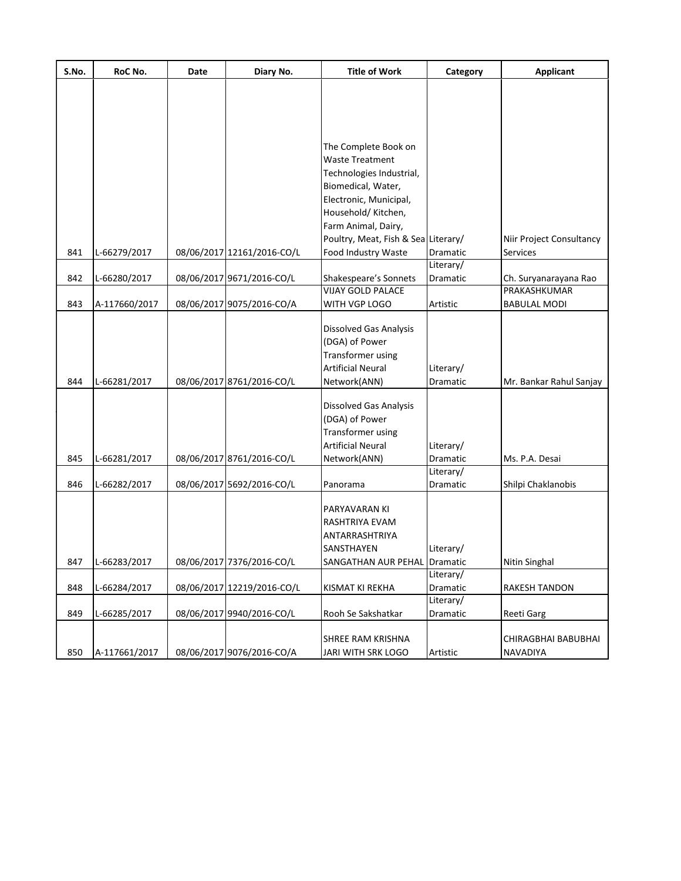| S.No. | RoC No. | Date | Diary No. | Title of Work | Category | Applicant |
|---|---|---|---|---|---|---|
| 841 | L-66279/2017 | 08/06/2017 | 12161/2016-CO/L | The Complete Book on Waste Treatment Technologies Industrial, Biomedical, Water, Electronic, Municipal, Household/ Kitchen, Farm Animal, Dairy, Poultry, Meat, Fish & Sea Food Industry Waste | Literary/ Dramatic | Niir Project Consultancy Services |
| 842 | L-66280/2017 | 08/06/2017 | 9671/2016-CO/L | Shakespeare's Sonnets | Literary/ Dramatic | Ch. Suryanarayana Rao |
| 843 | A-117660/2017 | 08/06/2017 | 9075/2016-CO/A | VIJAY GOLD PALACE WITH VGP LOGO | Artistic | PRAKASHKUMAR BABULAL MODI |
| 844 | L-66281/2017 | 08/06/2017 | 8761/2016-CO/L | Dissolved Gas Analysis (DGA) of Power Transformer using Artificial Neural Network(ANN) | Literary/ Dramatic | Mr. Bankar Rahul Sanjay |
| 845 | L-66281/2017 | 08/06/2017 | 8761/2016-CO/L | Dissolved Gas Analysis (DGA) of Power Transformer using Artificial Neural Network(ANN) | Literary/ Dramatic | Ms. P.A. Desai |
| 846 | L-66282/2017 | 08/06/2017 | 5692/2016-CO/L | Panorama | Literary/ Dramatic | Shilpi Chaklanobis |
| 847 | L-66283/2017 | 08/06/2017 | 7376/2016-CO/L | PARYAVARAN KI RASHTRIYA EVAM ANTARRASHTRIYA SANSTHAYEN SANGATHAN AUR PEHAL | Literary/ Dramatic | Nitin Singhal |
| 848 | L-66284/2017 | 08/06/2017 | 12219/2016-CO/L | KISMAT KI REKHA | Literary/ Dramatic | RAKESH TANDON |
| 849 | L-66285/2017 | 08/06/2017 | 9940/2016-CO/L | Rooh Se Sakshatkar | Literary/ Dramatic | Reeti Garg |
| 850 | A-117661/2017 | 08/06/2017 | 9076/2016-CO/A | SHREE RAM KRISHNA JARI WITH SRK LOGO | Artistic | CHIRAGBHAI BABUBHAI NAVADIYA |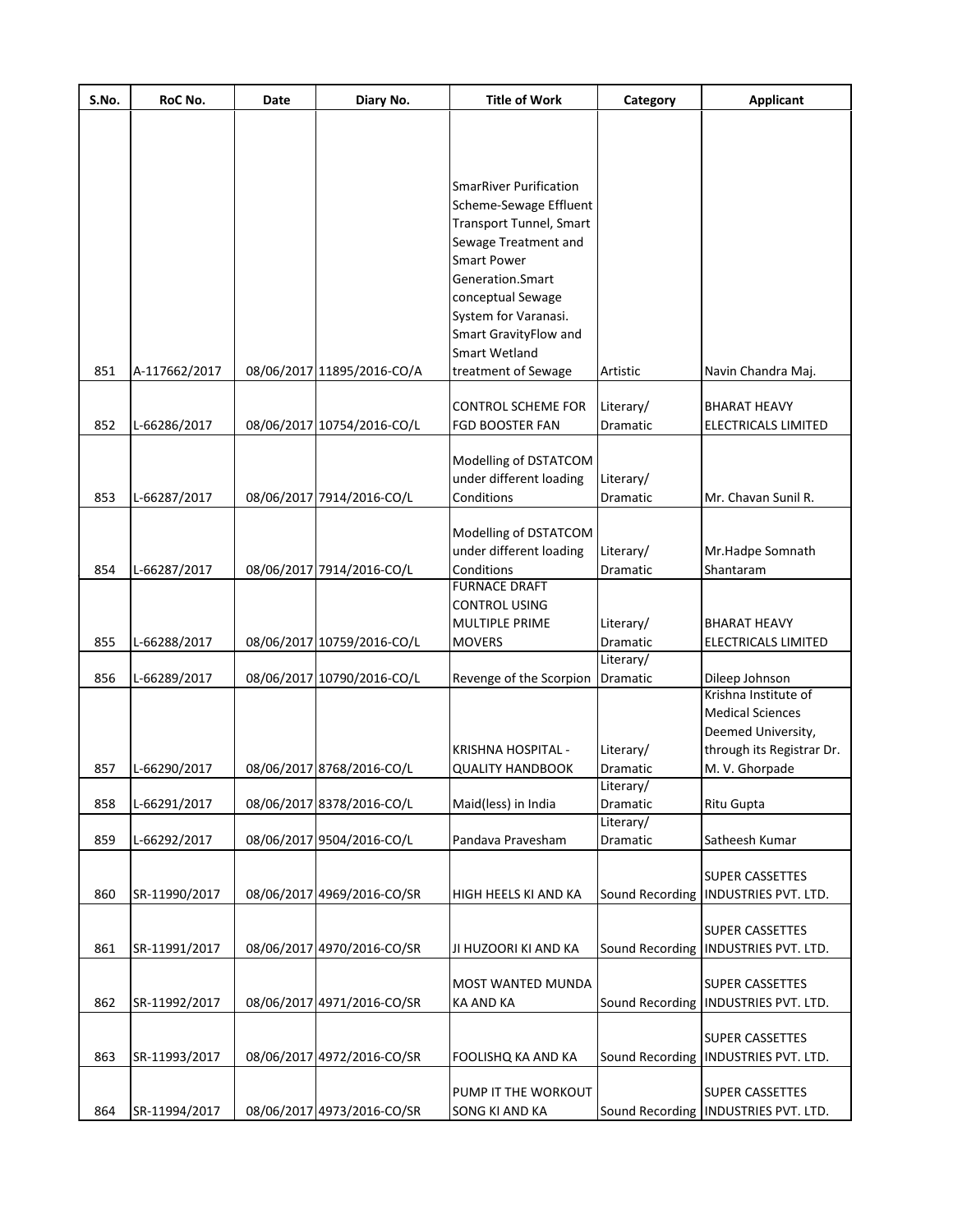| S.No. | RoC No. | Date | Diary No. | Title of Work | Category | Applicant |
|---|---|---|---|---|---|---|
| 851 | A-117662/2017 | 08/06/2017 | 11895/2016-CO/A | SmarRiver Purification Scheme-Sewage Effluent Transport Tunnel, Smart Sewage Treatment and Smart Power Generation.Smart conceptual Sewage System for Varanasi. Smart GravityFlow and Smart Wetland treatment of Sewage | Artistic | Navin Chandra Maj. |
| 852 | L-66286/2017 | 08/06/2017 | 10754/2016-CO/L | CONTROL SCHEME FOR FGD BOOSTER FAN | Literary/ Dramatic | BHARAT HEAVY ELECTRICALS LIMITED |
| 853 | L-66287/2017 | 08/06/2017 | 7914/2016-CO/L | Modelling of DSTATCOM under different loading Conditions | Literary/ Dramatic | Mr. Chavan Sunil R. |
| 854 | L-66287/2017 | 08/06/2017 | 7914/2016-CO/L | Modelling of DSTATCOM under different loading Conditions | Literary/ Dramatic | Mr.Hadpe Somnath Shantaram |
| 855 | L-66288/2017 | 08/06/2017 | 10759/2016-CO/L | FURNACE DRAFT CONTROL USING MULTIPLE PRIME MOVERS | Literary/ Dramatic | BHARAT HEAVY ELECTRICALS LIMITED |
| 856 | L-66289/2017 | 08/06/2017 | 10790/2016-CO/L | Revenge of the Scorpion | Literary/ Dramatic | Dileep Johnson |
| 857 | L-66290/2017 | 08/06/2017 | 8768/2016-CO/L | KRISHNA HOSPITAL - QUALITY HANDBOOK | Literary/ Dramatic | Krishna Institute of Medical Sciences Deemed University, through its Registrar Dr. M. V. Ghorpade |
| 858 | L-66291/2017 | 08/06/2017 | 8378/2016-CO/L | Maid(less) in India | Literary/ Dramatic | Ritu Gupta |
| 859 | L-66292/2017 | 08/06/2017 | 9504/2016-CO/L | Pandava Pravesham | Literary/ Dramatic | Satheesh Kumar |
| 860 | SR-11990/2017 | 08/06/2017 | 4969/2016-CO/SR | HIGH HEELS KI AND KA | Sound Recording | SUPER CASSETTES INDUSTRIES PVT. LTD. |
| 861 | SR-11991/2017 | 08/06/2017 | 4970/2016-CO/SR | JI HUZOORI KI AND KA | Sound Recording | SUPER CASSETTES INDUSTRIES PVT. LTD. |
| 862 | SR-11992/2017 | 08/06/2017 | 4971/2016-CO/SR | MOST WANTED MUNDA KA AND KA | Sound Recording | SUPER CASSETTES INDUSTRIES PVT. LTD. |
| 863 | SR-11993/2017 | 08/06/2017 | 4972/2016-CO/SR | FOOLISHQ KA AND KA | Sound Recording | SUPER CASSETTES INDUSTRIES PVT. LTD. |
| 864 | SR-11994/2017 | 08/06/2017 | 4973/2016-CO/SR | PUMP IT THE WORKOUT SONG KI AND KA | Sound Recording | SUPER CASSETTES INDUSTRIES PVT. LTD. |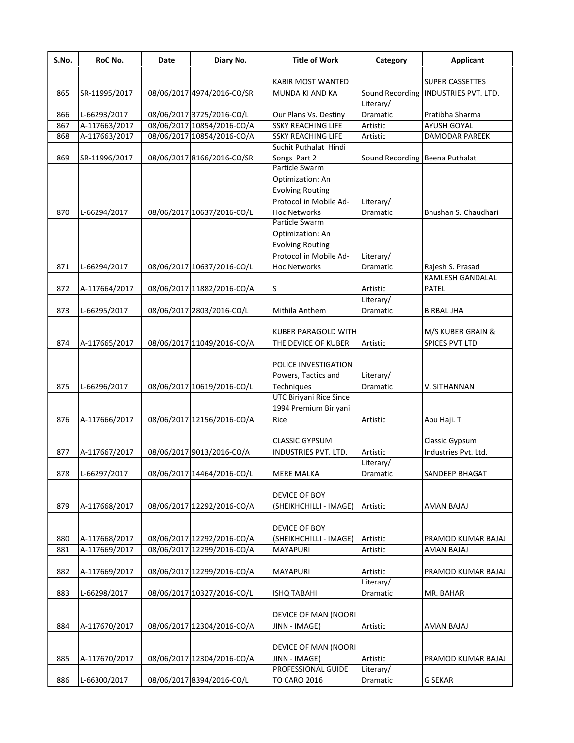| S.No. | RoC No. | Date | Diary No. | Title of Work | Category | Applicant |
|---|---|---|---|---|---|---|
| 865 | SR-11995/2017 | 08/06/2017 | 4974/2016-CO/SR | KABIR MOST WANTED MUNDA KI AND KA | Sound Recording | SUPER CASSETTES INDUSTRIES PVT. LTD. |
| 866 | L-66293/2017 | 08/06/2017 | 3725/2016-CO/L | Our Plans Vs. Destiny | Literary/ Dramatic | Pratibha Sharma |
| 867 | A-117663/2017 | 08/06/2017 | 10854/2016-CO/A | SSKY REACHING LIFE | Artistic | AYUSH GOYAL |
| 868 | A-117663/2017 | 08/06/2017 | 10854/2016-CO/A | SSKY REACHING LIFE | Artistic | DAMODAR PAREEK |
| 869 | SR-11996/2017 | 08/06/2017 | 8166/2016-CO/SR | Suchit Puthalat Hindi Songs Part 2 | Sound Recording | Beena Puthalat |
| 870 | L-66294/2017 | 08/06/2017 | 10637/2016-CO/L | Particle Swarm Optimization: An Evolving Routing Protocol in Mobile Ad-Hoc Networks | Literary/ Dramatic | Bhushan S. Chaudhari |
| 871 | L-66294/2017 | 08/06/2017 | 10637/2016-CO/L | Particle Swarm Optimization: An Evolving Routing Protocol in Mobile Ad-Hoc Networks | Literary/ Dramatic | Rajesh S. Prasad |
| 872 | A-117664/2017 | 08/06/2017 | 11882/2016-CO/A | S | Artistic | KAMLESH GANDALAL PATEL |
| 873 | L-66295/2017 | 08/06/2017 | 2803/2016-CO/L | Mithila Anthem | Literary/ Dramatic | BIRBAL JHA |
| 874 | A-117665/2017 | 08/06/2017 | 11049/2016-CO/A | KUBER PARAGOLD WITH THE DEVICE OF KUBER | Artistic | M/S KUBER GRAIN & SPICES PVT LTD |
| 875 | L-66296/2017 | 08/06/2017 | 10619/2016-CO/L | POLICE INVESTIGATION Powers, Tactics and Techniques | Literary/ Dramatic | V. SITHANNAN |
| 876 | A-117666/2017 | 08/06/2017 | 12156/2016-CO/A | UTC Biriyani Rice Since 1994 Premium Biriyani Rice | Artistic | Abu Haji. T |
| 877 | A-117667/2017 | 08/06/2017 | 9013/2016-CO/A | CLASSIC GYPSUM INDUSTRIES PVT. LTD. | Artistic | Classic Gypsum Industries Pvt. Ltd. |
| 878 | L-66297/2017 | 08/06/2017 | 14464/2016-CO/L | MERE MALKA | Literary/ Dramatic | SANDEEP BHAGAT |
| 879 | A-117668/2017 | 08/06/2017 | 12292/2016-CO/A | DEVICE OF BOY (SHEIKHCHILLI - IMAGE) | Artistic | AMAN BAJAJ |
| 880 | A-117668/2017 | 08/06/2017 | 12292/2016-CO/A | DEVICE OF BOY (SHEIKHCHILLI - IMAGE) | Artistic | PRAMOD KUMAR BAJAJ |
| 881 | A-117669/2017 | 08/06/2017 | 12299/2016-CO/A | MAYAPURI | Artistic | AMAN BAJAJ |
| 882 | A-117669/2017 | 08/06/2017 | 12299/2016-CO/A | MAYAPURI | Artistic | PRAMOD KUMAR BAJAJ |
| 883 | L-66298/2017 | 08/06/2017 | 10327/2016-CO/L | ISHQ TABAHI | Literary/ Dramatic | MR. BAHAR |
| 884 | A-117670/2017 | 08/06/2017 | 12304/2016-CO/A | DEVICE OF MAN (NOORI JINN - IMAGE) | Artistic | AMAN BAJAJ |
| 885 | A-117670/2017 | 08/06/2017 | 12304/2016-CO/A | DEVICE OF MAN (NOORI JINN - IMAGE) | Artistic | PRAMOD KUMAR BAJAJ |
| 886 | L-66300/2017 | 08/06/2017 | 8394/2016-CO/L | PROFESSIONAL GUIDE TO CARO 2016 | Literary/ Dramatic | G SEKAR |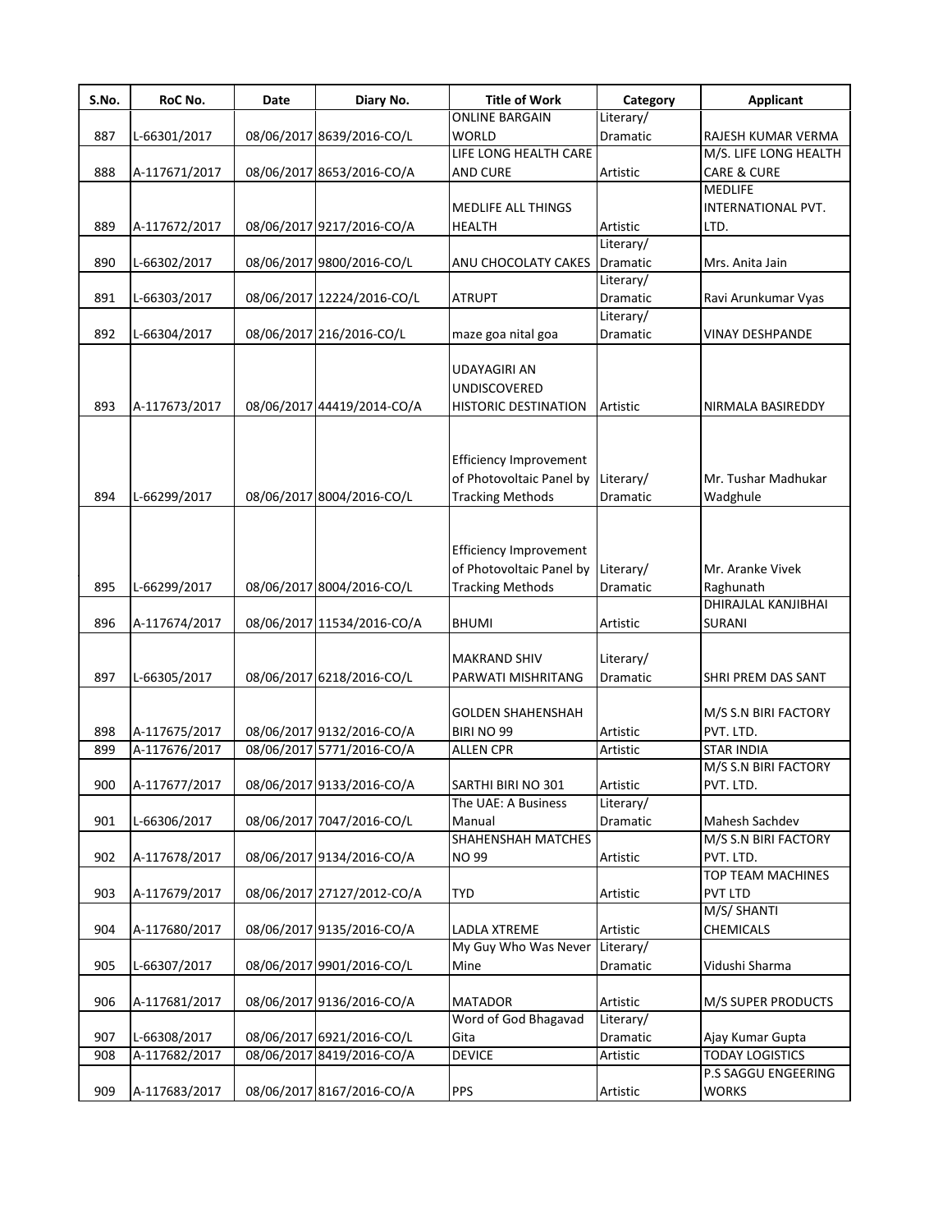| S.No. | RoC No. | Date | Diary No. | Title of Work | Category | Applicant |
|---|---|---|---|---|---|---|
| 887 | L-66301/2017 | 08/06/2017 | 8639/2016-CO/L | ONLINE BARGAIN WORLD | Literary/ Dramatic | RAJESH KUMAR VERMA |
| 888 | A-117671/2017 | 08/06/2017 | 8653/2016-CO/A | LIFE LONG HEALTH CARE AND CURE | Artistic | M/S. LIFE LONG HEALTH CARE & CURE |
| 889 | A-117672/2017 | 08/06/2017 | 9217/2016-CO/A | MEDLIFE ALL THINGS HEALTH | Artistic | MEDLIFE INTERNATIONAL PVT. LTD. |
| 890 | L-66302/2017 | 08/06/2017 | 9800/2016-CO/L | ANU CHOCOLATY CAKES | Literary/ Dramatic | Mrs. Anita Jain |
| 891 | L-66303/2017 | 08/06/2017 | 12224/2016-CO/L | ATRUPT | Literary/ Dramatic | Ravi Arunkumar Vyas |
| 892 | L-66304/2017 | 08/06/2017 | 216/2016-CO/L | maze goa nital goa | Literary/ Dramatic | VINAY DESHPANDE |
| 893 | A-117673/2017 | 08/06/2017 | 44419/2014-CO/A | UDAYAGIRI AN UNDISCOVERED HISTORIC DESTINATION | Artistic | NIRMALA BASIREDDY |
| 894 | L-66299/2017 | 08/06/2017 | 8004/2016-CO/L | Efficiency Improvement of Photovoltaic Panel by Tracking Methods | Literary/ Dramatic | Mr. Tushar Madhukar Wadghule |
| 895 | L-66299/2017 | 08/06/2017 | 8004/2016-CO/L | Efficiency Improvement of Photovoltaic Panel by Tracking Methods | Literary/ Dramatic | Mr. Aranke Vivek Raghunath |
| 896 | A-117674/2017 | 08/06/2017 | 11534/2016-CO/A | BHUMI | Artistic | DHIRAJLAL KANJIBHAI SURANI |
| 897 | L-66305/2017 | 08/06/2017 | 6218/2016-CO/L | MAKRAND SHIV PARWATI MISHRITANG | Literary/ Dramatic | SHRI PREM DAS SANT |
| 898 | A-117675/2017 | 08/06/2017 | 9132/2016-CO/A | GOLDEN SHAHENSHAH BIRI NO 99 | Artistic | M/S S.N BIRI FACTORY PVT. LTD. |
| 899 | A-117676/2017 | 08/06/2017 | 5771/2016-CO/A | ALLEN CPR | Artistic | STAR INDIA |
| 900 | A-117677/2017 | 08/06/2017 | 9133/2016-CO/A | SARTHI BIRI NO 301 | Artistic | M/S S.N BIRI FACTORY PVT. LTD. |
| 901 | L-66306/2017 | 08/06/2017 | 7047/2016-CO/L | The UAE: A Business Manual | Literary/ Dramatic | Mahesh Sachdev |
| 902 | A-117678/2017 | 08/06/2017 | 9134/2016-CO/A | SHAHENSHAH MATCHES NO 99 | Artistic | M/S S.N BIRI FACTORY PVT. LTD. |
| 903 | A-117679/2017 | 08/06/2017 | 27127/2012-CO/A | TYD | Artistic | TOP TEAM MACHINES PVT LTD |
| 904 | A-117680/2017 | 08/06/2017 | 9135/2016-CO/A | LADLA XTREME | Artistic | M/S/ SHANTI CHEMICALS |
| 905 | L-66307/2017 | 08/06/2017 | 9901/2016-CO/L | My Guy Who Was Never Mine | Literary/ Dramatic | Vidushi Sharma |
| 906 | A-117681/2017 | 08/06/2017 | 9136/2016-CO/A | MATADOR | Artistic | M/S SUPER PRODUCTS |
| 907 | L-66308/2017 | 08/06/2017 | 6921/2016-CO/L | Word of God Bhagavad Gita | Literary/ Dramatic | Ajay Kumar Gupta |
| 908 | A-117682/2017 | 08/06/2017 | 8419/2016-CO/A | DEVICE | Artistic | TODAY LOGISTICS |
| 909 | A-117683/2017 | 08/06/2017 | 8167/2016-CO/A | PPS | Artistic | P.S SAGGU ENGEERING WORKS |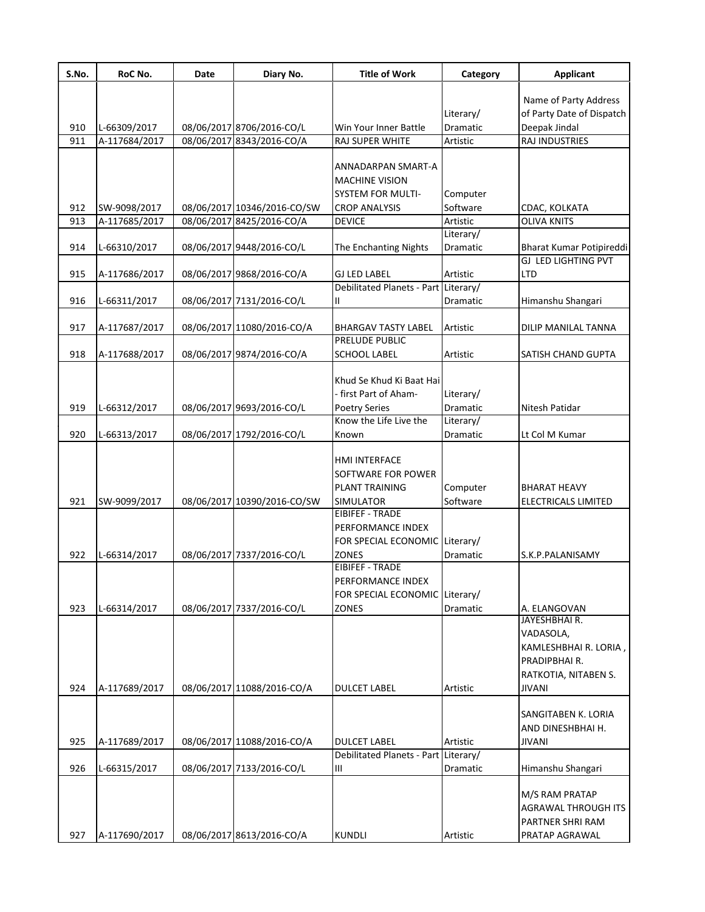| S.No. | RoC No. | Date | Diary No. | Title of Work | Category | Applicant |
|---|---|---|---|---|---|---|
| 910 | L-66309/2017 | 08/06/2017 | 8706/2016-CO/L | Win Your Inner Battle | Literary/ Dramatic | Name of Party Address of Party Date of Dispatch Deepak Jindal |
| 911 | A-117684/2017 | 08/06/2017 | 8343/2016-CO/A | RAJ SUPER WHITE | Artistic | RAJ INDUSTRIES |
| 912 | SW-9098/2017 | 08/06/2017 | 10346/2016-CO/SW | ANNADARPAN SMART-A MACHINE VISION SYSTEM FOR MULTI-CROP ANALYSIS | Computer Software | CDAC, KOLKATA |
| 913 | A-117685/2017 | 08/06/2017 | 8425/2016-CO/A | DEVICE | Artistic | OLIVA KNITS |
| 914 | L-66310/2017 | 08/06/2017 | 9448/2016-CO/L | The Enchanting Nights | Literary/ Dramatic | Bharat Kumar Potipireddi |
| 915 | A-117686/2017 | 08/06/2017 | 9868/2016-CO/A | GJ LED LABEL | Artistic | GJ LED LIGHTING PVT LTD |
| 916 | L-66311/2017 | 08/06/2017 | 7131/2016-CO/L | Debilitated Planets - Part II | Literary/ Dramatic | Himanshu Shangari |
| 917 | A-117687/2017 | 08/06/2017 | 11080/2016-CO/A | BHARGAV TASTY LABEL | Artistic | DILIP MANILAL TANNA |
| 918 | A-117688/2017 | 08/06/2017 | 9874/2016-CO/A | PRELUDE PUBLIC SCHOOL LABEL | Artistic | SATISH CHAND GUPTA |
| 919 | L-66312/2017 | 08/06/2017 | 9693/2016-CO/L | Khud Se Khud Ki Baat Hai - first Part of Aham-Poetry Series | Literary/ Dramatic | Nitesh Patidar |
| 920 | L-66313/2017 | 08/06/2017 | 1792/2016-CO/L | Know the Life Live the Known | Literary/ Dramatic | Lt Col M Kumar |
| 921 | SW-9099/2017 | 08/06/2017 | 10390/2016-CO/SW | HMI INTERFACE SOFTWARE FOR POWER PLANT TRAINING SIMULATOR | Computer Software | BHARAT HEAVY ELECTRICALS LIMITED |
| 922 | L-66314/2017 | 08/06/2017 | 7337/2016-CO/L | EIBIFEF - TRADE PERFORMANCE INDEX FOR SPECIAL ECONOMIC ZONES | Literary/ Dramatic | S.K.P.PALANISAMY |
| 923 | L-66314/2017 | 08/06/2017 | 7337/2016-CO/L | EIBIFEF - TRADE PERFORMANCE INDEX FOR SPECIAL ECONOMIC ZONES | Literary/ Dramatic | A. ELANGOVAN |
| 924 | A-117689/2017 | 08/06/2017 | 11088/2016-CO/A | DULCET LABEL | Artistic | JAYESHBHAI R. VADASOLA, KAMLESHBHAI R. LORIA , PRADIPBHAI R. RATKOTIA, NITABEN S. JIVANI |
| 925 | A-117689/2017 | 08/06/2017 | 11088/2016-CO/A | DULCET LABEL | Artistic | SANGITABEN K. LORIA AND DINESHBHAI H. JIVANI |
| 926 | L-66315/2017 | 08/06/2017 | 7133/2016-CO/L | Debilitated Planets - Part III | Literary/ Dramatic | Himanshu Shangari |
| 927 | A-117690/2017 | 08/06/2017 | 8613/2016-CO/A | KUNDLI | Artistic | M/S RAM PRATAP AGRAWAL THROUGH ITS PARTNER SHRI RAM PRATAP AGRAWAL |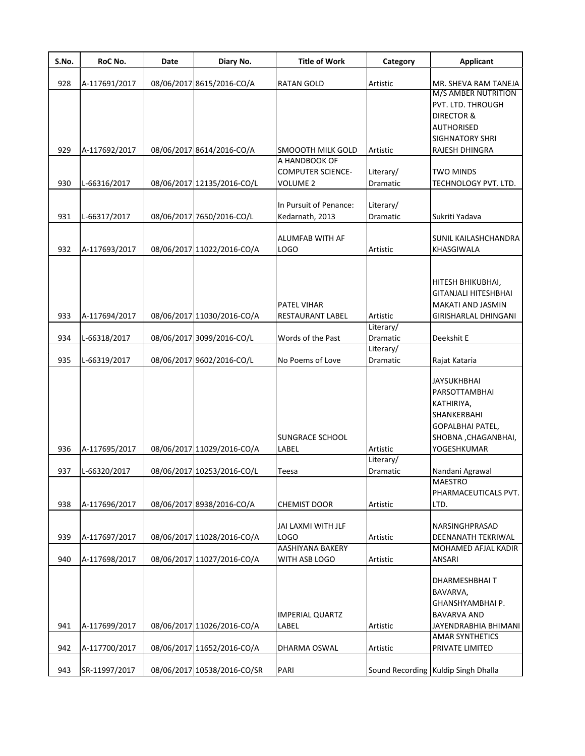| S.No. | RoC No. | Date | Diary No. | Title of Work | Category | Applicant |
|---|---|---|---|---|---|---|
| 928 | A-117691/2017 | 08/06/2017 | 8615/2016-CO/A | RATAN GOLD | Artistic | MR. SHEVA RAM TANEJA |
| 929 | A-117692/2017 | 08/06/2017 | 8614/2016-CO/A | SMOOOTH MILK GOLD | Artistic | M/S AMBER NUTRITION PVT. LTD. THROUGH DIRECTOR & AUTHORISED SIGHNATORY SHRI RAJESH DHINGRA |
| 930 | L-66316/2017 | 08/06/2017 | 12135/2016-CO/L | A HANDBOOK OF COMPUTER SCIENCE-VOLUME 2 | Literary/ Dramatic | TWO MINDS TECHNOLOGY PVT. LTD. |
| 931 | L-66317/2017 | 08/06/2017 | 7650/2016-CO/L | In Pursuit of Penance: Kedarnath, 2013 | Literary/ Dramatic | Sukriti Yadava |
| 932 | A-117693/2017 | 08/06/2017 | 11022/2016-CO/A | ALUMFAB WITH AF LOGO | Artistic | SUNIL KAILASHCHANDRA KHASGIWALA |
| 933 | A-117694/2017 | 08/06/2017 | 11030/2016-CO/A | PATEL VIHAR RESTAURANT LABEL | Artistic | HITESH BHIKUBHAI, GITANJALI HITESHBHAI MAKATI AND JASMIN GIRISHARLAL DHINGANI |
| 934 | L-66318/2017 | 08/06/2017 | 3099/2016-CO/L | Words of the Past | Literary/ Dramatic | Deekshit E |
| 935 | L-66319/2017 | 08/06/2017 | 9602/2016-CO/L | No Poems of Love | Literary/ Dramatic | Rajat Kataria |
| 936 | A-117695/2017 | 08/06/2017 | 11029/2016-CO/A | SUNGRACE SCHOOL LABEL | Artistic | JAYSUKHBHAI PARSOTTAMBHAI KATHIRIYA, SHANKERBAHI GOPALBHAI PATEL, SHOBNA ,CHAGANBHAI, YOGESHKUMAR |
| 937 | L-66320/2017 | 08/06/2017 | 10253/2016-CO/L | Teesa | Literary/ Dramatic | Nandani Agrawal |
| 938 | A-117696/2017 | 08/06/2017 | 8938/2016-CO/A | CHEMIST DOOR | Artistic | MAESTRO PHARMACEUTICALS PVT. LTD. |
| 939 | A-117697/2017 | 08/06/2017 | 11028/2016-CO/A | JAI LAXMI WITH JLF LOGO | Artistic | NARSINGHPRASAD DEENANATH TEKRIWAL |
| 940 | A-117698/2017 | 08/06/2017 | 11027/2016-CO/A | AASHIYANA BAKERY WITH ASB LOGO | Artistic | MOHAMED AFJAL KADIR ANSARI |
| 941 | A-117699/2017 | 08/06/2017 | 11026/2016-CO/A | IMPERIAL QUARTZ LABEL | Artistic | DHARMESHBHAI T BAVARVA, GHANSHYAMBHAI P. BAVARVA AND JAYENDRABHIA BHIMANI |
| 942 | A-117700/2017 | 08/06/2017 | 11652/2016-CO/A | DHARMA OSWAL | Artistic | AMAR SYNTHETICS PRIVATE LIMITED |
| 943 | SR-11997/2017 | 08/06/2017 | 10538/2016-CO/SR | PARI | Sound Recording | Kuldip Singh Dhalla |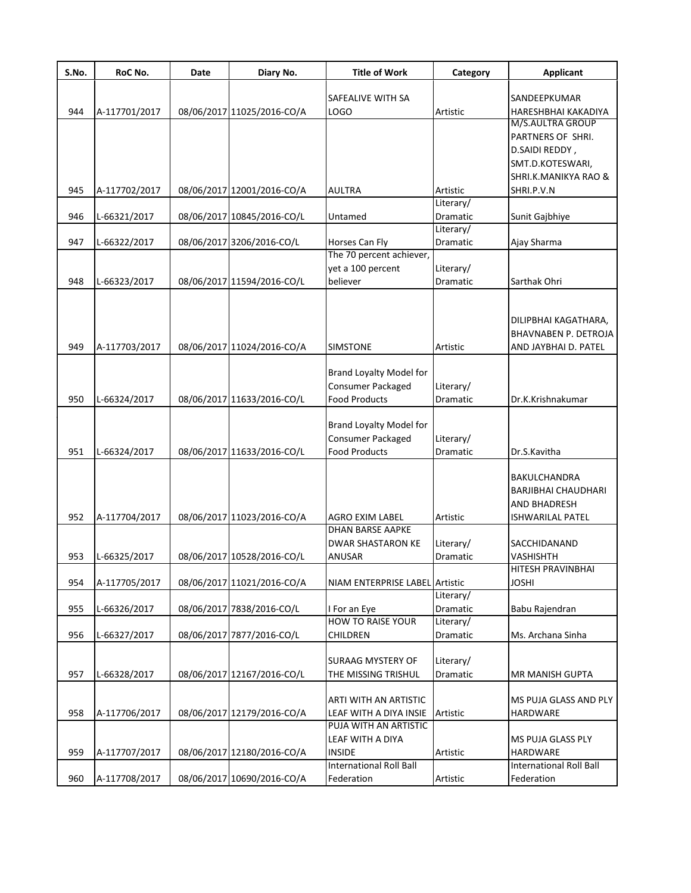| S.No. | RoC No. | Date | Diary No. | Title of Work | Category | Applicant |
|---|---|---|---|---|---|---|
| 944 | A-117701/2017 | 08/06/2017 | 11025/2016-CO/A | SAFEALIVE WITH SA LOGO | Artistic | SANDEEPKUMAR HARESHBHAI KAKADIYA |
| 945 | A-117702/2017 | 08/06/2017 | 12001/2016-CO/A | AULTRA | Artistic | M/S.AULTRA GROUP PARTNERS OF SHRI. D.SAIDI REDDY , SMT.D.KOTESWARI, SHRI.K.MANIKYA RAO & SHRI.P.V.N |
| 946 | L-66321/2017 | 08/06/2017 | 10845/2016-CO/L | Untamed | Literary/ Dramatic | Sunit Gajbhiye |
| 947 | L-66322/2017 | 08/06/2017 | 3206/2016-CO/L | Horses Can Fly | Literary/ Dramatic | Ajay Sharma |
| 948 | L-66323/2017 | 08/06/2017 | 11594/2016-CO/L | The 70 percent achiever, yet a 100 percent believer | Literary/ Dramatic | Sarthak Ohri |
| 949 | A-117703/2017 | 08/06/2017 | 11024/2016-CO/A | SIMSTONE | Artistic | DILIPBHAI KAGATHARA, BHAVNABEN P. DETROJA AND JAYBHAI D. PATEL |
| 950 | L-66324/2017 | 08/06/2017 | 11633/2016-CO/L | Brand Loyalty Model for Consumer Packaged Food Products | Literary/ Dramatic | Dr.K.Krishnakumar |
| 951 | L-66324/2017 | 08/06/2017 | 11633/2016-CO/L | Brand Loyalty Model for Consumer Packaged Food Products | Literary/ Dramatic | Dr.S.Kavitha |
| 952 | A-117704/2017 | 08/06/2017 | 11023/2016-CO/A | AGRO EXIM LABEL | Artistic | BAKULCHANDRA BARJIBHAI CHAUDHARI AND BHADRESH ISHWARILAL PATEL |
| 953 | L-66325/2017 | 08/06/2017 | 10528/2016-CO/L | DHAN BARSE AAPKE DWAR SHASTARON KE ANUSAR | Literary/ Dramatic | SACCHIDANAND VASHISHTH |
| 954 | A-117705/2017 | 08/06/2017 | 11021/2016-CO/A | NIAM ENTERPRISE LABEL | Artistic | HITESH PRAVINBHAI JOSHI |
| 955 | L-66326/2017 | 08/06/2017 | 7838/2016-CO/L | I For an Eye | Literary/ Dramatic | Babu Rajendran |
| 956 | L-66327/2017 | 08/06/2017 | 7877/2016-CO/L | HOW TO RAISE YOUR CHILDREN | Literary/ Dramatic | Ms. Archana Sinha |
| 957 | L-66328/2017 | 08/06/2017 | 12167/2016-CO/L | SURAAG MYSTERY OF THE MISSING TRISHUL | Literary/ Dramatic | MR MANISH GUPTA |
| 958 | A-117706/2017 | 08/06/2017 | 12179/2016-CO/A | ARTI WITH AN ARTISTIC LEAF WITH A DIYA INSIE | Artistic | MS PUJA GLASS AND PLY HARDWARE |
| 959 | A-117707/2017 | 08/06/2017 | 12180/2016-CO/A | PUJA WITH AN ARTISTIC LEAF WITH A DIYA INSIDE | Artistic | MS PUJA GLASS PLY HARDWARE |
| 960 | A-117708/2017 | 08/06/2017 | 10690/2016-CO/A | International Roll Ball Federation | Artistic | International Roll Ball Federation |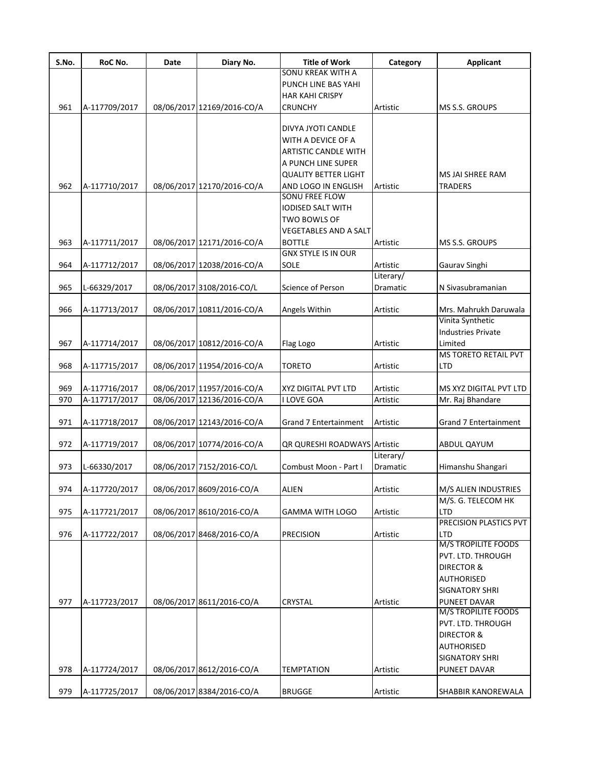| S.No. | RoC No. | Date | Diary No. | Title of Work | Category | Applicant |
|---|---|---|---|---|---|---|
| 961 | A-117709/2017 | 08/06/2017 | 12169/2016-CO/A | SONU KREAK WITH A PUNCH LINE BAS YAHI HAR KAHI CRISPY CRUNCHY | Artistic | MS S.S. GROUPS |
| 962 | A-117710/2017 | 08/06/2017 | 12170/2016-CO/A | DIVYA JYOTI CANDLE WITH A DEVICE OF A ARTISTIC CANDLE WITH A PUNCH LINE SUPER QUALITY BETTER LIGHT AND LOGO IN ENGLISH | Artistic | MS JAI SHREE RAM TRADERS |
| 963 | A-117711/2017 | 08/06/2017 | 12171/2016-CO/A | SONU FREE FLOW IODISED SALT WITH TWO BOWLS OF VEGETABLES AND A SALT BOTTLE | Artistic | MS S.S. GROUPS |
| 964 | A-117712/2017 | 08/06/2017 | 12038/2016-CO/A | GNX STYLE IS IN OUR SOLE | Artistic | Gaurav Singhi |
| 965 | L-66329/2017 | 08/06/2017 | 3108/2016-CO/L | Science of Person | Literary/ Dramatic | N Sivasubramanian |
| 966 | A-117713/2017 | 08/06/2017 | 10811/2016-CO/A | Angels Within | Artistic | Mrs. Mahrukh Daruwala |
| 967 | A-117714/2017 | 08/06/2017 | 10812/2016-CO/A | Flag Logo | Artistic | Vinita Synthetic Industries Private Limited |
| 968 | A-117715/2017 | 08/06/2017 | 11954/2016-CO/A | TORETO | Artistic | MS TORETO RETAIL PVT LTD |
| 969 | A-117716/2017 | 08/06/2017 | 11957/2016-CO/A | XYZ DIGITAL PVT LTD | Artistic | MS XYZ DIGITAL PVT LTD |
| 970 | A-117717/2017 | 08/06/2017 | 12136/2016-CO/A | I LOVE GOA | Artistic | Mr. Raj Bhandare |
| 971 | A-117718/2017 | 08/06/2017 | 12143/2016-CO/A | Grand 7 Entertainment | Artistic | Grand 7 Entertainment |
| 972 | A-117719/2017 | 08/06/2017 | 10774/2016-CO/A | QR QURESHI ROADWAYS | Artistic | ABDUL QAYUM |
| 973 | L-66330/2017 | 08/06/2017 | 7152/2016-CO/L | Combust Moon - Part I | Literary/ Dramatic | Himanshu Shangari |
| 974 | A-117720/2017 | 08/06/2017 | 8609/2016-CO/A | ALIEN | Artistic | M/S ALIEN INDUSTRIES |
| 975 | A-117721/2017 | 08/06/2017 | 8610/2016-CO/A | GAMMA WITH LOGO | Artistic | M/S. G. TELECOM HK LTD |
| 976 | A-117722/2017 | 08/06/2017 | 8468/2016-CO/A | PRECISION | Artistic | PRECISION PLASTICS PVT LTD |
| 977 | A-117723/2017 | 08/06/2017 | 8611/2016-CO/A | CRYSTAL | Artistic | M/S TROPILITE FOODS PVT. LTD. THROUGH DIRECTOR & AUTHORISED SIGNATORY SHRI PUNEET DAVAR |
| 978 | A-117724/2017 | 08/06/2017 | 8612/2016-CO/A | TEMPTATION | Artistic | M/S TROPILITE FOODS PVT. LTD. THROUGH DIRECTOR & AUTHORISED SIGNATORY SHRI PUNEET DAVAR |
| 979 | A-117725/2017 | 08/06/2017 | 8384/2016-CO/A | BRUGGE | Artistic | SHABBIR KANOREWALA |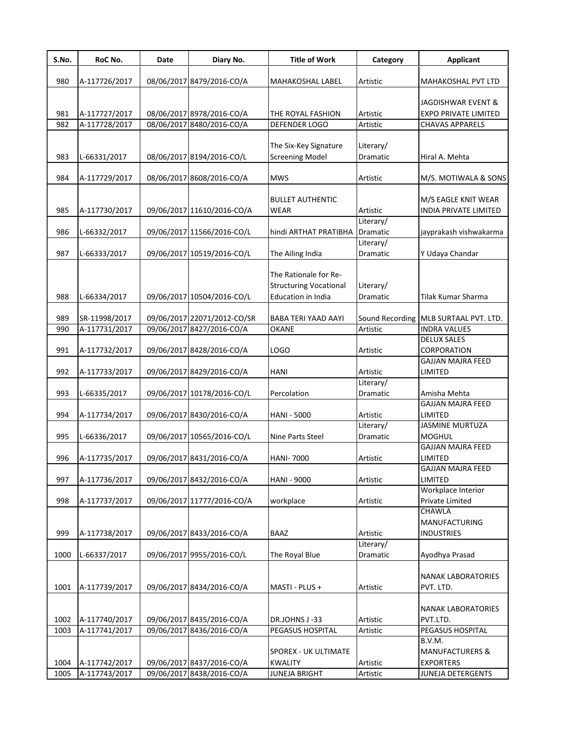| S.No. | RoC No. | Date | Diary No. | Title of Work | Category | Applicant |
|---|---|---|---|---|---|---|
| 980 | A-117726/2017 | 08/06/2017 | 8479/2016-CO/A | MAHAKOSHAL LABEL | Artistic | MAHAKOSHAL PVT LTD |
| 981 | A-117727/2017 | 08/06/2017 | 8978/2016-CO/A | THE ROYAL FASHION | Artistic | JAGDISHWAR EVENT & EXPO PRIVATE LIMITED |
| 982 | A-117728/2017 | 08/06/2017 | 8480/2016-CO/A | DEFENDER LOGO | Artistic | CHAVAS APPARELS |
| 983 | L-66331/2017 | 08/06/2017 | 8194/2016-CO/L | The Six-Key Signature Screening Model | Literary/ Dramatic | Hiral A. Mehta |
| 984 | A-117729/2017 | 08/06/2017 | 8608/2016-CO/A | MWS | Artistic | M/S. MOTIWALA & SONS |
| 985 | A-117730/2017 | 09/06/2017 | 11610/2016-CO/A | BULLET AUTHENTIC WEAR | Artistic | M/S EAGLE KNIT WEAR INDIA PRIVATE LIMITED |
| 986 | L-66332/2017 | 09/06/2017 | 11566/2016-CO/L | hindi ARTHAT PRATIBHA | Literary/ Dramatic | jayprakash vishwakarma |
| 987 | L-66333/2017 | 09/06/2017 | 10519/2016-CO/L | The Ailing India | Literary/ Dramatic | Y Udaya Chandar |
| 988 | L-66334/2017 | 09/06/2017 | 10504/2016-CO/L | The Rationale for Re-Structuring Vocational Education in India | Literary/ Dramatic | Tilak Kumar Sharma |
| 989 | SR-11998/2017 | 09/06/2017 | 22071/2012-CO/SR | BABA TERI YAAD AAYI | Sound Recording | MLB SURTAAL PVT. LTD. |
| 990 | A-117731/2017 | 09/06/2017 | 8427/2016-CO/A | OKANE | Artistic | INDRA VALUES |
| 991 | A-117732/2017 | 09/06/2017 | 8428/2016-CO/A | LOGO | Artistic | DELUX SALES CORPORATION |
| 992 | A-117733/2017 | 09/06/2017 | 8429/2016-CO/A | HANI | Artistic | GAJJAN MAJRA FEED LIMITED |
| 993 | L-66335/2017 | 09/06/2017 | 10178/2016-CO/L | Percolation | Literary/ Dramatic | Amisha Mehta |
| 994 | A-117734/2017 | 09/06/2017 | 8430/2016-CO/A | HANI - 5000 | Artistic | GAJJAN MAJRA FEED LIMITED |
| 995 | L-66336/2017 | 09/06/2017 | 10565/2016-CO/L | Nine Parts Steel | Literary/ Dramatic | JASMINE MURTUZA MOGHUL |
| 996 | A-117735/2017 | 09/06/2017 | 8431/2016-CO/A | HANI- 7000 | Artistic | GAJJAN MAJRA FEED LIMITED |
| 997 | A-117736/2017 | 09/06/2017 | 8432/2016-CO/A | HANI - 9000 | Artistic | GAJJAN MAJRA FEED LIMITED |
| 998 | A-117737/2017 | 09/06/2017 | 11777/2016-CO/A | workplace | Artistic | Workplace Interior Private Limited |
| 999 | A-117738/2017 | 09/06/2017 | 8433/2016-CO/A | BAAZ | Artistic | CHAWLA MANUFACTURING INDUSTRIES |
| 1000 | L-66337/2017 | 09/06/2017 | 9955/2016-CO/L | The Royal Blue | Literary/ Dramatic | Ayodhya Prasad |
| 1001 | A-117739/2017 | 09/06/2017 | 8434/2016-CO/A | MASTI - PLUS + | Artistic | NANAK LABORATORIES PVT. LTD. |
| 1002 | A-117740/2017 | 09/06/2017 | 8435/2016-CO/A | DR.JOHNS J -33 | Artistic | NANAK LABORATORIES PVT.LTD. |
| 1003 | A-117741/2017 | 09/06/2017 | 8436/2016-CO/A | PEGASUS HOSPITAL | Artistic | PEGASUS HOSPITAL |
| 1004 | A-117742/2017 | 09/06/2017 | 8437/2016-CO/A | SPOREX - UK ULTIMATE KWALITY | Artistic | B.V.M. MANUFACTURERS & EXPORTERS |
| 1005 | A-117743/2017 | 09/06/2017 | 8438/2016-CO/A | JUNEJA BRIGHT | Artistic | JUNEJA DETERGENTS |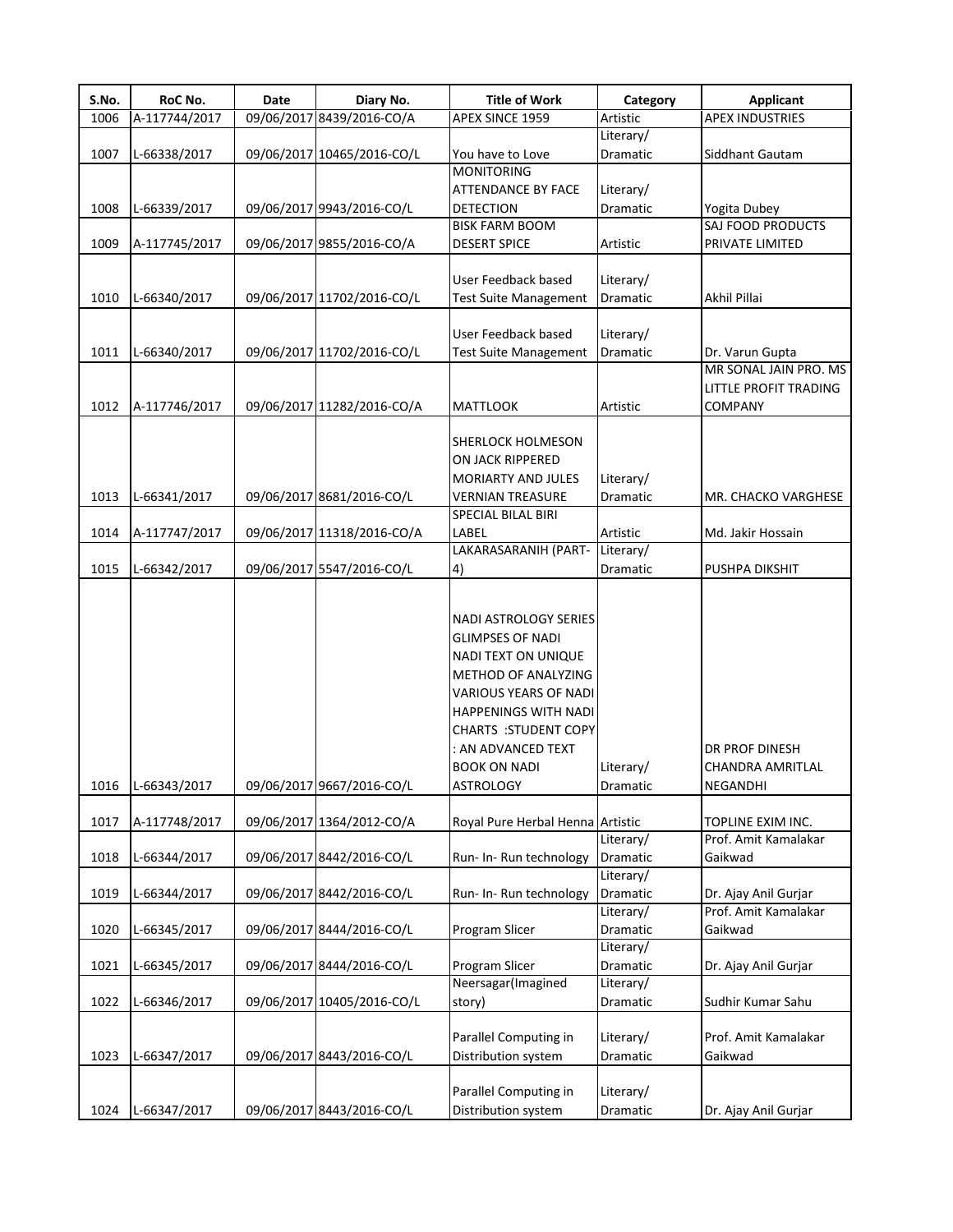| S.No. | RoC No. | Date | Diary No. | Title of Work | Category | Applicant |
|---|---|---|---|---|---|---|
| 1006 | A-117744/2017 | 09/06/2017 | 8439/2016-CO/A | APEX SINCE 1959 | Artistic | APEX INDUSTRIES |
| 1007 | L-66338/2017 | 09/06/2017 | 10465/2016-CO/L | You have to Love | Literary/ Dramatic | Siddhant Gautam |
| 1008 | L-66339/2017 | 09/06/2017 | 9943/2016-CO/L | MONITORING ATTENDANCE BY FACE DETECTION | Literary/ Dramatic | Yogita Dubey |
| 1009 | A-117745/2017 | 09/06/2017 | 9855/2016-CO/A | BISK FARM BOOM DESERT SPICE | Artistic | SAJ FOOD PRODUCTS PRIVATE LIMITED |
| 1010 | L-66340/2017 | 09/06/2017 | 11702/2016-CO/L | User Feedback based Test Suite Management | Literary/ Dramatic | Akhil Pillai |
| 1011 | L-66340/2017 | 09/06/2017 | 11702/2016-CO/L | User Feedback based Test Suite Management | Literary/ Dramatic | Dr. Varun Gupta |
| 1012 | A-117746/2017 | 09/06/2017 | 11282/2016-CO/A | MATTLOOK | Artistic | MR SONAL JAIN PRO. MS LITTLE PROFIT TRADING COMPANY |
| 1013 | L-66341/2017 | 09/06/2017 | 8681/2016-CO/L | SHERLOCK HOLMESON ON JACK RIPPERED MORIARTY AND JULES VERNIAN TREASURE | Literary/ Dramatic | MR. CHACKO VARGHESE |
| 1014 | A-117747/2017 | 09/06/2017 | 11318/2016-CO/A | SPECIAL BILAL BIRI LABEL | Artistic | Md. Jakir Hossain |
| 1015 | L-66342/2017 | 09/06/2017 | 5547/2016-CO/L | LAKARASARANIH (PART-4) | Literary/ Dramatic | PUSHPA DIKSHIT |
| 1016 | L-66343/2017 | 09/06/2017 | 9667/2016-CO/L | NADI ASTROLOGY SERIES GLIMPSES OF NADI NADI TEXT ON UNIQUE METHOD OF ANALYZING VARIOUS YEARS OF NADI HAPPENINGS WITH NADI CHARTS :STUDENT COPY : AN ADVANCED TEXT BOOK ON NADI ASTROLOGY | Literary/ Dramatic | DR PROF DINESH CHANDRA AMRITLAL NEGANDHI |
| 1017 | A-117748/2017 | 09/06/2017 | 1364/2012-CO/A | Royal Pure Herbal Henna | Artistic | TOPLINE EXIM INC. |
| 1018 | L-66344/2017 | 09/06/2017 | 8442/2016-CO/L | Run- In- Run technology | Literary/ Dramatic | Prof. Amit Kamalakar Gaikwad |
| 1019 | L-66344/2017 | 09/06/2017 | 8442/2016-CO/L | Run- In- Run technology | Literary/ Dramatic | Dr. Ajay Anil Gurjar |
| 1020 | L-66345/2017 | 09/06/2017 | 8444/2016-CO/L | Program Slicer | Literary/ Dramatic | Prof. Amit Kamalakar Gaikwad |
| 1021 | L-66345/2017 | 09/06/2017 | 8444/2016-CO/L | Program Slicer | Literary/ Dramatic | Dr. Ajay Anil Gurjar |
| 1022 | L-66346/2017 | 09/06/2017 | 10405/2016-CO/L | Neersagar(Imagined story) | Literary/ Dramatic | Sudhir Kumar Sahu |
| 1023 | L-66347/2017 | 09/06/2017 | 8443/2016-CO/L | Parallel Computing in Distribution system | Literary/ Dramatic | Prof. Amit Kamalakar Gaikwad |
| 1024 | L-66347/2017 | 09/06/2017 | 8443/2016-CO/L | Parallel Computing in Distribution system | Literary/ Dramatic | Dr. Ajay Anil Gurjar |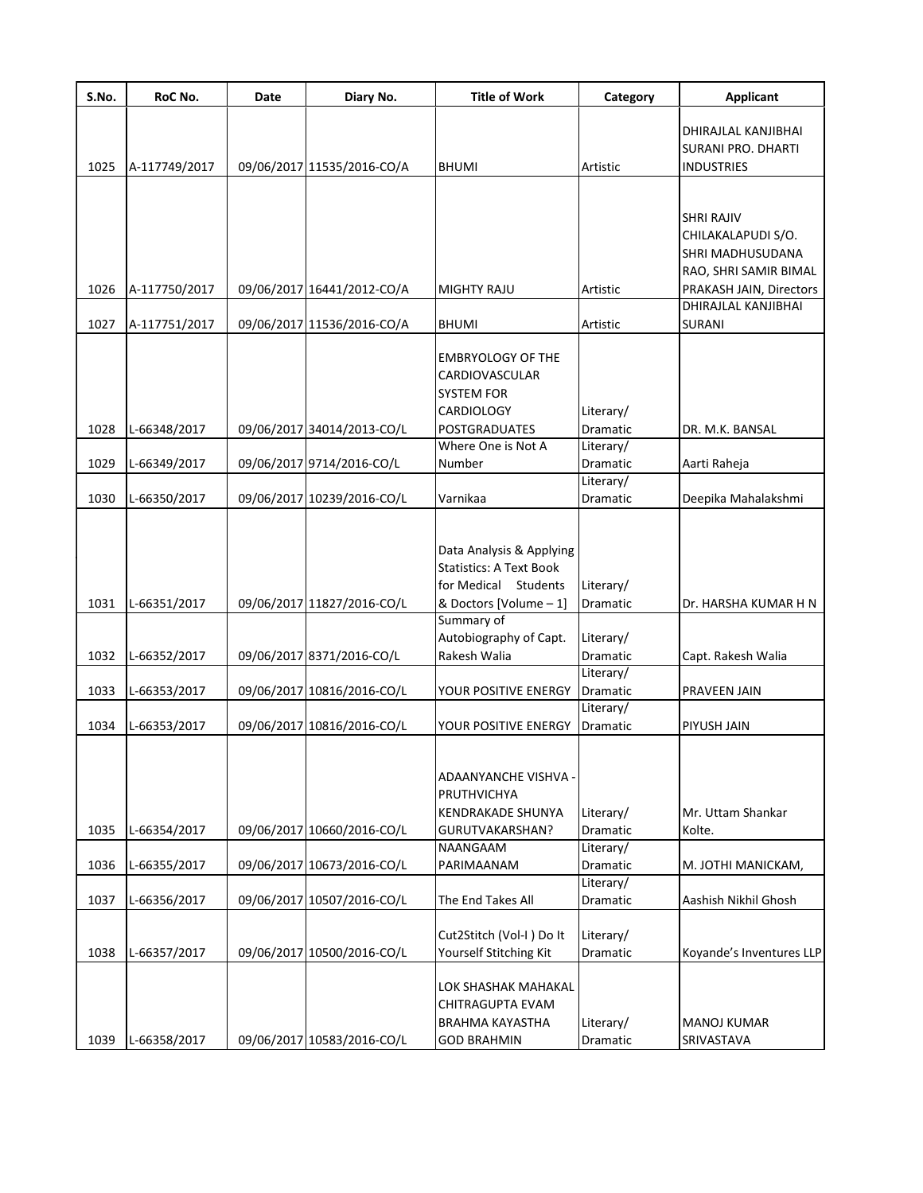| S.No. | RoC No. | Date | Diary No. | Title of Work | Category | Applicant |
|---|---|---|---|---|---|---|
| 1025 | A-117749/2017 | 09/06/2017 | 11535/2016-CO/A | BHUMI | Artistic | DHIRAJLAL KANJIBHAI SURANI PRO. DHARTI INDUSTRIES |
| 1026 | A-117750/2017 | 09/06/2017 | 16441/2012-CO/A | MIGHTY RAJU | Artistic | SHRI RAJIV CHILAKALAPUDI S/O. SHRI MADHUSUDANA RAO, SHRI SAMIR BIMAL PRAKASH JAIN, Directors |
| 1027 | A-117751/2017 | 09/06/2017 | 11536/2016-CO/A | BHUMI | Artistic | DHIRAJLAL KANJIBHAI SURANI |
| 1028 | L-66348/2017 | 09/06/2017 | 34014/2013-CO/L | EMBRYOLOGY OF THE CARDIOVASCULAR SYSTEM FOR CARDIOLOGY POSTGRADUATES | Literary/ Dramatic | DR. M.K. BANSAL |
| 1029 | L-66349/2017 | 09/06/2017 | 9714/2016-CO/L | Where One is Not A Number | Literary/ Dramatic | Aarti Raheja |
| 1030 | L-66350/2017 | 09/06/2017 | 10239/2016-CO/L | Varnikaa | Literary/ Dramatic | Deepika Mahalakshmi |
| 1031 | L-66351/2017 | 09/06/2017 | 11827/2016-CO/L | Data Analysis & Applying Statistics: A Text Book for Medical Students & Doctors [Volume – 1] | Literary/ Dramatic | Dr. HARSHA KUMAR H N |
| 1032 | L-66352/2017 | 09/06/2017 | 8371/2016-CO/L | Summary of Autobiography of Capt. Rakesh Walia | Literary/ Dramatic | Capt. Rakesh Walia |
| 1033 | L-66353/2017 | 09/06/2017 | 10816/2016-CO/L | YOUR POSITIVE ENERGY | Literary/ Dramatic | PRAVEEN JAIN |
| 1034 | L-66353/2017 | 09/06/2017 | 10816/2016-CO/L | YOUR POSITIVE ENERGY | Literary/ Dramatic | PIYUSH JAIN |
| 1035 | L-66354/2017 | 09/06/2017 | 10660/2016-CO/L | ADAANYANCHE VISHVA - PRUTHVICHYA KENDRAKADE SHUNYA GURUTVAKARSHAN? | Literary/ Dramatic | Mr. Uttam Shankar Kolte. |
| 1036 | L-66355/2017 | 09/06/2017 | 10673/2016-CO/L | NAANGAAM PARIMAANAM | Literary/ Dramatic | M. JOTHI MANICKAM, |
| 1037 | L-66356/2017 | 09/06/2017 | 10507/2016-CO/L | The End Takes All | Literary/ Dramatic | Aashish Nikhil Ghosh |
| 1038 | L-66357/2017 | 09/06/2017 | 10500/2016-CO/L | Cut2Stitch (Vol-I ) Do It Yourself Stitching Kit | Literary/ Dramatic | Koyande's Inventures LLP |
| 1039 | L-66358/2017 | 09/06/2017 | 10583/2016-CO/L | LOK SHASHAK MAHAKAL CHITRAGUPTA EVAM BRAHMA KAYASTHA GOD BRAHMIN | Literary/ Dramatic | MANOJ KUMAR SRIVASTAVA |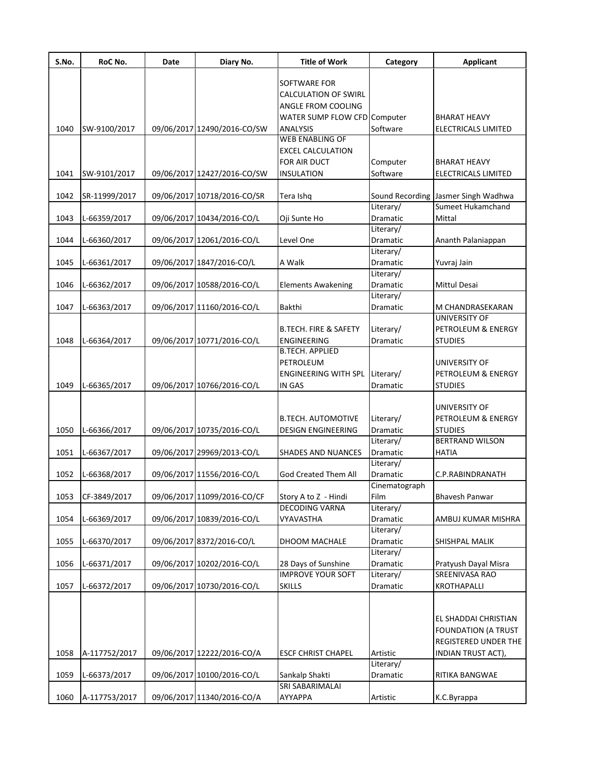| S.No. | RoC No. | Date | Diary No. | Title of Work | Category | Applicant |
|---|---|---|---|---|---|---|
| 1040 | SW-9100/2017 | 09/06/2017 | 12490/2016-CO/SW | SOFTWARE FOR CALCULATION OF SWIRL ANGLE FROM COOLING WATER SUMP FLOW CFD ANALYSIS | Computer Software | BHARAT HEAVY ELECTRICALS LIMITED |
| 1041 | SW-9101/2017 | 09/06/2017 | 12427/2016-CO/SW | WEB ENABLING OF EXCEL CALCULATION FOR AIR DUCT INSULATION | Computer Software | BHARAT HEAVY ELECTRICALS LIMITED |
| 1042 | SR-11999/2017 | 09/06/2017 | 10718/2016-CO/SR | Tera Ishq | Sound Recording | Jasmer Singh Wadhwa |
| 1043 | L-66359/2017 | 09/06/2017 | 10434/2016-CO/L | Oji Sunte Ho | Literary/ Dramatic | Sumeet Hukamchand Mittal |
| 1044 | L-66360/2017 | 09/06/2017 | 12061/2016-CO/L | Level One | Literary/ Dramatic | Ananth Palaniappan |
| 1045 | L-66361/2017 | 09/06/2017 | 1847/2016-CO/L | A Walk | Literary/ Dramatic | Yuvraj Jain |
| 1046 | L-66362/2017 | 09/06/2017 | 10588/2016-CO/L | Elements Awakening | Literary/ Dramatic | Mittul Desai |
| 1047 | L-66363/2017 | 09/06/2017 | 11160/2016-CO/L | Bakthi | Literary/ Dramatic | M CHANDRASEKARAN |
| 1048 | L-66364/2017 | 09/06/2017 | 10771/2016-CO/L | B.TECH. FIRE & SAFETY ENGINEERING | Literary/ Dramatic | UNIVERSITY OF PETROLEUM & ENERGY STUDIES |
| 1049 | L-66365/2017 | 09/06/2017 | 10766/2016-CO/L | B.TECH. APPLIED PETROLEUM ENGINEERING WITH SPL IN GAS | Literary/ Dramatic | UNIVERSITY OF PETROLEUM & ENERGY STUDIES |
| 1050 | L-66366/2017 | 09/06/2017 | 10735/2016-CO/L | B.TECH. AUTOMOTIVE DESIGN ENGINEERING | Literary/ Dramatic | UNIVERSITY OF PETROLEUM & ENERGY STUDIES |
| 1051 | L-66367/2017 | 09/06/2017 | 29969/2013-CO/L | SHADES AND NUANCES | Literary/ Dramatic | BERTRAND WILSON HATIA |
| 1052 | L-66368/2017 | 09/06/2017 | 11556/2016-CO/L | God Created Them All | Literary/ Dramatic | C.P.RABINDRANATH |
| 1053 | CF-3849/2017 | 09/06/2017 | 11099/2016-CO/CF | Story A to Z - Hindi | Cinematograph Film | Bhavesh Panwar |
| 1054 | L-66369/2017 | 09/06/2017 | 10839/2016-CO/L | DECODING VARNA VYAVASTHA | Literary/ Dramatic | AMBUJ KUMAR MISHRA |
| 1055 | L-66370/2017 | 09/06/2017 | 8372/2016-CO/L | DHOOM MACHALE | Literary/ Dramatic | SHISHPAL MALIK |
| 1056 | L-66371/2017 | 09/06/2017 | 10202/2016-CO/L | 28 Days of Sunshine | Literary/ Dramatic | Pratyush Dayal Misra |
| 1057 | L-66372/2017 | 09/06/2017 | 10730/2016-CO/L | IMPROVE YOUR SOFT SKILLS | Literary/ Dramatic | SREENIVASA RAO KROTHAPALLI |
| 1058 | A-117752/2017 | 09/06/2017 | 12222/2016-CO/A | ESCF CHRIST CHAPEL | Artistic | EL SHADDAI CHRISTIAN FOUNDATION (A TRUST REGISTERED UNDER THE INDIAN TRUST ACT), |
| 1059 | L-66373/2017 | 09/06/2017 | 10100/2016-CO/L | Sankalp Shakti | Literary/ Dramatic | RITIKA BANGWAE |
| 1060 | A-117753/2017 | 09/06/2017 | 11340/2016-CO/A | SRI SABARIMALAI AYYAPPA | Artistic | K.C.Byrappa |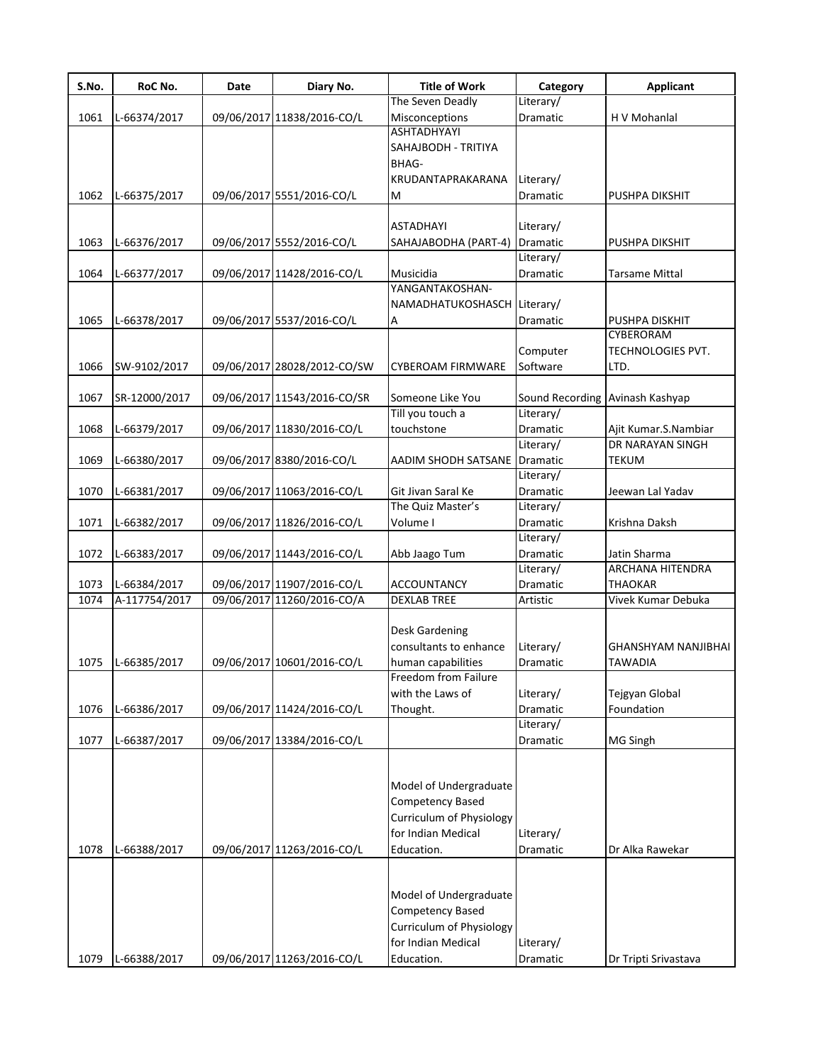| S.No. | RoC No. | Date | Diary No. | Title of Work | Category | Applicant |
|---|---|---|---|---|---|---|
| 1061 | L-66374/2017 | 09/06/2017 | 11838/2016-CO/L | The Seven Deadly Misconceptions | Literary/ Dramatic | H V Mohanlal |
| 1062 | L-66375/2017 | 09/06/2017 | 5551/2016-CO/L | ASHTADHYAYI SAHAJBODH - TRITIYA BHAG- KRUDANTAPRAKARANA M | Literary/ Dramatic | PUSHPA DIKSHIT |
| 1063 | L-66376/2017 | 09/06/2017 | 5552/2016-CO/L | ASTADHAYI SAHAJABODHA (PART-4) | Literary/ Dramatic | PUSHPA DIKSHIT |
| 1064 | L-66377/2017 | 09/06/2017 | 11428/2016-CO/L | Musicidia | Literary/ Dramatic | Tarsame Mittal |
| 1065 | L-66378/2017 | 09/06/2017 | 5537/2016-CO/L | YANGANTAKOSHAN- NAMADHATUKOSHASCH A | Literary/ Dramatic | PUSHPA DISKHIT |
| 1066 | SW-9102/2017 | 09/06/2017 | 28028/2012-CO/SW | CYBEROAM FIRMWARE | Computer Software | CYBERORAM TECHNOLOGIES PVT. LTD. |
| 1067 | SR-12000/2017 | 09/06/2017 | 11543/2016-CO/SR | Someone Like You | Sound Recording | Avinash Kashyap |
| 1068 | L-66379/2017 | 09/06/2017 | 11830/2016-CO/L | Till you touch a touchstone | Literary/ Dramatic | Ajit Kumar.S.Nambiar |
| 1069 | L-66380/2017 | 09/06/2017 | 8380/2016-CO/L | AADIM SHODH SATSANE | Literary/ Dramatic | DR NARAYAN SINGH TEKUM |
| 1070 | L-66381/2017 | 09/06/2017 | 11063/2016-CO/L | Git Jivan Saral Ke | Literary/ Dramatic | Jeewan Lal Yadav |
| 1071 | L-66382/2017 | 09/06/2017 | 11826/2016-CO/L | The Quiz Master's Volume I | Literary/ Dramatic | Krishna Daksh |
| 1072 | L-66383/2017 | 09/06/2017 | 11443/2016-CO/L | Abb Jaago Tum | Literary/ Dramatic | Jatin Sharma |
| 1073 | L-66384/2017 | 09/06/2017 | 11907/2016-CO/L | ACCOUNTANCY | Literary/ Dramatic | ARCHANA HITENDRA THAOKAR |
| 1074 | A-117754/2017 | 09/06/2017 | 11260/2016-CO/A | DEXLAB TREE | Artistic | Vivek Kumar Debuka |
| 1075 | L-66385/2017 | 09/06/2017 | 10601/2016-CO/L | Desk Gardening consultants to enhance human capabilities | Literary/ Dramatic | GHANSHYAM NANJIBHAI TAWADIA |
| 1076 | L-66386/2017 | 09/06/2017 | 11424/2016-CO/L | Freedom from Failure with the Laws of Thought. | Literary/ Dramatic | Tejgyan Global Foundation |
| 1077 | L-66387/2017 | 09/06/2017 | 13384/2016-CO/L | | Literary/ Dramatic | MG Singh |
| 1078 | L-66388/2017 | 09/06/2017 | 11263/2016-CO/L | Model of Undergraduate Competency Based Curriculum of Physiology for Indian Medical Education. | Literary/ Dramatic | Dr Alka Rawekar |
| 1079 | L-66388/2017 | 09/06/2017 | 11263/2016-CO/L | Model of Undergraduate Competency Based Curriculum of Physiology for Indian Medical Education. | Literary/ Dramatic | Dr Tripti Srivastava |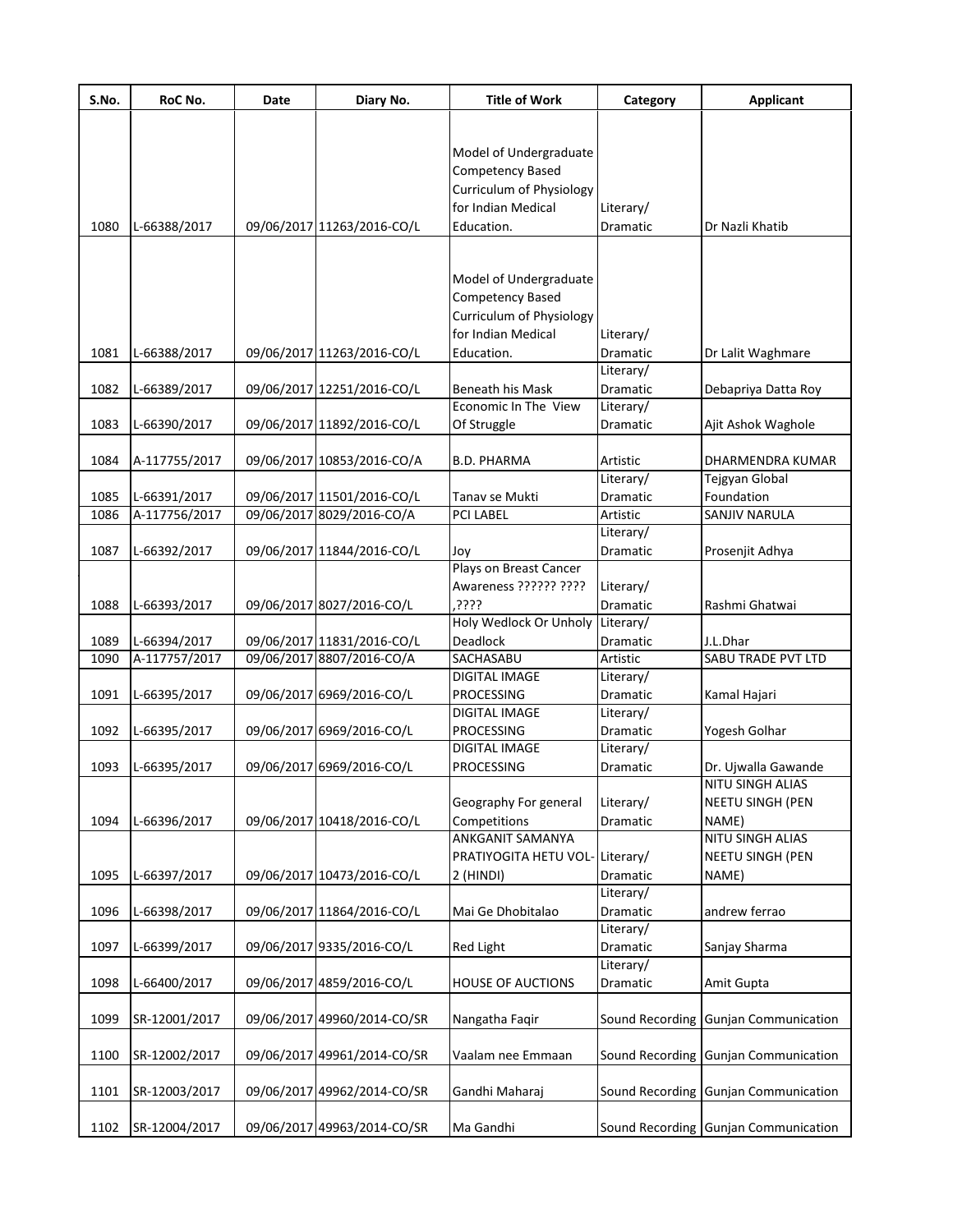| S.No. | RoC No. | Date | Diary No. | Title of Work | Category | Applicant |
|---|---|---|---|---|---|---|
| 1080 | L-66388/2017 | 09/06/2017 | 11263/2016-CO/L | Model of Undergraduate Competency Based Curriculum of Physiology for Indian Medical Education. | Literary/ Dramatic | Dr Nazli Khatib |
| 1081 | L-66388/2017 | 09/06/2017 | 11263/2016-CO/L | Model of Undergraduate Competency Based Curriculum of Physiology for Indian Medical Education. | Literary/ Dramatic | Dr Lalit Waghmare |
| 1082 | L-66389/2017 | 09/06/2017 | 12251/2016-CO/L | Beneath his Mask | Literary/ Dramatic | Debapriya Datta Roy |
| 1083 | L-66390/2017 | 09/06/2017 | 11892/2016-CO/L | Economic In The View Of Struggle | Literary/ Dramatic | Ajit Ashok Waghole |
| 1084 | A-117755/2017 | 09/06/2017 | 10853/2016-CO/A | B.D. PHARMA | Artistic | DHARMENDRA KUMAR |
| 1085 | L-66391/2017 | 09/06/2017 | 11501/2016-CO/L | Tanav se Mukti | Literary/ Dramatic | Tejgyan Global Foundation |
| 1086 | A-117756/2017 | 09/06/2017 | 8029/2016-CO/A | PCI LABEL | Artistic | SANJIV NARULA |
| 1087 | L-66392/2017 | 09/06/2017 | 11844/2016-CO/L | Joy | Literary/ Dramatic | Prosenjit Adhya |
| 1088 | L-66393/2017 | 09/06/2017 | 8027/2016-CO/L | Plays on Breast Cancer Awareness ?????? ???? ,???? | Literary/ Dramatic | Rashmi Ghatwai |
| 1089 | L-66394/2017 | 09/06/2017 | 11831/2016-CO/L | Holy Wedlock Or Unholy Deadlock | Literary/ Dramatic | J.L.Dhar |
| 1090 | A-117757/2017 | 09/06/2017 | 8807/2016-CO/A | SACHASABU | Artistic | SABU TRADE PVT LTD |
| 1091 | L-66395/2017 | 09/06/2017 | 6969/2016-CO/L | DIGITAL IMAGE PROCESSING | Literary/ Dramatic | Kamal Hajari |
| 1092 | L-66395/2017 | 09/06/2017 | 6969/2016-CO/L | DIGITAL IMAGE PROCESSING | Literary/ Dramatic | Yogesh Golhar |
| 1093 | L-66395/2017 | 09/06/2017 | 6969/2016-CO/L | DIGITAL IMAGE PROCESSING | Literary/ Dramatic | Dr. Ujwalla Gawande |
| 1094 | L-66396/2017 | 09/06/2017 | 10418/2016-CO/L | Geography For general Competitions | Literary/ Dramatic | NITU SINGH ALIAS NEETU SINGH (PEN NAME) |
| 1095 | L-66397/2017 | 09/06/2017 | 10473/2016-CO/L | ANKGANIT SAMANYA PRATIYOGITA HETU VOL-2 (HINDI) | Literary/ Dramatic | NITU SINGH ALIAS NEETU SINGH (PEN NAME) |
| 1096 | L-66398/2017 | 09/06/2017 | 11864/2016-CO/L | Mai Ge Dhobitalao | Literary/ Dramatic | andrew ferrao |
| 1097 | L-66399/2017 | 09/06/2017 | 9335/2016-CO/L | Red Light | Literary/ Dramatic | Sanjay Sharma |
| 1098 | L-66400/2017 | 09/06/2017 | 4859/2016-CO/L | HOUSE OF AUCTIONS | Literary/ Dramatic | Amit Gupta |
| 1099 | SR-12001/2017 | 09/06/2017 | 49960/2014-CO/SR | Nangatha Faqir | Sound Recording | Gunjan Communication |
| 1100 | SR-12002/2017 | 09/06/2017 | 49961/2014-CO/SR | Vaalam nee Emmaan | Sound Recording | Gunjan Communication |
| 1101 | SR-12003/2017 | 09/06/2017 | 49962/2014-CO/SR | Gandhi Maharaj | Sound Recording | Gunjan Communication |
| 1102 | SR-12004/2017 | 09/06/2017 | 49963/2014-CO/SR | Ma Gandhi | Sound Recording | Gunjan Communication |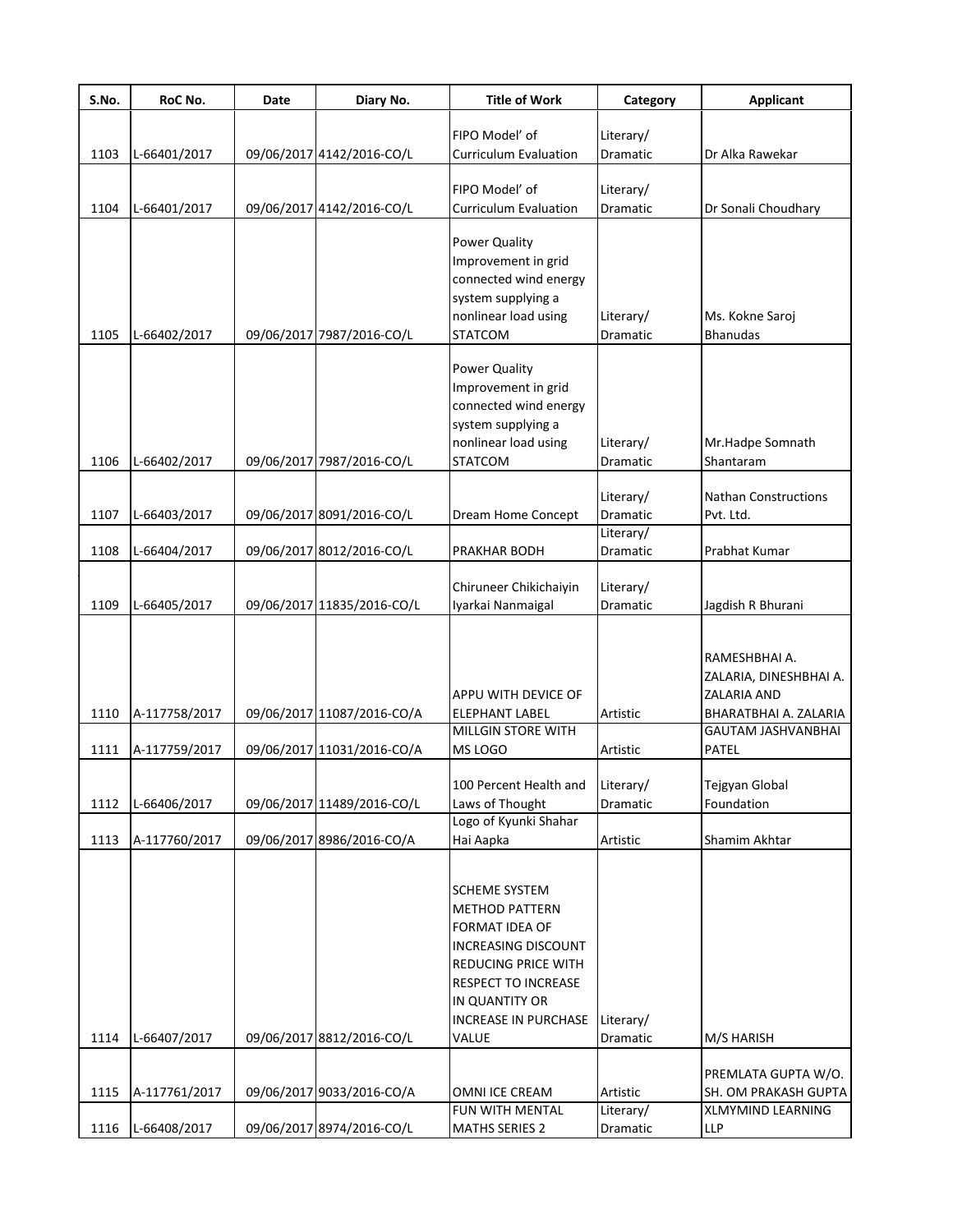| S.No. | RoC No. | Date | Diary No. | Title of Work | Category | Applicant |
|---|---|---|---|---|---|---|
| 1103 | L-66401/2017 | 09/06/2017 | 4142/2016-CO/L | FIPO Model' of Curriculum Evaluation | Literary/ Dramatic | Dr Alka Rawekar |
| 1104 | L-66401/2017 | 09/06/2017 | 4142/2016-CO/L | FIPO Model' of Curriculum Evaluation | Literary/ Dramatic | Dr Sonali Choudhary |
| 1105 | L-66402/2017 | 09/06/2017 | 7987/2016-CO/L | Power Quality Improvement in grid connected wind energy system supplying a nonlinear load using STATCOM | Literary/ Dramatic | Ms. Kokne Saroj Bhanudas |
| 1106 | L-66402/2017 | 09/06/2017 | 7987/2016-CO/L | Power Quality Improvement in grid connected wind energy system supplying a nonlinear load using STATCOM | Literary/ Dramatic | Mr.Hadpe Somnath Shantaram |
| 1107 | L-66403/2017 | 09/06/2017 | 8091/2016-CO/L | Dream Home Concept | Literary/ Dramatic | Nathan Constructions Pvt. Ltd. |
| 1108 | L-66404/2017 | 09/06/2017 | 8012/2016-CO/L | PRAKHAR BODH | Literary/ Dramatic | Prabhat Kumar |
| 1109 | L-66405/2017 | 09/06/2017 | 11835/2016-CO/L | Chiruneer Chikichaiyin Iyarkai Nanmaigal | Literary/ Dramatic | Jagdish R Bhurani |
| 1110 | A-117758/2017 | 09/06/2017 | 11087/2016-CO/A | APPU WITH DEVICE OF ELEPHANT LABEL | Artistic | RAMESHBHAI A. ZALARIA, DINESHBHAI A. ZALARIA AND BHARATBHAI A. ZALARIA |
| 1111 | A-117759/2017 | 09/06/2017 | 11031/2016-CO/A | MILLGIN STORE WITH MS LOGO | Artistic | GAUTAM JASHVANBHAI PATEL |
| 1112 | L-66406/2017 | 09/06/2017 | 11489/2016-CO/L | 100 Percent Health and Laws of Thought | Literary/ Dramatic | Tejgyan Global Foundation |
| 1113 | A-117760/2017 | 09/06/2017 | 8986/2016-CO/A | Logo of Kyunki Shahar Hai Aapka | Artistic | Shamim Akhtar |
| 1114 | L-66407/2017 | 09/06/2017 | 8812/2016-CO/L | SCHEME SYSTEM METHOD PATTERN FORMAT IDEA OF INCREASING DISCOUNT REDUCING PRICE WITH RESPECT TO INCREASE IN QUANTITY OR INCREASE IN PURCHASE VALUE | Literary/ Dramatic | M/S HARISH |
| 1115 | A-117761/2017 | 09/06/2017 | 9033/2016-CO/A | OMNI ICE CREAM | Artistic | PREMLATA GUPTA W/O. SH. OM PRAKASH GUPTA |
| 1116 | L-66408/2017 | 09/06/2017 | 8974/2016-CO/L | FUN WITH MENTAL MATHS SERIES 2 | Literary/ Dramatic | XLMYMIND LEARNING LLP |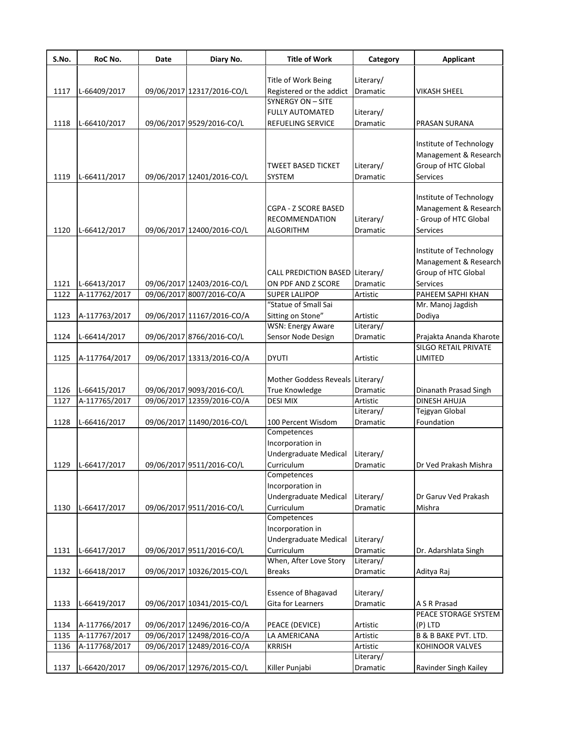| S.No. | RoC No. | Date | Diary No. | Title of Work | Category | Applicant |
|---|---|---|---|---|---|---|
| 1117 | L-66409/2017 | 09/06/2017 | 12317/2016-CO/L | Title of Work Being Registered or the addict | Literary/ Dramatic | VIKASH SHEEL |
| 1118 | L-66410/2017 | 09/06/2017 | 9529/2016-CO/L | SYNERGY ON – SITE FULLY AUTOMATED REFUELING SERVICE | Literary/ Dramatic | PRASAN SURANA |
| 1119 | L-66411/2017 | 09/06/2017 | 12401/2016-CO/L | TWEET BASED TICKET SYSTEM | Literary/ Dramatic | Institute of Technology Management & Research Group of HTC Global Services |
| 1120 | L-66412/2017 | 09/06/2017 | 12400/2016-CO/L | CGPA - Z SCORE BASED RECOMMENDATION ALGORITHM | Literary/ Dramatic | Institute of Technology Management & Research - Group of HTC Global Services |
| 1121 | L-66413/2017 | 09/06/2017 | 12403/2016-CO/L | CALL PREDICTION BASED ON PDF AND Z SCORE | Literary/ Dramatic | Institute of Technology Management & Research Group of HTC Global Services |
| 1122 | A-117762/2017 | 09/06/2017 | 8007/2016-CO/A | SUPER LALIPOP | Artistic | PAHEEM SAPHI KHAN |
| 1123 | A-117763/2017 | 09/06/2017 | 11167/2016-CO/A | "Statue of Small Sai Sitting on Stone" | Artistic | Mr. Manoj Jagdish Dodiya |
| 1124 | L-66414/2017 | 09/06/2017 | 8766/2016-CO/L | WSN: Energy Aware Sensor Node Design | Literary/ Dramatic | Prajakta Ananda Kharote |
| 1125 | A-117764/2017 | 09/06/2017 | 13313/2016-CO/A | DYUTI | Artistic | SILGO RETAIL PRIVATE LIMITED |
| 1126 | L-66415/2017 | 09/06/2017 | 9093/2016-CO/L | Mother Goddess Reveals True Knowledge | Literary/ Dramatic | Dinanath Prasad Singh |
| 1127 | A-117765/2017 | 09/06/2017 | 12359/2016-CO/A | DESI MIX | Artistic | DINESH AHUJA |
| 1128 | L-66416/2017 | 09/06/2017 | 11490/2016-CO/L | 100 Percent Wisdom | Literary/ Dramatic | Tejgyan Global Foundation |
| 1129 | L-66417/2017 | 09/06/2017 | 9511/2016-CO/L | Competences Incorporation in Undergraduate Medical Curriculum | Literary/ Dramatic | Dr Ved Prakash Mishra |
| 1130 | L-66417/2017 | 09/06/2017 | 9511/2016-CO/L | Competences Incorporation in Undergraduate Medical Curriculum | Literary/ Dramatic | Dr Garuv Ved Prakash Mishra |
| 1131 | L-66417/2017 | 09/06/2017 | 9511/2016-CO/L | Competences Incorporation in Undergraduate Medical Curriculum | Literary/ Dramatic | Dr. Adarshlata Singh |
| 1132 | L-66418/2017 | 09/06/2017 | 10326/2015-CO/L | When, After Love Story Breaks | Literary/ Dramatic | Aditya Raj |
| 1133 | L-66419/2017 | 09/06/2017 | 10341/2015-CO/L | Essence of Bhagavad Gita for Learners | Literary/ Dramatic | A S R Prasad |
| 1134 | A-117766/2017 | 09/06/2017 | 12496/2016-CO/A | PEACE (DEVICE) | Artistic | PEACE STORAGE SYSTEM (P) LTD |
| 1135 | A-117767/2017 | 09/06/2017 | 12498/2016-CO/A | LA AMERICANA | Artistic | B & B BAKE PVT. LTD. |
| 1136 | A-117768/2017 | 09/06/2017 | 12489/2016-CO/A | KRRISH | Artistic | KOHINOOR VALVES |
| 1137 | L-66420/2017 | 09/06/2017 | 12976/2015-CO/L | Killer Punjabi | Literary/ Dramatic | Ravinder Singh Kailey |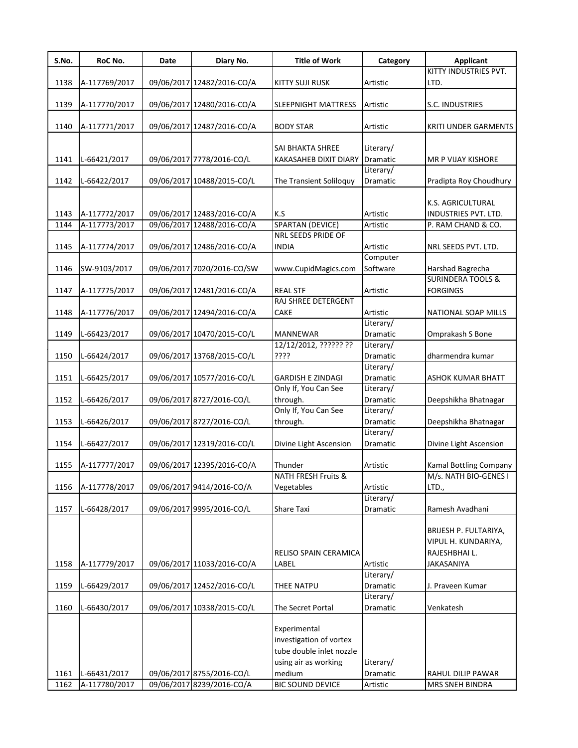| S.No. | RoC No. | Date | Diary No. | Title of Work | Category | Applicant |
|---|---|---|---|---|---|---|
| 1138 | A-117769/2017 | 09/06/2017 | 12482/2016-CO/A | KITTY SUJI RUSK | Artistic | KITTY INDUSTRIES PVT. LTD. |
| 1139 | A-117770/2017 | 09/06/2017 | 12480/2016-CO/A | SLEEPNIGHT MATTRESS | Artistic | S.C. INDUSTRIES |
| 1140 | A-117771/2017 | 09/06/2017 | 12487/2016-CO/A | BODY STAR | Artistic | KRITI UNDER GARMENTS |
| 1141 | L-66421/2017 | 09/06/2017 | 7778/2016-CO/L | SAI BHAKTA SHREE KAKASAHEB DIXIT DIARY | Literary/ Dramatic | MR P VIJAY KISHORE |
| 1142 | L-66422/2017 | 09/06/2017 | 10488/2015-CO/L | The Transient Soliloquy | Literary/ Dramatic | Pradipta Roy Choudhury |
| 1143 | A-117772/2017 | 09/06/2017 | 12483/2016-CO/A | K.S | Artistic | K.S. AGRICULTURAL INDUSTRIES PVT. LTD. |
| 1144 | A-117773/2017 | 09/06/2017 | 12488/2016-CO/A | SPARTAN (DEVICE) | Artistic | P. RAM CHAND & CO. |
| 1145 | A-117774/2017 | 09/06/2017 | 12486/2016-CO/A | NRL SEEDS PRIDE OF INDIA | Artistic | NRL SEEDS PVT. LTD. |
| 1146 | SW-9103/2017 | 09/06/2017 | 7020/2016-CO/SW | www.CupidMagics.com | Computer Software | Harshad Bagrecha |
| 1147 | A-117775/2017 | 09/06/2017 | 12481/2016-CO/A | REAL STF | Artistic | SURINDERA TOOLS & FORGINGS |
| 1148 | A-117776/2017 | 09/06/2017 | 12494/2016-CO/A | RAJ SHREE DETERGENT CAKE | Artistic | NATIONAL SOAP MILLS |
| 1149 | L-66423/2017 | 09/06/2017 | 10470/2015-CO/L | MANNEWAR | Literary/ Dramatic | Omprakash S Bone |
| 1150 | L-66424/2017 | 09/06/2017 | 13768/2015-CO/L | 12/12/2012, ?????? ?? ???? | Literary/ Dramatic | dharmendra kumar |
| 1151 | L-66425/2017 | 09/06/2017 | 10577/2016-CO/L | GARDISH E ZINDAGI | Literary/ Dramatic | ASHOK KUMAR BHATT |
| 1152 | L-66426/2017 | 09/06/2017 | 8727/2016-CO/L | Only If, You Can See through. | Literary/ Dramatic | Deepshikha Bhatnagar |
| 1153 | L-66426/2017 | 09/06/2017 | 8727/2016-CO/L | Only If, You Can See through. | Literary/ Dramatic | Deepshikha Bhatnagar |
| 1154 | L-66427/2017 | 09/06/2017 | 12319/2016-CO/L | Divine Light Ascension | Literary/ Dramatic | Divine Light Ascension |
| 1155 | A-117777/2017 | 09/06/2017 | 12395/2016-CO/A | Thunder | Artistic | Kamal Bottling Company |
| 1156 | A-117778/2017 | 09/06/2017 | 9414/2016-CO/A | NATH FRESH Fruits & Vegetables | Artistic | M/s. NATH BIO-GENES I LTD., |
| 1157 | L-66428/2017 | 09/06/2017 | 9995/2016-CO/L | Share Taxi | Literary/ Dramatic | Ramesh Avadhani |
| 1158 | A-117779/2017 | 09/06/2017 | 11033/2016-CO/A | RELISO SPAIN CERAMICA LABEL | Artistic | BRIJESH P. FULTARIYA, VIPUL H. KUNDARIYA, RAJESHBHAI L. JAKASANIYA |
| 1159 | L-66429/2017 | 09/06/2017 | 12452/2016-CO/L | THEE NATPU | Literary/ Dramatic | J. Praveen Kumar |
| 1160 | L-66430/2017 | 09/06/2017 | 10338/2015-CO/L | The Secret Portal | Literary/ Dramatic | Venkatesh |
| 1161 | L-66431/2017 | 09/06/2017 | 8755/2016-CO/L | Experimental investigation of vortex tube double inlet nozzle using air as working medium | Literary/ Dramatic | RAHUL DILIP PAWAR |
| 1162 | A-117780/2017 | 09/06/2017 | 8239/2016-CO/A | BIC SOUND DEVICE | Artistic | MRS SNEH BINDRA |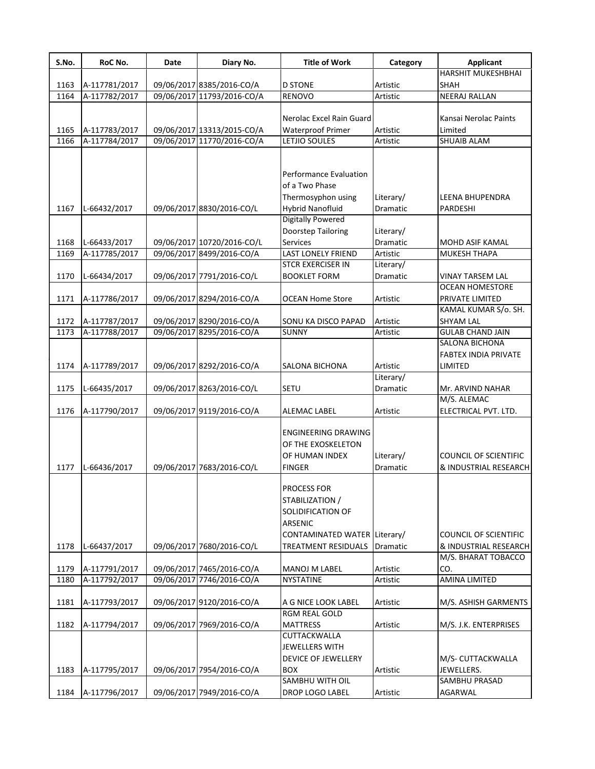| S.No. | RoC No. | Date | Diary No. | Title of Work | Category | Applicant |
|---|---|---|---|---|---|---|
| 1163 | A-117781/2017 | 09/06/2017 | 8385/2016-CO/A | D STONE | Artistic | HARSHIT MUKESHBHAI SHAH |
| 1164 | A-117782/2017 | 09/06/2017 | 11793/2016-CO/A | RENOVO | Artistic | NEERAJ RALLAN |
| 1165 | A-117783/2017 | 09/06/2017 | 13313/2015-CO/A | Nerolac Excel Rain Guard Waterproof Primer | Artistic | Kansai Nerolac Paints Limited |
| 1166 | A-117784/2017 | 09/06/2017 | 11770/2016-CO/A | LETJIO SOULES | Artistic | SHUAIB ALAM |
| 1167 | L-66432/2017 | 09/06/2017 | 8830/2016-CO/L | Performance Evaluation of a Two Phase Thermosyphon using Hybrid Nanofluid | Literary/ Dramatic | LEENA BHUPENDRA PARDESHI |
| 1168 | L-66433/2017 | 09/06/2017 | 10720/2016-CO/L | Digitally Powered Doorstep Tailoring Services | Literary/ Dramatic | MOHD ASIF KAMAL |
| 1169 | A-117785/2017 | 09/06/2017 | 8499/2016-CO/A | LAST LONELY FRIEND | Artistic | MUKESH THAPA |
| 1170 | L-66434/2017 | 09/06/2017 | 7791/2016-CO/L | STCR EXERCISER IN BOOKLET FORM | Literary/ Dramatic | VINAY TARSEM LAL |
| 1171 | A-117786/2017 | 09/06/2017 | 8294/2016-CO/A | OCEAN Home Store | Artistic | OCEAN HOMESTORE PRIVATE LIMITED |
| 1172 | A-117787/2017 | 09/06/2017 | 8290/2016-CO/A | SONU KA DISCO PAPAD | Artistic | KAMAL KUMAR S/o. SH. SHYAM LAL |
| 1173 | A-117788/2017 | 09/06/2017 | 8295/2016-CO/A | SUNNY | Artistic | GULAB CHAND JAIN |
| 1174 | A-117789/2017 | 09/06/2017 | 8292/2016-CO/A | SALONA BICHONA | Artistic | SALONA BICHONA FABTEX INDIA PRIVATE LIMITED |
| 1175 | L-66435/2017 | 09/06/2017 | 8263/2016-CO/L | SETU | Literary/ Dramatic | Mr. ARVIND NAHAR |
| 1176 | A-117790/2017 | 09/06/2017 | 9119/2016-CO/A | ALEMAC LABEL | Artistic | M/S. ALEMAC ELECTRICAL PVT. LTD. |
| 1177 | L-66436/2017 | 09/06/2017 | 7683/2016-CO/L | ENGINEERING DRAWING OF THE EXOSKELETON OF HUMAN INDEX FINGER | Literary/ Dramatic | COUNCIL OF SCIENTIFIC & INDUSTRIAL RESEARCH |
| 1178 | L-66437/2017 | 09/06/2017 | 7680/2016-CO/L | PROCESS FOR STABILIZATION / SOLIDIFICATION OF ARSENIC CONTAMINATED WATER TREATMENT RESIDUALS | Literary/ Dramatic | COUNCIL OF SCIENTIFIC & INDUSTRIAL RESEARCH |
| 1179 | A-117791/2017 | 09/06/2017 | 7465/2016-CO/A | MANOJ M LABEL | Artistic | M/S. BHARAT TOBACCO CO. |
| 1180 | A-117792/2017 | 09/06/2017 | 7746/2016-CO/A | NYSTATINE | Artistic | AMINA LIMITED |
| 1181 | A-117793/2017 | 09/06/2017 | 9120/2016-CO/A | A G NICE LOOK LABEL | Artistic | M/S. ASHISH GARMENTS |
| 1182 | A-117794/2017 | 09/06/2017 | 7969/2016-CO/A | RGM REAL GOLD MATTRESS | Artistic | M/S. J.K. ENTERPRISES |
| 1183 | A-117795/2017 | 09/06/2017 | 7954/2016-CO/A | CUTTACKWALLA JEWELLERS WITH DEVICE OF JEWELLERY BOX | Artistic | M/S- CUTTACKWALLA JEWELLERS. |
| 1184 | A-117796/2017 | 09/06/2017 | 7949/2016-CO/A | SAMBHU WITH OIL DROP LOGO LABEL | Artistic | SAMBHU PRASAD AGARWAL |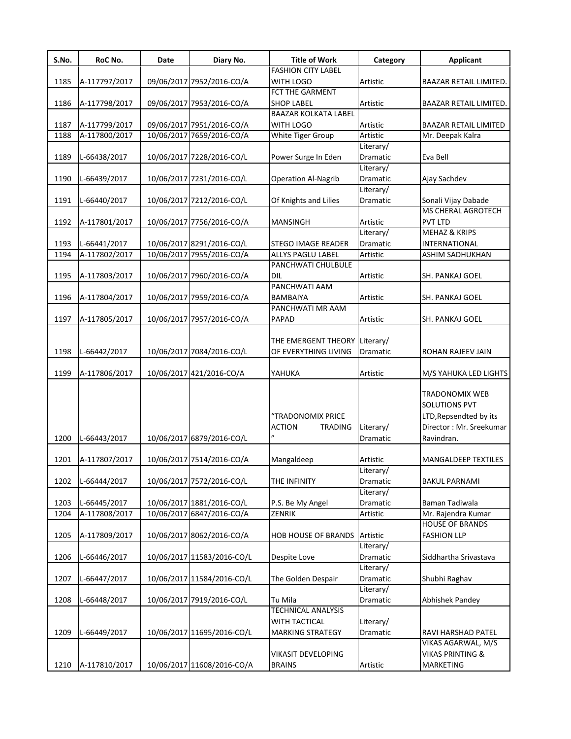| S.No. | RoC No. | Date | Diary No. | Title of Work | Category | Applicant |
|---|---|---|---|---|---|---|
| 1185 | A-117797/2017 | 09/06/2017 | 7952/2016-CO/A | FASHION CITY LABEL WITH LOGO | Artistic | BAAZAR RETAIL LIMITED. |
| 1186 | A-117798/2017 | 09/06/2017 | 7953/2016-CO/A | FCT THE GARMENT SHOP LABEL | Artistic | BAAZAR RETAIL LIMITED. |
| 1187 | A-117799/2017 | 09/06/2017 | 7951/2016-CO/A | BAAZAR KOLKATA LABEL WITH LOGO | Artistic | BAAZAR RETAIL LIMITED |
| 1188 | A-117800/2017 | 10/06/2017 | 7659/2016-CO/A | White Tiger Group | Artistic | Mr. Deepak Kalra |
| 1189 | L-66438/2017 | 10/06/2017 | 7228/2016-CO/L | Power Surge In Eden | Literary/ Dramatic | Eva Bell |
| 1190 | L-66439/2017 | 10/06/2017 | 7231/2016-CO/L | Operation Al-Nagrib | Literary/ Dramatic | Ajay Sachdev |
| 1191 | L-66440/2017 | 10/06/2017 | 7212/2016-CO/L | Of Knights and Lilies | Literary/ Dramatic | Sonali Vijay Dabade |
| 1192 | A-117801/2017 | 10/06/2017 | 7756/2016-CO/A | MANSINGH | Artistic | MS CHERAL AGROTECH PVT LTD |
| 1193 | L-66441/2017 | 10/06/2017 | 8291/2016-CO/L | STEGO IMAGE READER | Literary/ Dramatic | MEHAZ & KRIPS INTERNATIONAL |
| 1194 | A-117802/2017 | 10/06/2017 | 7955/2016-CO/A | ALLYS PAGLU LABEL | Artistic | ASHIM SADHUKHAN |
| 1195 | A-117803/2017 | 10/06/2017 | 7960/2016-CO/A | PANCHWATI CHULBULE DIL | Artistic | SH. PANKAJ GOEL |
| 1196 | A-117804/2017 | 10/06/2017 | 7959/2016-CO/A | PANCHWATI AAM BAMBAIYA | Artistic | SH. PANKAJ GOEL |
| 1197 | A-117805/2017 | 10/06/2017 | 7957/2016-CO/A | PANCHWATI MR AAM PAPAD | Artistic | SH. PANKAJ GOEL |
| 1198 | L-66442/2017 | 10/06/2017 | 7084/2016-CO/L | THE EMERGENT THEORY OF EVERYTHING LIVING | Literary/ Dramatic | ROHAN RAJEEV JAIN |
| 1199 | A-117806/2017 | 10/06/2017 | 421/2016-CO/A | YAHUKA | Artistic | M/S YAHUKA LED LIGHTS |
| 1200 | L-66443/2017 | 10/06/2017 | 6879/2016-CO/L | "TRADONOMIX PRICE ACTION TRADING " | Literary/ Dramatic | TRADONOMIX WEB SOLUTIONS PVT LTD,Repsendted by its Director : Mr. Sreekumar Ravindran. |
| 1201 | A-117807/2017 | 10/06/2017 | 7514/2016-CO/A | Mangaldeep | Artistic | MANGALDEEP TEXTILES |
| 1202 | L-66444/2017 | 10/06/2017 | 7572/2016-CO/L | THE INFINITY | Literary/ Dramatic | BAKUL PARNAMI |
| 1203 | L-66445/2017 | 10/06/2017 | 1881/2016-CO/L | P.S. Be My Angel | Literary/ Dramatic | Baman Tadiwala |
| 1204 | A-117808/2017 | 10/06/2017 | 6847/2016-CO/A | ZENRIK | Artistic | Mr. Rajendra Kumar |
| 1205 | A-117809/2017 | 10/06/2017 | 8062/2016-CO/A | HOB HOUSE OF BRANDS | Artistic | HOUSE OF BRANDS FASHION LLP |
| 1206 | L-66446/2017 | 10/06/2017 | 11583/2016-CO/L | Despite Love | Literary/ Dramatic | Siddhartha Srivastava |
| 1207 | L-66447/2017 | 10/06/2017 | 11584/2016-CO/L | The Golden Despair | Literary/ Dramatic | Shubhi Raghav |
| 1208 | L-66448/2017 | 10/06/2017 | 7919/2016-CO/L | Tu Mila | Literary/ Dramatic | Abhishek Pandey |
| 1209 | L-66449/2017 | 10/06/2017 | 11695/2016-CO/L | TECHNICAL ANALYSIS WITH TACTICAL MARKING STRATEGY | Literary/ Dramatic | RAVI HARSHAD PATEL |
| 1210 | A-117810/2017 | 10/06/2017 | 11608/2016-CO/A | VIKASIT DEVELOPING BRAINS | Artistic | VIKAS AGARWAL, M/S VIKAS PRINTING & MARKETING |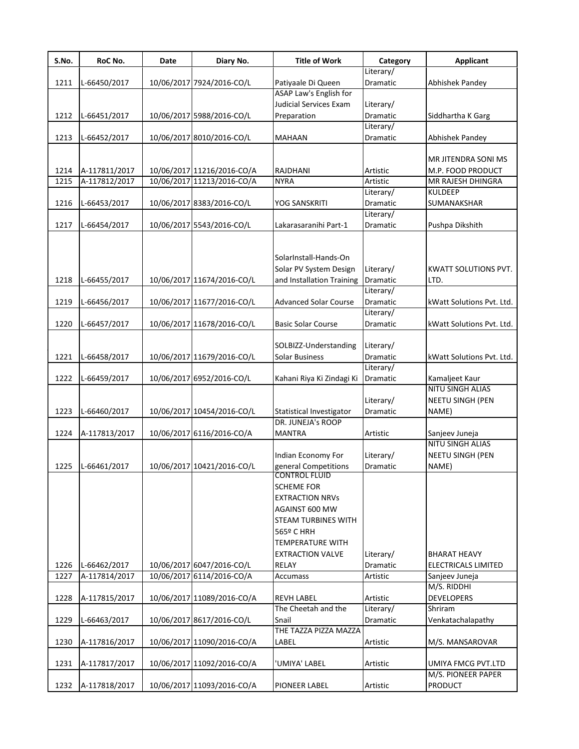| S.No. | RoC No. | Date | Diary No. | Title of Work | Category | Applicant |
|---|---|---|---|---|---|---|
| 1211 | L-66450/2017 | 10/06/2017 | 7924/2016-CO/L | Patiyaale Di Queen | Literary/ Dramatic | Abhishek Pandey |
| 1212 | L-66451/2017 | 10/06/2017 | 5988/2016-CO/L | ASAP Law's English for Judicial Services Exam Preparation | Literary/ Dramatic | Siddhartha K Garg |
| 1213 | L-66452/2017 | 10/06/2017 | 8010/2016-CO/L | MAHAAN | Literary/ Dramatic | Abhishek Pandey |
| 1214 | A-117811/2017 | 10/06/2017 | 11216/2016-CO/A | RAJDHANI | Artistic | MR JITENDRA SONI MS M.P. FOOD PRODUCT |
| 1215 | A-117812/2017 | 10/06/2017 | 11213/2016-CO/A | NYRA | Artistic | MR RAJESH DHINGRA |
| 1216 | L-66453/2017 | 10/06/2017 | 8383/2016-CO/L | YOG SANSKRITI | Literary/ Dramatic | KULDEEP SUMANAKSHAR |
| 1217 | L-66454/2017 | 10/06/2017 | 5543/2016-CO/L | Lakarasaranihi Part-1 | Literary/ Dramatic | Pushpa Dikshith |
| 1218 | L-66455/2017 | 10/06/2017 | 11674/2016-CO/L | SolarInstall-Hands-On Solar PV System Design and Installation Training | Literary/ Dramatic | KWATT SOLUTIONS PVT. LTD. |
| 1219 | L-66456/2017 | 10/06/2017 | 11677/2016-CO/L | Advanced Solar Course | Literary/ Dramatic | kWatt Solutions Pvt. Ltd. |
| 1220 | L-66457/2017 | 10/06/2017 | 11678/2016-CO/L | Basic Solar Course | Literary/ Dramatic | kWatt Solutions Pvt. Ltd. |
| 1221 | L-66458/2017 | 10/06/2017 | 11679/2016-CO/L | SOLBIZZ-Understanding Solar Business | Literary/ Dramatic | kWatt Solutions Pvt. Ltd. |
| 1222 | L-66459/2017 | 10/06/2017 | 6952/2016-CO/L | Kahani Riya Ki Zindagi Ki | Literary/ Dramatic | Kamaljeet Kaur |
| 1223 | L-66460/2017 | 10/06/2017 | 10454/2016-CO/L | Statistical Investigator | Literary/ Dramatic | NITU SINGH ALIAS NEETU SINGH (PEN NAME) |
| 1224 | A-117813/2017 | 10/06/2017 | 6116/2016-CO/A | DR. JUNEJA's ROOP MANTRA | Artistic | Sanjeev Juneja |
| 1225 | L-66461/2017 | 10/06/2017 | 10421/2016-CO/L | Indian Economy For general Competitions | Literary/ Dramatic | NITU SINGH ALIAS NEETU SINGH (PEN NAME) |
| 1226 | L-66462/2017 | 10/06/2017 | 6047/2016-CO/L | CONTROL FLUID SCHEME FOR EXTRACTION NRVs AGAINST 600 MW STEAM TURBINES WITH 565º C HRH TEMPERATURE WITH EXTRACTION VALVE RELAY | Literary/ Dramatic | BHARAT HEAVY ELECTRICALS LIMITED |
| 1227 | A-117814/2017 | 10/06/2017 | 6114/2016-CO/A | Accumass | Artistic | Sanjeev Juneja |
| 1228 | A-117815/2017 | 10/06/2017 | 11089/2016-CO/A | REVH LABEL | Artistic | M/S. RIDDHI DEVELOPERS |
| 1229 | L-66463/2017 | 10/06/2017 | 8617/2016-CO/L | The Cheetah and the Snail | Literary/ Dramatic | Shriram Venkatachalapathy |
| 1230 | A-117816/2017 | 10/06/2017 | 11090/2016-CO/A | THE TAZZA PIZZA MAZZA LABEL | Artistic | M/S. MANSAROVAR |
| 1231 | A-117817/2017 | 10/06/2017 | 11092/2016-CO/A | 'UMIYA' LABEL | Artistic | UMIYA FMCG PVT.LTD |
| 1232 | A-117818/2017 | 10/06/2017 | 11093/2016-CO/A | PIONEER LABEL | Artistic | M/S. PIONEER PAPER PRODUCT |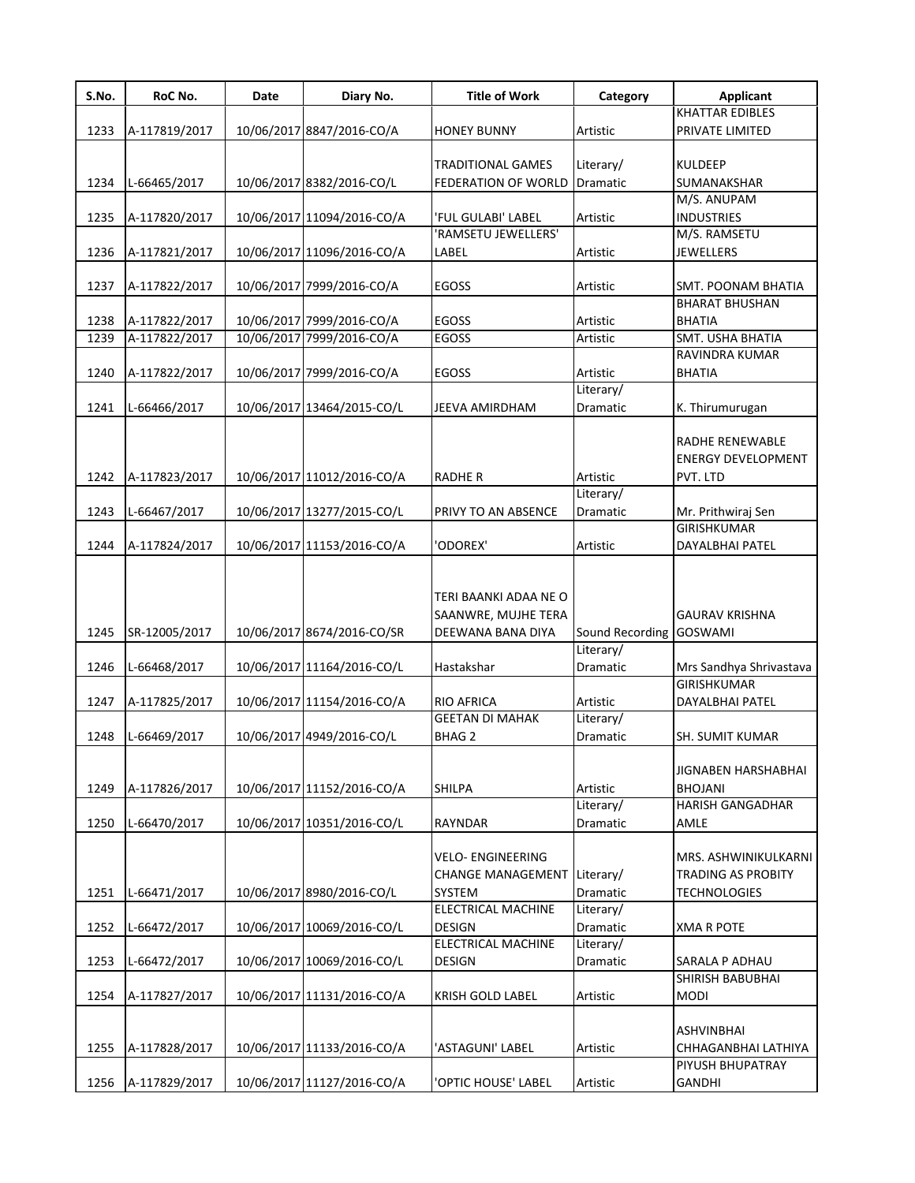| S.No. | RoC No. | Date | Diary No. | Title of Work | Category | Applicant |
|---|---|---|---|---|---|---|
| 1233 | A-117819/2017 | 10/06/2017 | 8847/2016-CO/A | HONEY BUNNY | Artistic | KHATTAR EDIBLES PRIVATE LIMITED |
| 1234 | L-66465/2017 | 10/06/2017 | 8382/2016-CO/L | TRADITIONAL GAMES FEDERATION OF WORLD | Literary/ Dramatic | KULDEEP SUMANAKSHAR |
| 1235 | A-117820/2017 | 10/06/2017 | 11094/2016-CO/A | 'FUL GULABI' LABEL | Artistic | M/S. ANUPAM INDUSTRIES |
| 1236 | A-117821/2017 | 10/06/2017 | 11096/2016-CO/A | 'RAMSETU JEWELLERS' LABEL | Artistic | M/S. RAMSETU JEWELLERS |
| 1237 | A-117822/2017 | 10/06/2017 | 7999/2016-CO/A | EGOSS | Artistic | SMT. POONAM BHATIA |
| 1238 | A-117822/2017 | 10/06/2017 | 7999/2016-CO/A | EGOSS | Artistic | BHARAT BHUSHAN BHATIA |
| 1239 | A-117822/2017 | 10/06/2017 | 7999/2016-CO/A | EGOSS | Artistic | SMT. USHA BHATIA |
| 1240 | A-117822/2017 | 10/06/2017 | 7999/2016-CO/A | EGOSS | Artistic | RAVINDRA KUMAR BHATIA |
| 1241 | L-66466/2017 | 10/06/2017 | 13464/2015-CO/L | JEEVA AMIRDHAM | Literary/ Dramatic | K. Thirumurugan |
| 1242 | A-117823/2017 | 10/06/2017 | 11012/2016-CO/A | RADHE R | Artistic | RADHE RENEWABLE ENERGY DEVELOPMENT PVT. LTD |
| 1243 | L-66467/2017 | 10/06/2017 | 13277/2015-CO/L | PRIVY TO AN ABSENCE | Literary/ Dramatic | Mr. Prithwiraj Sen |
| 1244 | A-117824/2017 | 10/06/2017 | 11153/2016-CO/A | 'ODOREX' | Artistic | GIRISHKUMAR DAYALBHAI PATEL |
| 1245 | SR-12005/2017 | 10/06/2017 | 8674/2016-CO/SR | TERI BAANKI ADAA NE O SAANWRE, MUJHE TERA DEEWANA BANA DIYA | Sound Recording | GAURAV KRISHNA GOSWAMI |
| 1246 | L-66468/2017 | 10/06/2017 | 11164/2016-CO/L | Hastakshar | Literary/ Dramatic | Mrs Sandhya Shrivastava |
| 1247 | A-117825/2017 | 10/06/2017 | 11154/2016-CO/A | RIO AFRICA | Artistic | GIRISHKUMAR DAYALBHAI PATEL |
| 1248 | L-66469/2017 | 10/06/2017 | 4949/2016-CO/L | GEETAN DI MAHAK BHAG 2 | Literary/ Dramatic | SH. SUMIT KUMAR |
| 1249 | A-117826/2017 | 10/06/2017 | 11152/2016-CO/A | SHILPA | Artistic | JIGNABEN HARSHABHAI BHOJANI |
| 1250 | L-66470/2017 | 10/06/2017 | 10351/2016-CO/L | RAYNDAR | Literary/ Dramatic | HARISH GANGADHAR AMLE |
| 1251 | L-66471/2017 | 10/06/2017 | 8980/2016-CO/L | VELO- ENGINEERING CHANGE MANAGEMENT SYSTEM | Literary/ Dramatic | MRS. ASHWINIKULKARNI TRADING AS PROBITY TECHNOLOGIES |
| 1252 | L-66472/2017 | 10/06/2017 | 10069/2016-CO/L | ELECTRICAL MACHINE DESIGN | Literary/ Dramatic | XMA R POTE |
| 1253 | L-66472/2017 | 10/06/2017 | 10069/2016-CO/L | ELECTRICAL MACHINE DESIGN | Literary/ Dramatic | SARALA P ADHAU |
| 1254 | A-117827/2017 | 10/06/2017 | 11131/2016-CO/A | KRISH GOLD LABEL | Artistic | SHIRISH BABUBHAI MODI |
| 1255 | A-117828/2017 | 10/06/2017 | 11133/2016-CO/A | 'ASTAGUNI' LABEL | Artistic | ASHVINBHAI CHHAGANBHAI LATHIYA |
| 1256 | A-117829/2017 | 10/06/2017 | 11127/2016-CO/A | 'OPTIC HOUSE' LABEL | Artistic | PIYUSH BHUPATRAY GANDHI |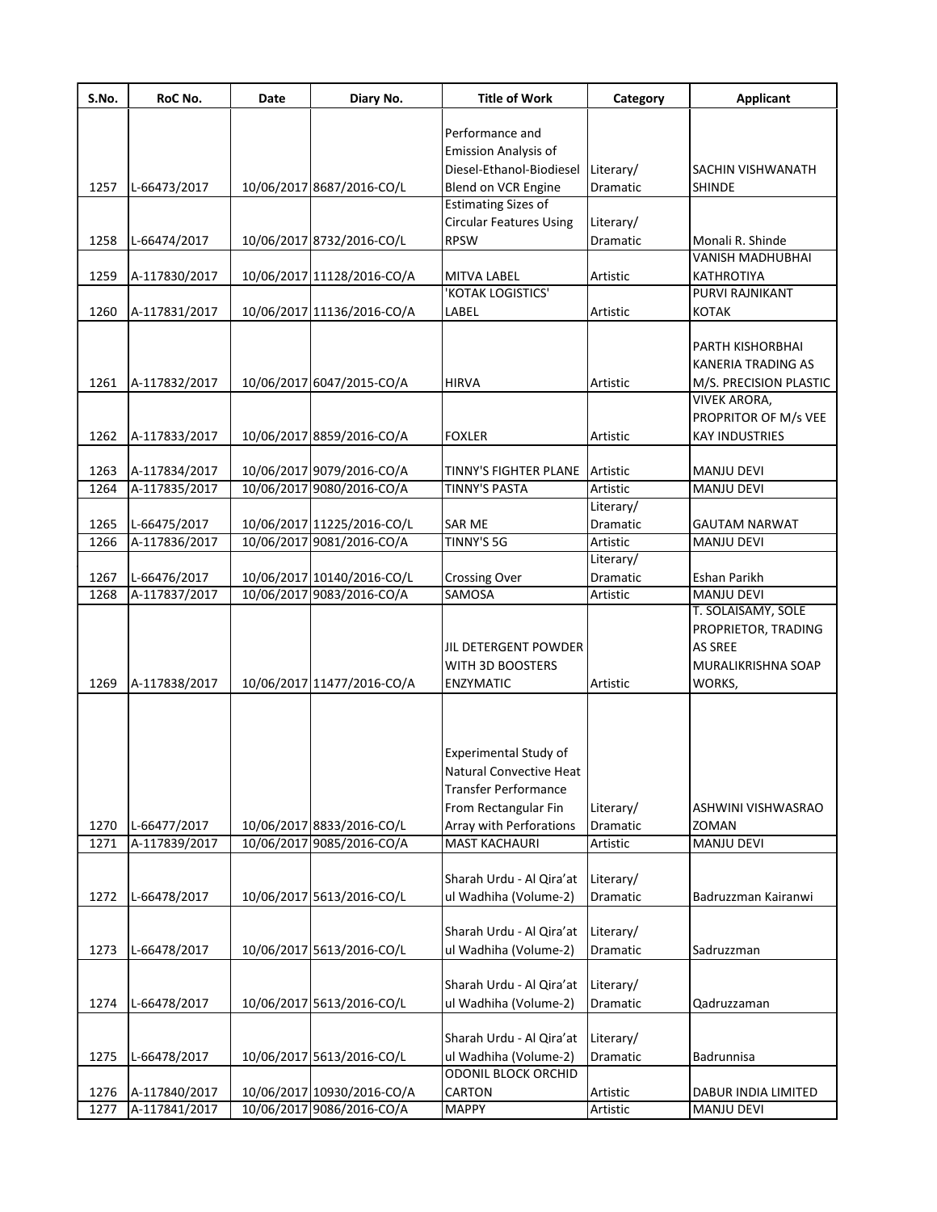| S.No. | RoC No. | Date | Diary No. | Title of Work | Category | Applicant |
|---|---|---|---|---|---|---|
| 1257 | L-66473/2017 | 10/06/2017 | 8687/2016-CO/L | Performance and Emission Analysis of Diesel-Ethanol-Biodiesel Blend on VCR Engine | Literary/ Dramatic | SACHIN VISHWANATH SHINDE |
| 1258 | L-66474/2017 | 10/06/2017 | 8732/2016-CO/L | Estimating Sizes of Circular Features Using RPSW | Literary/ Dramatic | Monali R. Shinde |
| 1259 | A-117830/2017 | 10/06/2017 | 11128/2016-CO/A | MITVA LABEL | Artistic | VANISH MADHUBHAI KATHROTIYA |
| 1260 | A-117831/2017 | 10/06/2017 | 11136/2016-CO/A | 'KOTAK LOGISTICS' LABEL | Artistic | PURVI RAJNIKANT KOTAK |
| 1261 | A-117832/2017 | 10/06/2017 | 6047/2015-CO/A | HIRVA | Artistic | PARTH KISHORBHAI KANERIA TRADING AS M/S. PRECISION PLASTIC |
| 1262 | A-117833/2017 | 10/06/2017 | 8859/2016-CO/A | FOXLER | Artistic | VIVEK ARORA, PROPRITOR OF M/s VEE KAY INDUSTRIES |
| 1263 | A-117834/2017 | 10/06/2017 | 9079/2016-CO/A | TINNY'S FIGHTER PLANE | Artistic | MANJU DEVI |
| 1264 | A-117835/2017 | 10/06/2017 | 9080/2016-CO/A | TINNY'S PASTA | Artistic | MANJU DEVI |
| 1265 | L-66475/2017 | 10/06/2017 | 11225/2016-CO/L | SAR ME | Literary/ Dramatic | GAUTAM NARWAT |
| 1266 | A-117836/2017 | 10/06/2017 | 9081/2016-CO/A | TINNY'S 5G | Artistic | MANJU DEVI |
| 1267 | L-66476/2017 | 10/06/2017 | 10140/2016-CO/L | Crossing Over | Literary/ Dramatic | Eshan Parikh |
| 1268 | A-117837/2017 | 10/06/2017 | 9083/2016-CO/A | SAMOSA | Artistic | MANJU DEVI |
| 1269 | A-117838/2017 | 10/06/2017 | 11477/2016-CO/A | JIL DETERGENT POWDER WITH 3D BOOSTERS ENZYMATIC | Artistic | T. SOLAISAMY, SOLE PROPRIETOR, TRADING AS SREE MURALIKRISHNA SOAP WORKS, |
| 1270 | L-66477/2017 | 10/06/2017 | 8833/2016-CO/L | Experimental Study of Natural Convective Heat Transfer Performance From Rectangular Fin Array with Perforations | Literary/ Dramatic | ASHWINI VISHWASRAO ZOMAN |
| 1271 | A-117839/2017 | 10/06/2017 | 9085/2016-CO/A | MAST KACHAURI | Artistic | MANJU DEVI |
| 1272 | L-66478/2017 | 10/06/2017 | 5613/2016-CO/L | Sharah Urdu - Al Qira'at ul Wadhiha (Volume-2) | Literary/ Dramatic | Badruzzman Kairanwi |
| 1273 | L-66478/2017 | 10/06/2017 | 5613/2016-CO/L | Sharah Urdu - Al Qira'at ul Wadhiha (Volume-2) | Literary/ Dramatic | Sadruzzman |
| 1274 | L-66478/2017 | 10/06/2017 | 5613/2016-CO/L | Sharah Urdu - Al Qira'at ul Wadhiha (Volume-2) | Literary/ Dramatic | Qadruzzaman |
| 1275 | L-66478/2017 | 10/06/2017 | 5613/2016-CO/L | Sharah Urdu - Al Qira'at ul Wadhiha (Volume-2) | Literary/ Dramatic | Badrunnisa |
| 1276 | A-117840/2017 | 10/06/2017 | 10930/2016-CO/A | ODONIL BLOCK ORCHID CARTON | Artistic | DABUR INDIA LIMITED |
| 1277 | A-117841/2017 | 10/06/2017 | 9086/2016-CO/A | MAPPY | Artistic | MANJU DEVI |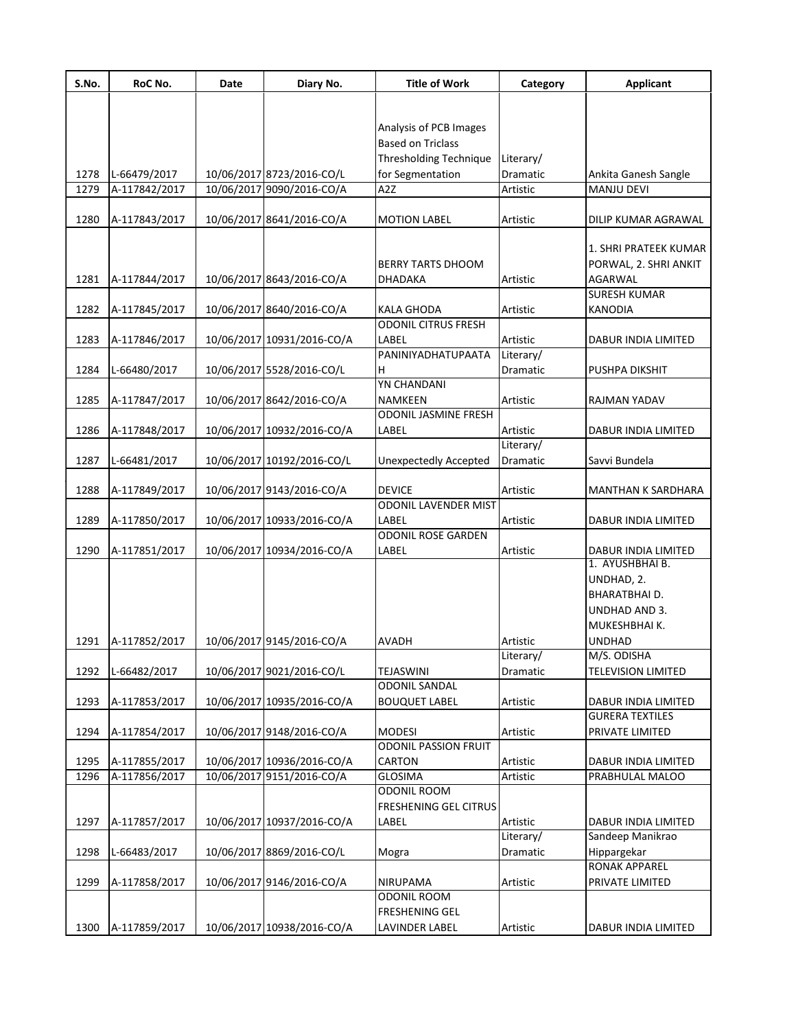| S.No. | RoC No. | Date | Diary No. | Title of Work | Category | Applicant |
|---|---|---|---|---|---|---|
| 1278 | L-66479/2017 | 10/06/2017 | 8723/2016-CO/L | Analysis of PCB Images Based on Triclass Thresholding Technique for Segmentation | Literary/ Dramatic | Ankita Ganesh Sangle |
| 1279 | A-117842/2017 | 10/06/2017 | 9090/2016-CO/A | A2Z | Artistic | MANJU DEVI |
| 1280 | A-117843/2017 | 10/06/2017 | 8641/2016-CO/A | MOTION LABEL | Artistic | DILIP KUMAR AGRAWAL |
| 1281 | A-117844/2017 | 10/06/2017 | 8643/2016-CO/A | BERRY TARTS DHOOM DHADAKA | Artistic | 1. SHRI PRATEEK KUMAR PORWAL, 2. SHRI ANKIT AGARWAL |
| 1282 | A-117845/2017 | 10/06/2017 | 8640/2016-CO/A | KALA GHODA | Artistic | SURESH KUMAR KANODIA |
| 1283 | A-117846/2017 | 10/06/2017 | 10931/2016-CO/A | ODONIL CITRUS FRESH LABEL | Artistic | DABUR INDIA LIMITED |
| 1284 | L-66480/2017 | 10/06/2017 | 5528/2016-CO/L | PANINIYADHATUPAATAH | Literary/ Dramatic | PUSHPA DIKSHIT |
| 1285 | A-117847/2017 | 10/06/2017 | 8642/2016-CO/A | YN CHANDANI NAMKEEN | Artistic | RAJMAN YADAV |
| 1286 | A-117848/2017 | 10/06/2017 | 10932/2016-CO/A | ODONIL JASMINE FRESH LABEL | Artistic | DABUR INDIA LIMITED |
| 1287 | L-66481/2017 | 10/06/2017 | 10192/2016-CO/L | Unexpectedly Accepted | Literary/ Dramatic | Savvi Bundela |
| 1288 | A-117849/2017 | 10/06/2017 | 9143/2016-CO/A | DEVICE | Artistic | MANTHAN K SARDHARA |
| 1289 | A-117850/2017 | 10/06/2017 | 10933/2016-CO/A | ODONIL LAVENDER MIST LABEL | Artistic | DABUR INDIA LIMITED |
| 1290 | A-117851/2017 | 10/06/2017 | 10934/2016-CO/A | ODONIL ROSE GARDEN LABEL | Artistic | DABUR INDIA LIMITED |
| 1291 | A-117852/2017 | 10/06/2017 | 9145/2016-CO/A | AVADH | Artistic | 1. AYUSHBHAI B. UNDHAD, 2. BHARATBHAI D. UNDHAD AND 3. MUKESHBHAI K. UNDHAD |
| 1292 | L-66482/2017 | 10/06/2017 | 9021/2016-CO/L | TEJASWINI | Literary/ Dramatic | M/S. ODISHA TELEVISION LIMITED |
| 1293 | A-117853/2017 | 10/06/2017 | 10935/2016-CO/A | ODONIL SANDAL BOUQUET LABEL | Artistic | DABUR INDIA LIMITED |
| 1294 | A-117854/2017 | 10/06/2017 | 9148/2016-CO/A | MODESI | Artistic | GURERA TEXTILES PRIVATE LIMITED |
| 1295 | A-117855/2017 | 10/06/2017 | 10936/2016-CO/A | ODONIL PASSION FRUIT CARTON | Artistic | DABUR INDIA LIMITED |
| 1296 | A-117856/2017 | 10/06/2017 | 9151/2016-CO/A | GLOSIMA | Artistic | PRABHULAL MALOO |
| 1297 | A-117857/2017 | 10/06/2017 | 10937/2016-CO/A | ODONIL ROOM FRESHENING GEL CITRUS LABEL | Artistic | DABUR INDIA LIMITED |
| 1298 | L-66483/2017 | 10/06/2017 | 8869/2016-CO/L | Mogra | Literary/ Dramatic | Sandeep Manikrao Hippargekar |
| 1299 | A-117858/2017 | 10/06/2017 | 9146/2016-CO/A | NIRUPAMA | Artistic | RONAK APPAREL PRIVATE LIMITED |
| 1300 | A-117859/2017 | 10/06/2017 | 10938/2016-CO/A | ODONIL ROOM FRESHENING GEL LAVENDER LABEL | Artistic | DABUR INDIA LIMITED |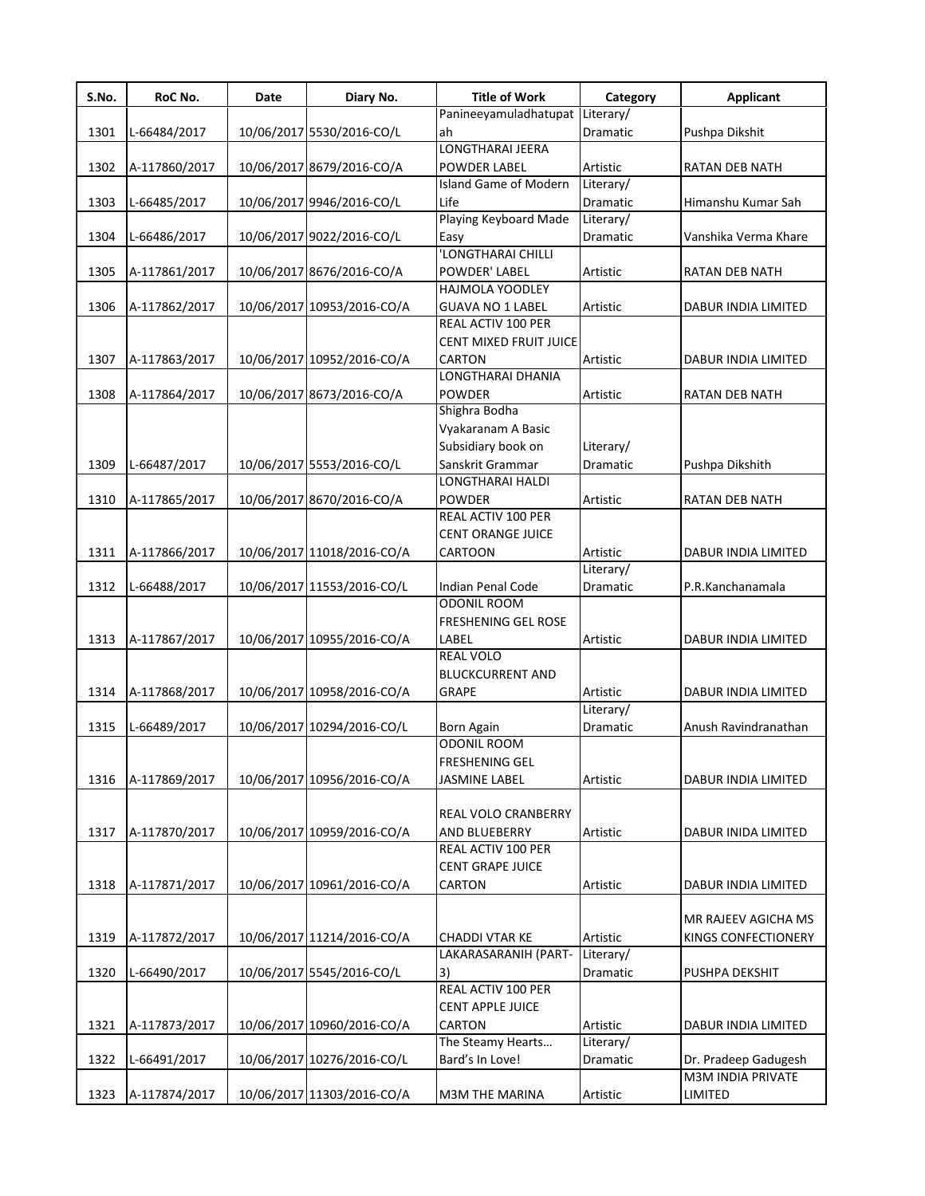| S.No. | RoC No. | Date | Diary No. | Title of Work | Category | Applicant |
|---|---|---|---|---|---|---|
| 1301 | L-66484/2017 | 10/06/2017 | 5530/2016-CO/L | Panineeyamuladhatupatah | Literary/ Dramatic | Pushpa Dikshit |
| 1302 | A-117860/2017 | 10/06/2017 | 8679/2016-CO/A | LONGTHARAI JEERA POWDER LABEL | Artistic | RATAN DEB NATH |
| 1303 | L-66485/2017 | 10/06/2017 | 9946/2016-CO/L | Island Game of Modern Life | Literary/ Dramatic | Himanshu Kumar Sah |
| 1304 | L-66486/2017 | 10/06/2017 | 9022/2016-CO/L | Playing Keyboard Made Easy | Literary/ Dramatic | Vanshika Verma Khare |
| 1305 | A-117861/2017 | 10/06/2017 | 8676/2016-CO/A | 'LONGTHARAI CHILLI POWDER' LABEL | Artistic | RATAN DEB NATH |
| 1306 | A-117862/2017 | 10/06/2017 | 10953/2016-CO/A | HAJMOLA YOODLEY GUAVA NO 1 LABEL | Artistic | DABUR INDIA LIMITED |
| 1307 | A-117863/2017 | 10/06/2017 | 10952/2016-CO/A | REAL ACTIV 100 PER CENT MIXED FRUIT JUICE CARTON | Artistic | DABUR INDIA LIMITED |
| 1308 | A-117864/2017 | 10/06/2017 | 8673/2016-CO/A | LONGTHARAI DHANIA POWDER | Artistic | RATAN DEB NATH |
| 1309 | L-66487/2017 | 10/06/2017 | 5553/2016-CO/L | Shighra Bodha Vyakaranam A Basic Subsidiary book on Sanskrit Grammar | Literary/ Dramatic | Pushpa Dikshith |
| 1310 | A-117865/2017 | 10/06/2017 | 8670/2016-CO/A | LONGTHARAI HALDI POWDER | Artistic | RATAN DEB NATH |
| 1311 | A-117866/2017 | 10/06/2017 | 11018/2016-CO/A | REAL ACTIV 100 PER CENT ORANGE JUICE CARTOON | Artistic | DABUR INDIA LIMITED |
| 1312 | L-66488/2017 | 10/06/2017 | 11553/2016-CO/L | Indian Penal Code | Literary/ Dramatic | P.R.Kanchanamala |
| 1313 | A-117867/2017 | 10/06/2017 | 10955/2016-CO/A | ODONIL ROOM FRESHENING GEL ROSE LABEL | Artistic | DABUR INDIA LIMITED |
| 1314 | A-117868/2017 | 10/06/2017 | 10958/2016-CO/A | REAL VOLO BLUCKCURRENT AND GRAPE | Artistic | DABUR INDIA LIMITED |
| 1315 | L-66489/2017 | 10/06/2017 | 10294/2016-CO/L | Born Again | Literary/ Dramatic | Anush Ravindranathan |
| 1316 | A-117869/2017 | 10/06/2017 | 10956/2016-CO/A | ODONIL ROOM FRESHENING GEL JASMINE LABEL | Artistic | DABUR INDIA LIMITED |
| 1317 | A-117870/2017 | 10/06/2017 | 10959/2016-CO/A | REAL VOLO CRANBERRY AND BLUEBERRY | Artistic | DABUR INIDA LIMITED |
| 1318 | A-117871/2017 | 10/06/2017 | 10961/2016-CO/A | REAL ACTIV 100 PER CENT GRAPE JUICE CARTON | Artistic | DABUR INDIA LIMITED |
| 1319 | A-117872/2017 | 10/06/2017 | 11214/2016-CO/A | CHADDI VTAR KE | Artistic | MR RAJEEV AGICHA MS KINGS CONFECTIONERY |
| 1320 | L-66490/2017 | 10/06/2017 | 5545/2016-CO/L | LAKARASARANIH (PART-3) | Literary/ Dramatic | PUSHPA DEKSHIT |
| 1321 | A-117873/2017 | 10/06/2017 | 10960/2016-CO/A | REAL ACTIV 100 PER CENT APPLE JUICE CARTON | Artistic | DABUR INDIA LIMITED |
| 1322 | L-66491/2017 | 10/06/2017 | 10276/2016-CO/L | The Steamy Hearts… Bard's In Love! | Literary/ Dramatic | Dr. Pradeep Gadugesh |
| 1323 | A-117874/2017 | 10/06/2017 | 11303/2016-CO/A | M3M THE MARINA | Artistic | M3M INDIA PRIVATE LIMITED |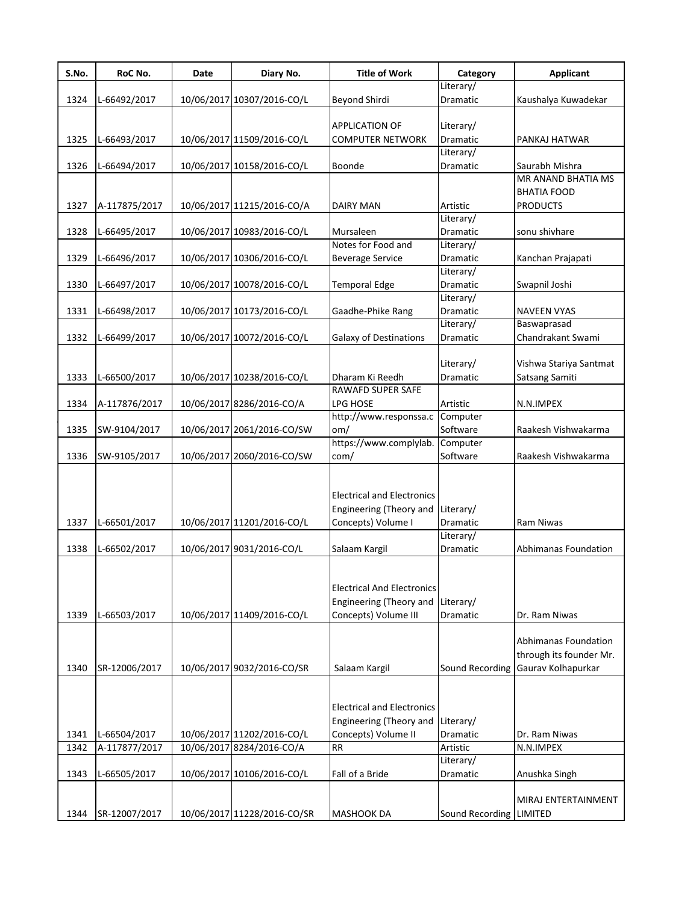| S.No. | RoC No. | Date | Diary No. | Title of Work | Category | Applicant |
| --- | --- | --- | --- | --- | --- | --- |
| 1324 | L-66492/2017 | 10/06/2017 | 10307/2016-CO/L | Beyond Shirdi | Literary/ Dramatic | Kaushalya Kuwadekar |
| 1325 | L-66493/2017 | 10/06/2017 | 11509/2016-CO/L | APPLICATION OF COMPUTER NETWORK | Literary/ Dramatic | PANKAJ HATWAR |
| 1326 | L-66494/2017 | 10/06/2017 | 10158/2016-CO/L | Boonde | Literary/ Dramatic | Saurabh Mishra |
| 1327 | A-117875/2017 | 10/06/2017 | 11215/2016-CO/A | DAIRY MAN | Artistic | MR ANAND BHATIA MS BHATIA FOOD PRODUCTS |
| 1328 | L-66495/2017 | 10/06/2017 | 10983/2016-CO/L | Mursaleen | Literary/ Dramatic | sonu shivhare |
| 1329 | L-66496/2017 | 10/06/2017 | 10306/2016-CO/L | Notes for Food and Beverage Service | Literary/ Dramatic | Kanchan Prajapati |
| 1330 | L-66497/2017 | 10/06/2017 | 10078/2016-CO/L | Temporal Edge | Literary/ Dramatic | Swapnil Joshi |
| 1331 | L-66498/2017 | 10/06/2017 | 10173/2016-CO/L | Gaadhe-Phike Rang | Literary/ Dramatic | NAVEEN VYAS |
| 1332 | L-66499/2017 | 10/06/2017 | 10072/2016-CO/L | Galaxy of Destinations | Literary/ Dramatic | Baswaprasad Chandrakant Swami |
| 1333 | L-66500/2017 | 10/06/2017 | 10238/2016-CO/L | Dharam Ki Reedh | Literary/ Dramatic | Vishwa Stariya Santmat Satsang Samiti |
| 1334 | A-117876/2017 | 10/06/2017 | 8286/2016-CO/A | RAWAFD SUPER SAFE LPG HOSE | Artistic | N.N.IMPEX |
| 1335 | SW-9104/2017 | 10/06/2017 | 2061/2016-CO/SW | http://www.responssa.com/ | Computer Software | Raakesh Vishwakarma |
| 1336 | SW-9105/2017 | 10/06/2017 | 2060/2016-CO/SW | https://www.complylab.com/ | Computer Software | Raakesh Vishwakarma |
| 1337 | L-66501/2017 | 10/06/2017 | 11201/2016-CO/L | Electrical and Electronics Engineering (Theory and Concepts) Volume I | Literary/ Dramatic | Ram Niwas |
| 1338 | L-66502/2017 | 10/06/2017 | 9031/2016-CO/L | Salaam Kargil | Literary/ Dramatic | Abhimanas Foundation |
| 1339 | L-66503/2017 | 10/06/2017 | 11409/2016-CO/L | Electrical And Electronics Engineering (Theory and Concepts) Volume III | Literary/ Dramatic | Dr. Ram Niwas |
| 1340 | SR-12006/2017 | 10/06/2017 | 9032/2016-CO/SR | Salaam Kargil | Sound Recording | Abhimanas Foundation through its founder Mr. Gaurav Kolhapurkar |
| 1341 | L-66504/2017 | 10/06/2017 | 11202/2016-CO/L | Electrical and Electronics Engineering (Theory and Concepts) Volume II | Literary/ Dramatic | Dr. Ram Niwas |
| 1342 | A-117877/2017 | 10/06/2017 | 8284/2016-CO/A | RR | Artistic | N.N.IMPEX |
| 1343 | L-66505/2017 | 10/06/2017 | 10106/2016-CO/L | Fall of a Bride | Literary/ Dramatic | Anushka Singh |
| 1344 | SR-12007/2017 | 10/06/2017 | 11228/2016-CO/SR | MASHOOK DA | Sound Recording | MIRAJ ENTERTAINMENT LIMITED |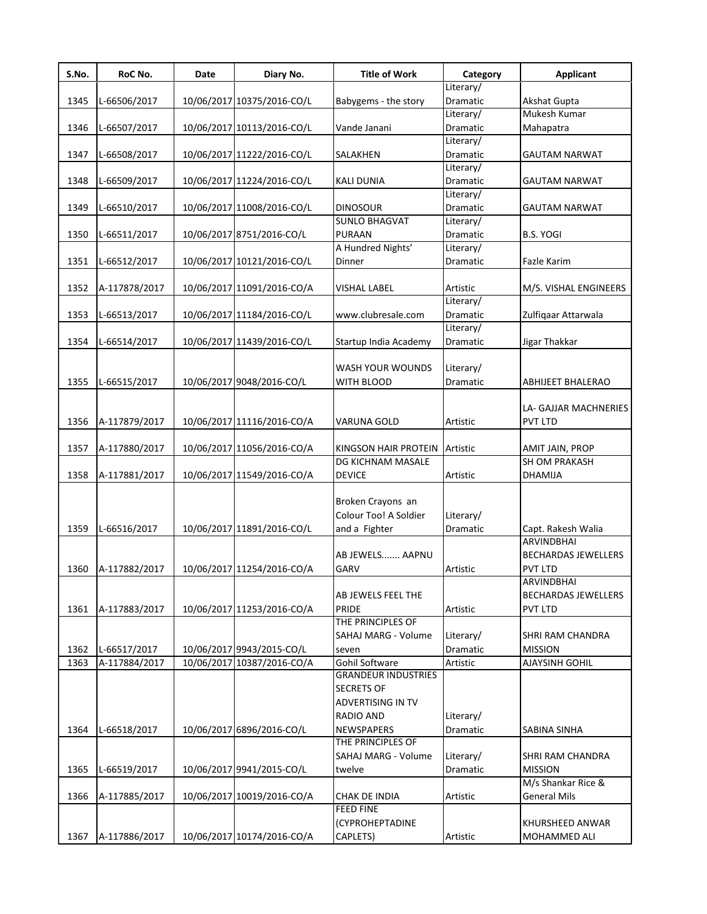| S.No. | RoC No. | Date | Diary No. | Title of Work | Category | Applicant |
|---|---|---|---|---|---|---|
| 1345 | L-66506/2017 | 10/06/2017 | 10375/2016-CO/L | Babygems - the story | Literary/ Dramatic | Akshat Gupta |
| 1346 | L-66507/2017 | 10/06/2017 | 10113/2016-CO/L | Vande Janani | Literary/ Dramatic | Mukesh Kumar Mahapatra |
| 1347 | L-66508/2017 | 10/06/2017 | 11222/2016-CO/L | SALAKHEN | Literary/ Dramatic | GAUTAM NARWAT |
| 1348 | L-66509/2017 | 10/06/2017 | 11224/2016-CO/L | KALI DUNIA | Literary/ Dramatic | GAUTAM NARWAT |
| 1349 | L-66510/2017 | 10/06/2017 | 11008/2016-CO/L | DINOSOUR | Literary/ Dramatic | GAUTAM NARWAT |
| 1350 | L-66511/2017 | 10/06/2017 | 8751/2016-CO/L | SUNLO BHAGVAT PURAAN | Literary/ Dramatic | B.S. YOGI |
| 1351 | L-66512/2017 | 10/06/2017 | 10121/2016-CO/L | A Hundred Nights' Dinner | Literary/ Dramatic | Fazle Karim |
| 1352 | A-117878/2017 | 10/06/2017 | 11091/2016-CO/A | VISHAL LABEL | Artistic | M/S. VISHAL ENGINEERS |
| 1353 | L-66513/2017 | 10/06/2017 | 11184/2016-CO/L | www.clubresale.com | Literary/ Dramatic | Zulfiqaar Attarwala |
| 1354 | L-66514/2017 | 10/06/2017 | 11439/2016-CO/L | Startup India Academy | Literary/ Dramatic | Jigar Thakkar |
| 1355 | L-66515/2017 | 10/06/2017 | 9048/2016-CO/L | WASH YOUR WOUNDS WITH BLOOD | Literary/ Dramatic | ABHIJEET BHALERAO |
| 1356 | A-117879/2017 | 10/06/2017 | 11116/2016-CO/A | VARUNA GOLD | Artistic | LA- GAJJAR MACHNERIES PVT LTD |
| 1357 | A-117880/2017 | 10/06/2017 | 11056/2016-CO/A | KINGSON HAIR PROTEIN | Artistic | AMIT JAIN, PROP |
| 1358 | A-117881/2017 | 10/06/2017 | 11549/2016-CO/A | DG KICHNAM MASALE DEVICE | Artistic | SH OM PRAKASH DHAMIJA |
| 1359 | L-66516/2017 | 10/06/2017 | 11891/2016-CO/L | Broken Crayons an Colour Too! A Soldier and a Fighter | Literary/ Dramatic | Capt. Rakesh Walia |
| 1360 | A-117882/2017 | 10/06/2017 | 11254/2016-CO/A | AB JEWELS....... AAPNU GARV | Artistic | ARVINDBHAI BECHARDAS JEWELLERS PVT LTD |
| 1361 | A-117883/2017 | 10/06/2017 | 11253/2016-CO/A | AB JEWELS FEEL THE PRIDE | Artistic | ARVINDBHAI BECHARDAS JEWELLERS PVT LTD |
| 1362 | L-66517/2017 | 10/06/2017 | 9943/2015-CO/L | THE PRINCIPLES OF SAHAJ MARG - Volume seven | Literary/ Dramatic | SHRI RAM CHANDRA MISSION |
| 1363 | A-117884/2017 | 10/06/2017 | 10387/2016-CO/A | Gohil Software | Artistic | AJAYSINH GOHIL |
| 1364 | L-66518/2017 | 10/06/2017 | 6896/2016-CO/L | GRANDEUR INDUSTRIES SECRETS OF ADVERTISING IN TV RADIO AND NEWSPAPERS | Literary/ Dramatic | SABINA SINHA |
| 1365 | L-66519/2017 | 10/06/2017 | 9941/2015-CO/L | THE PRINCIPLES OF SAHAJ MARG - Volume twelve | Literary/ Dramatic | SHRI RAM CHANDRA MISSION |
| 1366 | A-117885/2017 | 10/06/2017 | 10019/2016-CO/A | CHAK DE INDIA | Artistic | M/s Shankar Rice & General Mils |
| 1367 | A-117886/2017 | 10/06/2017 | 10174/2016-CO/A | FEED FINE (CYPROHEPTADINE CAPLETS) | Artistic | KHURSHEED ANWAR MOHAMMED ALI |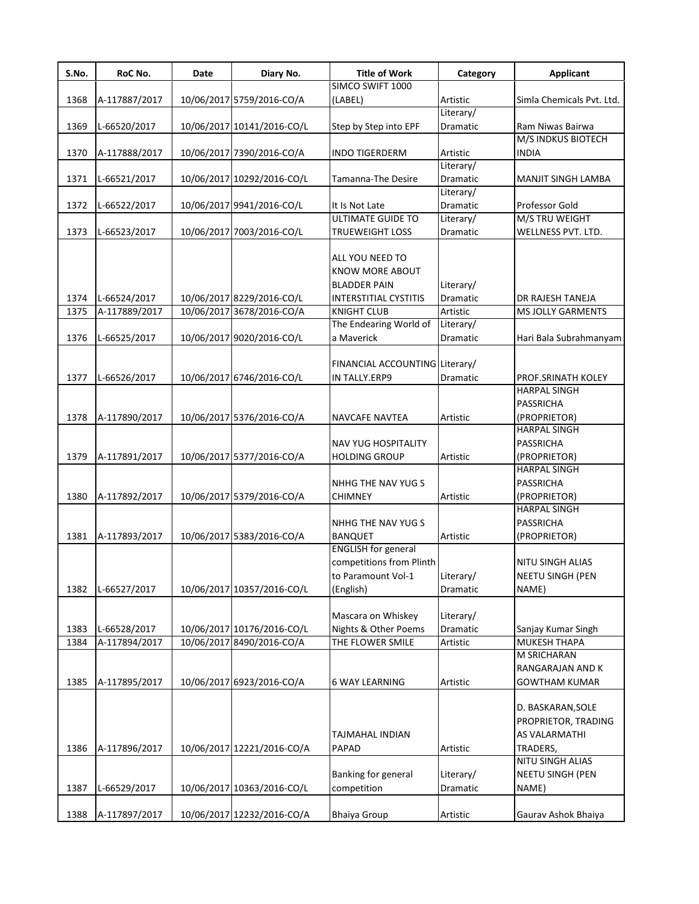| S.No. | RoC No. | Date | Diary No. | Title of Work | Category | Applicant |
|---|---|---|---|---|---|---|
| 1368 | A-117887/2017 | 10/06/2017 | 5759/2016-CO/A | SIMCO SWIFT 1000 (LABEL) | Artistic | Simla Chemicals Pvt. Ltd. |
| 1369 | L-66520/2017 | 10/06/2017 | 10141/2016-CO/L | Step by Step into EPF | Literary/ Dramatic | Ram Niwas Bairwa |
| 1370 | A-117888/2017 | 10/06/2017 | 7390/2016-CO/A | INDO TIGERDERM | Artistic | M/S INDKUS BIOTECH INDIA |
| 1371 | L-66521/2017 | 10/06/2017 | 10292/2016-CO/L | Tamanna-The Desire | Literary/ Dramatic | MANJIT SINGH LAMBA |
| 1372 | L-66522/2017 | 10/06/2017 | 9941/2016-CO/L | It Is Not Late | Literary/ Dramatic | Professor Gold |
| 1373 | L-66523/2017 | 10/06/2017 | 7003/2016-CO/L | ULTIMATE GUIDE TO TRUEWEIGHT LOSS | Literary/ Dramatic | M/S TRU WEIGHT WELLNESS PVT. LTD. |
| 1374 | L-66524/2017 | 10/06/2017 | 8229/2016-CO/L | ALL YOU NEED TO KNOW MORE ABOUT BLADDER PAIN INTERSTITIAL CYSTITIS | Literary/ Dramatic | DR RAJESH TANEJA |
| 1375 | A-117889/2017 | 10/06/2017 | 3678/2016-CO/A | KNIGHT CLUB | Artistic | MS JOLLY GARMENTS |
| 1376 | L-66525/2017 | 10/06/2017 | 9020/2016-CO/L | The Endearing World of a Maverick | Literary/ Dramatic | Hari Bala Subrahmanyam |
| 1377 | L-66526/2017 | 10/06/2017 | 6746/2016-CO/L | FINANCIAL ACCOUNTING IN TALLY.ERP9 | Literary/ Dramatic | PROF.SRINATH KOLEY |
| 1378 | A-117890/2017 | 10/06/2017 | 5376/2016-CO/A | NAVCAFE NAVTEA | Artistic | HARPAL SINGH PASSRICHA (PROPRIETOR) |
| 1379 | A-117891/2017 | 10/06/2017 | 5377/2016-CO/A | NAV YUG HOSPITALITY HOLDING GROUP | Artistic | HARPAL SINGH PASSRICHA (PROPRIETOR) |
| 1380 | A-117892/2017 | 10/06/2017 | 5379/2016-CO/A | NHHG THE NAV YUG S CHIMNEY | Artistic | HARPAL SINGH PASSRICHA (PROPRIETOR) |
| 1381 | A-117893/2017 | 10/06/2017 | 5383/2016-CO/A | NHHG THE NAV YUG S BANQUET | Artistic | HARPAL SINGH PASSRICHA (PROPRIETOR) |
| 1382 | L-66527/2017 | 10/06/2017 | 10357/2016-CO/L | ENGLISH for general competitions from Plinth to Paramount Vol-1 (English) | Literary/ Dramatic | NITU SINGH ALIAS NEETU SINGH (PEN NAME) |
| 1383 | L-66528/2017 | 10/06/2017 | 10176/2016-CO/L | Mascara on Whiskey Nights & Other Poems | Literary/ Dramatic | Sanjay Kumar Singh |
| 1384 | A-117894/2017 | 10/06/2017 | 8490/2016-CO/A | THE FLOWER SMILE | Artistic | MUKESH THAPA |
| 1385 | A-117895/2017 | 10/06/2017 | 6923/2016-CO/A | 6 WAY LEARNING | Artistic | M SRICHARAN RANGARAJAN AND K GOWTHAM KUMAR |
| 1386 | A-117896/2017 | 10/06/2017 | 12221/2016-CO/A | TAJMAHAL INDIAN PAPAD | Artistic | D. BASKARAN,SOLE PROPRIETOR, TRADING AS VALARMATHI TRADERS, |
| 1387 | L-66529/2017 | 10/06/2017 | 10363/2016-CO/L | Banking for general competition | Literary/ Dramatic | NITU SINGH ALIAS NEETU SINGH (PEN NAME) |
| 1388 | A-117897/2017 | 10/06/2017 | 12232/2016-CO/A | Bhaiya Group | Artistic | Gaurav Ashok Bhaiya |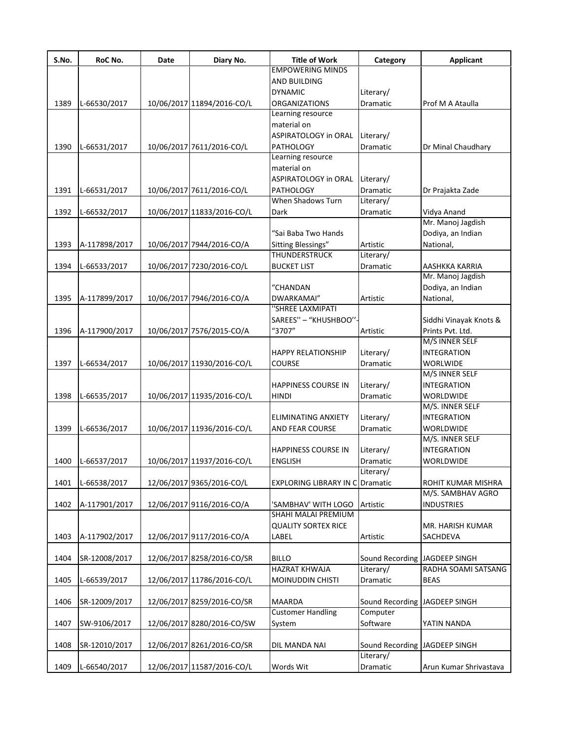| S.No. | RoC No. | Date | Diary No. | Title of Work | Category | Applicant |
|---|---|---|---|---|---|---|
| 1389 | L-66530/2017 | 10/06/2017 | 11894/2016-CO/L | EMPOWERING MINDS AND BUILDING DYNAMIC ORGANIZATIONS | Literary/ Dramatic | Prof M A Ataulla |
| 1390 | L-66531/2017 | 10/06/2017 | 7611/2016-CO/L | Learning resource material on ASPIRATOLOGY in ORAL PATHOLOGY | Literary/ Dramatic | Dr Minal Chaudhary |
| 1391 | L-66531/2017 | 10/06/2017 | 7611/2016-CO/L | Learning resource material on ASPIRATOLOGY in ORAL PATHOLOGY | Literary/ Dramatic | Dr Prajakta Zade |
| 1392 | L-66532/2017 | 10/06/2017 | 11833/2016-CO/L | When Shadows Turn Dark | Literary/ Dramatic | Vidya Anand |
| 1393 | A-117898/2017 | 10/06/2017 | 7944/2016-CO/A | "Sai Baba Two Hands Sitting Blessings" | Artistic | Mr. Manoj Jagdish Dodiya, an Indian National, |
| 1394 | L-66533/2017 | 10/06/2017 | 7230/2016-CO/L | THUNDERSTRUCK BUCKET LIST | Literary/ Dramatic | AASHKKA KARRIA |
| 1395 | A-117899/2017 | 10/06/2017 | 7946/2016-CO/A | "CHANDAN DWARKAMAI" | Artistic | Mr. Manoj Jagdish Dodiya, an Indian National, |
| 1396 | A-117900/2017 | 10/06/2017 | 7576/2015-CO/A | ''SHREE LAXMIPATI SAREES'' – "KHUSHBOO''- "3707" | Artistic | Siddhi Vinayak Knots & Prints Pvt. Ltd. |
| 1397 | L-66534/2017 | 10/06/2017 | 11930/2016-CO/L | HAPPY RELATIONSHIP COURSE | Literary/ Dramatic | M/S INNER SELF INTEGRATION WORLWIDE |
| 1398 | L-66535/2017 | 10/06/2017 | 11935/2016-CO/L | HAPPINESS COURSE IN HINDI | Literary/ Dramatic | M/S INNER SELF INTEGRATION WORLDWIDE |
| 1399 | L-66536/2017 | 10/06/2017 | 11936/2016-CO/L | ELIMINATING ANXIETY AND FEAR COURSE | Literary/ Dramatic | M/S. INNER SELF INTEGRATION WORLDWIDE |
| 1400 | L-66537/2017 | 10/06/2017 | 11937/2016-CO/L | HAPPINESS COURSE IN ENGLISH | Literary/ Dramatic | M/S. INNER SELF INTEGRATION WORLDWIDE |
| 1401 | L-66538/2017 | 12/06/2017 | 9365/2016-CO/L | EXPLORING LIBRARY IN C | Literary/ Dramatic | ROHIT KUMAR MISHRA |
| 1402 | A-117901/2017 | 12/06/2017 | 9116/2016-CO/A | 'SAMBHAV' WITH LOGO | Artistic | M/S. SAMBHAV AGRO INDUSTRIES |
| 1403 | A-117902/2017 | 12/06/2017 | 9117/2016-CO/A | SHAHI MALAI PREMIUM QUALITY SORTEX RICE LABEL | Artistic | MR. HARISH KUMAR SACHDEVA |
| 1404 | SR-12008/2017 | 12/06/2017 | 8258/2016-CO/SR | BILLO | Sound Recording | JAGDEEP SINGH |
| 1405 | L-66539/2017 | 12/06/2017 | 11786/2016-CO/L | HAZRAT KHWAJA MOINUDDIN CHISTI | Literary/ Dramatic | RADHA SOAMI SATSANG BEAS |
| 1406 | SR-12009/2017 | 12/06/2017 | 8259/2016-CO/SR | MAARDA | Sound Recording | JAGDEEP SINGH |
| 1407 | SW-9106/2017 | 12/06/2017 | 8280/2016-CO/SW | Customer Handling System | Computer Software | YATIN NANDA |
| 1408 | SR-12010/2017 | 12/06/2017 | 8261/2016-CO/SR | DIL MANDA NAI | Sound Recording | JAGDEEP SINGH |
| 1409 | L-66540/2017 | 12/06/2017 | 11587/2016-CO/L | Words Wit | Literary/ Dramatic | Arun Kumar Shrivastava |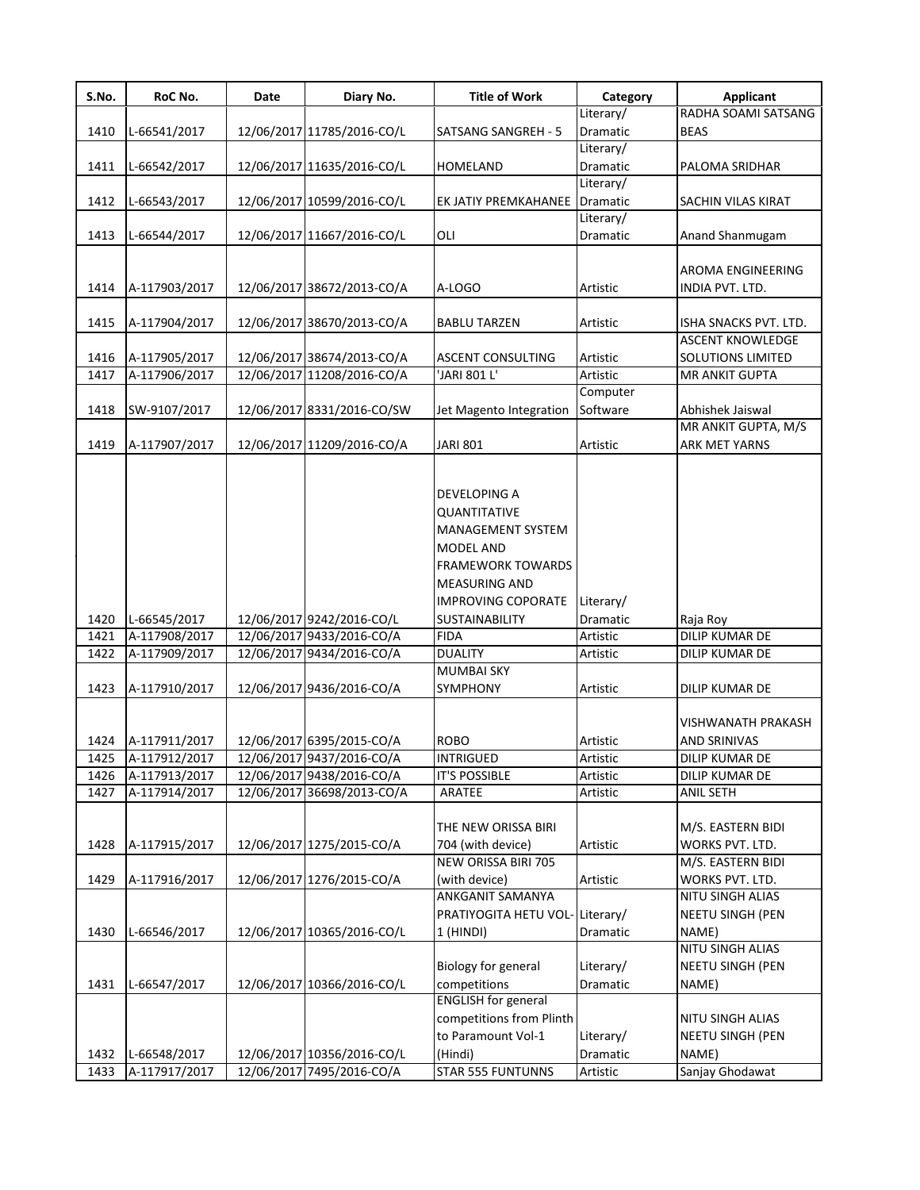| S.No. | RoC No. | Date | Diary No. | Title of Work | Category | Applicant |
|---|---|---|---|---|---|---|
| 1410 | L-66541/2017 | 12/06/2017 | 11785/2016-CO/L | SATSANG SANGREH - 5 | Literary/ Dramatic | RADHA SOAMI SATSANG BEAS |
| 1411 | L-66542/2017 | 12/06/2017 | 11635/2016-CO/L | HOMELAND | Literary/ Dramatic | PALOMA SRIDHAR |
| 1412 | L-66543/2017 | 12/06/2017 | 10599/2016-CO/L | EK JATIY PREMKAHANEE | Literary/ Dramatic | SACHIN VILAS KIRAT |
| 1413 | L-66544/2017 | 12/06/2017 | 11667/2016-CO/L | OLI | Literary/ Dramatic | Anand Shanmugam |
| 1414 | A-117903/2017 | 12/06/2017 | 38672/2013-CO/A | A-LOGO | Artistic | AROMA ENGINEERING INDIA PVT. LTD. |
| 1415 | A-117904/2017 | 12/06/2017 | 38670/2013-CO/A | BABLU TARZEN | Artistic | ISHA SNACKS PVT. LTD. |
| 1416 | A-117905/2017 | 12/06/2017 | 38674/2013-CO/A | ASCENT CONSULTING | Artistic | ASCENT KNOWLEDGE SOLUTIONS LIMITED |
| 1417 | A-117906/2017 | 12/06/2017 | 11208/2016-CO/A | 'JARI 801 L' | Artistic | MR ANKIT GUPTA |
| 1418 | SW-9107/2017 | 12/06/2017 | 8331/2016-CO/SW | Jet Magento Integration | Computer Software | Abhishek Jaiswal |
| 1419 | A-117907/2017 | 12/06/2017 | 11209/2016-CO/A | JARI 801 | Artistic | MR ANKIT GUPTA, M/S ARK MET YARNS |
| 1420 | L-66545/2017 | 12/06/2017 | 9242/2016-CO/L | DEVELOPING A QUANTITATIVE MANAGEMENT SYSTEM MODEL AND FRAMEWORK TOWARDS MEASURING AND IMPROVING COPORATE SUSTAINABILITY | Literary/ Dramatic | Raja Roy |
| 1421 | A-117908/2017 | 12/06/2017 | 9433/2016-CO/A | FIDA | Artistic | DILIP KUMAR DE |
| 1422 | A-117909/2017 | 12/06/2017 | 9434/2016-CO/A | DUALITY | Artistic | DILIP KUMAR DE |
| 1423 | A-117910/2017 | 12/06/2017 | 9436/2016-CO/A | MUMBAI SKY SYMPHONY | Artistic | DILIP KUMAR DE |
| 1424 | A-117911/2017 | 12/06/2017 | 6395/2015-CO/A | ROBO | Artistic | VISHWANATH PRAKASH AND SRINIVAS |
| 1425 | A-117912/2017 | 12/06/2017 | 9437/2016-CO/A | INTRIGUED | Artistic | DILIP KUMAR DE |
| 1426 | A-117913/2017 | 12/06/2017 | 9438/2016-CO/A | IT'S POSSIBLE | Artistic | DILIP KUMAR DE |
| 1427 | A-117914/2017 | 12/06/2017 | 36698/2013-CO/A | ARATEE | Artistic | ANIL SETH |
| 1428 | A-117915/2017 | 12/06/2017 | 1275/2015-CO/A | THE NEW ORISSA BIRI 704 (with device) | Artistic | M/S. EASTERN BIDI WORKS PVT. LTD. |
| 1429 | A-117916/2017 | 12/06/2017 | 1276/2015-CO/A | NEW ORISSA BIRI 705 (with device) | Artistic | M/S. EASTERN BIDI WORKS PVT. LTD. |
| 1430 | L-66546/2017 | 12/06/2017 | 10365/2016-CO/L | ANKGANIT SAMANYA PRATIYOGITA HETU VOL-1 (HINDI) | Literary/ Dramatic | NITU SINGH ALIAS NEETU SINGH (PEN NAME) |
| 1431 | L-66547/2017 | 12/06/2017 | 10366/2016-CO/L | Biology for general competitions | Literary/ Dramatic | NITU SINGH ALIAS NEETU SINGH (PEN NAME) |
| 1432 | L-66548/2017 | 12/06/2017 | 10356/2016-CO/L | ENGLISH for general competitions from Plinth to Paramount Vol-1 (Hindi) | Literary/ Dramatic | NITU SINGH ALIAS NEETU SINGH (PEN NAME) |
| 1433 | A-117917/2017 | 12/06/2017 | 7495/2016-CO/A | STAR 555 FUNTUNNS | Artistic | Sanjay Ghodawat |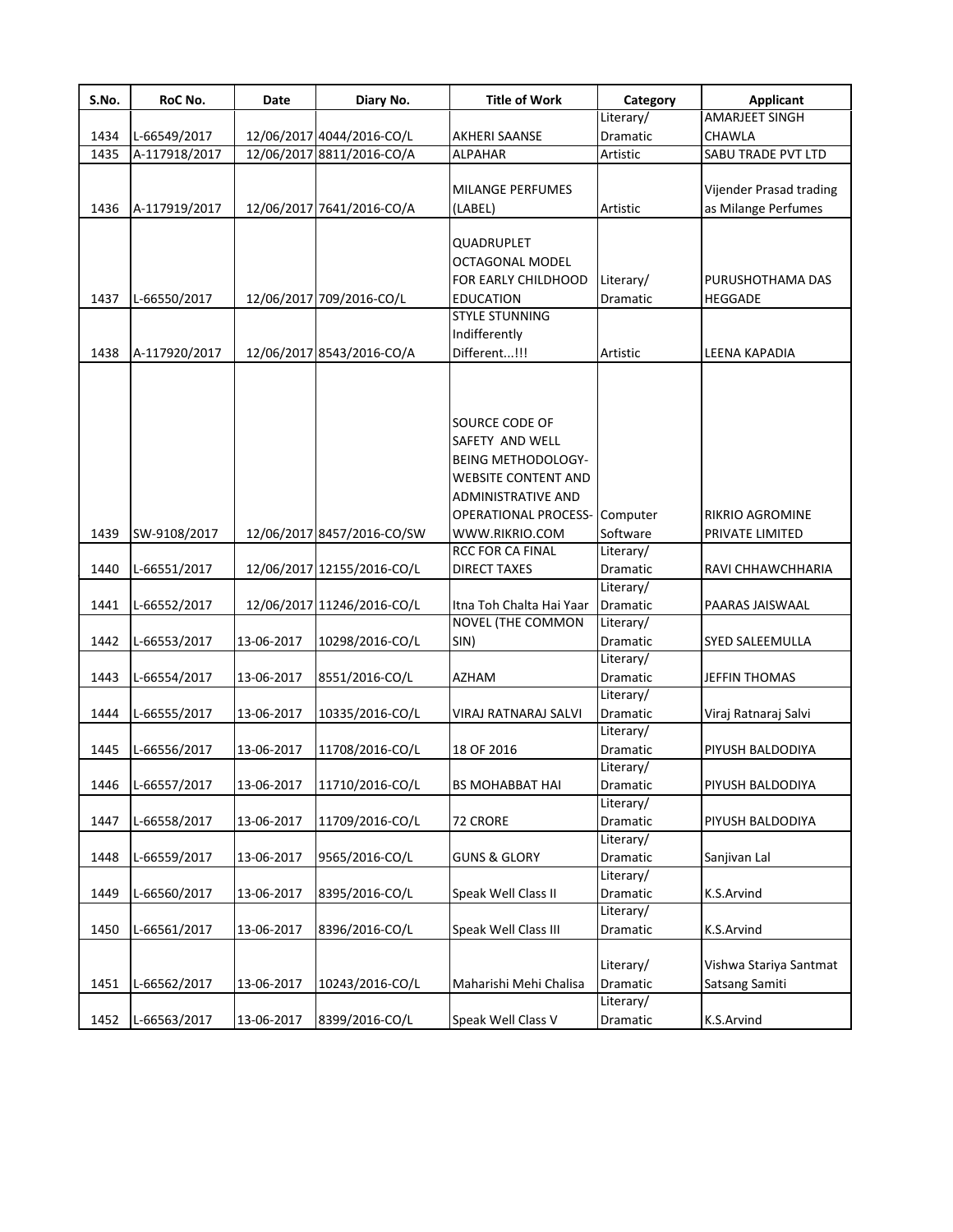| S.No. | RoC No. | Date | Diary No. | Title of Work | Category | Applicant |
|---|---|---|---|---|---|---|
| 1434 | L-66549/2017 | 12/06/2017 | 4044/2016-CO/L | AKHERI SAANSE | Literary/ Dramatic | AMARJEET SINGH CHAWLA |
| 1435 | A-117918/2017 | 12/06/2017 | 8811/2016-CO/A | ALPAHAR | Artistic | SABU TRADE PVT LTD |
| 1436 | A-117919/2017 | 12/06/2017 | 7641/2016-CO/A | MILANGE PERFUMES (LABEL) | Artistic | Vijender Prasad trading as Milange Perfumes |
| 1437 | L-66550/2017 | 12/06/2017 | 709/2016-CO/L | QUADRUPLET OCTAGONAL MODEL FOR EARLY CHILDHOOD EDUCATION | Literary/ Dramatic | PURUSHOTHAMA DAS HEGGADE |
| 1438 | A-117920/2017 | 12/06/2017 | 8543/2016-CO/A | STYLE STUNNING Indifferently Different...!!! | Artistic | LEENA KAPADIA |
| 1439 | SW-9108/2017 | 12/06/2017 | 8457/2016-CO/SW | SOURCE CODE OF SAFETY AND WELL BEING METHODOLOGY-WEBSITE CONTENT AND ADMINISTRATIVE AND OPERATIONAL PROCESS-WWW.RIKRIO.COM | Computer Software | RIKRIO AGROMINE PRIVATE LIMITED |
| 1440 | L-66551/2017 | 12/06/2017 | 12155/2016-CO/L | RCC FOR CA FINAL DIRECT TAXES | Literary/ Dramatic | RAVI CHHAWCHHARIA |
| 1441 | L-66552/2017 | 12/06/2017 | 11246/2016-CO/L | Itna Toh Chalta Hai Yaar | Literary/ Dramatic | PAARAS JAISWAAL |
| 1442 | L-66553/2017 | 13-06-2017 | 10298/2016-CO/L | NOVEL (THE COMMON SIN) | Literary/ Dramatic | SYED SALEEMULLA |
| 1443 | L-66554/2017 | 13-06-2017 | 8551/2016-CO/L | AZHAM | Literary/ Dramatic | JEFFIN THOMAS |
| 1444 | L-66555/2017 | 13-06-2017 | 10335/2016-CO/L | VIRAJ RATNARAJ SALVI | Literary/ Dramatic | Viraj Ratnaraj Salvi |
| 1445 | L-66556/2017 | 13-06-2017 | 11708/2016-CO/L | 18 OF 2016 | Literary/ Dramatic | PIYUSH BALDODIYA |
| 1446 | L-66557/2017 | 13-06-2017 | 11710/2016-CO/L | BS MOHABBAT HAI | Literary/ Dramatic | PIYUSH BALDODIYA |
| 1447 | L-66558/2017 | 13-06-2017 | 11709/2016-CO/L | 72 CRORE | Literary/ Dramatic | PIYUSH BALDODIYA |
| 1448 | L-66559/2017 | 13-06-2017 | 9565/2016-CO/L | GUNS & GLORY | Literary/ Dramatic | Sanjivan Lal |
| 1449 | L-66560/2017 | 13-06-2017 | 8395/2016-CO/L | Speak Well Class II | Literary/ Dramatic | K.S.Arvind |
| 1450 | L-66561/2017 | 13-06-2017 | 8396/2016-CO/L | Speak Well Class III | Literary/ Dramatic | K.S.Arvind |
| 1451 | L-66562/2017 | 13-06-2017 | 10243/2016-CO/L | Maharishi Mehi Chalisa | Literary/ Dramatic | Vishwa Stariya Santmat Satsang Samiti |
| 1452 | L-66563/2017 | 13-06-2017 | 8399/2016-CO/L | Speak Well Class V | Literary/ Dramatic | K.S.Arvind |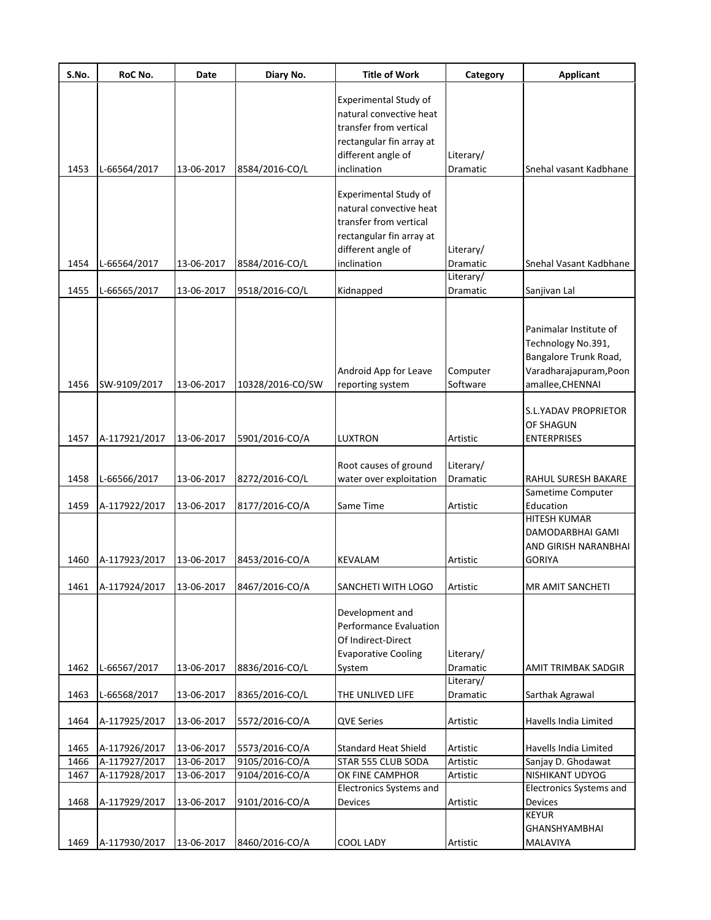| S.No. | RoC No. | Date | Diary No. | Title of Work | Category | Applicant |
|---|---|---|---|---|---|---|
| 1453 | L-66564/2017 | 13-06-2017 | 8584/2016-CO/L | Experimental Study of natural convective heat transfer from vertical rectangular fin array at different angle of inclination | Literary/ Dramatic | Snehal vasant Kadbhane |
| 1454 | L-66564/2017 | 13-06-2017 | 8584/2016-CO/L | Experimental Study of natural convective heat transfer from vertical rectangular fin array at different angle of inclination | Literary/ Dramatic | Snehal Vasant Kadbhane |
| 1455 | L-66565/2017 | 13-06-2017 | 9518/2016-CO/L | Kidnapped | Literary/ Dramatic | Sanjivan Lal |
| 1456 | SW-9109/2017 | 13-06-2017 | 10328/2016-CO/SW | Android App for Leave reporting system | Computer Software | Panimalar Institute of Technology No.391, Bangalore Trunk Road, Varadharajapuram,Poonamallee,CHENNAI |
| 1457 | A-117921/2017 | 13-06-2017 | 5901/2016-CO/A | LUXTRON | Artistic | S.L.YADAV PROPRIETOR OF SHAGUN ENTERPRISES |
| 1458 | L-66566/2017 | 13-06-2017 | 8272/2016-CO/L | Root causes of ground water over exploitation | Literary/ Dramatic | RAHUL SURESH BAKARE |
| 1459 | A-117922/2017 | 13-06-2017 | 8177/2016-CO/A | Same Time | Artistic | Sametime Computer Education |
| 1460 | A-117923/2017 | 13-06-2017 | 8453/2016-CO/A | KEVALAM | Artistic | HITESH KUMAR DAMODARBHAI GAMI AND GIRISH NARANBHAI GORIYA |
| 1461 | A-117924/2017 | 13-06-2017 | 8467/2016-CO/A | SANCHETI WITH LOGO | Artistic | MR AMIT SANCHETI |
| 1462 | L-66567/2017 | 13-06-2017 | 8836/2016-CO/L | Development and Performance Evaluation Of Indirect-Direct Evaporative Cooling System | Literary/ Dramatic | AMIT TRIMBAK SADGIR |
| 1463 | L-66568/2017 | 13-06-2017 | 8365/2016-CO/L | THE UNLIVED LIFE | Literary/ Dramatic | Sarthak Agrawal |
| 1464 | A-117925/2017 | 13-06-2017 | 5572/2016-CO/A | QVE Series | Artistic | Havells India Limited |
| 1465 | A-117926/2017 | 13-06-2017 | 5573/2016-CO/A | Standard Heat Shield | Artistic | Havells India Limited |
| 1466 | A-117927/2017 | 13-06-2017 | 9105/2016-CO/A | STAR 555 CLUB SODA | Artistic | Sanjay D. Ghodawat |
| 1467 | A-117928/2017 | 13-06-2017 | 9104/2016-CO/A | OK FINE CAMPHOR | Artistic | NISHIKANT UDYOG |
| 1468 | A-117929/2017 | 13-06-2017 | 9101/2016-CO/A | Electronics Systems and Devices | Artistic | Electronics Systems and Devices |
| 1469 | A-117930/2017 | 13-06-2017 | 8460/2016-CO/A | COOL LADY | Artistic | KEYUR GHANSHYAMBHAI MALAVIYA |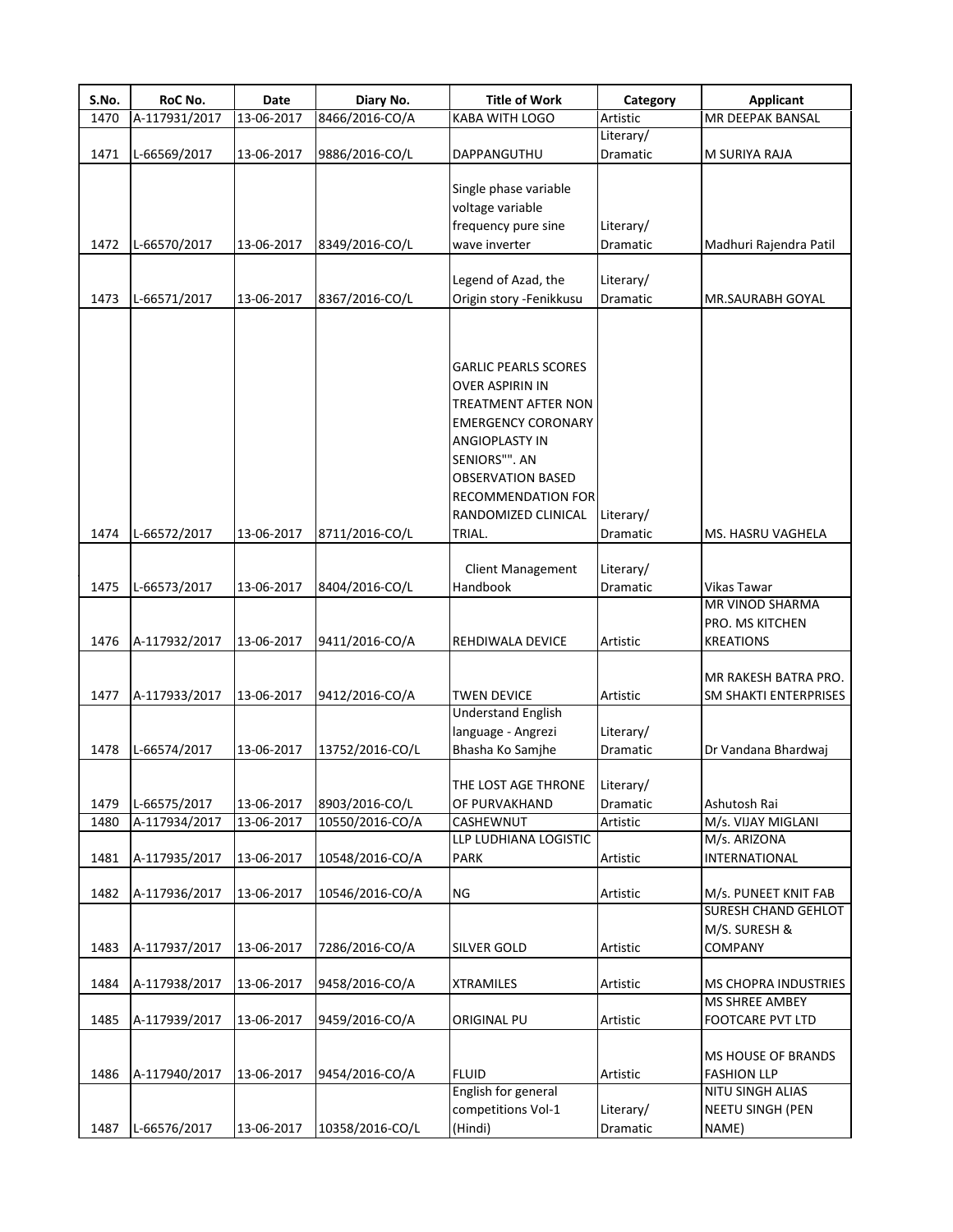| S.No. | RoC No. | Date | Diary No. | Title of Work | Category | Applicant |
|---|---|---|---|---|---|---|
| 1470 | A-117931/2017 | 13-06-2017 | 8466/2016-CO/A | KABA WITH LOGO | Artistic | MR DEEPAK BANSAL |
| 1471 | L-66569/2017 | 13-06-2017 | 9886/2016-CO/L | DAPPANGUTHU | Literary/ Dramatic | M SURIYA RAJA |
| 1472 | L-66570/2017 | 13-06-2017 | 8349/2016-CO/L | Single phase variable voltage variable frequency pure sine wave inverter | Literary/ Dramatic | Madhuri Rajendra Patil |
| 1473 | L-66571/2017 | 13-06-2017 | 8367/2016-CO/L | Legend of Azad, the Origin story -Fenikkusu | Literary/ Dramatic | MR.SAURABH GOYAL |
| 1474 | L-66572/2017 | 13-06-2017 | 8711/2016-CO/L | GARLIC PEARLS SCORES OVER ASPIRIN IN TREATMENT AFTER NON EMERGENCY CORONARY ANGIOPLASTY IN SENIORS"". AN OBSERVATION BASED RECOMMENDATION FOR RANDOMIZED CLINICAL TRIAL. | Literary/ Dramatic | MS. HASRU VAGHELA |
| 1475 | L-66573/2017 | 13-06-2017 | 8404/2016-CO/L | Client Management Handbook | Literary/ Dramatic | Vikas Tawar |
| 1476 | A-117932/2017 | 13-06-2017 | 9411/2016-CO/A | REHDIWALA DEVICE | Artistic | MR VINOD SHARMA PRO. MS KITCHEN KREATIONS |
| 1477 | A-117933/2017 | 13-06-2017 | 9412/2016-CO/A | TWEN DEVICE | Artistic | MR RAKESH BATRA PRO. SM SHAKTI ENTERPRISES |
| 1478 | L-66574/2017 | 13-06-2017 | 13752/2016-CO/L | Understand English language - Angrezi Bhasha Ko Samjhe | Literary/ Dramatic | Dr Vandana Bhardwaj |
| 1479 | L-66575/2017 | 13-06-2017 | 8903/2016-CO/L | THE LOST AGE THRONE OF PURVAKHAND | Literary/ Dramatic | Ashutosh Rai |
| 1480 | A-117934/2017 | 13-06-2017 | 10550/2016-CO/A | CASHEWNUT | Artistic | M/s. VIJAY MIGLANI |
| 1481 | A-117935/2017 | 13-06-2017 | 10548/2016-CO/A | LLP LUDHIANA LOGISTIC PARK | Artistic | M/s. ARIZONA INTERNATIONAL |
| 1482 | A-117936/2017 | 13-06-2017 | 10546/2016-CO/A | NG | Artistic | M/s. PUNEET KNIT FAB |
| 1483 | A-117937/2017 | 13-06-2017 | 7286/2016-CO/A | SILVER GOLD | Artistic | SURESH CHAND GEHLOT M/S. SURESH & COMPANY |
| 1484 | A-117938/2017 | 13-06-2017 | 9458/2016-CO/A | XTRAMILES | Artistic | MS CHOPRA INDUSTRIES |
| 1485 | A-117939/2017 | 13-06-2017 | 9459/2016-CO/A | ORIGINAL PU | Artistic | MS SHREE AMBEY FOOTCARE PVT LTD |
| 1486 | A-117940/2017 | 13-06-2017 | 9454/2016-CO/A | FLUID | Artistic | MS HOUSE OF BRANDS FASHION LLP |
| 1487 | L-66576/2017 | 13-06-2017 | 10358/2016-CO/L | English for general competitions Vol-1 (Hindi) | Literary/ Dramatic | NITU SINGH ALIAS NEETU SINGH (PEN NAME) |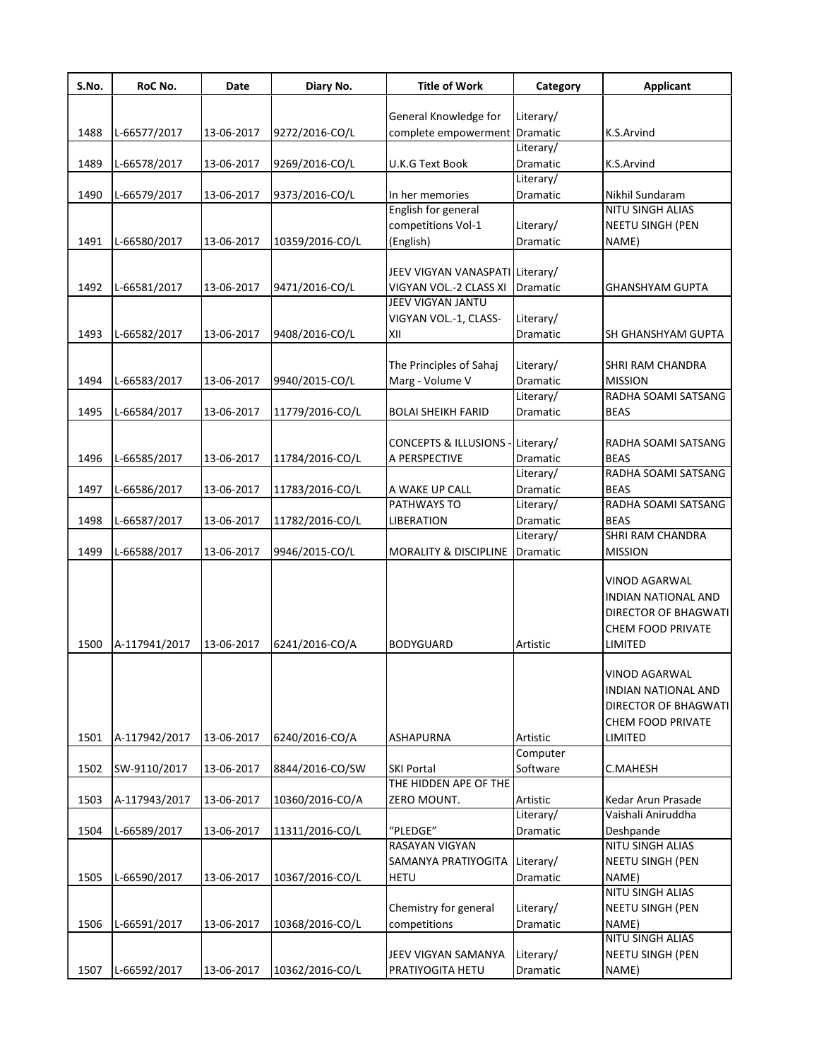| S.No. | RoC No. | Date | Diary No. | Title of Work | Category | Applicant |
|---|---|---|---|---|---|---|
| 1488 | L-66577/2017 | 13-06-2017 | 9272/2016-CO/L | General Knowledge for complete empowerment | Literary/ Dramatic | K.S.Arvind |
| 1489 | L-66578/2017 | 13-06-2017 | 9269/2016-CO/L | U.K.G Text Book | Literary/ Dramatic | K.S.Arvind |
| 1490 | L-66579/2017 | 13-06-2017 | 9373/2016-CO/L | In her memories | Literary/ Dramatic | Nikhil Sundaram |
| 1491 | L-66580/2017 | 13-06-2017 | 10359/2016-CO/L | English for general competitions Vol-1 (English) | Literary/ Dramatic | NITU SINGH ALIAS NEETU SINGH (PEN NAME) |
| 1492 | L-66581/2017 | 13-06-2017 | 9471/2016-CO/L | JEEV VIGYAN VANASPATI VIGYAN VOL.-2 CLASS XI | Literary/ Dramatic | GHANSHYAM GUPTA |
| 1493 | L-66582/2017 | 13-06-2017 | 9408/2016-CO/L | JEEV VIGYAN JANTU VIGYAN VOL.-1, CLASS-XII | Literary/ Dramatic | SH GHANSHYAM GUPTA |
| 1494 | L-66583/2017 | 13-06-2017 | 9940/2015-CO/L | The Principles of Sahaj Marg - Volume V | Literary/ Dramatic | SHRI RAM CHANDRA MISSION |
| 1495 | L-66584/2017 | 13-06-2017 | 11779/2016-CO/L | BOLAI SHEIKH FARID | Literary/ Dramatic | RADHA SOAMI SATSANG BEAS |
| 1496 | L-66585/2017 | 13-06-2017 | 11784/2016-CO/L | CONCEPTS & ILLUSIONS - A PERSPECTIVE | Literary/ Dramatic | RADHA SOAMI SATSANG BEAS |
| 1497 | L-66586/2017 | 13-06-2017 | 11783/2016-CO/L | A WAKE UP CALL | Literary/ Dramatic | RADHA SOAMI SATSANG BEAS |
| 1498 | L-66587/2017 | 13-06-2017 | 11782/2016-CO/L | PATHWAYS TO LIBERATION | Literary/ Dramatic | RADHA SOAMI SATSANG BEAS |
| 1499 | L-66588/2017 | 13-06-2017 | 9946/2015-CO/L | MORALITY & DISCIPLINE | Literary/ Dramatic | SHRI RAM CHANDRA MISSION |
| 1500 | A-117941/2017 | 13-06-2017 | 6241/2016-CO/A | BODYGUARD | Artistic | VINOD AGARWAL INDIAN NATIONAL AND DIRECTOR OF BHAGWATI CHEM FOOD PRIVATE LIMITED |
| 1501 | A-117942/2017 | 13-06-2017 | 6240/2016-CO/A | ASHAPURNA | Artistic | VINOD AGARWAL INDIAN NATIONAL AND DIRECTOR OF BHAGWATI CHEM FOOD PRIVATE LIMITED |
| 1502 | SW-9110/2017 | 13-06-2017 | 8844/2016-CO/SW | SKI Portal | Computer Software | C.MAHESH |
| 1503 | A-117943/2017 | 13-06-2017 | 10360/2016-CO/A | THE HIDDEN APE OF THE ZERO MOUNT. | Artistic | Kedar Arun Prasade |
| 1504 | L-66589/2017 | 13-06-2017 | 11311/2016-CO/L | "PLEDGE" | Literary/ Dramatic | Vaishali Aniruddha Deshpande |
| 1505 | L-66590/2017 | 13-06-2017 | 10367/2016-CO/L | RASAYAN VIGYAN SAMANYA PRATIYOGITA HETU | Literary/ Dramatic | NITU SINGH ALIAS NEETU SINGH (PEN NAME) |
| 1506 | L-66591/2017 | 13-06-2017 | 10368/2016-CO/L | Chemistry for general competitions | Literary/ Dramatic | NITU SINGH ALIAS NEETU SINGH (PEN NAME) |
| 1507 | L-66592/2017 | 13-06-2017 | 10362/2016-CO/L | JEEV VIGYAN SAMANYA PRATIYOGITA HETU | Literary/ Dramatic | NITU SINGH ALIAS NEETU SINGH (PEN NAME) |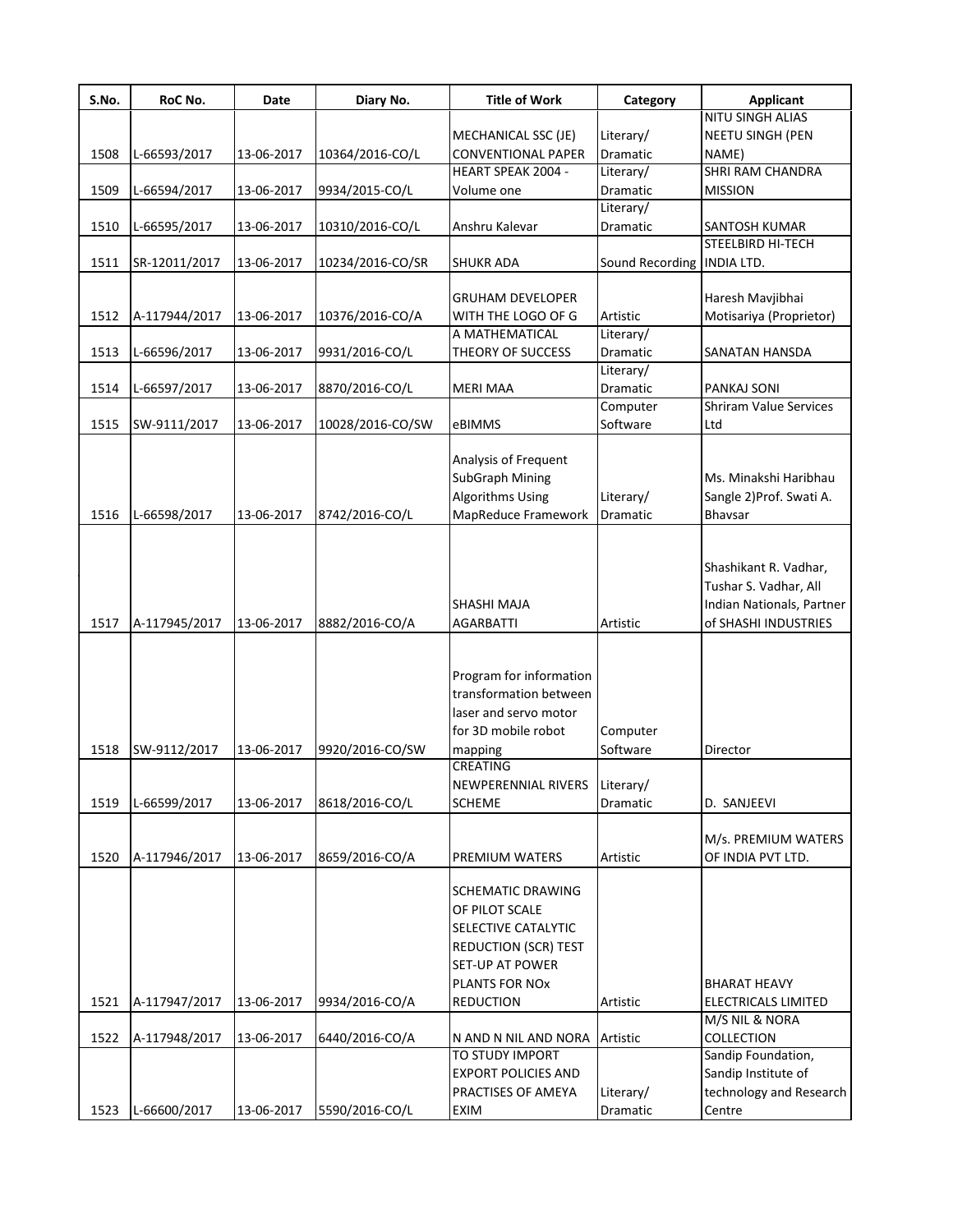| S.No. | RoC No. | Date | Diary No. | Title of Work | Category | Applicant |
|---|---|---|---|---|---|---|
| 1508 | L-66593/2017 | 13-06-2017 | 10364/2016-CO/L | MECHANICAL SSC (JE) CONVENTIONAL PAPER | Literary/ Dramatic | NITU SINGH ALIAS NEETU SINGH (PEN NAME) |
| 1509 | L-66594/2017 | 13-06-2017 | 9934/2015-CO/L | HEART SPEAK 2004 - Volume one | Literary/ Dramatic | SHRI RAM CHANDRA MISSION |
| 1510 | L-66595/2017 | 13-06-2017 | 10310/2016-CO/L | Anshru Kalevar | Literary/ Dramatic | SANTOSH KUMAR |
| 1511 | SR-12011/2017 | 13-06-2017 | 10234/2016-CO/SR | SHUKR ADA | Sound Recording | STEELBIRD HI-TECH INDIA LTD. |
| 1512 | A-117944/2017 | 13-06-2017 | 10376/2016-CO/A | GRUHAM DEVELOPER WITH THE LOGO OF G | Artistic | Haresh Mavjibhai Motisariya (Proprietor) |
| 1513 | L-66596/2017 | 13-06-2017 | 9931/2016-CO/L | A MATHEMATICAL THEORY OF SUCCESS | Literary/ Dramatic | SANATAN HANSDA |
| 1514 | L-66597/2017 | 13-06-2017 | 8870/2016-CO/L | MERI MAA | Literary/ Dramatic | PANKAJ SONI |
| 1515 | SW-9111/2017 | 13-06-2017 | 10028/2016-CO/SW | eBIMMS | Computer Software | Shriram Value Services Ltd |
| 1516 | L-66598/2017 | 13-06-2017 | 8742/2016-CO/L | Analysis of Frequent SubGraph Mining Algorithms Using MapReduce Framework | Literary/ Dramatic | Ms. Minakshi Haribhau Sangle 2)Prof. Swati A. Bhavsar |
| 1517 | A-117945/2017 | 13-06-2017 | 8882/2016-CO/A | SHASHI MAJA AGARBATTI | Artistic | Shashikant R. Vadhar, Tushar S. Vadhar, All Indian Nationals, Partner of SHASHI INDUSTRIES |
| 1518 | SW-9112/2017 | 13-06-2017 | 9920/2016-CO/SW | Program for information transformation between laser and servo motor for 3D mobile robot mapping | Computer Software | Director |
| 1519 | L-66599/2017 | 13-06-2017 | 8618/2016-CO/L | CREATING NEWPERENNIAL RIVERS SCHEME | Literary/ Dramatic | D. SANJEEVI |
| 1520 | A-117946/2017 | 13-06-2017 | 8659/2016-CO/A | PREMIUM WATERS | Artistic | M/s. PREMIUM WATERS OF INDIA PVT LTD. |
| 1521 | A-117947/2017 | 13-06-2017 | 9934/2016-CO/A | SCHEMATIC DRAWING OF PILOT SCALE SELECTIVE CATALYTIC REDUCTION (SCR) TEST SET-UP AT POWER PLANTS FOR NOx REDUCTION | Artistic | BHARAT HEAVY ELECTRICALS LIMITED |
| 1522 | A-117948/2017 | 13-06-2017 | 6440/2016-CO/A | N AND N NIL AND NORA | Artistic | M/S NIL & NORA COLLECTION |
| 1523 | L-66600/2017 | 13-06-2017 | 5590/2016-CO/L | TO STUDY IMPORT EXPORT POLICIES AND PRACTISES OF AMEYA EXIM | Literary/ Dramatic | Sandip Foundation, Sandip Institute of technology and Research Centre |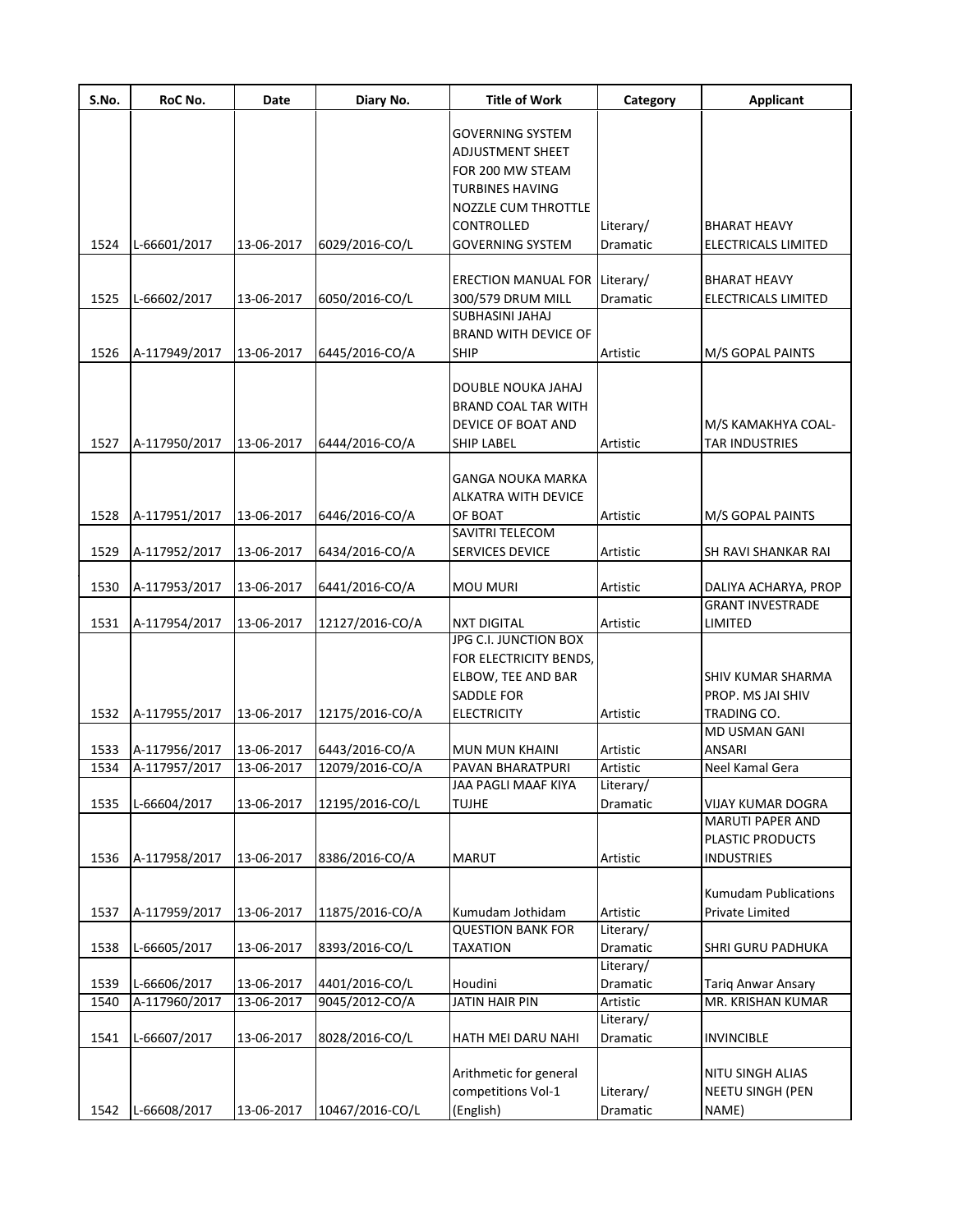| S.No. | RoC No. | Date | Diary No. | Title of Work | Category | Applicant |
|---|---|---|---|---|---|---|
| 1524 | L-66601/2017 | 13-06-2017 | 6029/2016-CO/L | GOVERNING SYSTEM ADJUSTMENT SHEET FOR 200 MW STEAM TURBINES HAVING NOZZLE CUM THROTTLE CONTROLLED GOVERNING SYSTEM | Literary/ Dramatic | BHARAT HEAVY ELECTRICALS LIMITED |
| 1525 | L-66602/2017 | 13-06-2017 | 6050/2016-CO/L | ERECTION MANUAL FOR 300/579 DRUM MILL | Literary/ Dramatic | BHARAT HEAVY ELECTRICALS LIMITED |
| 1526 | A-117949/2017 | 13-06-2017 | 6445/2016-CO/A | SUBHASINI JAHAJ BRAND WITH DEVICE OF SHIP | Artistic | M/S GOPAL PAINTS |
| 1527 | A-117950/2017 | 13-06-2017 | 6444/2016-CO/A | DOUBLE NOUKA JAHAJ BRAND COAL TAR WITH DEVICE OF BOAT AND SHIP LABEL | Artistic | M/S KAMAKHYA COAL-TAR INDUSTRIES |
| 1528 | A-117951/2017 | 13-06-2017 | 6446/2016-CO/A | GANGA NOUKA MARKA ALKATRA WITH DEVICE OF BOAT | Artistic | M/S GOPAL PAINTS |
| 1529 | A-117952/2017 | 13-06-2017 | 6434/2016-CO/A | SAVITRI TELECOM SERVICES DEVICE | Artistic | SH RAVI SHANKAR RAI |
| 1530 | A-117953/2017 | 13-06-2017 | 6441/2016-CO/A | MOU MURI | Artistic | DALIYA ACHARYA, PROP |
| 1531 | A-117954/2017 | 13-06-2017 | 12127/2016-CO/A | NXT DIGITAL | Artistic | GRANT INVESTRADE LIMITED |
| 1532 | A-117955/2017 | 13-06-2017 | 12175/2016-CO/A | JPG C.I. JUNCTION BOX FOR ELECTRICITY BENDS, ELBOW, TEE AND BAR SADDLE FOR ELECTRICITY | Artistic | SHIV KUMAR SHARMA PROP. MS JAI SHIV TRADING CO. |
| 1533 | A-117956/2017 | 13-06-2017 | 6443/2016-CO/A | MUN MUN KHAINI | Artistic | MD USMAN GANI ANSARI |
| 1534 | A-117957/2017 | 13-06-2017 | 12079/2016-CO/A | PAVAN BHARATPURI | Artistic | Neel Kamal Gera |
| 1535 | L-66604/2017 | 13-06-2017 | 12195/2016-CO/L | JAA PAGLI MAAF KIYA TUJHE | Literary/ Dramatic | VIJAY KUMAR DOGRA |
| 1536 | A-117958/2017 | 13-06-2017 | 8386/2016-CO/A | MARUT | Artistic | MARUTI PAPER AND PLASTIC PRODUCTS INDUSTRIES |
| 1537 | A-117959/2017 | 13-06-2017 | 11875/2016-CO/A | Kumudam Jothidam | Artistic | Kumudam Publications Private Limited |
| 1538 | L-66605/2017 | 13-06-2017 | 8393/2016-CO/L | QUESTION BANK FOR TAXATION | Literary/ Dramatic | SHRI GURU PADHUKA |
| 1539 | L-66606/2017 | 13-06-2017 | 4401/2016-CO/L | Houdini | Literary/ Dramatic | Tariq Anwar Ansary |
| 1540 | A-117960/2017 | 13-06-2017 | 9045/2012-CO/A | JATIN HAIR PIN | Artistic | MR. KRISHAN KUMAR |
| 1541 | L-66607/2017 | 13-06-2017 | 8028/2016-CO/L | HATH MEI DARU NAHI | Literary/ Dramatic | INVINCIBLE |
| 1542 | L-66608/2017 | 13-06-2017 | 10467/2016-CO/L | Arithmetic for general competitions Vol-1 (English) | Literary/ Dramatic | NITU SINGH ALIAS NEETU SINGH (PEN NAME) |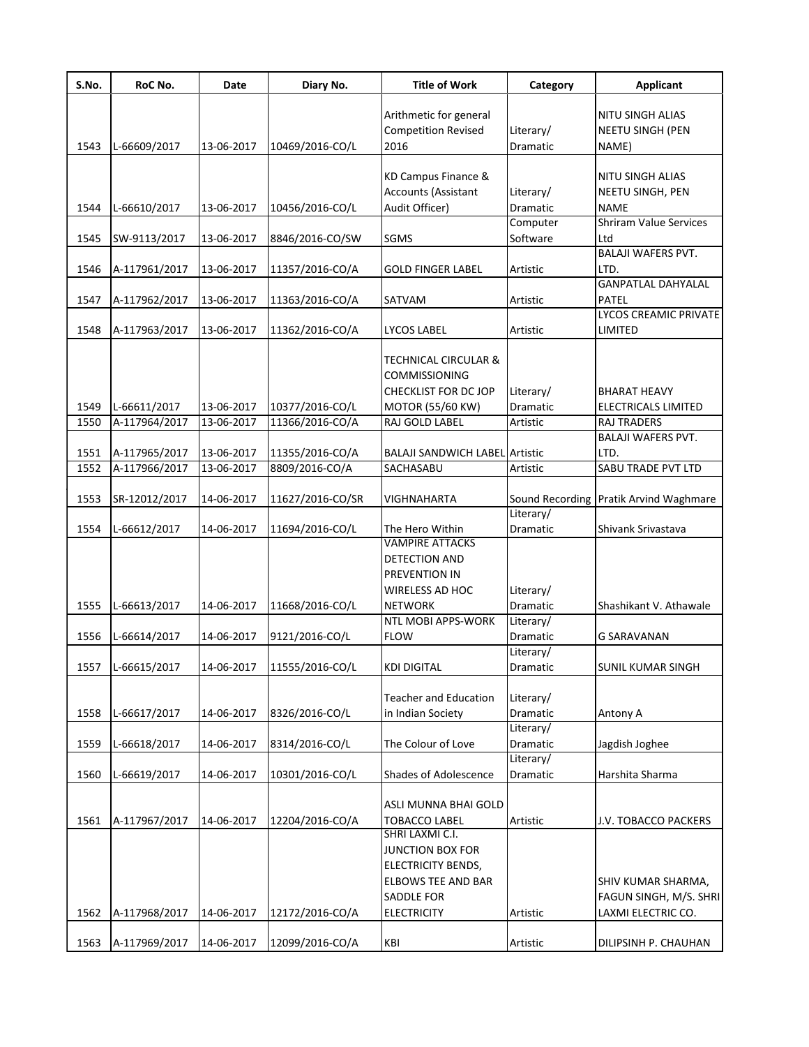| S.No. | RoC No. | Date | Diary No. | Title of Work | Category | Applicant |
|---|---|---|---|---|---|---|
| 1543 | L-66609/2017 | 13-06-2017 | 10469/2016-CO/L | Arithmetic for general Competition Revised 2016 | Literary/ Dramatic | NITU SINGH ALIAS NEETU SINGH (PEN NAME) |
| 1544 | L-66610/2017 | 13-06-2017 | 10456/2016-CO/L | KD Campus Finance & Accounts (Assistant Audit Officer) | Literary/ Dramatic | NITU SINGH ALIAS NEETU SINGH, PEN NAME |
| 1545 | SW-9113/2017 | 13-06-2017 | 8846/2016-CO/SW | SGMS | Computer Software | Shriram Value Services Ltd |
| 1546 | A-117961/2017 | 13-06-2017 | 11357/2016-CO/A | GOLD FINGER LABEL | Artistic | BALAJI WAFERS PVT. LTD. |
| 1547 | A-117962/2017 | 13-06-2017 | 11363/2016-CO/A | SATVAM | Artistic | GANPATLAL DAHYALAL PATEL |
| 1548 | A-117963/2017 | 13-06-2017 | 11362/2016-CO/A | LYCOS LABEL | Artistic | LYCOS CREAMIC PRIVATE LIMITED |
| 1549 | L-66611/2017 | 13-06-2017 | 10377/2016-CO/L | TECHNICAL CIRCULAR & COMMISSIONING CHECKLIST FOR DC JOP MOTOR (55/60 KW) | Literary/ Dramatic | BHARAT HEAVY ELECTRICALS LIMITED |
| 1550 | A-117964/2017 | 13-06-2017 | 11366/2016-CO/A | RAJ GOLD LABEL | Artistic | RAJ TRADERS |
| 1551 | A-117965/2017 | 13-06-2017 | 11355/2016-CO/A | BALAJI SANDWICH LABEL | Artistic | BALAJI WAFERS PVT. LTD. |
| 1552 | A-117966/2017 | 13-06-2017 | 8809/2016-CO/A | SACHASABU | Artistic | SABU TRADE PVT LTD |
| 1553 | SR-12012/2017 | 14-06-2017 | 11627/2016-CO/SR | VIGHNAHARTA | Sound Recording | Pratik Arvind Waghmare |
| 1554 | L-66612/2017 | 14-06-2017 | 11694/2016-CO/L | The Hero Within | Literary/ Dramatic | Shivank Srivastava |
| 1555 | L-66613/2017 | 14-06-2017 | 11668/2016-CO/L | VAMPIRE ATTACKS DETECTION AND PREVENTION IN WIRELESS AD HOC NETWORK | Literary/ Dramatic | Shashikant V. Athawale |
| 1556 | L-66614/2017 | 14-06-2017 | 9121/2016-CO/L | NTL MOBI APPS-WORK FLOW | Literary/ Dramatic | G SARAVANAN |
| 1557 | L-66615/2017 | 14-06-2017 | 11555/2016-CO/L | KDI DIGITAL | Literary/ Dramatic | SUNIL KUMAR SINGH |
| 1558 | L-66617/2017 | 14-06-2017 | 8326/2016-CO/L | Teacher and Education in Indian Society | Literary/ Dramatic | Antony A |
| 1559 | L-66618/2017 | 14-06-2017 | 8314/2016-CO/L | The Colour of Love | Literary/ Dramatic | Jagdish Joghee |
| 1560 | L-66619/2017 | 14-06-2017 | 10301/2016-CO/L | Shades of Adolescence | Literary/ Dramatic | Harshita Sharma |
| 1561 | A-117967/2017 | 14-06-2017 | 12204/2016-CO/A | ASLI MUNNA BHAI GOLD TOBACCO LABEL | Artistic | J.V. TOBACCO PACKERS |
| 1562 | A-117968/2017 | 14-06-2017 | 12172/2016-CO/A | SHRI LAXMI C.I. JUNCTION BOX FOR ELECTRICITY BENDS, ELBOWS TEE AND BAR SADDLE FOR ELECTRICITY | Artistic | SHIV KUMAR SHARMA, FAGUN SINGH, M/S. SHRI LAXMI ELECTRIC CO. |
| 1563 | A-117969/2017 | 14-06-2017 | 12099/2016-CO/A | KBI | Artistic | DILIPSINH P. CHAUHAN |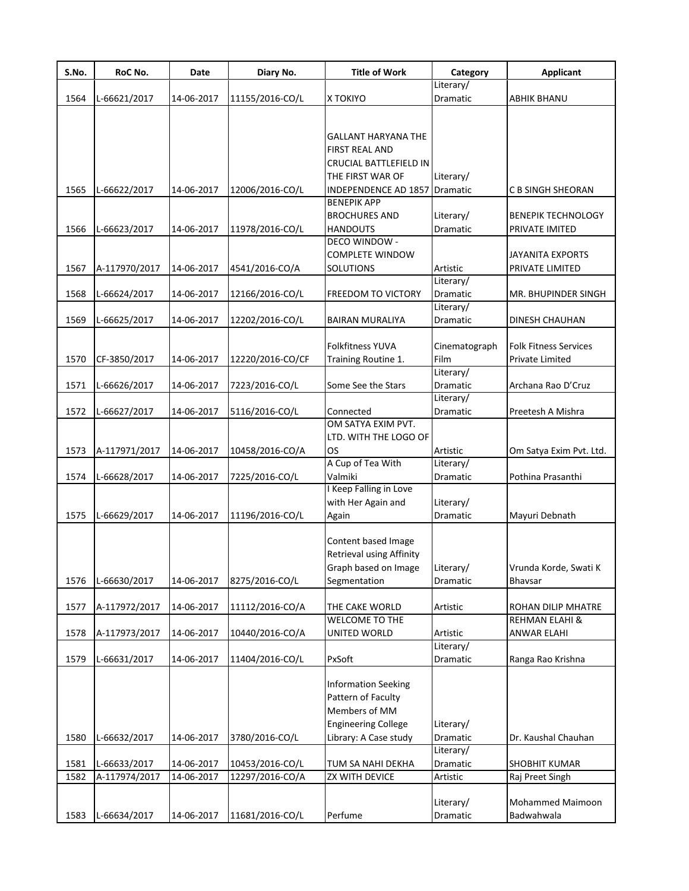| S.No. | RoC No. | Date | Diary No. | Title of Work | Category | Applicant |
| --- | --- | --- | --- | --- | --- | --- |
| 1564 | L-66621/2017 | 14-06-2017 | 11155/2016-CO/L | X TOKIYO | Literary/ Dramatic | ABHIK BHANU |
| 1565 | L-66622/2017 | 14-06-2017 | 12006/2016-CO/L | GALLANT HARYANA THE FIRST REAL AND CRUCIAL BATTLEFIELD IN THE FIRST WAR OF INDEPENDENCE AD 1857 | Literary/ Dramatic | C B SINGH SHEORAN |
| 1566 | L-66623/2017 | 14-06-2017 | 11978/2016-CO/L | BENEPIK APP BROCHURES AND HANDOUTS | Literary/ Dramatic | BENEPIK TECHNOLOGY PRIVATE IMITED |
| 1567 | A-117970/2017 | 14-06-2017 | 4541/2016-CO/A | DECO WINDOW - COMPLETE WINDOW SOLUTIONS | Artistic | JAYANITA EXPORTS PRIVATE LIMITED |
| 1568 | L-66624/2017 | 14-06-2017 | 12166/2016-CO/L | FREEDOM TO VICTORY | Literary/ Dramatic | MR. BHUPINDER SINGH |
| 1569 | L-66625/2017 | 14-06-2017 | 12202/2016-CO/L | BAIRAN MURALIYA | Literary/ Dramatic | DINESH CHAUHAN |
| 1570 | CF-3850/2017 | 14-06-2017 | 12220/2016-CO/CF | Folkfitness YUVA Training Routine 1. | Cinematograph Film | Folk Fitness Services Private Limited |
| 1571 | L-66626/2017 | 14-06-2017 | 7223/2016-CO/L | Some See the Stars | Literary/ Dramatic | Archana Rao D'Cruz |
| 1572 | L-66627/2017 | 14-06-2017 | 5116/2016-CO/L | Connected | Literary/ Dramatic | Preetesh A Mishra |
| 1573 | A-117971/2017 | 14-06-2017 | 10458/2016-CO/A | OM SATYA EXIM PVT. LTD. WITH THE LOGO OF OS | Artistic | Om Satya Exim Pvt. Ltd. |
| 1574 | L-66628/2017 | 14-06-2017 | 7225/2016-CO/L | A Cup of Tea With Valmiki | Literary/ Dramatic | Pothina Prasanthi |
| 1575 | L-66629/2017 | 14-06-2017 | 11196/2016-CO/L | I Keep Falling in Love with Her Again and Again | Literary/ Dramatic | Mayuri Debnath |
| 1576 | L-66630/2017 | 14-06-2017 | 8275/2016-CO/L | Content based Image Retrieval using Affinity Graph based on Image Segmentation | Literary/ Dramatic | Vrunda Korde, Swati K Bhavsar |
| 1577 | A-117972/2017 | 14-06-2017 | 11112/2016-CO/A | THE CAKE WORLD | Artistic | ROHAN DILIP MHATRE |
| 1578 | A-117973/2017 | 14-06-2017 | 10440/2016-CO/A | WELCOME TO THE UNITED WORLD | Artistic | REHMAN ELAHI & ANWAR ELAHI |
| 1579 | L-66631/2017 | 14-06-2017 | 11404/2016-CO/L | PxSoft | Literary/ Dramatic | Ranga Rao Krishna |
| 1580 | L-66632/2017 | 14-06-2017 | 3780/2016-CO/L | Information Seeking Pattern of Faculty Members of MM Engineering College Library: A Case study | Literary/ Dramatic | Dr. Kaushal Chauhan |
| 1581 | L-66633/2017 | 14-06-2017 | 10453/2016-CO/L | TUM SA NAHI DEKHA | Literary/ Dramatic | SHOBHIT KUMAR |
| 1582 | A-117974/2017 | 14-06-2017 | 12297/2016-CO/A | ZX WITH DEVICE | Artistic | Raj Preet Singh |
| 1583 | L-66634/2017 | 14-06-2017 | 11681/2016-CO/L | Perfume | Literary/ Dramatic | Mohammed Maimoon Badwahwala |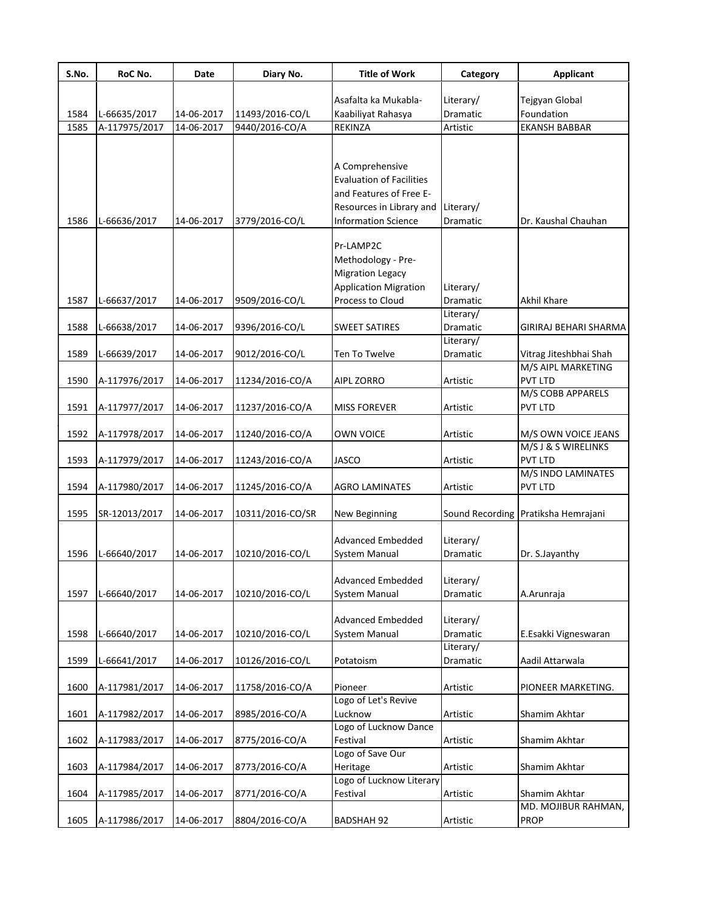| S.No. | RoC No. | Date | Diary No. | Title of Work | Category | Applicant |
|---|---|---|---|---|---|---|
| 1584 | L-66635/2017 | 14-06-2017 | 11493/2016-CO/L | Asafalta ka Mukabla-Kaabiliyat Rahasya | Literary/ Dramatic | Tejgyan Global Foundation |
| 1585 | A-117975/2017 | 14-06-2017 | 9440/2016-CO/A | REKINZA | Artistic | EKANSH BABBAR |
| 1586 | L-66636/2017 | 14-06-2017 | 3779/2016-CO/L | A Comprehensive Evaluation of Facilities and Features of Free E-Resources in Library and Information Science | Literary/ Dramatic | Dr. Kaushal Chauhan |
| 1587 | L-66637/2017 | 14-06-2017 | 9509/2016-CO/L | Pr-LAMP2C Methodology - Pre-Migration Legacy Application Migration Process to Cloud | Literary/ Dramatic | Akhil Khare |
| 1588 | L-66638/2017 | 14-06-2017 | 9396/2016-CO/L | SWEET SATIRES | Literary/ Dramatic | GIRIRAJ BEHARI SHARMA |
| 1589 | L-66639/2017 | 14-06-2017 | 9012/2016-CO/L | Ten To Twelve | Literary/ Dramatic | Vitrag Jiteshbhai Shah |
| 1590 | A-117976/2017 | 14-06-2017 | 11234/2016-CO/A | AIPL ZORRO | Artistic | M/S AIPL MARKETING PVT LTD |
| 1591 | A-117977/2017 | 14-06-2017 | 11237/2016-CO/A | MISS FOREVER | Artistic | M/S COBB APPARELS PVT LTD |
| 1592 | A-117978/2017 | 14-06-2017 | 11240/2016-CO/A | OWN VOICE | Artistic | M/S OWN VOICE JEANS |
| 1593 | A-117979/2017 | 14-06-2017 | 11243/2016-CO/A | JASCO | Artistic | M/S J & S WIRELINKS PVT LTD |
| 1594 | A-117980/2017 | 14-06-2017 | 11245/2016-CO/A | AGRO LAMINATES | Artistic | M/S INDO LAMINATES PVT LTD |
| 1595 | SR-12013/2017 | 14-06-2017 | 10311/2016-CO/SR | New Beginning | Sound Recording | Pratiksha Hemrajani |
| 1596 | L-66640/2017 | 14-06-2017 | 10210/2016-CO/L | Advanced Embedded System Manual | Literary/ Dramatic | Dr. S.Jayanthy |
| 1597 | L-66640/2017 | 14-06-2017 | 10210/2016-CO/L | Advanced Embedded System Manual | Literary/ Dramatic | A.Arunraja |
| 1598 | L-66640/2017 | 14-06-2017 | 10210/2016-CO/L | Advanced Embedded System Manual | Literary/ Dramatic | E.Esakki Vigneswaran |
| 1599 | L-66641/2017 | 14-06-2017 | 10126/2016-CO/L | Potatoism | Literary/ Dramatic | Aadil Attarwala |
| 1600 | A-117981/2017 | 14-06-2017 | 11758/2016-CO/A | Pioneer | Artistic | PIONEER MARKETING. |
| 1601 | A-117982/2017 | 14-06-2017 | 8985/2016-CO/A | Logo of Let's Revive Lucknow | Artistic | Shamim Akhtar |
| 1602 | A-117983/2017 | 14-06-2017 | 8775/2016-CO/A | Logo of Lucknow Dance Festival | Artistic | Shamim Akhtar |
| 1603 | A-117984/2017 | 14-06-2017 | 8773/2016-CO/A | Logo of Save Our Heritage | Artistic | Shamim Akhtar |
| 1604 | A-117985/2017 | 14-06-2017 | 8771/2016-CO/A | Logo of Lucknow Literary Festival | Artistic | Shamim Akhtar |
| 1605 | A-117986/2017 | 14-06-2017 | 8804/2016-CO/A | BADSHAH 92 | Artistic | MD. MOJIBUR RAHMAN, PROP |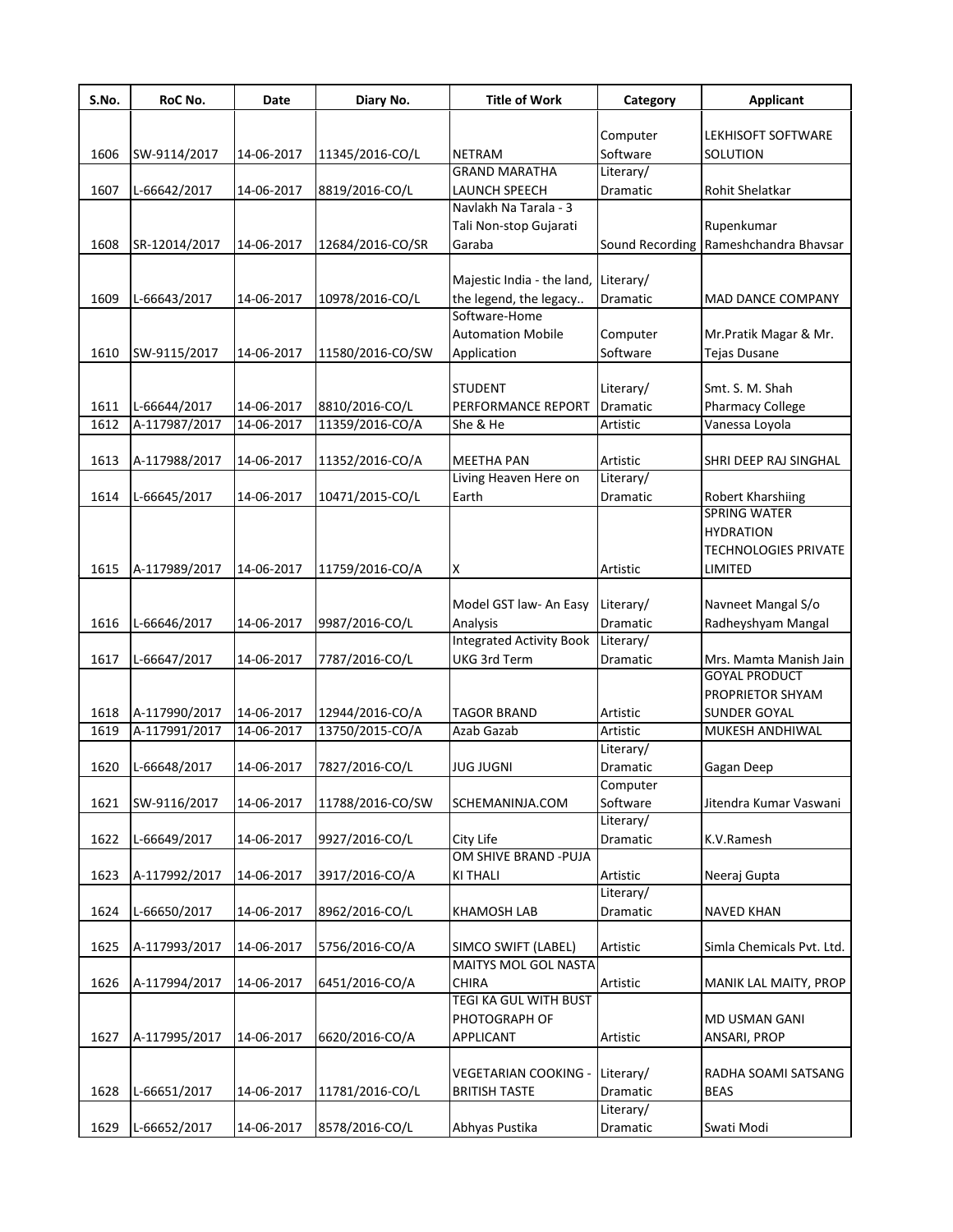| S.No. | RoC No. | Date | Diary No. | Title of Work | Category | Applicant |
|---|---|---|---|---|---|---|
| 1606 | SW-9114/2017 | 14-06-2017 | 11345/2016-CO/L | NETRAM | Computer Software | LEKHISOFT SOFTWARE SOLUTION |
| 1607 | L-66642/2017 | 14-06-2017 | 8819/2016-CO/L | GRAND MARATHA LAUNCH SPEECH | Literary/ Dramatic | Rohit Shelatkar |
| 1608 | SR-12014/2017 | 14-06-2017 | 12684/2016-CO/SR | Navlakh Na Tarala - 3 Tali Non-stop Gujarati Garaba | Sound Recording | Rupenkumar Rameshchandra Bhavsar |
| 1609 | L-66643/2017 | 14-06-2017 | 10978/2016-CO/L | Majestic India - the land, the legend, the legacy.. | Literary/ Dramatic | MAD DANCE COMPANY |
| 1610 | SW-9115/2017 | 14-06-2017 | 11580/2016-CO/SW | Software-Home Automation Mobile Application | Computer Software | Mr.Pratik Magar & Mr. Tejas Dusane |
| 1611 | L-66644/2017 | 14-06-2017 | 8810/2016-CO/L | STUDENT PERFORMANCE REPORT | Literary/ Dramatic | Smt. S. M. Shah Pharmacy College |
| 1612 | A-117987/2017 | 14-06-2017 | 11359/2016-CO/A | She & He | Artistic | Vanessa Loyola |
| 1613 | A-117988/2017 | 14-06-2017 | 11352/2016-CO/A | MEETHA PAN | Artistic | SHRI DEEP RAJ SINGHAL |
| 1614 | L-66645/2017 | 14-06-2017 | 10471/2015-CO/L | Living Heaven Here on Earth | Literary/ Dramatic | Robert Kharshiing |
| 1615 | A-117989/2017 | 14-06-2017 | 11759/2016-CO/A | X | Artistic | SPRING WATER HYDRATION TECHNOLOGIES PRIVATE LIMITED |
| 1616 | L-66646/2017 | 14-06-2017 | 9987/2016-CO/L | Model GST law- An Easy Analysis | Literary/ Dramatic | Navneet Mangal S/o Radheyshyam Mangal |
| 1617 | L-66647/2017 | 14-06-2017 | 7787/2016-CO/L | Integrated Activity Book UKG 3rd Term | Literary/ Dramatic | Mrs. Mamta Manish Jain |
| 1618 | A-117990/2017 | 14-06-2017 | 12944/2016-CO/A | TAGOR BRAND | Artistic | GOYAL PRODUCT PROPRIETOR SHYAM SUNDER GOYAL |
| 1619 | A-117991/2017 | 14-06-2017 | 13750/2015-CO/A | Azab Gazab | Artistic | MUKESH ANDHIWAL |
| 1620 | L-66648/2017 | 14-06-2017 | 7827/2016-CO/L | JUG JUGNI | Literary/ Dramatic | Gagan Deep |
| 1621 | SW-9116/2017 | 14-06-2017 | 11788/2016-CO/SW | SCHEMANINJA.COM | Computer Software | Jitendra Kumar Vaswani |
| 1622 | L-66649/2017 | 14-06-2017 | 9927/2016-CO/L | City Life | Literary/ Dramatic | K.V.Ramesh |
| 1623 | A-117992/2017 | 14-06-2017 | 3917/2016-CO/A | OM SHIVE BRAND -PUJA KI THALI | Artistic | Neeraj Gupta |
| 1624 | L-66650/2017 | 14-06-2017 | 8962/2016-CO/L | KHAMOSH LAB | Literary/ Dramatic | NAVED KHAN |
| 1625 | A-117993/2017 | 14-06-2017 | 5756/2016-CO/A | SIMCO SWIFT (LABEL) | Artistic | Simla Chemicals Pvt. Ltd. |
| 1626 | A-117994/2017 | 14-06-2017 | 6451/2016-CO/A | MAITYS MOL GOL NASTA CHIRA | Artistic | MANIK LAL MAITY, PROP |
| 1627 | A-117995/2017 | 14-06-2017 | 6620/2016-CO/A | TEGI KA GUL WITH BUST PHOTOGRAPH OF APPLICANT | Artistic | MD USMAN GANI ANSARI, PROP |
| 1628 | L-66651/2017 | 14-06-2017 | 11781/2016-CO/L | VEGETARIAN COOKING - BRITISH TASTE | Literary/ Dramatic | RADHA SOAMI SATSANG BEAS |
| 1629 | L-66652/2017 | 14-06-2017 | 8578/2016-CO/L | Abhyas Pustika | Literary/ Dramatic | Swati Modi |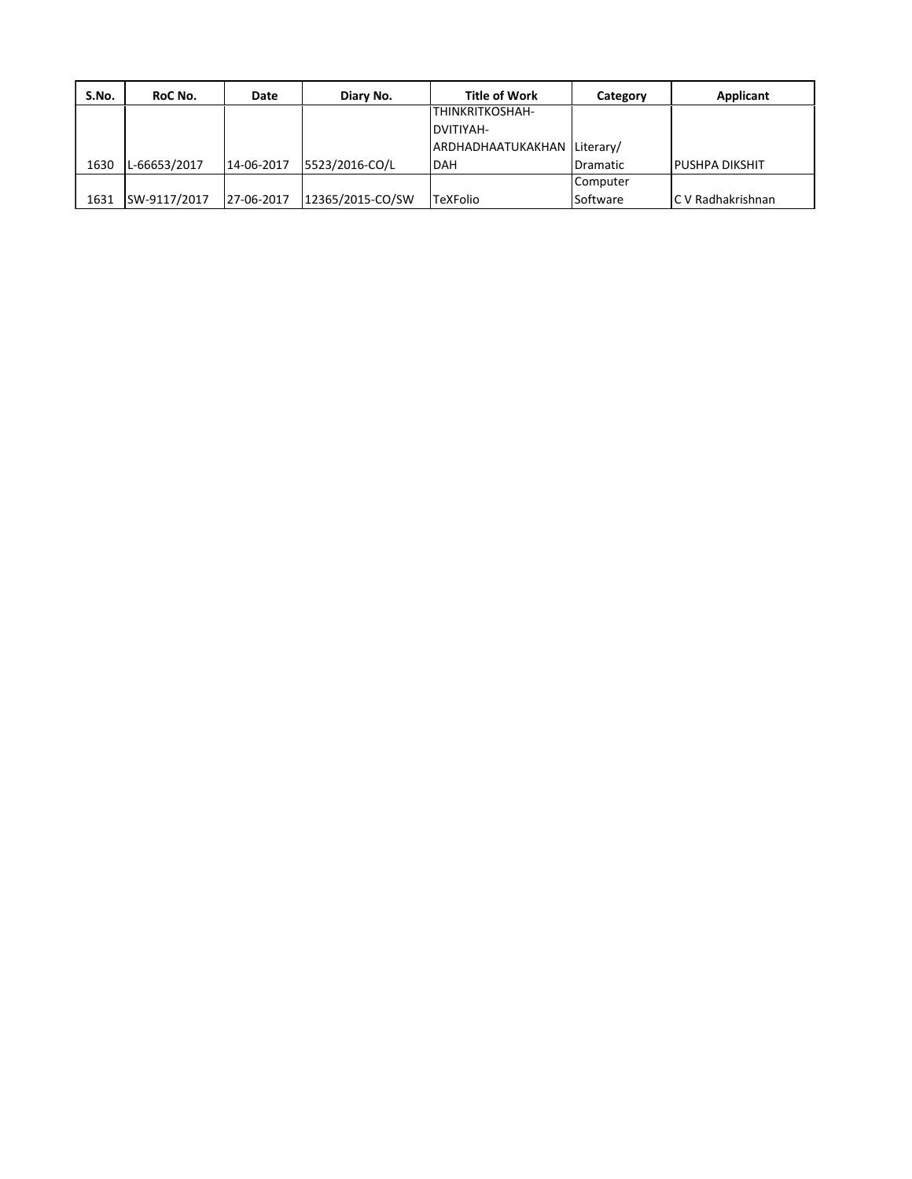| S.No. | RoC No. | Date | Diary No. | Title of Work | Category | Applicant |
|---|---|---|---|---|---|---|
| 1630 | L-66653/2017 | 14-06-2017 | 5523/2016-CO/L | THINKRITKOSHAH-DVITIYAH-ARDHADHAATUKAKHANDAH | Literary/ Dramatic | PUSHPA DIKSHIT |
| 1631 | SW-9117/2017 | 27-06-2017 | 12365/2015-CO/SW | TeXFolio | Computer Software | C V Radhakrishnan |